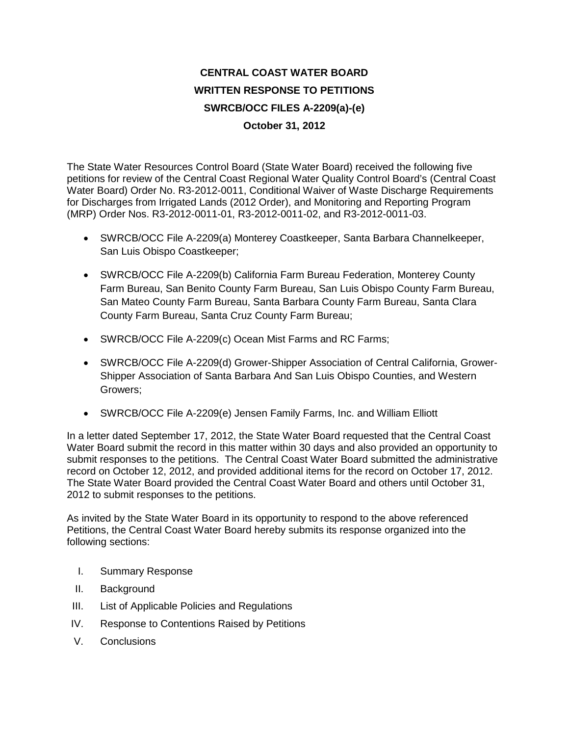# CENTRAL COAST WATER BOARD
# WRITTEN RESPONSE TO PETITIONS
# SWRCB/OCC FILES A-2209(a)-(e)
# October 31, 2012

The State Water Resources Control Board (State Water Board) received the following five petitions for review of the Central Coast Regional Water Quality Control Board's (Central Coast Water Board) Order No. R3-2012-0011, Conditional Waiver of Waste Discharge Requirements for Discharges from Irrigated Lands (2012 Order), and Monitoring and Reporting Program (MRP) Order Nos. R3-2012-0011-01, R3-2012-0011-02, and R3-2012-0011-03.

- SWRCB/OCC File A-2209(a) Monterey Coastkeeper, Santa Barbara Channelkeeper, San Luis Obispo Coastkeeper;
- SWRCB/OCC File A-2209(b) California Farm Bureau Federation, Monterey County Farm Bureau, San Benito County Farm Bureau, San Luis Obispo County Farm Bureau, San Mateo County Farm Bureau, Santa Barbara County Farm Bureau, Santa Clara County Farm Bureau, Santa Cruz County Farm Bureau;
- SWRCB/OCC File A-2209(c) Ocean Mist Farms and RC Farms;
- SWRCB/OCC File A-2209(d) Grower-Shipper Association of Central California, Grower-Shipper Association of Santa Barbara And San Luis Obispo Counties, and Western Growers;
- SWRCB/OCC File A-2209(e) Jensen Family Farms, Inc. and William Elliott

In a letter dated September 17, 2012, the State Water Board requested that the Central Coast Water Board submit the record in this matter within 30 days and also provided an opportunity to submit responses to the petitions. The Central Coast Water Board submitted the administrative record on October 12, 2012, and provided additional items for the record on October 17, 2012. The State Water Board provided the Central Coast Water Board and others until October 31, 2012 to submit responses to the petitions.

As invited by the State Water Board in its opportunity to respond to the above referenced Petitions, the Central Coast Water Board hereby submits its response organized into the following sections:

I. Summary Response
II. Background
III. List of Applicable Policies and Regulations
IV. Response to Contentions Raised by Petitions
V. Conclusions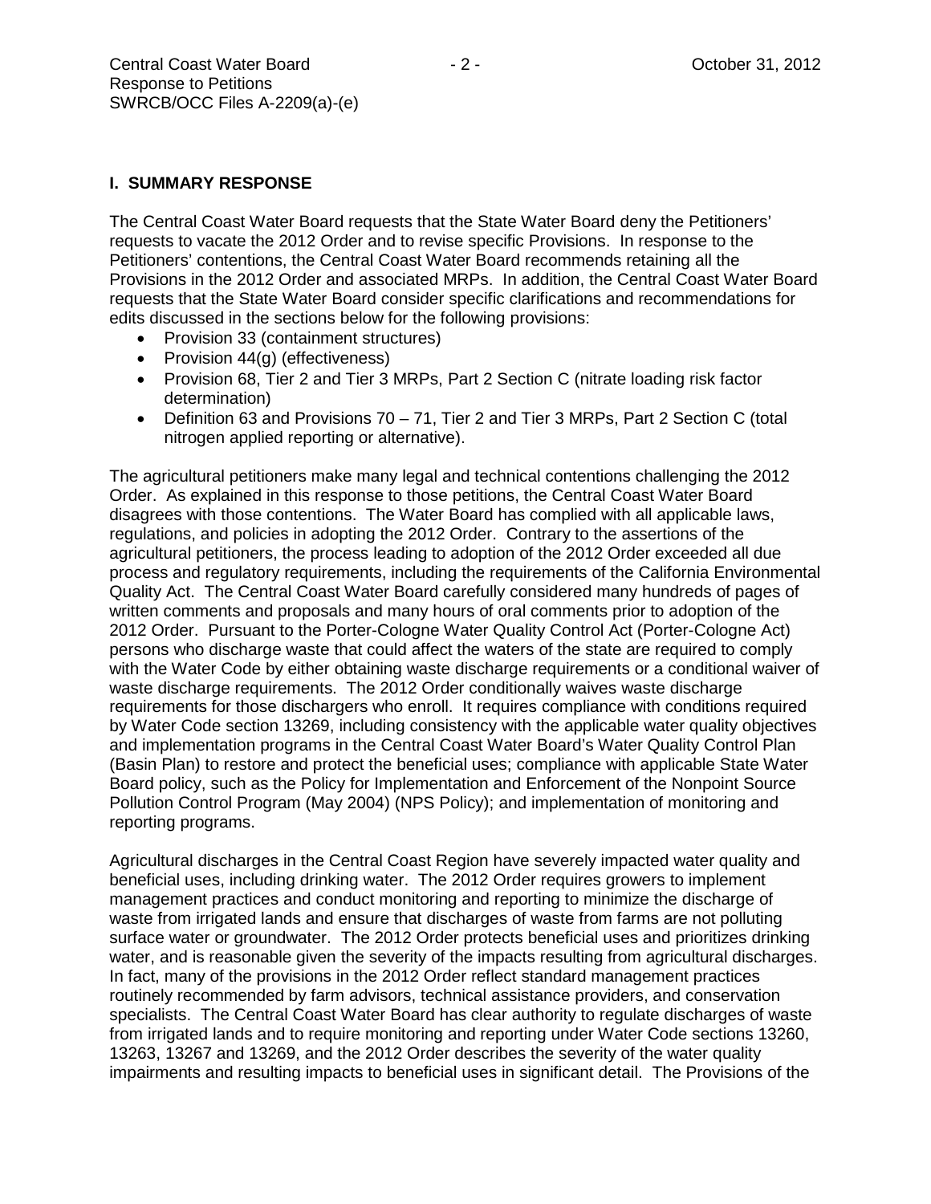## I. SUMMARY RESPONSE

The Central Coast Water Board requests that the State Water Board deny the Petitioners' requests to vacate the 2012 Order and to revise specific Provisions. In response to the Petitioners' contentions, the Central Coast Water Board recommends retaining all the Provisions in the 2012 Order and associated MRPs. In addition, the Central Coast Water Board requests that the State Water Board consider specific clarifications and recommendations for edits discussed in the sections below for the following provisions:

- Provision 33 (containment structures)
- Provision 44(g) (effectiveness)
- Provision 68, Tier 2 and Tier 3 MRPs, Part 2 Section C (nitrate loading risk factor determination)
- Definition 63 and Provisions 70 – 71, Tier 2 and Tier 3 MRPs, Part 2 Section C (total nitrogen applied reporting or alternative).

The agricultural petitioners make many legal and technical contentions challenging the 2012 Order. As explained in this response to those petitions, the Central Coast Water Board disagrees with those contentions. The Water Board has complied with all applicable laws, regulations, and policies in adopting the 2012 Order. Contrary to the assertions of the agricultural petitioners, the process leading to adoption of the 2012 Order exceeded all due process and regulatory requirements, including the requirements of the California Environmental Quality Act. The Central Coast Water Board carefully considered many hundreds of pages of written comments and proposals and many hours of oral comments prior to adoption of the 2012 Order. Pursuant to the Porter-Cologne Water Quality Control Act (Porter-Cologne Act) persons who discharge waste that could affect the waters of the state are required to comply with the Water Code by either obtaining waste discharge requirements or a conditional waiver of waste discharge requirements. The 2012 Order conditionally waives waste discharge requirements for those dischargers who enroll. It requires compliance with conditions required by Water Code section 13269, including consistency with the applicable water quality objectives and implementation programs in the Central Coast Water Board's Water Quality Control Plan (Basin Plan) to restore and protect the beneficial uses; compliance with applicable State Water Board policy, such as the Policy for Implementation and Enforcement of the Nonpoint Source Pollution Control Program (May 2004) (NPS Policy); and implementation of monitoring and reporting programs.

Agricultural discharges in the Central Coast Region have severely impacted water quality and beneficial uses, including drinking water. The 2012 Order requires growers to implement management practices and conduct monitoring and reporting to minimize the discharge of waste from irrigated lands and ensure that discharges of waste from farms are not polluting surface water or groundwater. The 2012 Order protects beneficial uses and prioritizes drinking water, and is reasonable given the severity of the impacts resulting from agricultural discharges. In fact, many of the provisions in the 2012 Order reflect standard management practices routinely recommended by farm advisors, technical assistance providers, and conservation specialists. The Central Coast Water Board has clear authority to regulate discharges of waste from irrigated lands and to require monitoring and reporting under Water Code sections 13260, 13263, 13267 and 13269, and the 2012 Order describes the severity of the water quality impairments and resulting impacts to beneficial uses in significant detail. The Provisions of the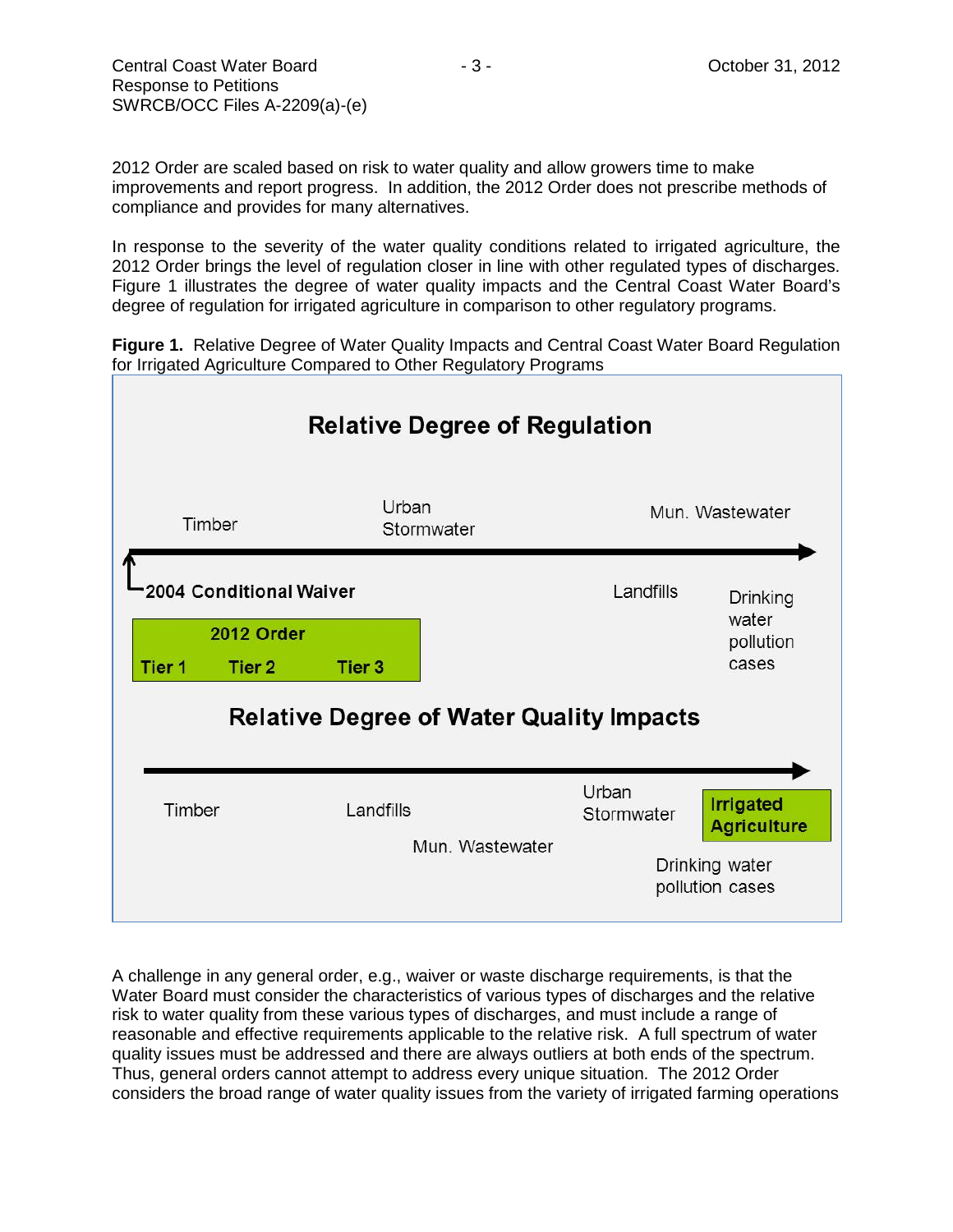2012 Order are scaled based on risk to water quality and allow growers time to make improvements and report progress. In addition, the 2012 Order does not prescribe methods of compliance and provides for many alternatives.

In response to the severity of the water quality conditions related to irrigated agriculture, the 2012 Order brings the level of regulation closer in line with other regulated types of discharges. Figure 1 illustrates the degree of water quality impacts and the Central Coast Water Board's degree of regulation for irrigated agriculture in comparison to other regulatory programs.

**Figure 1.** Relative Degree of Water Quality Impacts and Central Coast Water Board Regulation for Irrigated Agriculture Compared to Other Regulatory Programs

**Relative Degree of Regulation**

Timber — Urban Stormwater — Mun. Wastewater

**2004 Conditional Waiver** — Landfills — Drinking water pollution cases

**2012 Order**: **Tier 1** **Tier 2** **Tier 3**

**Relative Degree of Water Quality Impacts**

Timber — Landfills — Mun. Wastewater — Urban Stormwater — **Irrigated Agriculture** — Drinking water pollution cases

A challenge in any general order, e.g., waiver or waste discharge requirements, is that the Water Board must consider the characteristics of various types of discharges and the relative risk to water quality from these various types of discharges, and must include a range of reasonable and effective requirements applicable to the relative risk. A full spectrum of water quality issues must be addressed and there are always outliers at both ends of the spectrum. Thus, general orders cannot attempt to address every unique situation. The 2012 Order considers the broad range of water quality issues from the variety of irrigated farming operations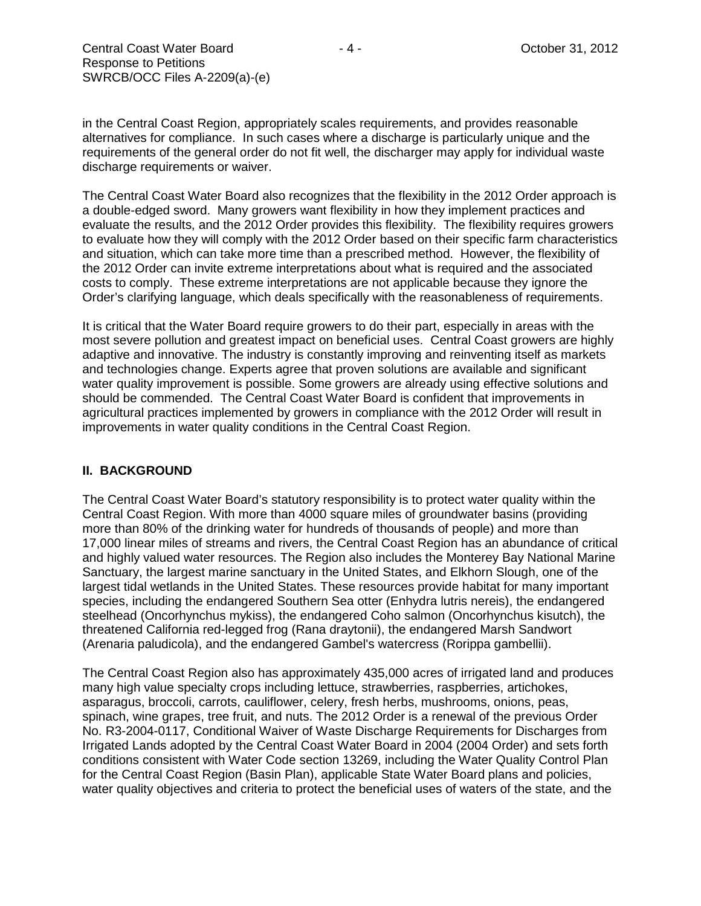in the Central Coast Region, appropriately scales requirements, and provides reasonable alternatives for compliance. In such cases where a discharge is particularly unique and the requirements of the general order do not fit well, the discharger may apply for individual waste discharge requirements or waiver.

The Central Coast Water Board also recognizes that the flexibility in the 2012 Order approach is a double-edged sword. Many growers want flexibility in how they implement practices and evaluate the results, and the 2012 Order provides this flexibility. The flexibility requires growers to evaluate how they will comply with the 2012 Order based on their specific farm characteristics and situation, which can take more time than a prescribed method. However, the flexibility of the 2012 Order can invite extreme interpretations about what is required and the associated costs to comply. These extreme interpretations are not applicable because they ignore the Order's clarifying language, which deals specifically with the reasonableness of requirements.

It is critical that the Water Board require growers to do their part, especially in areas with the most severe pollution and greatest impact on beneficial uses. Central Coast growers are highly adaptive and innovative. The industry is constantly improving and reinventing itself as markets and technologies change. Experts agree that proven solutions are available and significant water quality improvement is possible. Some growers are already using effective solutions and should be commended. The Central Coast Water Board is confident that improvements in agricultural practices implemented by growers in compliance with the 2012 Order will result in improvements in water quality conditions in the Central Coast Region.

## II. BACKGROUND

The Central Coast Water Board's statutory responsibility is to protect water quality within the Central Coast Region. With more than 4000 square miles of groundwater basins (providing more than 80% of the drinking water for hundreds of thousands of people) and more than 17,000 linear miles of streams and rivers, the Central Coast Region has an abundance of critical and highly valued water resources. The Region also includes the Monterey Bay National Marine Sanctuary, the largest marine sanctuary in the United States, and Elkhorn Slough, one of the largest tidal wetlands in the United States. These resources provide habitat for many important species, including the endangered Southern Sea otter (Enhydra lutris nereis), the endangered steelhead (Oncorhynchus mykiss), the endangered Coho salmon (Oncorhynchus kisutch), the threatened California red-legged frog (Rana draytonii), the endangered Marsh Sandwort (Arenaria paludicola), and the endangered Gambel's watercress (Rorippa gambellii).

The Central Coast Region also has approximately 435,000 acres of irrigated land and produces many high value specialty crops including lettuce, strawberries, raspberries, artichokes, asparagus, broccoli, carrots, cauliflower, celery, fresh herbs, mushrooms, onions, peas, spinach, wine grapes, tree fruit, and nuts. The 2012 Order is a renewal of the previous Order No. R3-2004-0117, Conditional Waiver of Waste Discharge Requirements for Discharges from Irrigated Lands adopted by the Central Coast Water Board in 2004 (2004 Order) and sets forth conditions consistent with Water Code section 13269, including the Water Quality Control Plan for the Central Coast Region (Basin Plan), applicable State Water Board plans and policies, water quality objectives and criteria to protect the beneficial uses of waters of the state, and the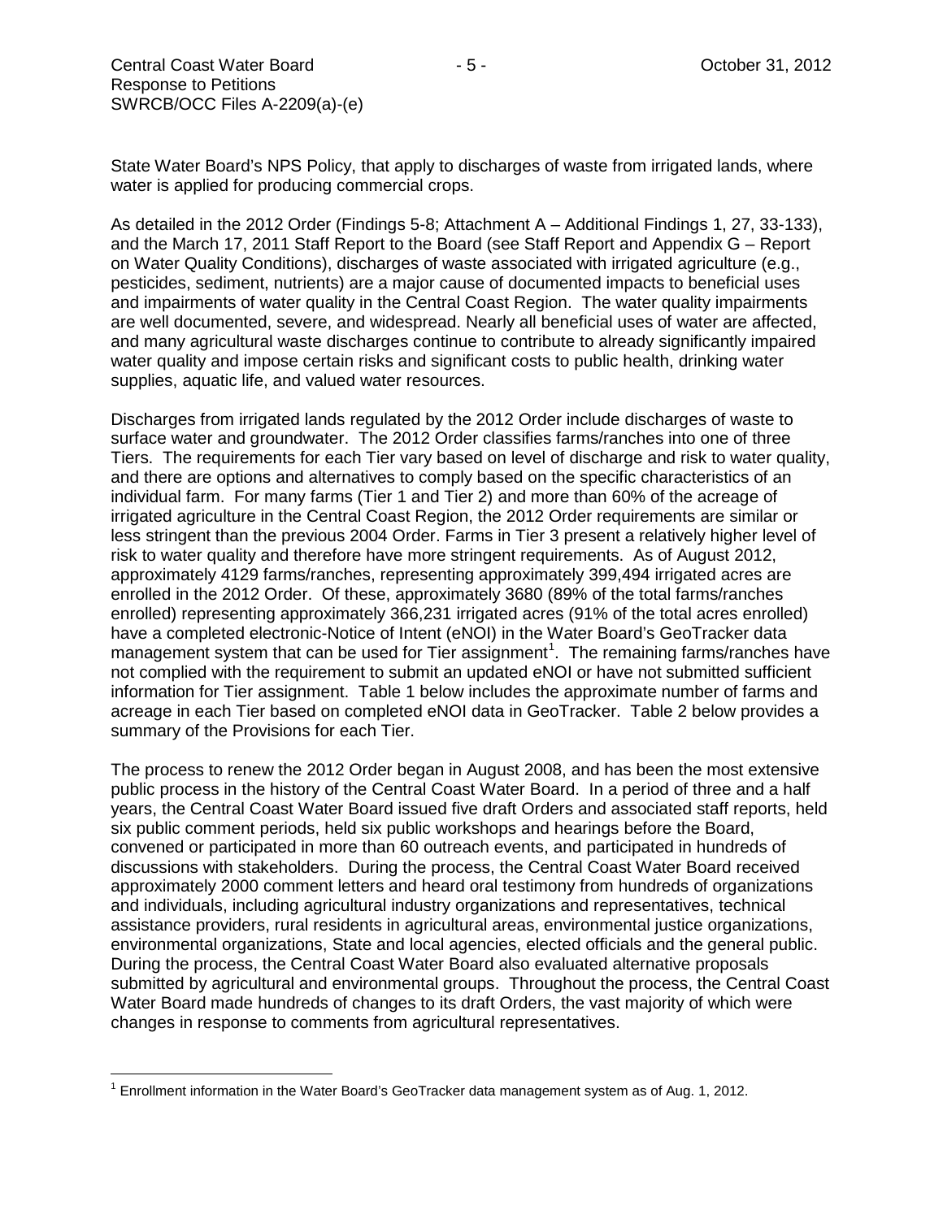State Water Board's NPS Policy, that apply to discharges of waste from irrigated lands, where water is applied for producing commercial crops.

As detailed in the 2012 Order (Findings 5-8; Attachment A – Additional Findings 1, 27, 33-133), and the March 17, 2011 Staff Report to the Board (see Staff Report and Appendix G – Report on Water Quality Conditions), discharges of waste associated with irrigated agriculture (e.g., pesticides, sediment, nutrients) are a major cause of documented impacts to beneficial uses and impairments of water quality in the Central Coast Region. The water quality impairments are well documented, severe, and widespread. Nearly all beneficial uses of water are affected, and many agricultural waste discharges continue to contribute to already significantly impaired water quality and impose certain risks and significant costs to public health, drinking water supplies, aquatic life, and valued water resources.

Discharges from irrigated lands regulated by the 2012 Order include discharges of waste to surface water and groundwater. The 2012 Order classifies farms/ranches into one of three Tiers. The requirements for each Tier vary based on level of discharge and risk to water quality, and there are options and alternatives to comply based on the specific characteristics of an individual farm. For many farms (Tier 1 and Tier 2) and more than 60% of the acreage of irrigated agriculture in the Central Coast Region, the 2012 Order requirements are similar or less stringent than the previous 2004 Order. Farms in Tier 3 present a relatively higher level of risk to water quality and therefore have more stringent requirements. As of August 2012, approximately 4129 farms/ranches, representing approximately 399,494 irrigated acres are enrolled in the 2012 Order. Of these, approximately 3680 (89% of the total farms/ranches enrolled) representing approximately 366,231 irrigated acres (91% of the total acres enrolled) have a completed electronic-Notice of Intent (eNOI) in the Water Board's GeoTracker data management system that can be used for Tier assignment[1]. The remaining farms/ranches have not complied with the requirement to submit an updated eNOI or have not submitted sufficient information for Tier assignment. Table 1 below includes the approximate number of farms and acreage in each Tier based on completed eNOI data in GeoTracker. Table 2 below provides a summary of the Provisions for each Tier.

The process to renew the 2012 Order began in August 2008, and has been the most extensive public process in the history of the Central Coast Water Board. In a period of three and a half years, the Central Coast Water Board issued five draft Orders and associated staff reports, held six public comment periods, held six public workshops and hearings before the Board, convened or participated in more than 60 outreach events, and participated in hundreds of discussions with stakeholders. During the process, the Central Coast Water Board received approximately 2000 comment letters and heard oral testimony from hundreds of organizations and individuals, including agricultural industry organizations and representatives, technical assistance providers, rural residents in agricultural areas, environmental justice organizations, environmental organizations, State and local agencies, elected officials and the general public. During the process, the Central Coast Water Board also evaluated alternative proposals submitted by agricultural and environmental groups. Throughout the process, the Central Coast Water Board made hundreds of changes to its draft Orders, the vast majority of which were changes in response to comments from agricultural representatives.

[1] Enrollment information in the Water Board's GeoTracker data management system as of Aug. 1, 2012.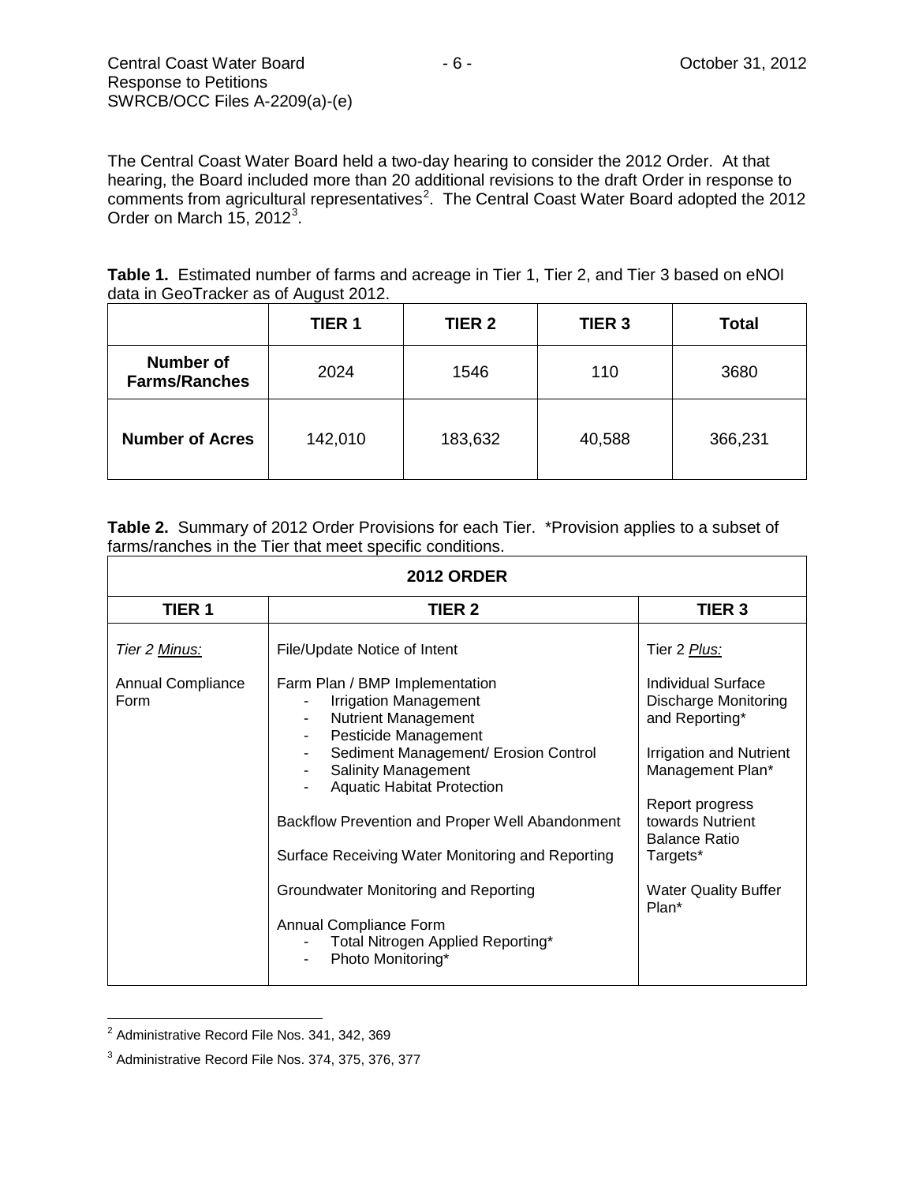The Central Coast Water Board held a two-day hearing to consider the 2012 Order. At that hearing, the Board included more than 20 additional revisions to the draft Order in response to comments from agricultural representatives[2]. The Central Coast Water Board adopted the 2012 Order on March 15, 2012[3].

**Table 1.** Estimated number of farms and acreage in Tier 1, Tier 2, and Tier 3 based on eNOI data in GeoTracker as of August 2012.

| | TIER 1 | TIER 2 | TIER 3 | Total |
|---|---|---|---|---|
| **Number of Farms/Ranches** | 2024 | 1546 | 110 | 3680 |
| **Number of Acres** | 142,010 | 183,632 | 40,588 | 366,231 |

**Table 2.** Summary of 2012 Order Provisions for each Tier. *Provision applies to a subset of farms/ranches in the Tier that meet specific conditions.

| 2012 ORDER | | |
|---|---|---|
| **TIER 1** | **TIER 2** | **TIER 3** |
| *Tier 2 Minus:*<br><br>Annual Compliance Form | File/Update Notice of Intent<br><br>Farm Plan / BMP Implementation<br>- Irrigation Management<br>- Nutrient Management<br>- Pesticide Management<br>- Sediment Management/ Erosion Control<br>- Salinity Management<br>- Aquatic Habitat Protection<br><br>Backflow Prevention and Proper Well Abandonment<br><br>Surface Receiving Water Monitoring and Reporting<br><br>Groundwater Monitoring and Reporting<br><br>Annual Compliance Form<br>- Total Nitrogen Applied Reporting*<br>- Photo Monitoring* | Tier 2 *Plus:*<br><br>Individual Surface Discharge Monitoring and Reporting*<br><br>Irrigation and Nutrient Management Plan*<br><br>Report progress towards Nutrient Balance Ratio Targets*<br><br>Water Quality Buffer Plan* |

[2] Administrative Record File Nos. 341, 342, 369

[3] Administrative Record File Nos. 374, 375, 376, 377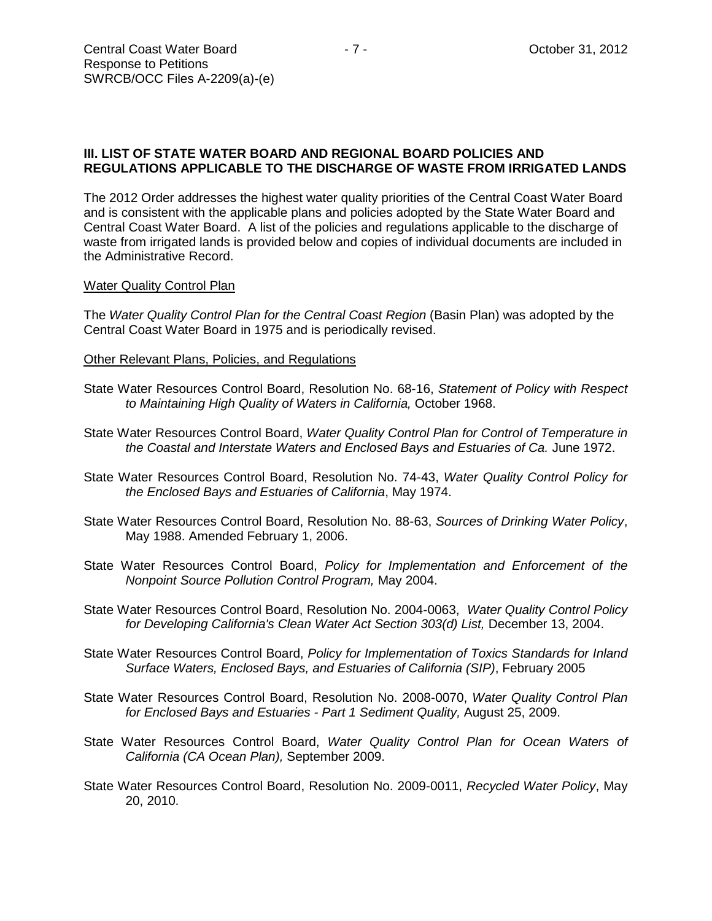## III. LIST OF STATE WATER BOARD AND REGIONAL BOARD POLICIES AND REGULATIONS APPLICABLE TO THE DISCHARGE OF WASTE FROM IRRIGATED LANDS

The 2012 Order addresses the highest water quality priorities of the Central Coast Water Board and is consistent with the applicable plans and policies adopted by the State Water Board and Central Coast Water Board. A list of the policies and regulations applicable to the discharge of waste from irrigated lands is provided below and copies of individual documents are included in the Administrative Record.

<u>Water Quality Control Plan</u>

The *Water Quality Control Plan for the Central Coast Region* (Basin Plan) was adopted by the Central Coast Water Board in 1975 and is periodically revised.

<u>Other Relevant Plans, Policies, and Regulations</u>

State Water Resources Control Board, Resolution No. 68-16, *Statement of Policy with Respect to Maintaining High Quality of Waters in California,* October 1968.

State Water Resources Control Board, *Water Quality Control Plan for Control of Temperature in the Coastal and Interstate Waters and Enclosed Bays and Estuaries of Ca.* June 1972.

State Water Resources Control Board, Resolution No. 74-43, *Water Quality Control Policy for the Enclosed Bays and Estuaries of California*, May 1974.

State Water Resources Control Board, Resolution No. 88-63, *Sources of Drinking Water Policy*, May 1988. Amended February 1, 2006.

State Water Resources Control Board, *Policy for Implementation and Enforcement of the Nonpoint Source Pollution Control Program,* May 2004.

State Water Resources Control Board, Resolution No. 2004-0063, *Water Quality Control Policy for Developing California's Clean Water Act Section 303(d) List,* December 13, 2004.

State Water Resources Control Board, *Policy for Implementation of Toxics Standards for Inland Surface Waters, Enclosed Bays, and Estuaries of California (SIP)*, February 2005

State Water Resources Control Board, Resolution No. 2008-0070, *Water Quality Control Plan for Enclosed Bays and Estuaries - Part 1 Sediment Quality,* August 25, 2009.

State Water Resources Control Board, *Water Quality Control Plan for Ocean Waters of California (CA Ocean Plan),* September 2009.

State Water Resources Control Board, Resolution No. 2009-0011, *Recycled Water Policy*, May 20, 2010.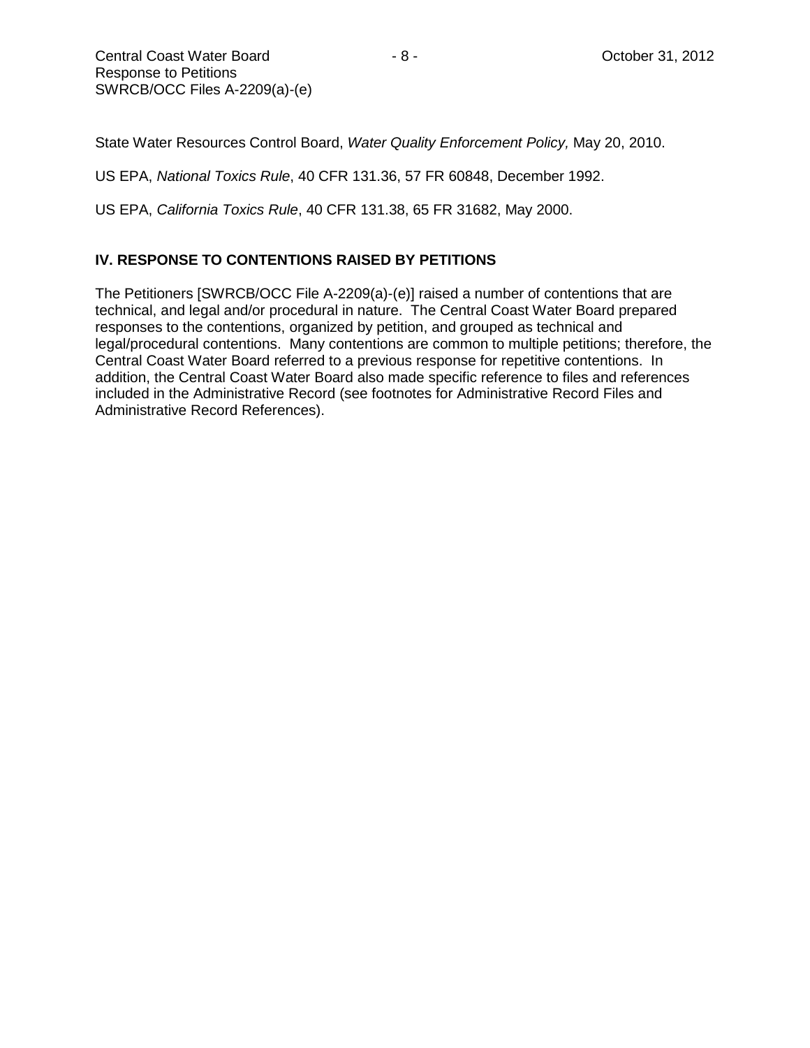State Water Resources Control Board, *Water Quality Enforcement Policy,* May 20, 2010.

US EPA, *National Toxics Rule*, 40 CFR 131.36, 57 FR 60848, December 1992.

US EPA, *California Toxics Rule*, 40 CFR 131.38, 65 FR 31682, May 2000.

## IV. RESPONSE TO CONTENTIONS RAISED BY PETITIONS

The Petitioners [SWRCB/OCC File A-2209(a)-(e)] raised a number of contentions that are technical, and legal and/or procedural in nature. The Central Coast Water Board prepared responses to the contentions, organized by petition, and grouped as technical and legal/procedural contentions. Many contentions are common to multiple petitions; therefore, the Central Coast Water Board referred to a previous response for repetitive contentions. In addition, the Central Coast Water Board also made specific reference to files and references included in the Administrative Record (see footnotes for Administrative Record Files and Administrative Record References).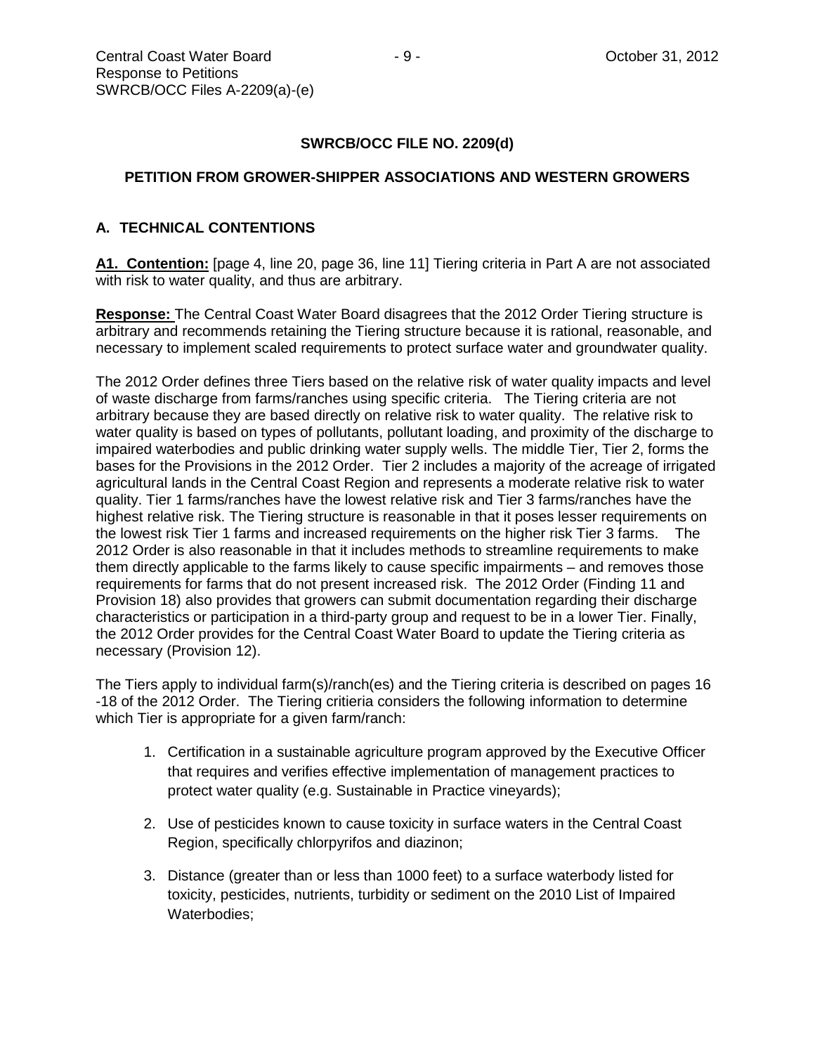**SWRCB/OCC FILE NO. 2209(d)**

**PETITION FROM GROWER-SHIPPER ASSOCIATIONS AND WESTERN GROWERS**

## A. TECHNICAL CONTENTIONS

**A1. Contention:** [page 4, line 20, page 36, line 11] Tiering criteria in Part A are not associated with risk to water quality, and thus are arbitrary.

**Response:** The Central Coast Water Board disagrees that the 2012 Order Tiering structure is arbitrary and recommends retaining the Tiering structure because it is rational, reasonable, and necessary to implement scaled requirements to protect surface water and groundwater quality.

The 2012 Order defines three Tiers based on the relative risk of water quality impacts and level of waste discharge from farms/ranches using specific criteria. The Tiering criteria are not arbitrary because they are based directly on relative risk to water quality. The relative risk to water quality is based on types of pollutants, pollutant loading, and proximity of the discharge to impaired waterbodies and public drinking water supply wells. The middle Tier, Tier 2, forms the bases for the Provisions in the 2012 Order. Tier 2 includes a majority of the acreage of irrigated agricultural lands in the Central Coast Region and represents a moderate relative risk to water quality. Tier 1 farms/ranches have the lowest relative risk and Tier 3 farms/ranches have the highest relative risk. The Tiering structure is reasonable in that it poses lesser requirements on the lowest risk Tier 1 farms and increased requirements on the higher risk Tier 3 farms. The 2012 Order is also reasonable in that it includes methods to streamline requirements to make them directly applicable to the farms likely to cause specific impairments – and removes those requirements for farms that do not present increased risk. The 2012 Order (Finding 11 and Provision 18) also provides that growers can submit documentation regarding their discharge characteristics or participation in a third-party group and request to be in a lower Tier. Finally, the 2012 Order provides for the Central Coast Water Board to update the Tiering criteria as necessary (Provision 12).

The Tiers apply to individual farm(s)/ranch(es) and the Tiering criteria is described on pages 16 -18 of the 2012 Order. The Tiering critieria considers the following information to determine which Tier is appropriate for a given farm/ranch:

1. Certification in a sustainable agriculture program approved by the Executive Officer that requires and verifies effective implementation of management practices to protect water quality (e.g. Sustainable in Practice vineyards);
2. Use of pesticides known to cause toxicity in surface waters in the Central Coast Region, specifically chlorpyrifos and diazinon;
3. Distance (greater than or less than 1000 feet) to a surface waterbody listed for toxicity, pesticides, nutrients, turbidity or sediment on the 2010 List of Impaired Waterbodies;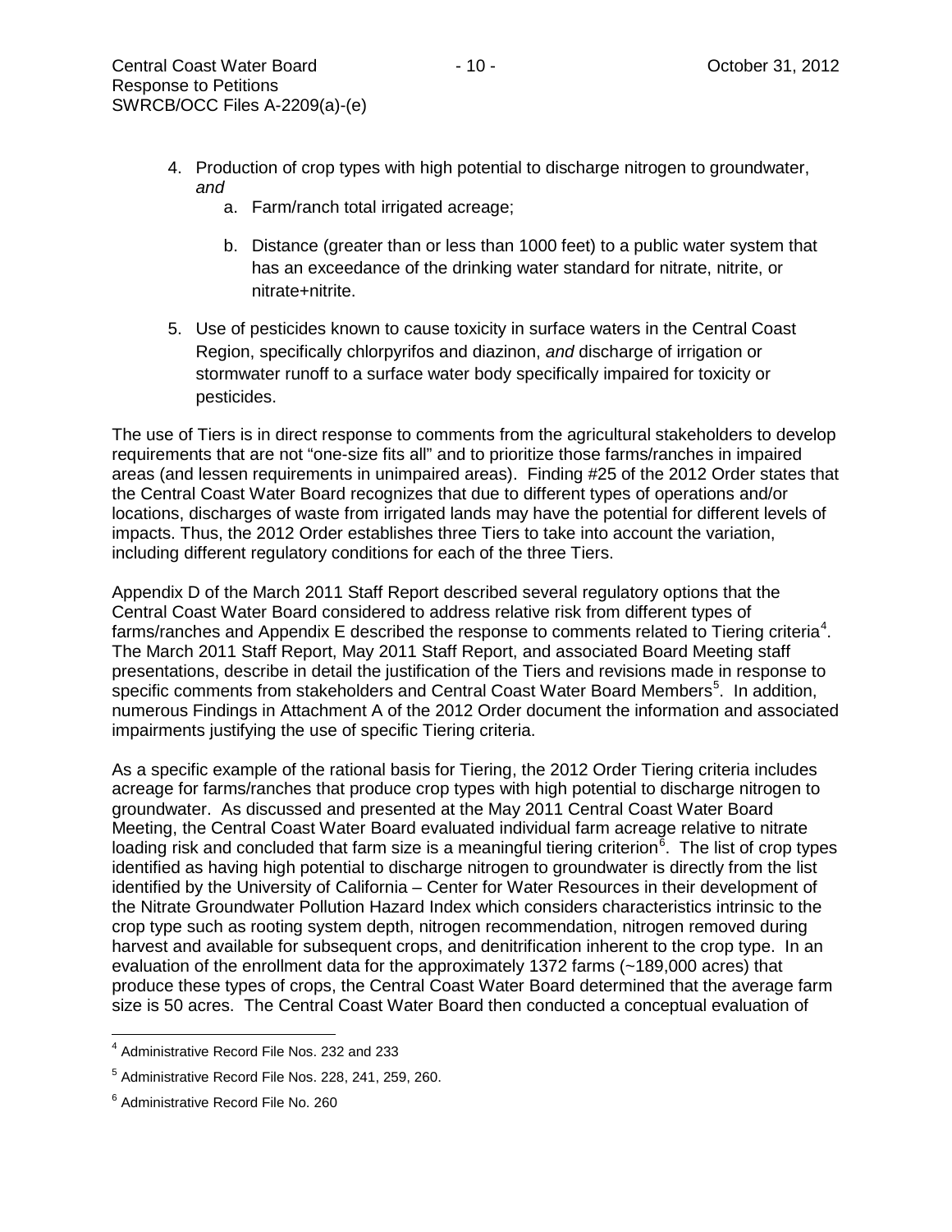4. Production of crop types with high potential to discharge nitrogen to groundwater, *and*
    a. Farm/ranch total irrigated acreage;
    b. Distance (greater than or less than 1000 feet) to a public water system that has an exceedance of the drinking water standard for nitrate, nitrite, or nitrate+nitrite.
5. Use of pesticides known to cause toxicity in surface waters in the Central Coast Region, specifically chlorpyrifos and diazinon, *and* discharge of irrigation or stormwater runoff to a surface water body specifically impaired for toxicity or pesticides.

The use of Tiers is in direct response to comments from the agricultural stakeholders to develop requirements that are not "one-size fits all" and to prioritize those farms/ranches in impaired areas (and lessen requirements in unimpaired areas). Finding #25 of the 2012 Order states that the Central Coast Water Board recognizes that due to different types of operations and/or locations, discharges of waste from irrigated lands may have the potential for different levels of impacts. Thus, the 2012 Order establishes three Tiers to take into account the variation, including different regulatory conditions for each of the three Tiers.

Appendix D of the March 2011 Staff Report described several regulatory options that the Central Coast Water Board considered to address relative risk from different types of farms/ranches and Appendix E described the response to comments related to Tiering criteria[4]. The March 2011 Staff Report, May 2011 Staff Report, and associated Board Meeting staff presentations, describe in detail the justification of the Tiers and revisions made in response to specific comments from stakeholders and Central Coast Water Board Members[5]. In addition, numerous Findings in Attachment A of the 2012 Order document the information and associated impairments justifying the use of specific Tiering criteria.

As a specific example of the rational basis for Tiering, the 2012 Order Tiering criteria includes acreage for farms/ranches that produce crop types with high potential to discharge nitrogen to groundwater. As discussed and presented at the May 2011 Central Coast Water Board Meeting, the Central Coast Water Board evaluated individual farm acreage relative to nitrate loading risk and concluded that farm size is a meaningful tiering criterion[6]. The list of crop types identified as having high potential to discharge nitrogen to groundwater is directly from the list identified by the University of California – Center for Water Resources in their development of the Nitrate Groundwater Pollution Hazard Index which considers characteristics intrinsic to the crop type such as rooting system depth, nitrogen recommendation, nitrogen removed during harvest and available for subsequent crops, and denitrification inherent to the crop type. In an evaluation of the enrollment data for the approximately 1372 farms (~189,000 acres) that produce these types of crops, the Central Coast Water Board determined that the average farm size is 50 acres. The Central Coast Water Board then conducted a conceptual evaluation of

---

[4] Administrative Record File Nos. 232 and 233

[5] Administrative Record File Nos. 228, 241, 259, 260.

[6] Administrative Record File No. 260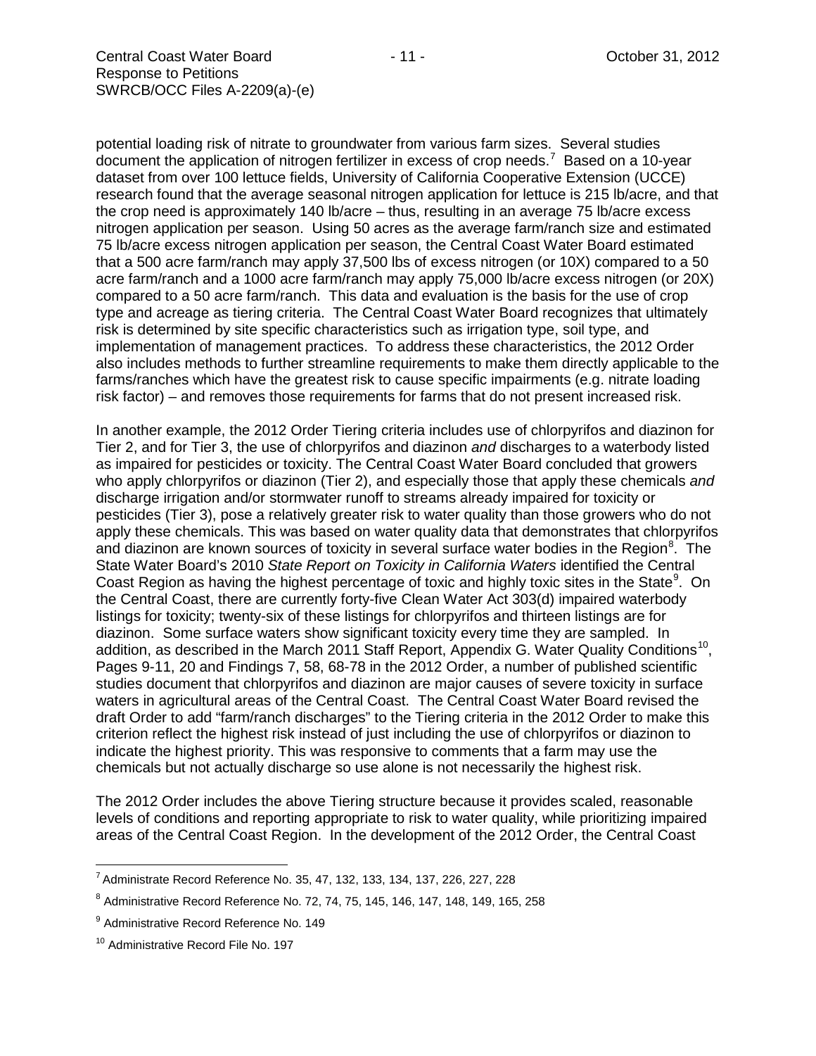potential loading risk of nitrate to groundwater from various farm sizes. Several studies document the application of nitrogen fertilizer in excess of crop needs.[7] Based on a 10-year dataset from over 100 lettuce fields, University of California Cooperative Extension (UCCE) research found that the average seasonal nitrogen application for lettuce is 215 lb/acre, and that the crop need is approximately 140 lb/acre – thus, resulting in an average 75 lb/acre excess nitrogen application per season. Using 50 acres as the average farm/ranch size and estimated 75 lb/acre excess nitrogen application per season, the Central Coast Water Board estimated that a 500 acre farm/ranch may apply 37,500 lbs of excess nitrogen (or 10X) compared to a 50 acre farm/ranch and a 1000 acre farm/ranch may apply 75,000 lb/acre excess nitrogen (or 20X) compared to a 50 acre farm/ranch. This data and evaluation is the basis for the use of crop type and acreage as tiering criteria. The Central Coast Water Board recognizes that ultimately risk is determined by site specific characteristics such as irrigation type, soil type, and implementation of management practices. To address these characteristics, the 2012 Order also includes methods to further streamline requirements to make them directly applicable to the farms/ranches which have the greatest risk to cause specific impairments (e.g. nitrate loading risk factor) – and removes those requirements for farms that do not present increased risk.

In another example, the 2012 Order Tiering criteria includes use of chlorpyrifos and diazinon for Tier 2, and for Tier 3, the use of chlorpyrifos and diazinon *and* discharges to a waterbody listed as impaired for pesticides or toxicity. The Central Coast Water Board concluded that growers who apply chlorpyrifos or diazinon (Tier 2), and especially those that apply these chemicals *and* discharge irrigation and/or stormwater runoff to streams already impaired for toxicity or pesticides (Tier 3), pose a relatively greater risk to water quality than those growers who do not apply these chemicals. This was based on water quality data that demonstrates that chlorpyrifos and diazinon are known sources of toxicity in several surface water bodies in the Region[8]. The State Water Board's 2010 *State Report on Toxicity in California Waters* identified the Central Coast Region as having the highest percentage of toxic and highly toxic sites in the State[9]. On the Central Coast, there are currently forty-five Clean Water Act 303(d) impaired waterbody listings for toxicity; twenty-six of these listings for chlorpyrifos and thirteen listings are for diazinon. Some surface waters show significant toxicity every time they are sampled. In addition, as described in the March 2011 Staff Report, Appendix G. Water Quality Conditions[10], Pages 9-11, 20 and Findings 7, 58, 68-78 in the 2012 Order, a number of published scientific studies document that chlorpyrifos and diazinon are major causes of severe toxicity in surface waters in agricultural areas of the Central Coast. The Central Coast Water Board revised the draft Order to add "farm/ranch discharges" to the Tiering criteria in the 2012 Order to make this criterion reflect the highest risk instead of just including the use of chlorpyrifos or diazinon to indicate the highest priority. This was responsive to comments that a farm may use the chemicals but not actually discharge so use alone is not necessarily the highest risk.

The 2012 Order includes the above Tiering structure because it provides scaled, reasonable levels of conditions and reporting appropriate to risk to water quality, while prioritizing impaired areas of the Central Coast Region. In the development of the 2012 Order, the Central Coast

---

[7] Administrate Record Reference No. 35, 47, 132, 133, 134, 137, 226, 227, 228

[8] Administrative Record Reference No. 72, 74, 75, 145, 146, 147, 148, 149, 165, 258

[9] Administrative Record Reference No. 149

[10] Administrative Record File No. 197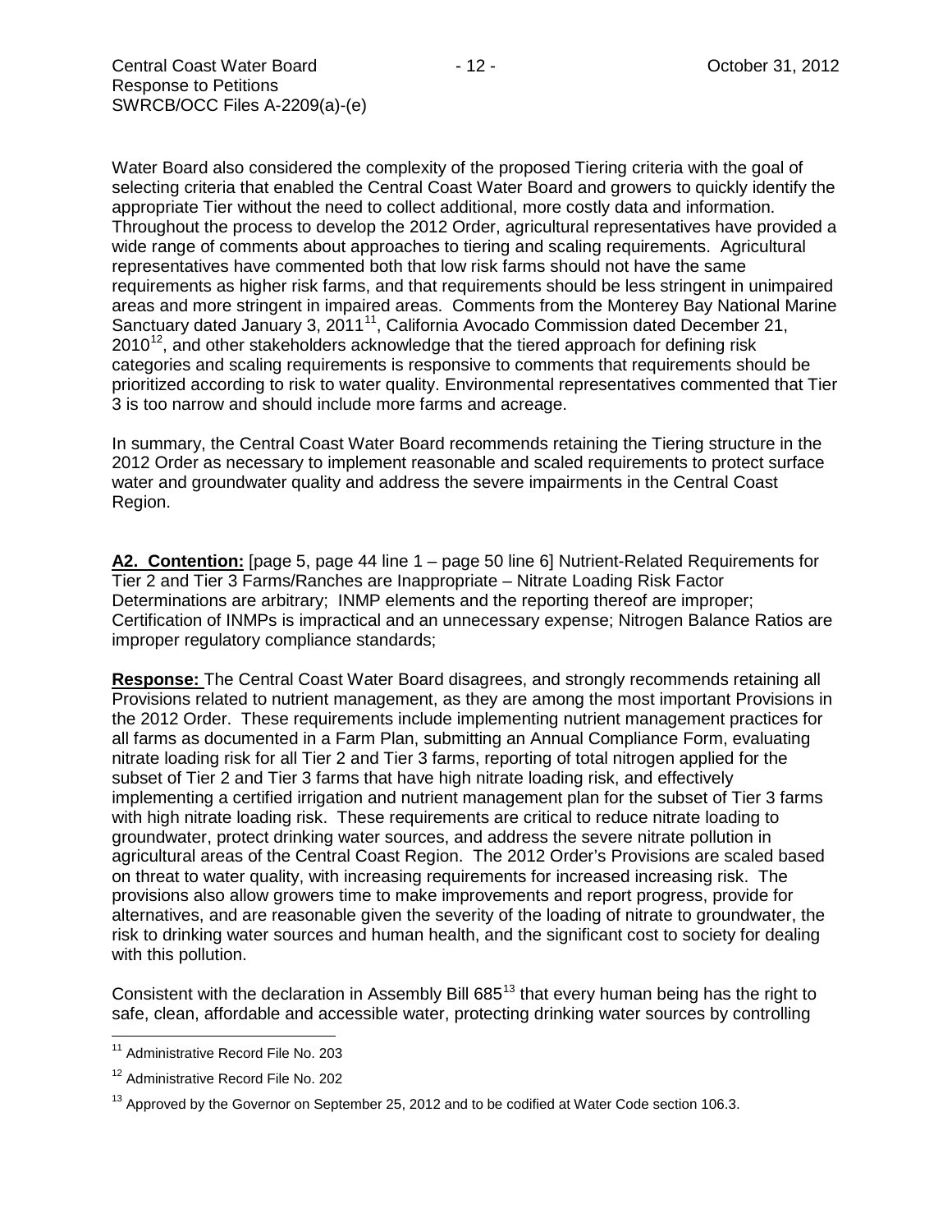Water Board also considered the complexity of the proposed Tiering criteria with the goal of selecting criteria that enabled the Central Coast Water Board and growers to quickly identify the appropriate Tier without the need to collect additional, more costly data and information. Throughout the process to develop the 2012 Order, agricultural representatives have provided a wide range of comments about approaches to tiering and scaling requirements. Agricultural representatives have commented both that low risk farms should not have the same requirements as higher risk farms, and that requirements should be less stringent in unimpaired areas and more stringent in impaired areas. Comments from the Monterey Bay National Marine Sanctuary dated January 3, 2011[11], California Avocado Commission dated December 21, 2010[12], and other stakeholders acknowledge that the tiered approach for defining risk categories and scaling requirements is responsive to comments that requirements should be prioritized according to risk to water quality. Environmental representatives commented that Tier 3 is too narrow and should include more farms and acreage.

In summary, the Central Coast Water Board recommends retaining the Tiering structure in the 2012 Order as necessary to implement reasonable and scaled requirements to protect surface water and groundwater quality and address the severe impairments in the Central Coast Region.

**A2. Contention:** [page 5, page 44 line 1 – page 50 line 6] Nutrient-Related Requirements for Tier 2 and Tier 3 Farms/Ranches are Inappropriate – Nitrate Loading Risk Factor Determinations are arbitrary; INMP elements and the reporting thereof are improper; Certification of INMPs is impractical and an unnecessary expense; Nitrogen Balance Ratios are improper regulatory compliance standards;

**Response:** The Central Coast Water Board disagrees, and strongly recommends retaining all Provisions related to nutrient management, as they are among the most important Provisions in the 2012 Order. These requirements include implementing nutrient management practices for all farms as documented in a Farm Plan, submitting an Annual Compliance Form, evaluating nitrate loading risk for all Tier 2 and Tier 3 farms, reporting of total nitrogen applied for the subset of Tier 2 and Tier 3 farms that have high nitrate loading risk, and effectively implementing a certified irrigation and nutrient management plan for the subset of Tier 3 farms with high nitrate loading risk. These requirements are critical to reduce nitrate loading to groundwater, protect drinking water sources, and address the severe nitrate pollution in agricultural areas of the Central Coast Region. The 2012 Order's Provisions are scaled based on threat to water quality, with increasing requirements for increased increasing risk. The provisions also allow growers time to make improvements and report progress, provide for alternatives, and are reasonable given the severity of the loading of nitrate to groundwater, the risk to drinking water sources and human health, and the significant cost to society for dealing with this pollution.

Consistent with the declaration in Assembly Bill 685[13] that every human being has the right to safe, clean, affordable and accessible water, protecting drinking water sources by controlling

---

[11] Administrative Record File No. 203

[12] Administrative Record File No. 202

[13] Approved by the Governor on September 25, 2012 and to be codified at Water Code section 106.3.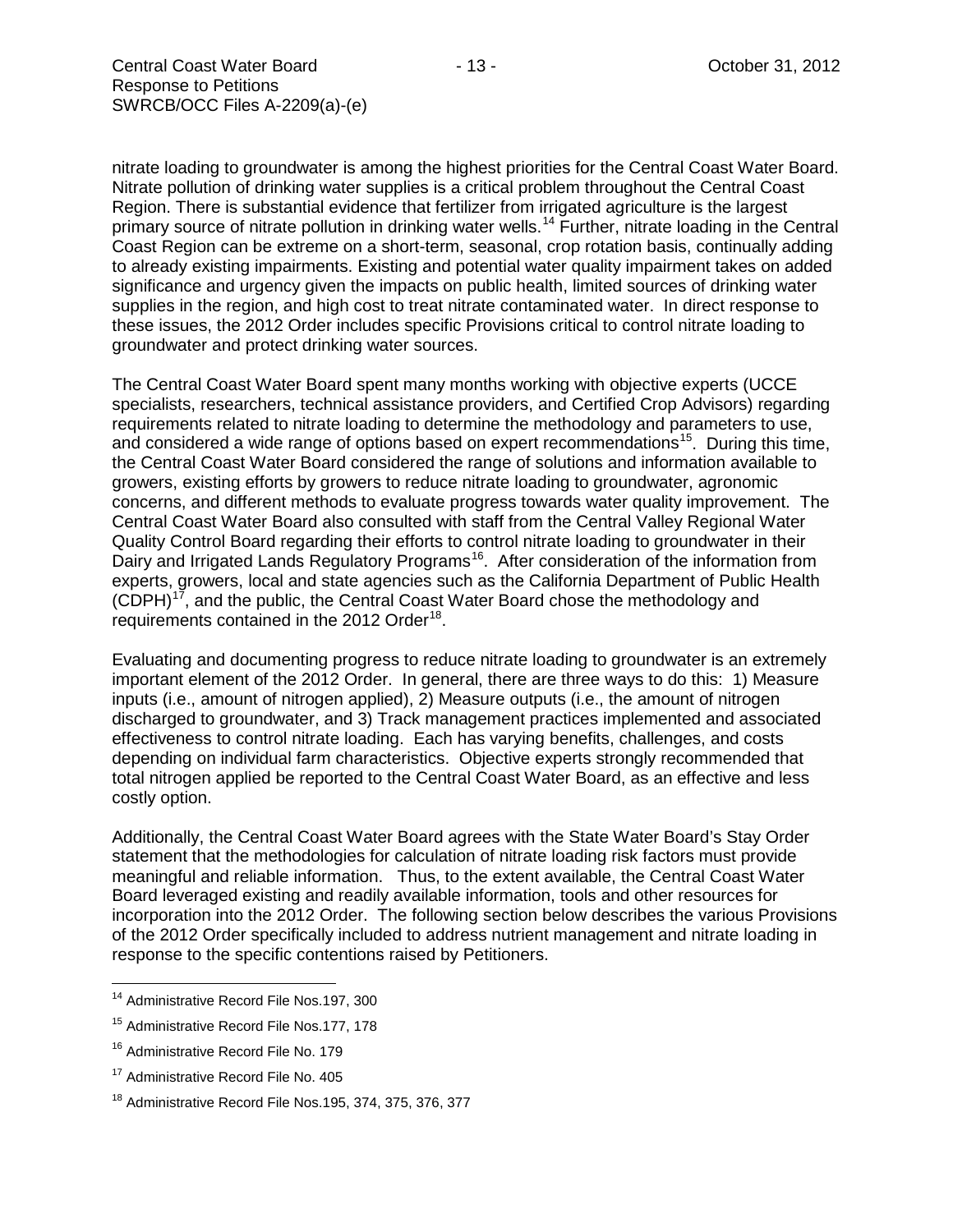nitrate loading to groundwater is among the highest priorities for the Central Coast Water Board. Nitrate pollution of drinking water supplies is a critical problem throughout the Central Coast Region. There is substantial evidence that fertilizer from irrigated agriculture is the largest primary source of nitrate pollution in drinking water wells.[14] Further, nitrate loading in the Central Coast Region can be extreme on a short-term, seasonal, crop rotation basis, continually adding to already existing impairments. Existing and potential water quality impairment takes on added significance and urgency given the impacts on public health, limited sources of drinking water supplies in the region, and high cost to treat nitrate contaminated water. In direct response to these issues, the 2012 Order includes specific Provisions critical to control nitrate loading to groundwater and protect drinking water sources.

The Central Coast Water Board spent many months working with objective experts (UCCE specialists, researchers, technical assistance providers, and Certified Crop Advisors) regarding requirements related to nitrate loading to determine the methodology and parameters to use, and considered a wide range of options based on expert recommendations[15]. During this time, the Central Coast Water Board considered the range of solutions and information available to growers, existing efforts by growers to reduce nitrate loading to groundwater, agronomic concerns, and different methods to evaluate progress towards water quality improvement. The Central Coast Water Board also consulted with staff from the Central Valley Regional Water Quality Control Board regarding their efforts to control nitrate loading to groundwater in their Dairy and Irrigated Lands Regulatory Programs[16]. After consideration of the information from experts, growers, local and state agencies such as the California Department of Public Health (CDPH)[17], and the public, the Central Coast Water Board chose the methodology and requirements contained in the 2012 Order[18].

Evaluating and documenting progress to reduce nitrate loading to groundwater is an extremely important element of the 2012 Order. In general, there are three ways to do this: 1) Measure inputs (i.e., amount of nitrogen applied), 2) Measure outputs (i.e., the amount of nitrogen discharged to groundwater, and 3) Track management practices implemented and associated effectiveness to control nitrate loading. Each has varying benefits, challenges, and costs depending on individual farm characteristics. Objective experts strongly recommended that total nitrogen applied be reported to the Central Coast Water Board, as an effective and less costly option.

Additionally, the Central Coast Water Board agrees with the State Water Board's Stay Order statement that the methodologies for calculation of nitrate loading risk factors must provide meaningful and reliable information. Thus, to the extent available, the Central Coast Water Board leveraged existing and readily available information, tools and other resources for incorporation into the 2012 Order. The following section below describes the various Provisions of the 2012 Order specifically included to address nutrient management and nitrate loading in response to the specific contentions raised by Petitioners.

---

[14] Administrative Record File Nos.197, 300

[15] Administrative Record File Nos.177, 178

[16] Administrative Record File No. 179

[17] Administrative Record File No. 405

[18] Administrative Record File Nos.195, 374, 375, 376, 377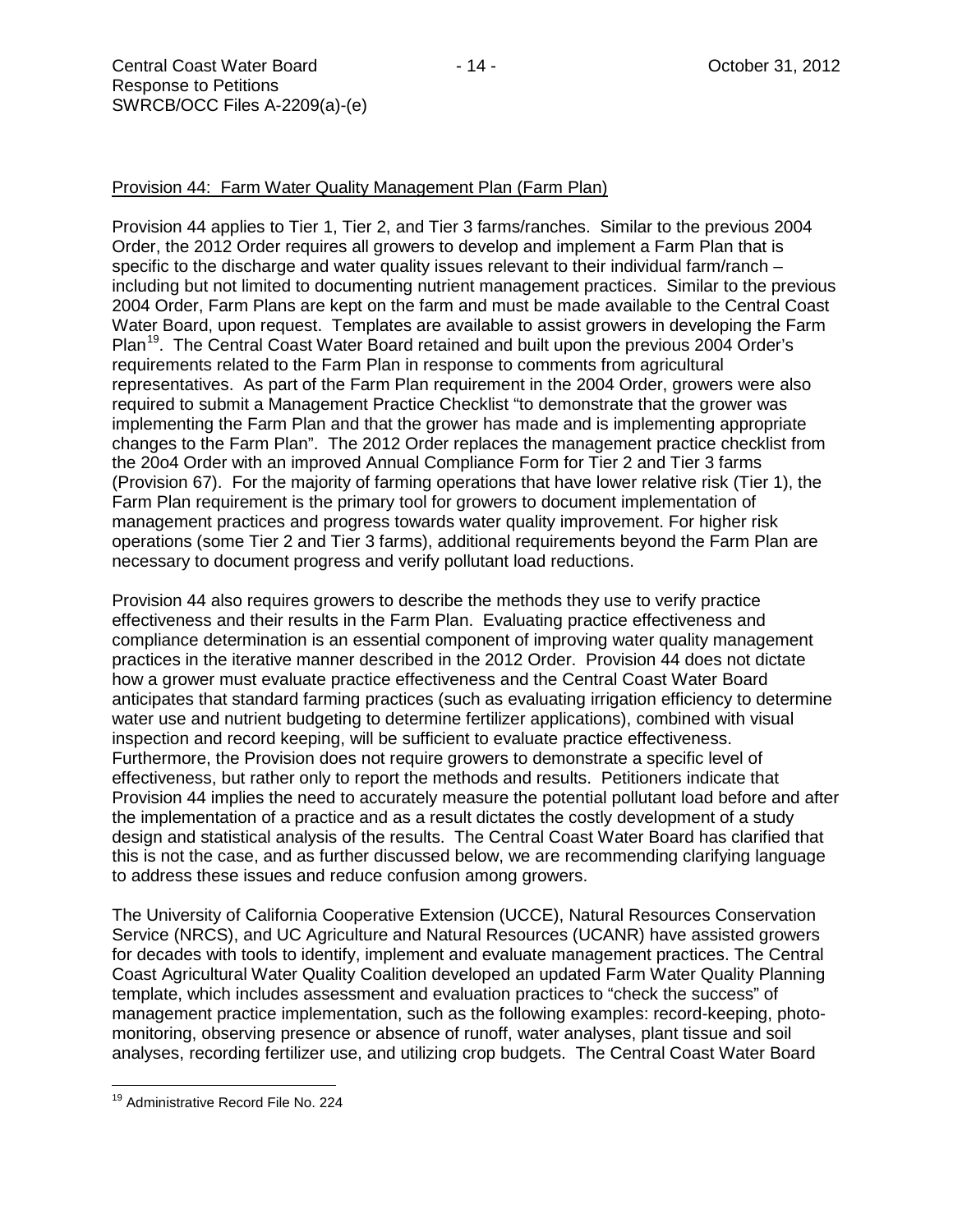Provision 44: Farm Water Quality Management Plan (Farm Plan)

Provision 44 applies to Tier 1, Tier 2, and Tier 3 farms/ranches. Similar to the previous 2004 Order, the 2012 Order requires all growers to develop and implement a Farm Plan that is specific to the discharge and water quality issues relevant to their individual farm/ranch – including but not limited to documenting nutrient management practices. Similar to the previous 2004 Order, Farm Plans are kept on the farm and must be made available to the Central Coast Water Board, upon request. Templates are available to assist growers in developing the Farm Plan[19]. The Central Coast Water Board retained and built upon the previous 2004 Order's requirements related to the Farm Plan in response to comments from agricultural representatives. As part of the Farm Plan requirement in the 2004 Order, growers were also required to submit a Management Practice Checklist "to demonstrate that the grower was implementing the Farm Plan and that the grower has made and is implementing appropriate changes to the Farm Plan". The 2012 Order replaces the management practice checklist from the 20o4 Order with an improved Annual Compliance Form for Tier 2 and Tier 3 farms (Provision 67). For the majority of farming operations that have lower relative risk (Tier 1), the Farm Plan requirement is the primary tool for growers to document implementation of management practices and progress towards water quality improvement. For higher risk operations (some Tier 2 and Tier 3 farms), additional requirements beyond the Farm Plan are necessary to document progress and verify pollutant load reductions.

Provision 44 also requires growers to describe the methods they use to verify practice effectiveness and their results in the Farm Plan. Evaluating practice effectiveness and compliance determination is an essential component of improving water quality management practices in the iterative manner described in the 2012 Order. Provision 44 does not dictate how a grower must evaluate practice effectiveness and the Central Coast Water Board anticipates that standard farming practices (such as evaluating irrigation efficiency to determine water use and nutrient budgeting to determine fertilizer applications), combined with visual inspection and record keeping, will be sufficient to evaluate practice effectiveness. Furthermore, the Provision does not require growers to demonstrate a specific level of effectiveness, but rather only to report the methods and results. Petitioners indicate that Provision 44 implies the need to accurately measure the potential pollutant load before and after the implementation of a practice and as a result dictates the costly development of a study design and statistical analysis of the results. The Central Coast Water Board has clarified that this is not the case, and as further discussed below, we are recommending clarifying language to address these issues and reduce confusion among growers.

The University of California Cooperative Extension (UCCE), Natural Resources Conservation Service (NRCS), and UC Agriculture and Natural Resources (UCANR) have assisted growers for decades with tools to identify, implement and evaluate management practices. The Central Coast Agricultural Water Quality Coalition developed an updated Farm Water Quality Planning template, which includes assessment and evaluation practices to "check the success" of management practice implementation, such as the following examples: record-keeping, photo-monitoring, observing presence or absence of runoff, water analyses, plant tissue and soil analyses, recording fertilizer use, and utilizing crop budgets. The Central Coast Water Board

[19] Administrative Record File No. 224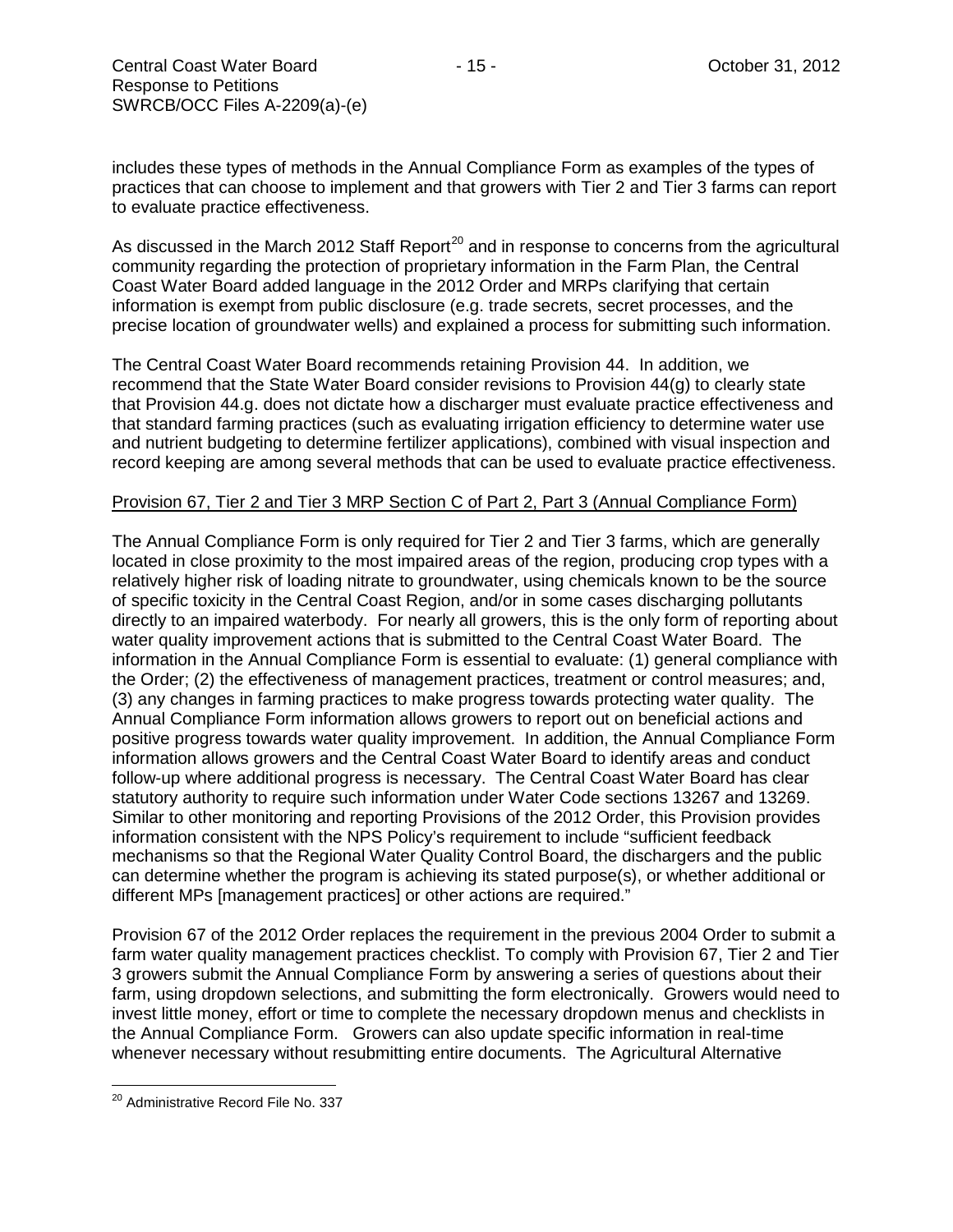includes these types of methods in the Annual Compliance Form as examples of the types of practices that can choose to implement and that growers with Tier 2 and Tier 3 farms can report to evaluate practice effectiveness.

As discussed in the March 2012 Staff Report[20] and in response to concerns from the agricultural community regarding the protection of proprietary information in the Farm Plan, the Central Coast Water Board added language in the 2012 Order and MRPs clarifying that certain information is exempt from public disclosure (e.g. trade secrets, secret processes, and the precise location of groundwater wells) and explained a process for submitting such information.

The Central Coast Water Board recommends retaining Provision 44. In addition, we recommend that the State Water Board consider revisions to Provision 44(g) to clearly state that Provision 44.g. does not dictate how a discharger must evaluate practice effectiveness and that standard farming practices (such as evaluating irrigation efficiency to determine water use and nutrient budgeting to determine fertilizer applications), combined with visual inspection and record keeping are among several methods that can be used to evaluate practice effectiveness.

<u>Provision 67, Tier 2 and Tier 3 MRP Section C of Part 2, Part 3 (Annual Compliance Form)</u>

The Annual Compliance Form is only required for Tier 2 and Tier 3 farms, which are generally located in close proximity to the most impaired areas of the region, producing crop types with a relatively higher risk of loading nitrate to groundwater, using chemicals known to be the source of specific toxicity in the Central Coast Region, and/or in some cases discharging pollutants directly to an impaired waterbody. For nearly all growers, this is the only form of reporting about water quality improvement actions that is submitted to the Central Coast Water Board. The information in the Annual Compliance Form is essential to evaluate: (1) general compliance with the Order; (2) the effectiveness of management practices, treatment or control measures; and, (3) any changes in farming practices to make progress towards protecting water quality. The Annual Compliance Form information allows growers to report out on beneficial actions and positive progress towards water quality improvement. In addition, the Annual Compliance Form information allows growers and the Central Coast Water Board to identify areas and conduct follow-up where additional progress is necessary. The Central Coast Water Board has clear statutory authority to require such information under Water Code sections 13267 and 13269. Similar to other monitoring and reporting Provisions of the 2012 Order, this Provision provides information consistent with the NPS Policy's requirement to include "sufficient feedback mechanisms so that the Regional Water Quality Control Board, the dischargers and the public can determine whether the program is achieving its stated purpose(s), or whether additional or different MPs [management practices] or other actions are required."

Provision 67 of the 2012 Order replaces the requirement in the previous 2004 Order to submit a farm water quality management practices checklist. To comply with Provision 67, Tier 2 and Tier 3 growers submit the Annual Compliance Form by answering a series of questions about their farm, using dropdown selections, and submitting the form electronically. Growers would need to invest little money, effort or time to complete the necessary dropdown menus and checklists in the Annual Compliance Form. Growers can also update specific information in real-time whenever necessary without resubmitting entire documents. The Agricultural Alternative

[20] Administrative Record File No. 337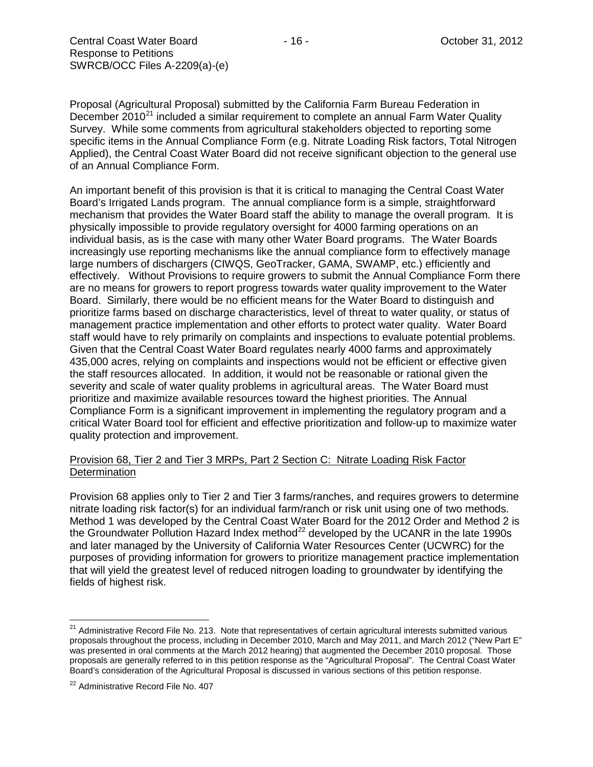Proposal (Agricultural Proposal) submitted by the California Farm Bureau Federation in December 2010[21] included a similar requirement to complete an annual Farm Water Quality Survey. While some comments from agricultural stakeholders objected to reporting some specific items in the Annual Compliance Form (e.g. Nitrate Loading Risk factors, Total Nitrogen Applied), the Central Coast Water Board did not receive significant objection to the general use of an Annual Compliance Form.

An important benefit of this provision is that it is critical to managing the Central Coast Water Board's Irrigated Lands program. The annual compliance form is a simple, straightforward mechanism that provides the Water Board staff the ability to manage the overall program. It is physically impossible to provide regulatory oversight for 4000 farming operations on an individual basis, as is the case with many other Water Board programs. The Water Boards increasingly use reporting mechanisms like the annual compliance form to effectively manage large numbers of dischargers (CIWQS, GeoTracker, GAMA, SWAMP, etc.) efficiently and effectively. Without Provisions to require growers to submit the Annual Compliance Form there are no means for growers to report progress towards water quality improvement to the Water Board. Similarly, there would be no efficient means for the Water Board to distinguish and prioritize farms based on discharge characteristics, level of threat to water quality, or status of management practice implementation and other efforts to protect water quality. Water Board staff would have to rely primarily on complaints and inspections to evaluate potential problems. Given that the Central Coast Water Board regulates nearly 4000 farms and approximately 435,000 acres, relying on complaints and inspections would not be efficient or effective given the staff resources allocated. In addition, it would not be reasonable or rational given the severity and scale of water quality problems in agricultural areas. The Water Board must prioritize and maximize available resources toward the highest priorities. The Annual Compliance Form is a significant improvement in implementing the regulatory program and a critical Water Board tool for efficient and effective prioritization and follow-up to maximize water quality protection and improvement.

Provision 68, Tier 2 and Tier 3 MRPs, Part 2 Section C: Nitrate Loading Risk Factor Determination

Provision 68 applies only to Tier 2 and Tier 3 farms/ranches, and requires growers to determine nitrate loading risk factor(s) for an individual farm/ranch or risk unit using one of two methods. Method 1 was developed by the Central Coast Water Board for the 2012 Order and Method 2 is the Groundwater Pollution Hazard Index method[22] developed by the UCANR in the late 1990s and later managed by the University of California Water Resources Center (UCWRC) for the purposes of providing information for growers to prioritize management practice implementation that will yield the greatest level of reduced nitrogen loading to groundwater by identifying the fields of highest risk.

---

[21] Administrative Record File No. 213. Note that representatives of certain agricultural interests submitted various proposals throughout the process, including in December 2010, March and May 2011, and March 2012 ("New Part E" was presented in oral comments at the March 2012 hearing) that augmented the December 2010 proposal. Those proposals are generally referred to in this petition response as the "Agricultural Proposal". The Central Coast Water Board's consideration of the Agricultural Proposal is discussed in various sections of this petition response.

[22] Administrative Record File No. 407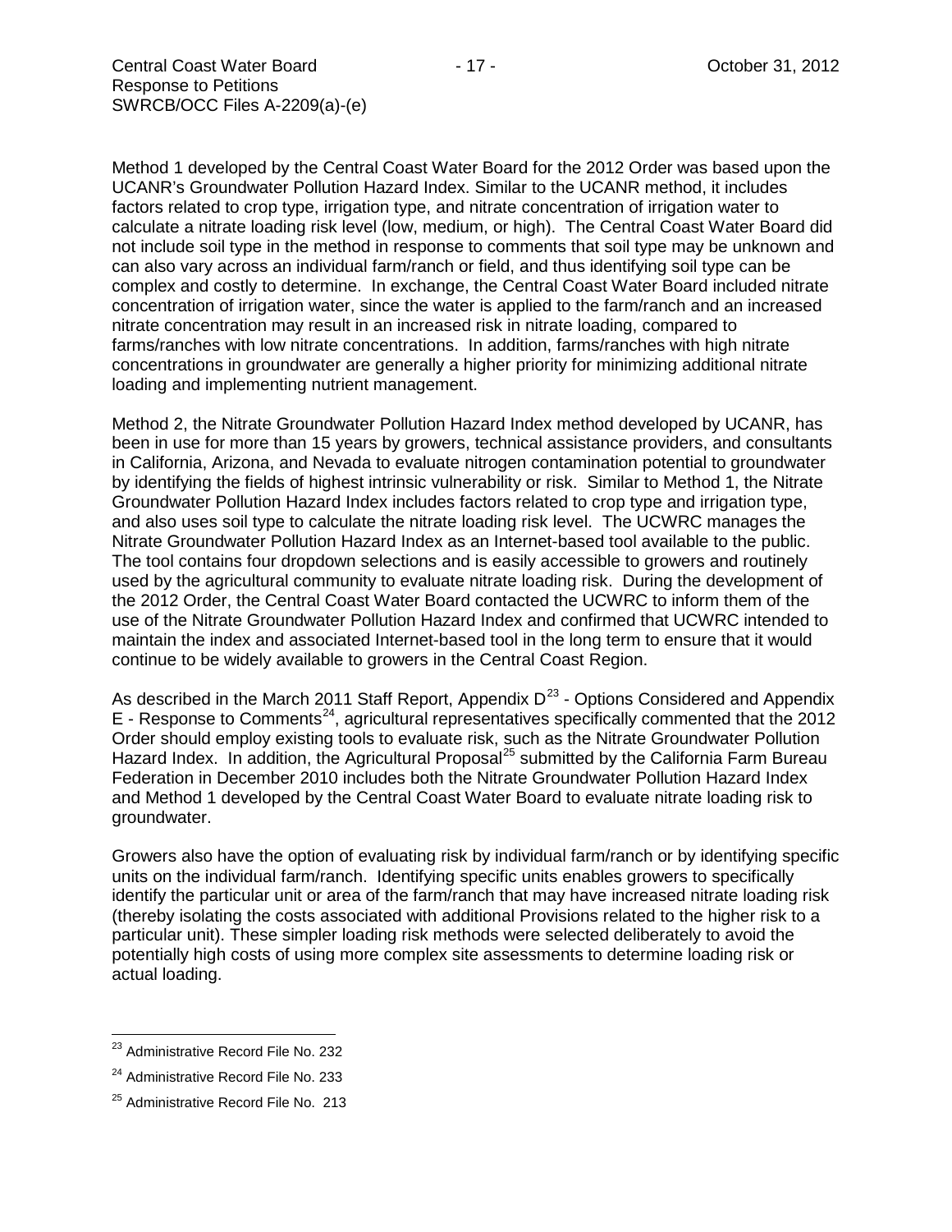Method 1 developed by the Central Coast Water Board for the 2012 Order was based upon the UCANR's Groundwater Pollution Hazard Index. Similar to the UCANR method, it includes factors related to crop type, irrigation type, and nitrate concentration of irrigation water to calculate a nitrate loading risk level (low, medium, or high). The Central Coast Water Board did not include soil type in the method in response to comments that soil type may be unknown and can also vary across an individual farm/ranch or field, and thus identifying soil type can be complex and costly to determine. In exchange, the Central Coast Water Board included nitrate concentration of irrigation water, since the water is applied to the farm/ranch and an increased nitrate concentration may result in an increased risk in nitrate loading, compared to farms/ranches with low nitrate concentrations. In addition, farms/ranches with high nitrate concentrations in groundwater are generally a higher priority for minimizing additional nitrate loading and implementing nutrient management.

Method 2, the Nitrate Groundwater Pollution Hazard Index method developed by UCANR, has been in use for more than 15 years by growers, technical assistance providers, and consultants in California, Arizona, and Nevada to evaluate nitrogen contamination potential to groundwater by identifying the fields of highest intrinsic vulnerability or risk. Similar to Method 1, the Nitrate Groundwater Pollution Hazard Index includes factors related to crop type and irrigation type, and also uses soil type to calculate the nitrate loading risk level. The UCWRC manages the Nitrate Groundwater Pollution Hazard Index as an Internet-based tool available to the public. The tool contains four dropdown selections and is easily accessible to growers and routinely used by the agricultural community to evaluate nitrate loading risk. During the development of the 2012 Order, the Central Coast Water Board contacted the UCWRC to inform them of the use of the Nitrate Groundwater Pollution Hazard Index and confirmed that UCWRC intended to maintain the index and associated Internet-based tool in the long term to ensure that it would continue to be widely available to growers in the Central Coast Region.

As described in the March 2011 Staff Report, Appendix D[23] - Options Considered and Appendix E - Response to Comments[24], agricultural representatives specifically commented that the 2012 Order should employ existing tools to evaluate risk, such as the Nitrate Groundwater Pollution Hazard Index. In addition, the Agricultural Proposal[25] submitted by the California Farm Bureau Federation in December 2010 includes both the Nitrate Groundwater Pollution Hazard Index and Method 1 developed by the Central Coast Water Board to evaluate nitrate loading risk to groundwater.

Growers also have the option of evaluating risk by individual farm/ranch or by identifying specific units on the individual farm/ranch. Identifying specific units enables growers to specifically identify the particular unit or area of the farm/ranch that may have increased nitrate loading risk (thereby isolating the costs associated with additional Provisions related to the higher risk to a particular unit). These simpler loading risk methods were selected deliberately to avoid the potentially high costs of using more complex site assessments to determine loading risk or actual loading.

[23] Administrative Record File No. 232

[24] Administrative Record File No. 233

[25] Administrative Record File No. 213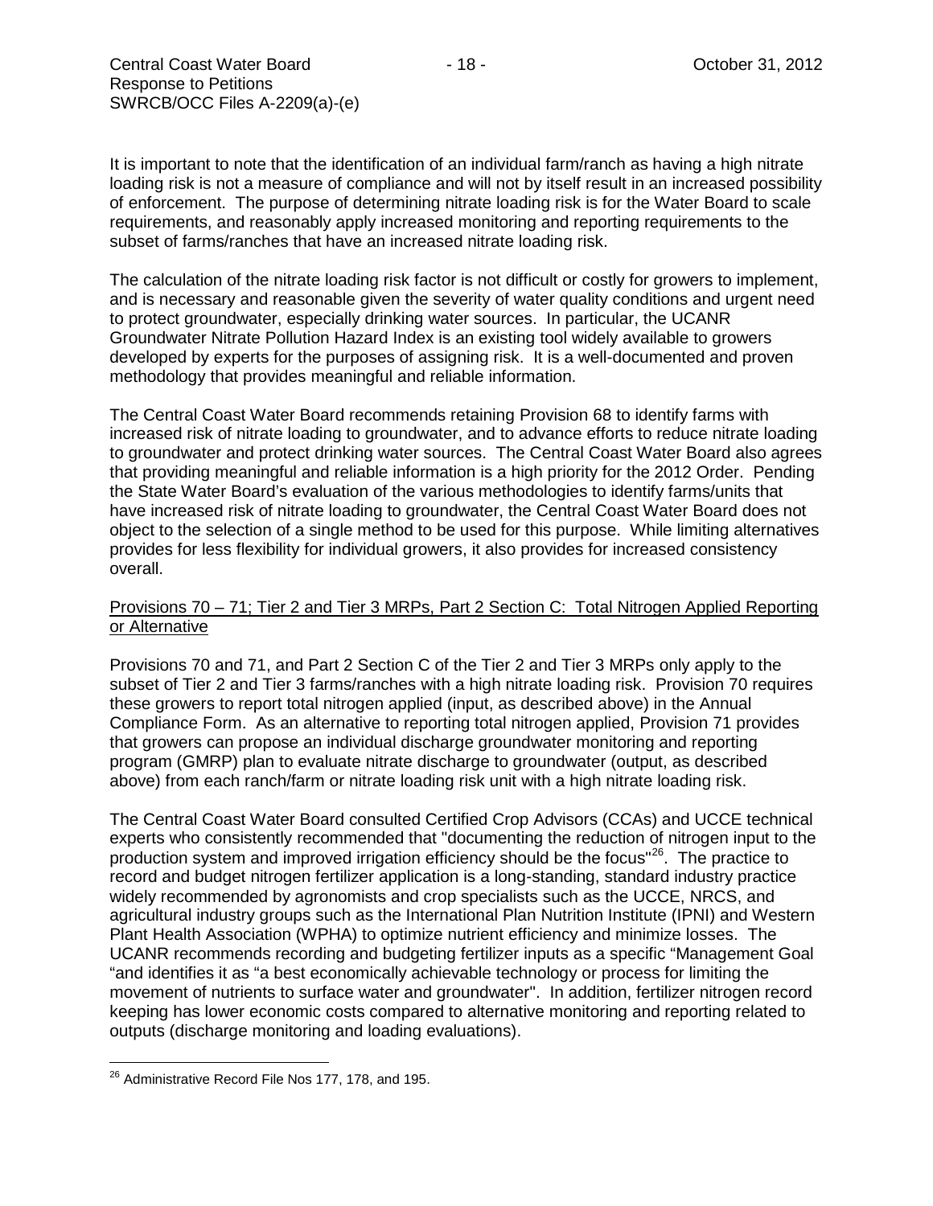It is important to note that the identification of an individual farm/ranch as having a high nitrate loading risk is not a measure of compliance and will not by itself result in an increased possibility of enforcement. The purpose of determining nitrate loading risk is for the Water Board to scale requirements, and reasonably apply increased monitoring and reporting requirements to the subset of farms/ranches that have an increased nitrate loading risk.

The calculation of the nitrate loading risk factor is not difficult or costly for growers to implement, and is necessary and reasonable given the severity of water quality conditions and urgent need to protect groundwater, especially drinking water sources. In particular, the UCANR Groundwater Nitrate Pollution Hazard Index is an existing tool widely available to growers developed by experts for the purposes of assigning risk. It is a well-documented and proven methodology that provides meaningful and reliable information.

The Central Coast Water Board recommends retaining Provision 68 to identify farms with increased risk of nitrate loading to groundwater, and to advance efforts to reduce nitrate loading to groundwater and protect drinking water sources. The Central Coast Water Board also agrees that providing meaningful and reliable information is a high priority for the 2012 Order. Pending the State Water Board's evaluation of the various methodologies to identify farms/units that have increased risk of nitrate loading to groundwater, the Central Coast Water Board does not object to the selection of a single method to be used for this purpose. While limiting alternatives provides for less flexibility for individual growers, it also provides for increased consistency overall.

Provisions 70 – 71; Tier 2 and Tier 3 MRPs, Part 2 Section C: Total Nitrogen Applied Reporting or Alternative

Provisions 70 and 71, and Part 2 Section C of the Tier 2 and Tier 3 MRPs only apply to the subset of Tier 2 and Tier 3 farms/ranches with a high nitrate loading risk. Provision 70 requires these growers to report total nitrogen applied (input, as described above) in the Annual Compliance Form. As an alternative to reporting total nitrogen applied, Provision 71 provides that growers can propose an individual discharge groundwater monitoring and reporting program (GMRP) plan to evaluate nitrate discharge to groundwater (output, as described above) from each ranch/farm or nitrate loading risk unit with a high nitrate loading risk.

The Central Coast Water Board consulted Certified Crop Advisors (CCAs) and UCCE technical experts who consistently recommended that "documenting the reduction of nitrogen input to the production system and improved irrigation efficiency should be the focus"[26]. The practice to record and budget nitrogen fertilizer application is a long-standing, standard industry practice widely recommended by agronomists and crop specialists such as the UCCE, NRCS, and agricultural industry groups such as the International Plan Nutrition Institute (IPNI) and Western Plant Health Association (WPHA) to optimize nutrient efficiency and minimize losses. The UCANR recommends recording and budgeting fertilizer inputs as a specific "Management Goal "and identifies it as "a best economically achievable technology or process for limiting the movement of nutrients to surface water and groundwater". In addition, fertilizer nitrogen record keeping has lower economic costs compared to alternative monitoring and reporting related to outputs (discharge monitoring and loading evaluations).

[26] Administrative Record File Nos 177, 178, and 195.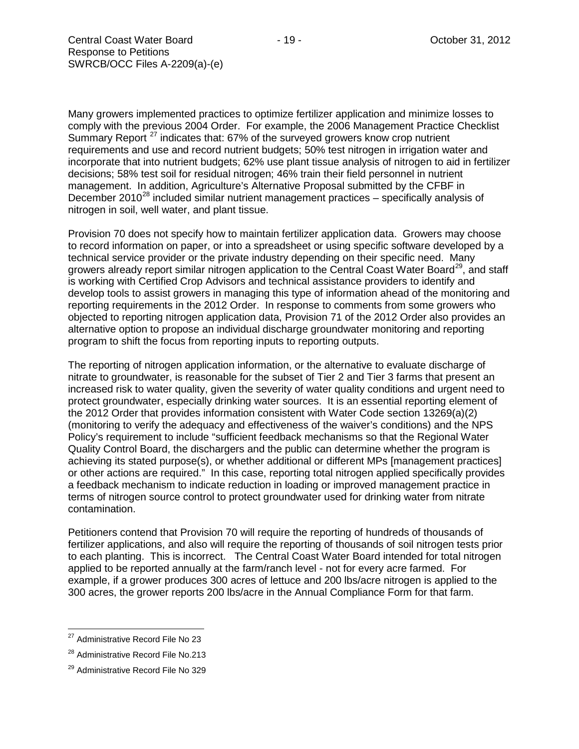Many growers implemented practices to optimize fertilizer application and minimize losses to comply with the previous 2004 Order. For example, the 2006 Management Practice Checklist Summary Report [27] indicates that: 67% of the surveyed growers know crop nutrient requirements and use and record nutrient budgets; 50% test nitrogen in irrigation water and incorporate that into nutrient budgets; 62% use plant tissue analysis of nitrogen to aid in fertilizer decisions; 58% test soil for residual nitrogen; 46% train their field personnel in nutrient management. In addition, Agriculture's Alternative Proposal submitted by the CFBF in December 2010[28] included similar nutrient management practices – specifically analysis of nitrogen in soil, well water, and plant tissue.

Provision 70 does not specify how to maintain fertilizer application data. Growers may choose to record information on paper, or into a spreadsheet or using specific software developed by a technical service provider or the private industry depending on their specific need. Many growers already report similar nitrogen application to the Central Coast Water Board[29], and staff is working with Certified Crop Advisors and technical assistance providers to identify and develop tools to assist growers in managing this type of information ahead of the monitoring and reporting requirements in the 2012 Order. In response to comments from some growers who objected to reporting nitrogen application data, Provision 71 of the 2012 Order also provides an alternative option to propose an individual discharge groundwater monitoring and reporting program to shift the focus from reporting inputs to reporting outputs.

The reporting of nitrogen application information, or the alternative to evaluate discharge of nitrate to groundwater, is reasonable for the subset of Tier 2 and Tier 3 farms that present an increased risk to water quality, given the severity of water quality conditions and urgent need to protect groundwater, especially drinking water sources. It is an essential reporting element of the 2012 Order that provides information consistent with Water Code section 13269(a)(2) (monitoring to verify the adequacy and effectiveness of the waiver's conditions) and the NPS Policy's requirement to include "sufficient feedback mechanisms so that the Regional Water Quality Control Board, the dischargers and the public can determine whether the program is achieving its stated purpose(s), or whether additional or different MPs [management practices] or other actions are required." In this case, reporting total nitrogen applied specifically provides a feedback mechanism to indicate reduction in loading or improved management practice in terms of nitrogen source control to protect groundwater used for drinking water from nitrate contamination.

Petitioners contend that Provision 70 will require the reporting of hundreds of thousands of fertilizer applications, and also will require the reporting of thousands of soil nitrogen tests prior to each planting. This is incorrect. The Central Coast Water Board intended for total nitrogen applied to be reported annually at the farm/ranch level - not for every acre farmed. For example, if a grower produces 300 acres of lettuce and 200 lbs/acre nitrogen is applied to the 300 acres, the grower reports 200 lbs/acre in the Annual Compliance Form for that farm.

---

[27] Administrative Record File No 23

[28] Administrative Record File No.213

[29] Administrative Record File No 329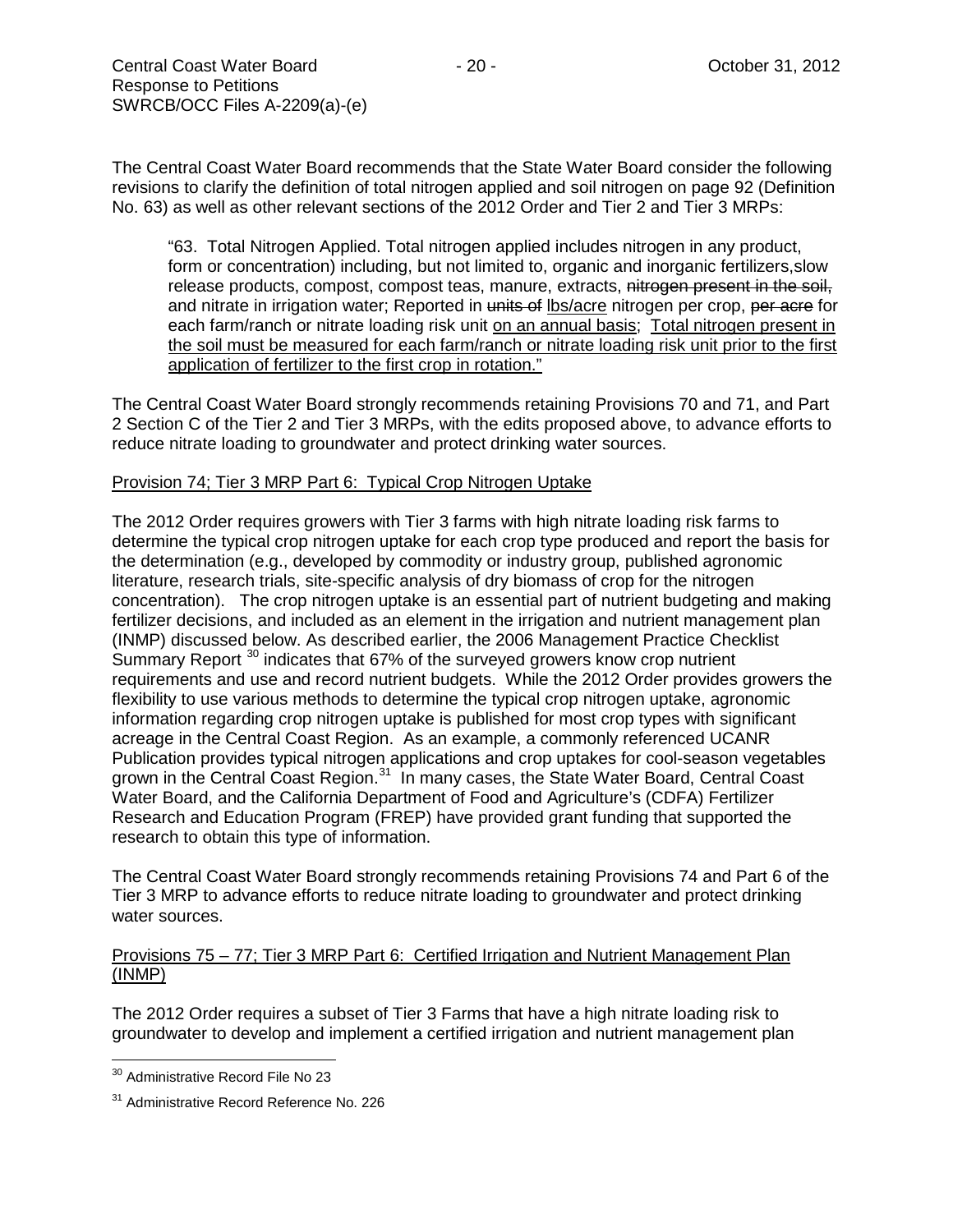The Central Coast Water Board recommends that the State Water Board consider the following revisions to clarify the definition of total nitrogen applied and soil nitrogen on page 92 (Definition No. 63) as well as other relevant sections of the 2012 Order and Tier 2 and Tier 3 MRPs:

> "63. Total Nitrogen Applied. Total nitrogen applied includes nitrogen in any product, form or concentration) including, but not limited to, organic and inorganic fertilizers,slow release products, compost, compost teas, manure, extracts, ~~nitrogen present in the soil,~~ and nitrate in irrigation water; Reported in ~~units of~~ <u>lbs/acre</u> nitrogen per crop, ~~per acre~~ for each farm/ranch or nitrate loading risk unit <u>on an annual basis</u>; <u>Total nitrogen present in the soil must be measured for each farm/ranch or nitrate loading risk unit prior to the first application of fertilizer to the first crop in rotation.</u>"

The Central Coast Water Board strongly recommends retaining Provisions 70 and 71, and Part 2 Section C of the Tier 2 and Tier 3 MRPs, with the edits proposed above, to advance efforts to reduce nitrate loading to groundwater and protect drinking water sources.

<u>Provision 74; Tier 3 MRP Part 6: Typical Crop Nitrogen Uptake</u>

The 2012 Order requires growers with Tier 3 farms with high nitrate loading risk farms to determine the typical crop nitrogen uptake for each crop type produced and report the basis for the determination (e.g., developed by commodity or industry group, published agronomic literature, research trials, site-specific analysis of dry biomass of crop for the nitrogen concentration). The crop nitrogen uptake is an essential part of nutrient budgeting and making fertilizer decisions, and included as an element in the irrigation and nutrient management plan (INMP) discussed below. As described earlier, the 2006 Management Practice Checklist Summary Report [30] indicates that 67% of the surveyed growers know crop nutrient requirements and use and record nutrient budgets. While the 2012 Order provides growers the flexibility to use various methods to determine the typical crop nitrogen uptake, agronomic information regarding crop nitrogen uptake is published for most crop types with significant acreage in the Central Coast Region. As an example, a commonly referenced UCANR Publication provides typical nitrogen applications and crop uptakes for cool-season vegetables grown in the Central Coast Region.[31] In many cases, the State Water Board, Central Coast Water Board, and the California Department of Food and Agriculture's (CDFA) Fertilizer Research and Education Program (FREP) have provided grant funding that supported the research to obtain this type of information.

The Central Coast Water Board strongly recommends retaining Provisions 74 and Part 6 of the Tier 3 MRP to advance efforts to reduce nitrate loading to groundwater and protect drinking water sources.

<u>Provisions 75 – 77; Tier 3 MRP Part 6: Certified Irrigation and Nutrient Management Plan (INMP)</u>

The 2012 Order requires a subset of Tier 3 Farms that have a high nitrate loading risk to groundwater to develop and implement a certified irrigation and nutrient management plan

---

[30] Administrative Record File No 23

[31] Administrative Record Reference No. 226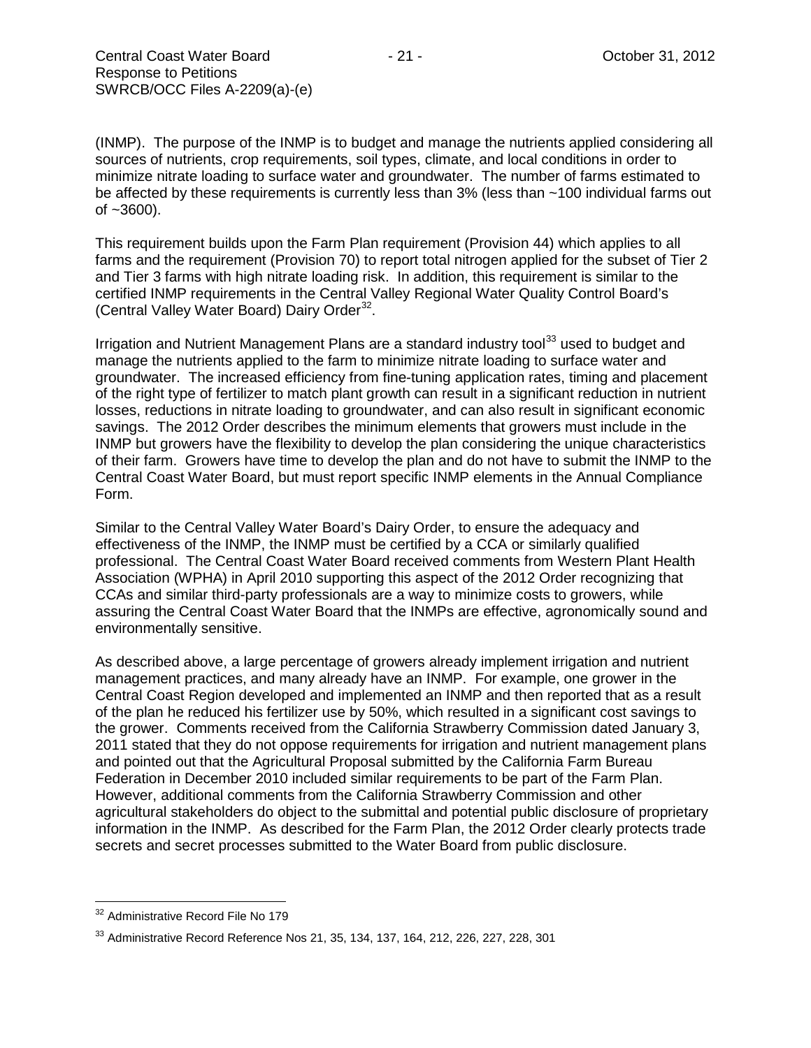(INMP). The purpose of the INMP is to budget and manage the nutrients applied considering all sources of nutrients, crop requirements, soil types, climate, and local conditions in order to minimize nitrate loading to surface water and groundwater. The number of farms estimated to be affected by these requirements is currently less than 3% (less than ~100 individual farms out of ~3600).

This requirement builds upon the Farm Plan requirement (Provision 44) which applies to all farms and the requirement (Provision 70) to report total nitrogen applied for the subset of Tier 2 and Tier 3 farms with high nitrate loading risk. In addition, this requirement is similar to the certified INMP requirements in the Central Valley Regional Water Quality Control Board's (Central Valley Water Board) Dairy Order[32].

Irrigation and Nutrient Management Plans are a standard industry tool[33] used to budget and manage the nutrients applied to the farm to minimize nitrate loading to surface water and groundwater. The increased efficiency from fine-tuning application rates, timing and placement of the right type of fertilizer to match plant growth can result in a significant reduction in nutrient losses, reductions in nitrate loading to groundwater, and can also result in significant economic savings. The 2012 Order describes the minimum elements that growers must include in the INMP but growers have the flexibility to develop the plan considering the unique characteristics of their farm. Growers have time to develop the plan and do not have to submit the INMP to the Central Coast Water Board, but must report specific INMP elements in the Annual Compliance Form.

Similar to the Central Valley Water Board's Dairy Order, to ensure the adequacy and effectiveness of the INMP, the INMP must be certified by a CCA or similarly qualified professional. The Central Coast Water Board received comments from Western Plant Health Association (WPHA) in April 2010 supporting this aspect of the 2012 Order recognizing that CCAs and similar third-party professionals are a way to minimize costs to growers, while assuring the Central Coast Water Board that the INMPs are effective, agronomically sound and environmentally sensitive.

As described above, a large percentage of growers already implement irrigation and nutrient management practices, and many already have an INMP. For example, one grower in the Central Coast Region developed and implemented an INMP and then reported that as a result of the plan he reduced his fertilizer use by 50%, which resulted in a significant cost savings to the grower. Comments received from the California Strawberry Commission dated January 3, 2011 stated that they do not oppose requirements for irrigation and nutrient management plans and pointed out that the Agricultural Proposal submitted by the California Farm Bureau Federation in December 2010 included similar requirements to be part of the Farm Plan. However, additional comments from the California Strawberry Commission and other agricultural stakeholders do object to the submittal and potential public disclosure of proprietary information in the INMP. As described for the Farm Plan, the 2012 Order clearly protects trade secrets and secret processes submitted to the Water Board from public disclosure.

---

[32] Administrative Record File No 179

[33] Administrative Record Reference Nos 21, 35, 134, 137, 164, 212, 226, 227, 228, 301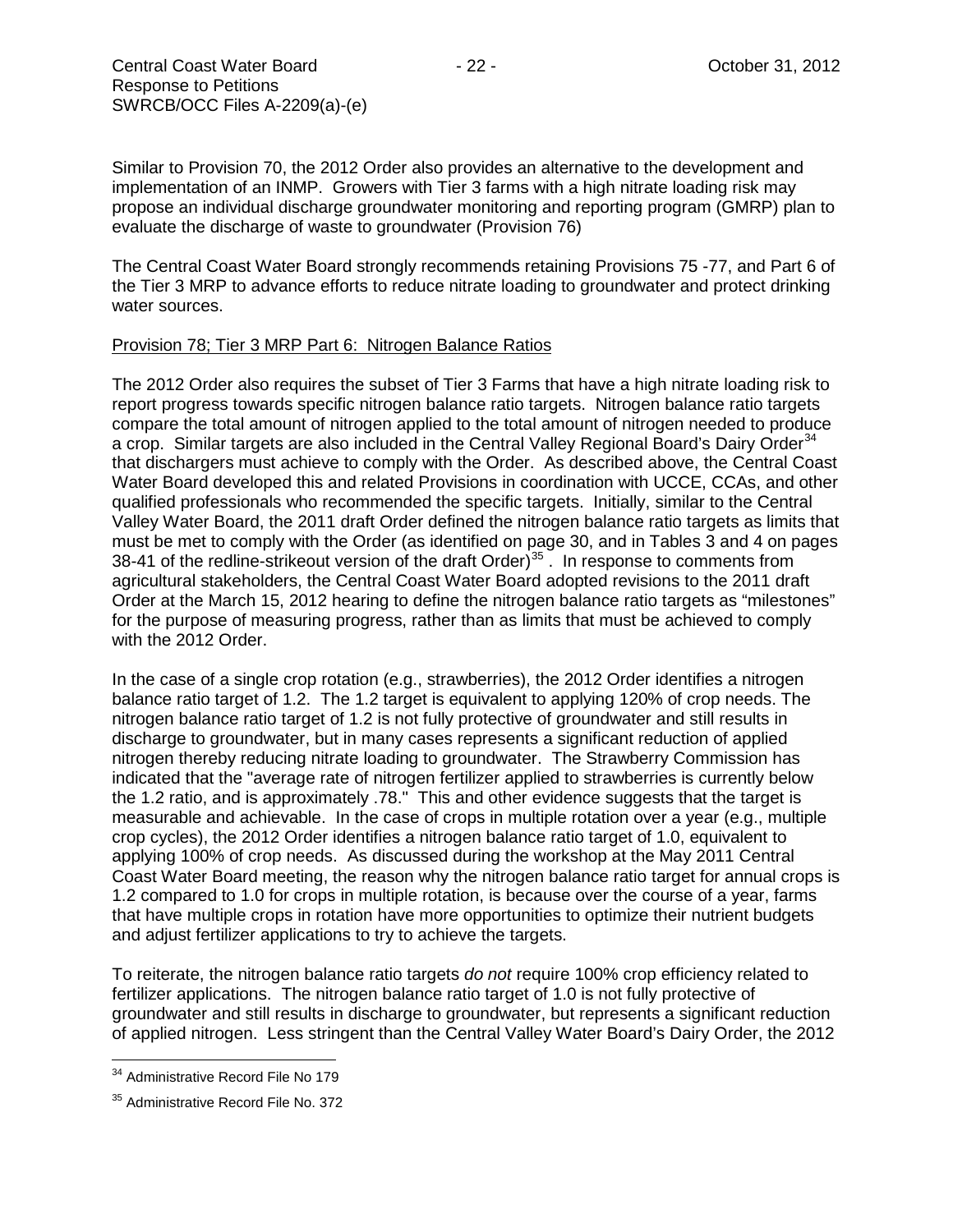Similar to Provision 70, the 2012 Order also provides an alternative to the development and implementation of an INMP. Growers with Tier 3 farms with a high nitrate loading risk may propose an individual discharge groundwater monitoring and reporting program (GMRP) plan to evaluate the discharge of waste to groundwater (Provision 76)

The Central Coast Water Board strongly recommends retaining Provisions 75 -77, and Part 6 of the Tier 3 MRP to advance efforts to reduce nitrate loading to groundwater and protect drinking water sources.

Provision 78; Tier 3 MRP Part 6: Nitrogen Balance Ratios

The 2012 Order also requires the subset of Tier 3 Farms that have a high nitrate loading risk to report progress towards specific nitrogen balance ratio targets. Nitrogen balance ratio targets compare the total amount of nitrogen applied to the total amount of nitrogen needed to produce a crop. Similar targets are also included in the Central Valley Regional Board's Dairy Order[34] that dischargers must achieve to comply with the Order. As described above, the Central Coast Water Board developed this and related Provisions in coordination with UCCE, CCAs, and other qualified professionals who recommended the specific targets. Initially, similar to the Central Valley Water Board, the 2011 draft Order defined the nitrogen balance ratio targets as limits that must be met to comply with the Order (as identified on page 30, and in Tables 3 and 4 on pages 38-41 of the redline-strikeout version of the draft Order)[35]. In response to comments from agricultural stakeholders, the Central Coast Water Board adopted revisions to the 2011 draft Order at the March 15, 2012 hearing to define the nitrogen balance ratio targets as "milestones" for the purpose of measuring progress, rather than as limits that must be achieved to comply with the 2012 Order.

In the case of a single crop rotation (e.g., strawberries), the 2012 Order identifies a nitrogen balance ratio target of 1.2. The 1.2 target is equivalent to applying 120% of crop needs. The nitrogen balance ratio target of 1.2 is not fully protective of groundwater and still results in discharge to groundwater, but in many cases represents a significant reduction of applied nitrogen thereby reducing nitrate loading to groundwater. The Strawberry Commission has indicated that the "average rate of nitrogen fertilizer applied to strawberries is currently below the 1.2 ratio, and is approximately .78." This and other evidence suggests that the target is measurable and achievable. In the case of crops in multiple rotation over a year (e.g., multiple crop cycles), the 2012 Order identifies a nitrogen balance ratio target of 1.0, equivalent to applying 100% of crop needs. As discussed during the workshop at the May 2011 Central Coast Water Board meeting, the reason why the nitrogen balance ratio target for annual crops is 1.2 compared to 1.0 for crops in multiple rotation, is because over the course of a year, farms that have multiple crops in rotation have more opportunities to optimize their nutrient budgets and adjust fertilizer applications to try to achieve the targets.

To reiterate, the nitrogen balance ratio targets *do not* require 100% crop efficiency related to fertilizer applications. The nitrogen balance ratio target of 1.0 is not fully protective of groundwater and still results in discharge to groundwater, but represents a significant reduction of applied nitrogen. Less stringent than the Central Valley Water Board's Dairy Order, the 2012

---

[34] Administrative Record File No 179

[35] Administrative Record File No. 372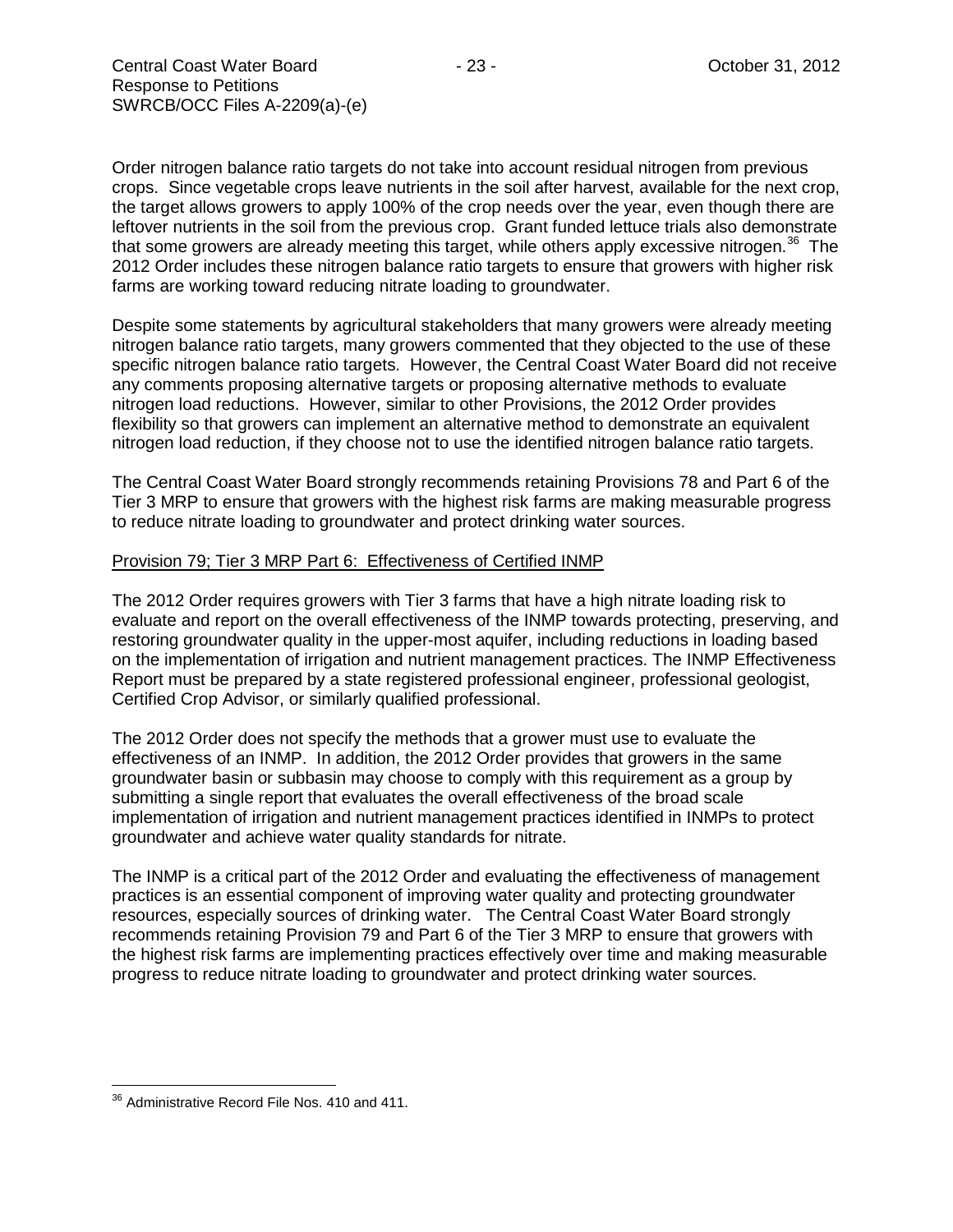Order nitrogen balance ratio targets do not take into account residual nitrogen from previous crops. Since vegetable crops leave nutrients in the soil after harvest, available for the next crop, the target allows growers to apply 100% of the crop needs over the year, even though there are leftover nutrients in the soil from the previous crop. Grant funded lettuce trials also demonstrate that some growers are already meeting this target, while others apply excessive nitrogen.[36] The 2012 Order includes these nitrogen balance ratio targets to ensure that growers with higher risk farms are working toward reducing nitrate loading to groundwater.

Despite some statements by agricultural stakeholders that many growers were already meeting nitrogen balance ratio targets, many growers commented that they objected to the use of these specific nitrogen balance ratio targets. However, the Central Coast Water Board did not receive any comments proposing alternative targets or proposing alternative methods to evaluate nitrogen load reductions. However, similar to other Provisions, the 2012 Order provides flexibility so that growers can implement an alternative method to demonstrate an equivalent nitrogen load reduction, if they choose not to use the identified nitrogen balance ratio targets.

The Central Coast Water Board strongly recommends retaining Provisions 78 and Part 6 of the Tier 3 MRP to ensure that growers with the highest risk farms are making measurable progress to reduce nitrate loading to groundwater and protect drinking water sources.

<u>Provision 79; Tier 3 MRP Part 6: Effectiveness of Certified INMP</u>

The 2012 Order requires growers with Tier 3 farms that have a high nitrate loading risk to evaluate and report on the overall effectiveness of the INMP towards protecting, preserving, and restoring groundwater quality in the upper-most aquifer, including reductions in loading based on the implementation of irrigation and nutrient management practices. The INMP Effectiveness Report must be prepared by a state registered professional engineer, professional geologist, Certified Crop Advisor, or similarly qualified professional.

The 2012 Order does not specify the methods that a grower must use to evaluate the effectiveness of an INMP. In addition, the 2012 Order provides that growers in the same groundwater basin or subbasin may choose to comply with this requirement as a group by submitting a single report that evaluates the overall effectiveness of the broad scale implementation of irrigation and nutrient management practices identified in INMPs to protect groundwater and achieve water quality standards for nitrate.

The INMP is a critical part of the 2012 Order and evaluating the effectiveness of management practices is an essential component of improving water quality and protecting groundwater resources, especially sources of drinking water. The Central Coast Water Board strongly recommends retaining Provision 79 and Part 6 of the Tier 3 MRP to ensure that growers with the highest risk farms are implementing practices effectively over time and making measurable progress to reduce nitrate loading to groundwater and protect drinking water sources.

---

[36] Administrative Record File Nos. 410 and 411.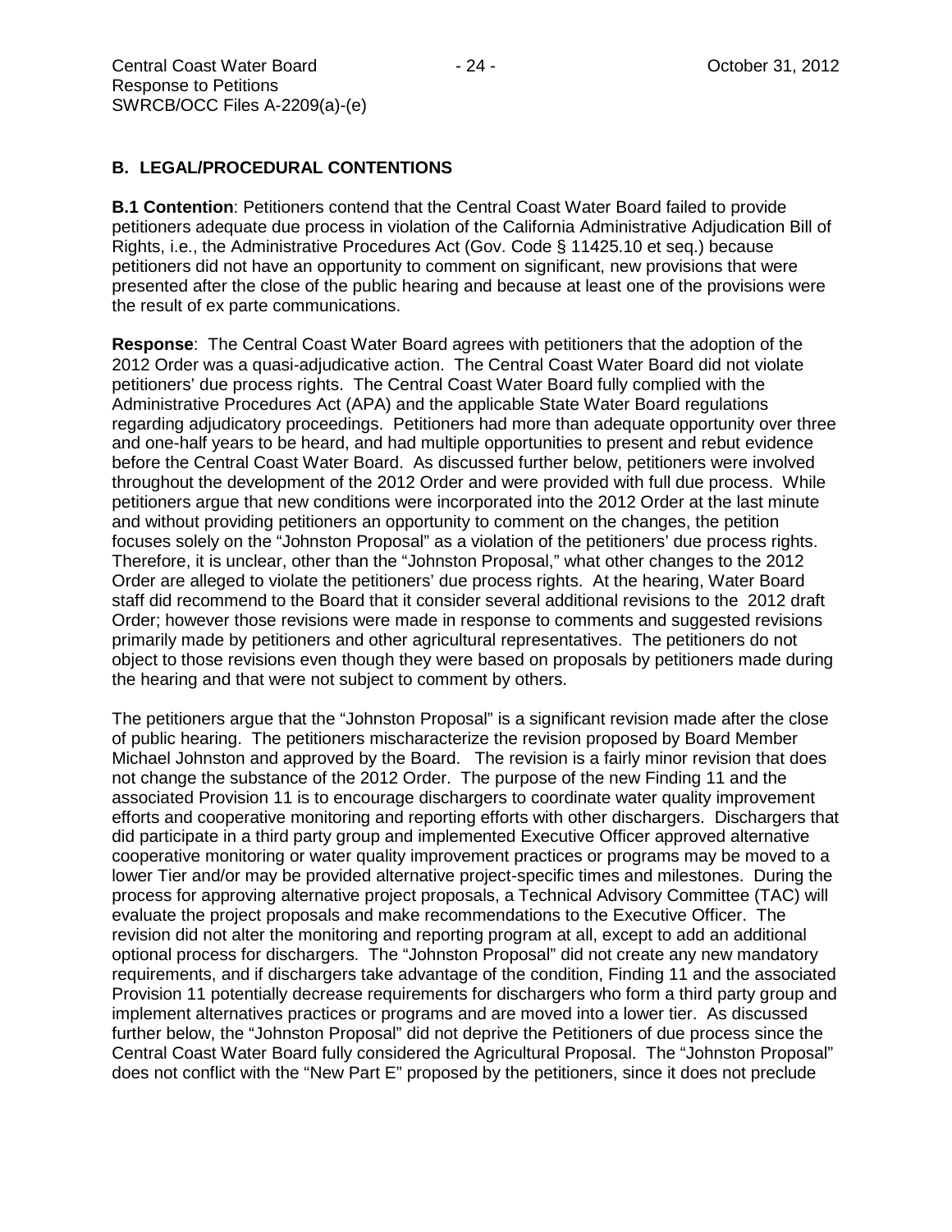## B. LEGAL/PROCEDURAL CONTENTIONS

**B.1 Contention**: Petitioners contend that the Central Coast Water Board failed to provide petitioners adequate due process in violation of the California Administrative Adjudication Bill of Rights, i.e., the Administrative Procedures Act (Gov. Code § 11425.10 et seq.) because petitioners did not have an opportunity to comment on significant, new provisions that were presented after the close of the public hearing and because at least one of the provisions were the result of ex parte communications.

**Response**: The Central Coast Water Board agrees with petitioners that the adoption of the 2012 Order was a quasi-adjudicative action. The Central Coast Water Board did not violate petitioners' due process rights. The Central Coast Water Board fully complied with the Administrative Procedures Act (APA) and the applicable State Water Board regulations regarding adjudicatory proceedings. Petitioners had more than adequate opportunity over three and one-half years to be heard, and had multiple opportunities to present and rebut evidence before the Central Coast Water Board. As discussed further below, petitioners were involved throughout the development of the 2012 Order and were provided with full due process. While petitioners argue that new conditions were incorporated into the 2012 Order at the last minute and without providing petitioners an opportunity to comment on the changes, the petition focuses solely on the "Johnston Proposal" as a violation of the petitioners' due process rights. Therefore, it is unclear, other than the "Johnston Proposal," what other changes to the 2012 Order are alleged to violate the petitioners' due process rights. At the hearing, Water Board staff did recommend to the Board that it consider several additional revisions to the 2012 draft Order; however those revisions were made in response to comments and suggested revisions primarily made by petitioners and other agricultural representatives. The petitioners do not object to those revisions even though they were based on proposals by petitioners made during the hearing and that were not subject to comment by others.

The petitioners argue that the "Johnston Proposal" is a significant revision made after the close of public hearing. The petitioners mischaracterize the revision proposed by Board Member Michael Johnston and approved by the Board. The revision is a fairly minor revision that does not change the substance of the 2012 Order. The purpose of the new Finding 11 and the associated Provision 11 is to encourage dischargers to coordinate water quality improvement efforts and cooperative monitoring and reporting efforts with other dischargers. Dischargers that did participate in a third party group and implemented Executive Officer approved alternative cooperative monitoring or water quality improvement practices or programs may be moved to a lower Tier and/or may be provided alternative project-specific times and milestones. During the process for approving alternative project proposals, a Technical Advisory Committee (TAC) will evaluate the project proposals and make recommendations to the Executive Officer. The revision did not alter the monitoring and reporting program at all, except to add an additional optional process for dischargers. The "Johnston Proposal" did not create any new mandatory requirements, and if dischargers take advantage of the condition, Finding 11 and the associated Provision 11 potentially decrease requirements for dischargers who form a third party group and implement alternatives practices or programs and are moved into a lower tier. As discussed further below, the "Johnston Proposal" did not deprive the Petitioners of due process since the Central Coast Water Board fully considered the Agricultural Proposal. The "Johnston Proposal" does not conflict with the "New Part E" proposed by the petitioners, since it does not preclude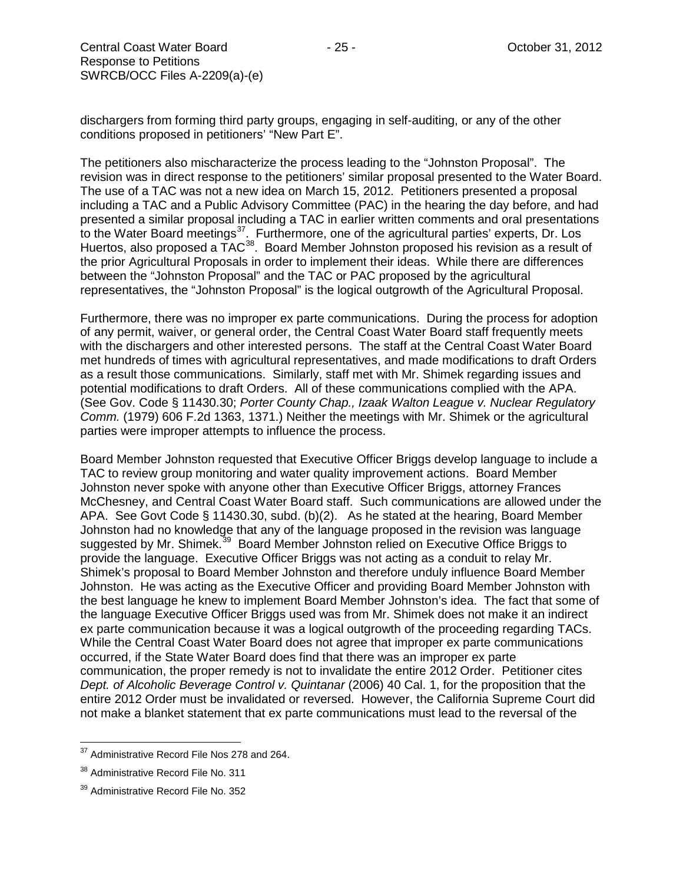dischargers from forming third party groups, engaging in self-auditing, or any of the other conditions proposed in petitioners' "New Part E".

The petitioners also mischaracterize the process leading to the "Johnston Proposal". The revision was in direct response to the petitioners' similar proposal presented to the Water Board. The use of a TAC was not a new idea on March 15, 2012. Petitioners presented a proposal including a TAC and a Public Advisory Committee (PAC) in the hearing the day before, and had presented a similar proposal including a TAC in earlier written comments and oral presentations to the Water Board meetings[37]. Furthermore, one of the agricultural parties' experts, Dr. Los Huertos, also proposed a TAC[38]. Board Member Johnston proposed his revision as a result of the prior Agricultural Proposals in order to implement their ideas. While there are differences between the "Johnston Proposal" and the TAC or PAC proposed by the agricultural representatives, the "Johnston Proposal" is the logical outgrowth of the Agricultural Proposal.

Furthermore, there was no improper ex parte communications. During the process for adoption of any permit, waiver, or general order, the Central Coast Water Board staff frequently meets with the dischargers and other interested persons. The staff at the Central Coast Water Board met hundreds of times with agricultural representatives, and made modifications to draft Orders as a result those communications. Similarly, staff met with Mr. Shimek regarding issues and potential modifications to draft Orders. All of these communications complied with the APA. (See Gov. Code § 11430.30; *Porter County Chap., Izaak Walton League v. Nuclear Regulatory Comm.* (1979) 606 F.2d 1363, 1371.) Neither the meetings with Mr. Shimek or the agricultural parties were improper attempts to influence the process.

Board Member Johnston requested that Executive Officer Briggs develop language to include a TAC to review group monitoring and water quality improvement actions. Board Member Johnston never spoke with anyone other than Executive Officer Briggs, attorney Frances McChesney, and Central Coast Water Board staff. Such communications are allowed under the APA. See Govt Code § 11430.30, subd. (b)(2). As he stated at the hearing, Board Member Johnston had no knowledge that any of the language proposed in the revision was language suggested by Mr. Shimek.[39] Board Member Johnston relied on Executive Office Briggs to provide the language. Executive Officer Briggs was not acting as a conduit to relay Mr. Shimek's proposal to Board Member Johnston and therefore unduly influence Board Member Johnston. He was acting as the Executive Officer and providing Board Member Johnston with the best language he knew to implement Board Member Johnston's idea. The fact that some of the language Executive Officer Briggs used was from Mr. Shimek does not make it an indirect ex parte communication because it was a logical outgrowth of the proceeding regarding TACs. While the Central Coast Water Board does not agree that improper ex parte communications occurred, if the State Water Board does find that there was an improper ex parte communication, the proper remedy is not to invalidate the entire 2012 Order. Petitioner cites *Dept. of Alcoholic Beverage Control v. Quintanar* (2006) 40 Cal. 1, for the proposition that the entire 2012 Order must be invalidated or reversed. However, the California Supreme Court did not make a blanket statement that ex parte communications must lead to the reversal of the

---

[37] Administrative Record File Nos 278 and 264.

[38] Administrative Record File No. 311

[39] Administrative Record File No. 352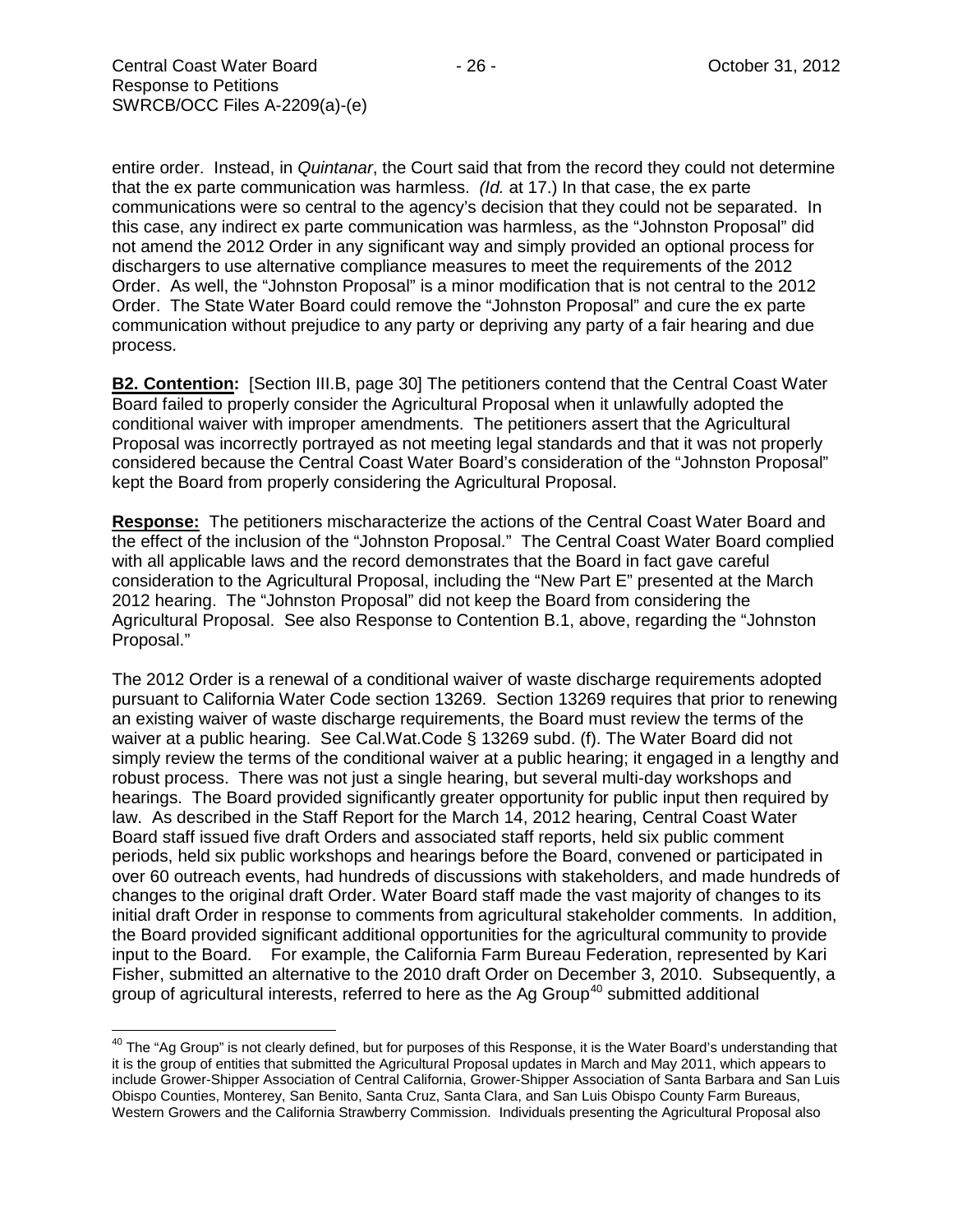entire order. Instead, in *Quintanar*, the Court said that from the record they could not determine that the ex parte communication was harmless. *(Id.* at 17.) In that case, the ex parte communications were so central to the agency's decision that they could not be separated. In this case, any indirect ex parte communication was harmless, as the "Johnston Proposal" did not amend the 2012 Order in any significant way and simply provided an optional process for dischargers to use alternative compliance measures to meet the requirements of the 2012 Order. As well, the "Johnston Proposal" is a minor modification that is not central to the 2012 Order. The State Water Board could remove the "Johnston Proposal" and cure the ex parte communication without prejudice to any party or depriving any party of a fair hearing and due process.

**B2. Contention:** [Section III.B, page 30] The petitioners contend that the Central Coast Water Board failed to properly consider the Agricultural Proposal when it unlawfully adopted the conditional waiver with improper amendments. The petitioners assert that the Agricultural Proposal was incorrectly portrayed as not meeting legal standards and that it was not properly considered because the Central Coast Water Board's consideration of the "Johnston Proposal" kept the Board from properly considering the Agricultural Proposal.

**Response:** The petitioners mischaracterize the actions of the Central Coast Water Board and the effect of the inclusion of the "Johnston Proposal." The Central Coast Water Board complied with all applicable laws and the record demonstrates that the Board in fact gave careful consideration to the Agricultural Proposal, including the "New Part E" presented at the March 2012 hearing. The "Johnston Proposal" did not keep the Board from considering the Agricultural Proposal. See also Response to Contention B.1, above, regarding the "Johnston Proposal."

The 2012 Order is a renewal of a conditional waiver of waste discharge requirements adopted pursuant to California Water Code section 13269. Section 13269 requires that prior to renewing an existing waiver of waste discharge requirements, the Board must review the terms of the waiver at a public hearing. See Cal.Wat.Code § 13269 subd. (f). The Water Board did not simply review the terms of the conditional waiver at a public hearing; it engaged in a lengthy and robust process. There was not just a single hearing, but several multi-day workshops and hearings. The Board provided significantly greater opportunity for public input then required by law. As described in the Staff Report for the March 14, 2012 hearing, Central Coast Water Board staff issued five draft Orders and associated staff reports, held six public comment periods, held six public workshops and hearings before the Board, convened or participated in over 60 outreach events, had hundreds of discussions with stakeholders, and made hundreds of changes to the original draft Order. Water Board staff made the vast majority of changes to its initial draft Order in response to comments from agricultural stakeholder comments. In addition, the Board provided significant additional opportunities for the agricultural community to provide input to the Board. For example, the California Farm Bureau Federation, represented by Kari Fisher, submitted an alternative to the 2010 draft Order on December 3, 2010. Subsequently, a group of agricultural interests, referred to here as the Ag Group[40] submitted additional

[40] The "Ag Group" is not clearly defined, but for purposes of this Response, it is the Water Board's understanding that it is the group of entities that submitted the Agricultural Proposal updates in March and May 2011, which appears to include Grower-Shipper Association of Central California, Grower-Shipper Association of Santa Barbara and San Luis Obispo Counties, Monterey, San Benito, Santa Cruz, Santa Clara, and San Luis Obispo County Farm Bureaus, Western Growers and the California Strawberry Commission. Individuals presenting the Agricultural Proposal also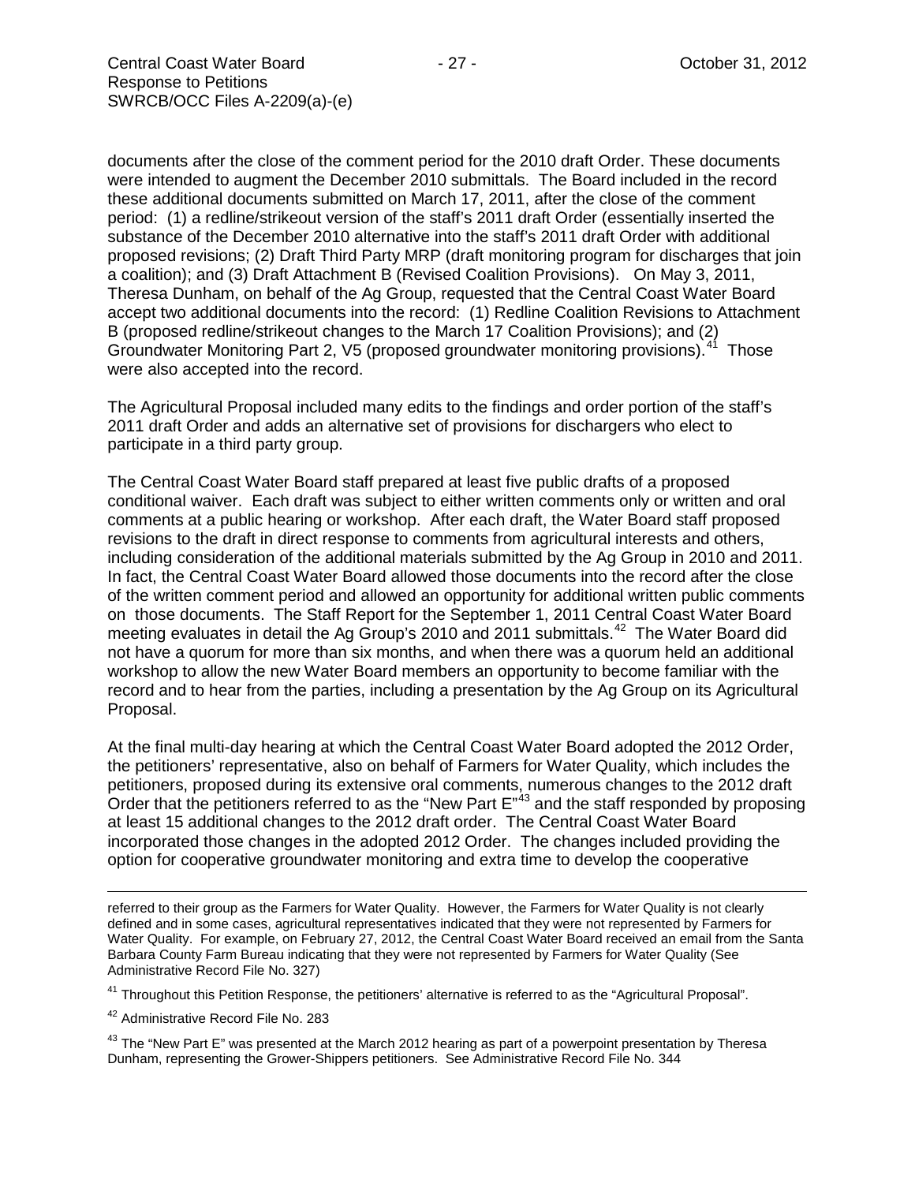documents after the close of the comment period for the 2010 draft Order. These documents were intended to augment the December 2010 submittals. The Board included in the record these additional documents submitted on March 17, 2011, after the close of the comment period: (1) a redline/strikeout version of the staff's 2011 draft Order (essentially inserted the substance of the December 2010 alternative into the staff's 2011 draft Order with additional proposed revisions; (2) Draft Third Party MRP (draft monitoring program for discharges that join a coalition); and (3) Draft Attachment B (Revised Coalition Provisions). On May 3, 2011, Theresa Dunham, on behalf of the Ag Group, requested that the Central Coast Water Board accept two additional documents into the record: (1) Redline Coalition Revisions to Attachment B (proposed redline/strikeout changes to the March 17 Coalition Provisions); and (2) Groundwater Monitoring Part 2, V5 (proposed groundwater monitoring provisions).[41] Those were also accepted into the record.

The Agricultural Proposal included many edits to the findings and order portion of the staff's 2011 draft Order and adds an alternative set of provisions for dischargers who elect to participate in a third party group.

The Central Coast Water Board staff prepared at least five public drafts of a proposed conditional waiver. Each draft was subject to either written comments only or written and oral comments at a public hearing or workshop. After each draft, the Water Board staff proposed revisions to the draft in direct response to comments from agricultural interests and others, including consideration of the additional materials submitted by the Ag Group in 2010 and 2011. In fact, the Central Coast Water Board allowed those documents into the record after the close of the written comment period and allowed an opportunity for additional written public comments on those documents. The Staff Report for the September 1, 2011 Central Coast Water Board meeting evaluates in detail the Ag Group's 2010 and 2011 submittals.[42] The Water Board did not have a quorum for more than six months, and when there was a quorum held an additional workshop to allow the new Water Board members an opportunity to become familiar with the record and to hear from the parties, including a presentation by the Ag Group on its Agricultural Proposal.

At the final multi-day hearing at which the Central Coast Water Board adopted the 2012 Order, the petitioners' representative, also on behalf of Farmers for Water Quality, which includes the petitioners, proposed during its extensive oral comments, numerous changes to the 2012 draft Order that the petitioners referred to as the "New Part E"[43] and the staff responded by proposing at least 15 additional changes to the 2012 draft order. The Central Coast Water Board incorporated those changes in the adopted 2012 Order. The changes included providing the option for cooperative groundwater monitoring and extra time to develop the cooperative

---

referred to their group as the Farmers for Water Quality. However, the Farmers for Water Quality is not clearly defined and in some cases, agricultural representatives indicated that they were not represented by Farmers for Water Quality. For example, on February 27, 2012, the Central Coast Water Board received an email from the Santa Barbara County Farm Bureau indicating that they were not represented by Farmers for Water Quality (See Administrative Record File No. 327)

[41] Throughout this Petition Response, the petitioners' alternative is referred to as the "Agricultural Proposal".

[42] Administrative Record File No. 283

[43] The "New Part E" was presented at the March 2012 hearing as part of a powerpoint presentation by Theresa Dunham, representing the Grower-Shippers petitioners. See Administrative Record File No. 344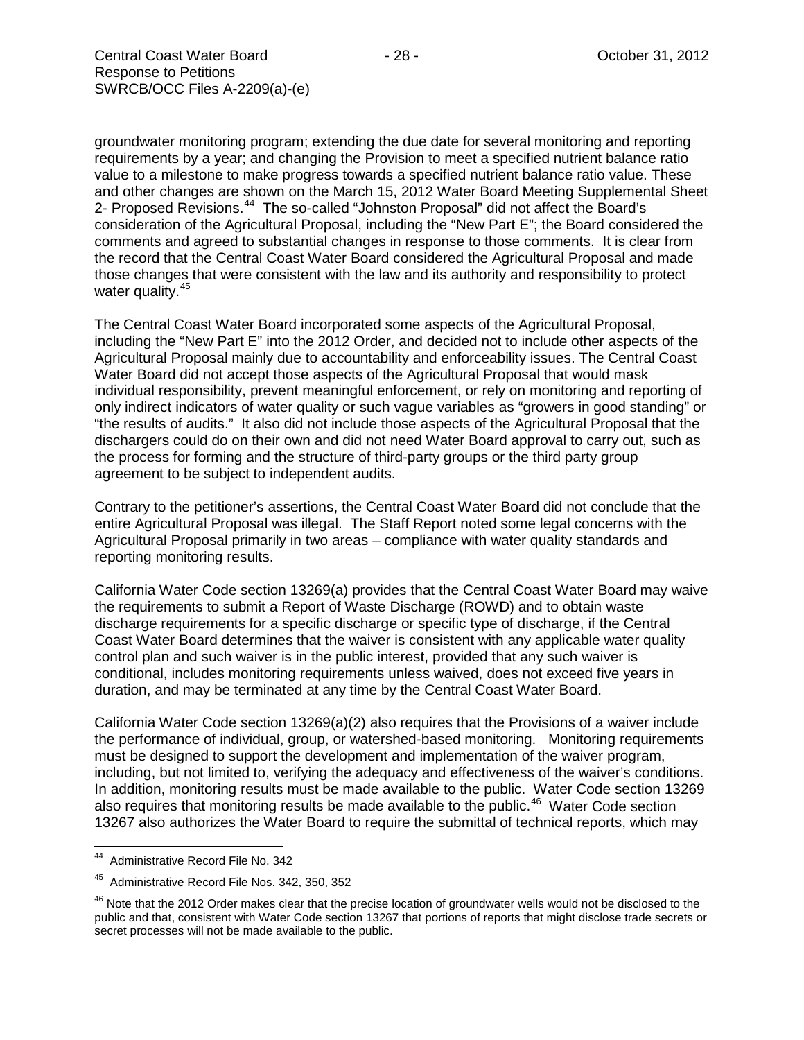groundwater monitoring program; extending the due date for several monitoring and reporting requirements by a year; and changing the Provision to meet a specified nutrient balance ratio value to a milestone to make progress towards a specified nutrient balance ratio value. These and other changes are shown on the March 15, 2012 Water Board Meeting Supplemental Sheet 2- Proposed Revisions.[44] The so-called "Johnston Proposal" did not affect the Board's consideration of the Agricultural Proposal, including the "New Part E"; the Board considered the comments and agreed to substantial changes in response to those comments. It is clear from the record that the Central Coast Water Board considered the Agricultural Proposal and made those changes that were consistent with the law and its authority and responsibility to protect water quality.[45]

The Central Coast Water Board incorporated some aspects of the Agricultural Proposal, including the "New Part E" into the 2012 Order, and decided not to include other aspects of the Agricultural Proposal mainly due to accountability and enforceability issues. The Central Coast Water Board did not accept those aspects of the Agricultural Proposal that would mask individual responsibility, prevent meaningful enforcement, or rely on monitoring and reporting of only indirect indicators of water quality or such vague variables as "growers in good standing" or "the results of audits." It also did not include those aspects of the Agricultural Proposal that the dischargers could do on their own and did not need Water Board approval to carry out, such as the process for forming and the structure of third-party groups or the third party group agreement to be subject to independent audits.

Contrary to the petitioner's assertions, the Central Coast Water Board did not conclude that the entire Agricultural Proposal was illegal. The Staff Report noted some legal concerns with the Agricultural Proposal primarily in two areas – compliance with water quality standards and reporting monitoring results.

California Water Code section 13269(a) provides that the Central Coast Water Board may waive the requirements to submit a Report of Waste Discharge (ROWD) and to obtain waste discharge requirements for a specific discharge or specific type of discharge, if the Central Coast Water Board determines that the waiver is consistent with any applicable water quality control plan and such waiver is in the public interest, provided that any such waiver is conditional, includes monitoring requirements unless waived, does not exceed five years in duration, and may be terminated at any time by the Central Coast Water Board.

California Water Code section 13269(a)(2) also requires that the Provisions of a waiver include the performance of individual, group, or watershed-based monitoring. Monitoring requirements must be designed to support the development and implementation of the waiver program, including, but not limited to, verifying the adequacy and effectiveness of the waiver's conditions. In addition, monitoring results must be made available to the public. Water Code section 13269 also requires that monitoring results be made available to the public.[46] Water Code section 13267 also authorizes the Water Board to require the submittal of technical reports, which may

---

[44] Administrative Record File No. 342

[45] Administrative Record File Nos. 342, 350, 352

[46] Note that the 2012 Order makes clear that the precise location of groundwater wells would not be disclosed to the public and that, consistent with Water Code section 13267 that portions of reports that might disclose trade secrets or secret processes will not be made available to the public.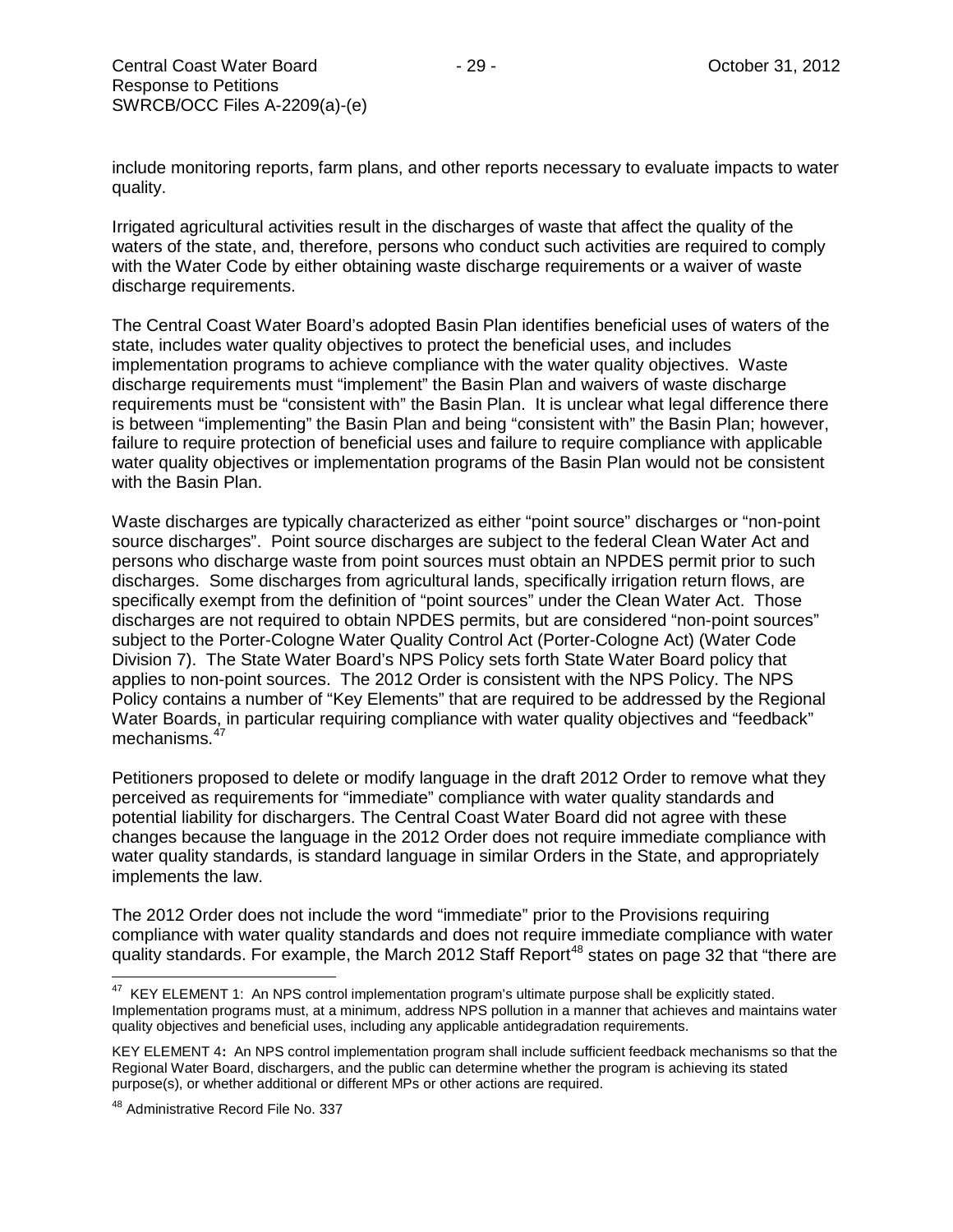include monitoring reports, farm plans, and other reports necessary to evaluate impacts to water quality.

Irrigated agricultural activities result in the discharges of waste that affect the quality of the waters of the state, and, therefore, persons who conduct such activities are required to comply with the Water Code by either obtaining waste discharge requirements or a waiver of waste discharge requirements.

The Central Coast Water Board's adopted Basin Plan identifies beneficial uses of waters of the state, includes water quality objectives to protect the beneficial uses, and includes implementation programs to achieve compliance with the water quality objectives. Waste discharge requirements must "implement" the Basin Plan and waivers of waste discharge requirements must be "consistent with" the Basin Plan. It is unclear what legal difference there is between "implementing" the Basin Plan and being "consistent with" the Basin Plan; however, failure to require protection of beneficial uses and failure to require compliance with applicable water quality objectives or implementation programs of the Basin Plan would not be consistent with the Basin Plan.

Waste discharges are typically characterized as either "point source" discharges or "non-point source discharges". Point source discharges are subject to the federal Clean Water Act and persons who discharge waste from point sources must obtain an NPDES permit prior to such discharges. Some discharges from agricultural lands, specifically irrigation return flows, are specifically exempt from the definition of "point sources" under the Clean Water Act. Those discharges are not required to obtain NPDES permits, but are considered "non-point sources" subject to the Porter-Cologne Water Quality Control Act (Porter-Cologne Act) (Water Code Division 7). The State Water Board's NPS Policy sets forth State Water Board policy that applies to non-point sources. The 2012 Order is consistent with the NPS Policy. The NPS Policy contains a number of "Key Elements" that are required to be addressed by the Regional Water Boards, in particular requiring compliance with water quality objectives and "feedback" mechanisms.[47]

Petitioners proposed to delete or modify language in the draft 2012 Order to remove what they perceived as requirements for "immediate" compliance with water quality standards and potential liability for dischargers. The Central Coast Water Board did not agree with these changes because the language in the 2012 Order does not require immediate compliance with water quality standards, is standard language in similar Orders in the State, and appropriately implements the law.

The 2012 Order does not include the word "immediate" prior to the Provisions requiring compliance with water quality standards and does not require immediate compliance with water quality standards. For example, the March 2012 Staff Report[48] states on page 32 that "there are

---

[47] KEY ELEMENT 1: An NPS control implementation program's ultimate purpose shall be explicitly stated. Implementation programs must, at a minimum, address NPS pollution in a manner that achieves and maintains water quality objectives and beneficial uses, including any applicable antidegradation requirements.

KEY ELEMENT 4**:** An NPS control implementation program shall include sufficient feedback mechanisms so that the Regional Water Board, dischargers, and the public can determine whether the program is achieving its stated purpose(s), or whether additional or different MPs or other actions are required.

[48] Administrative Record File No. 337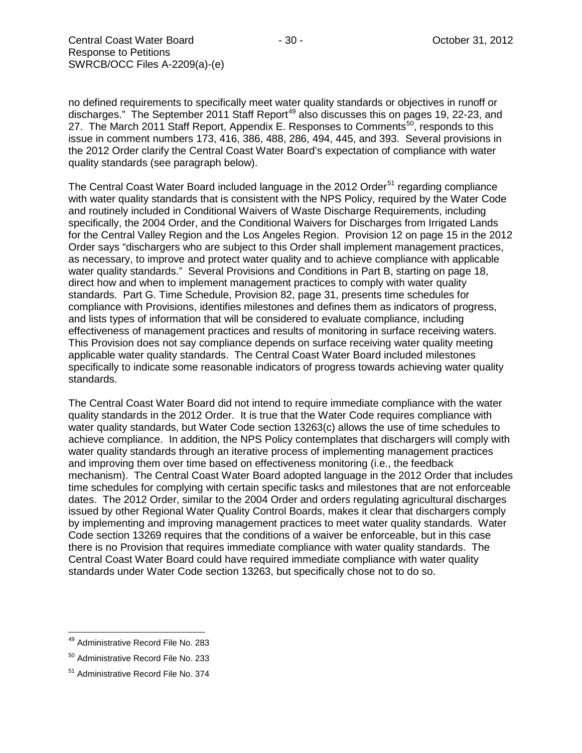no defined requirements to specifically meet water quality standards or objectives in runoff or discharges." The September 2011 Staff Report[49] also discusses this on pages 19, 22-23, and 27. The March 2011 Staff Report, Appendix E. Responses to Comments[50], responds to this issue in comment numbers 173, 416, 386, 488, 286, 494, 445, and 393. Several provisions in the 2012 Order clarify the Central Coast Water Board's expectation of compliance with water quality standards (see paragraph below).

The Central Coast Water Board included language in the 2012 Order[51] regarding compliance with water quality standards that is consistent with the NPS Policy, required by the Water Code and routinely included in Conditional Waivers of Waste Discharge Requirements, including specifically, the 2004 Order, and the Conditional Waivers for Discharges from Irrigated Lands for the Central Valley Region and the Los Angeles Region. Provision 12 on page 15 in the 2012 Order says "dischargers who are subject to this Order shall implement management practices, as necessary, to improve and protect water quality and to achieve compliance with applicable water quality standards." Several Provisions and Conditions in Part B, starting on page 18, direct how and when to implement management practices to comply with water quality standards. Part G. Time Schedule, Provision 82, page 31, presents time schedules for compliance with Provisions, identifies milestones and defines them as indicators of progress, and lists types of information that will be considered to evaluate compliance, including effectiveness of management practices and results of monitoring in surface receiving waters. This Provision does not say compliance depends on surface receiving water quality meeting applicable water quality standards. The Central Coast Water Board included milestones specifically to indicate some reasonable indicators of progress towards achieving water quality standards.

The Central Coast Water Board did not intend to require immediate compliance with the water quality standards in the 2012 Order. It is true that the Water Code requires compliance with water quality standards, but Water Code section 13263(c) allows the use of time schedules to achieve compliance. In addition, the NPS Policy contemplates that dischargers will comply with water quality standards through an iterative process of implementing management practices and improving them over time based on effectiveness monitoring (i.e., the feedback mechanism). The Central Coast Water Board adopted language in the 2012 Order that includes time schedules for complying with certain specific tasks and milestones that are not enforceable dates. The 2012 Order, similar to the 2004 Order and orders regulating agricultural discharges issued by other Regional Water Quality Control Boards, makes it clear that dischargers comply by implementing and improving management practices to meet water quality standards. Water Code section 13269 requires that the conditions of a waiver be enforceable, but in this case there is no Provision that requires immediate compliance with water quality standards. The Central Coast Water Board could have required immediate compliance with water quality standards under Water Code section 13263, but specifically chose not to do so.

---

[49] Administrative Record File No. 283

[50] Administrative Record File No. 233

[51] Administrative Record File No. 374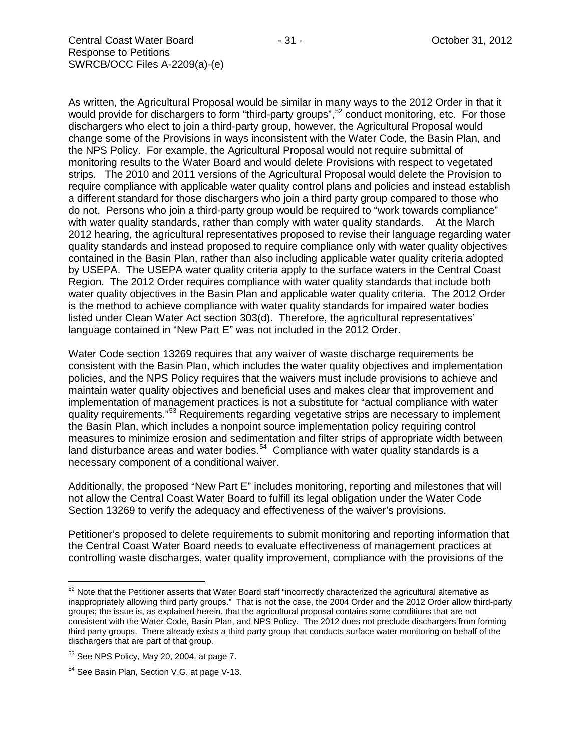As written, the Agricultural Proposal would be similar in many ways to the 2012 Order in that it would provide for dischargers to form "third-party groups",[52] conduct monitoring, etc. For those dischargers who elect to join a third-party group, however, the Agricultural Proposal would change some of the Provisions in ways inconsistent with the Water Code, the Basin Plan, and the NPS Policy. For example, the Agricultural Proposal would not require submittal of monitoring results to the Water Board and would delete Provisions with respect to vegetated strips. The 2010 and 2011 versions of the Agricultural Proposal would delete the Provision to require compliance with applicable water quality control plans and policies and instead establish a different standard for those dischargers who join a third party group compared to those who do not. Persons who join a third-party group would be required to "work towards compliance" with water quality standards, rather than comply with water quality standards. At the March 2012 hearing, the agricultural representatives proposed to revise their language regarding water quality standards and instead proposed to require compliance only with water quality objectives contained in the Basin Plan, rather than also including applicable water quality criteria adopted by USEPA. The USEPA water quality criteria apply to the surface waters in the Central Coast Region. The 2012 Order requires compliance with water quality standards that include both water quality objectives in the Basin Plan and applicable water quality criteria. The 2012 Order is the method to achieve compliance with water quality standards for impaired water bodies listed under Clean Water Act section 303(d). Therefore, the agricultural representatives' language contained in "New Part E" was not included in the 2012 Order.

Water Code section 13269 requires that any waiver of waste discharge requirements be consistent with the Basin Plan, which includes the water quality objectives and implementation policies, and the NPS Policy requires that the waivers must include provisions to achieve and maintain water quality objectives and beneficial uses and makes clear that improvement and implementation of management practices is not a substitute for "actual compliance with water quality requirements."[53] Requirements regarding vegetative strips are necessary to implement the Basin Plan, which includes a nonpoint source implementation policy requiring control measures to minimize erosion and sedimentation and filter strips of appropriate width between land disturbance areas and water bodies.[54] Compliance with water quality standards is a necessary component of a conditional waiver.

Additionally, the proposed "New Part E" includes monitoring, reporting and milestones that will not allow the Central Coast Water Board to fulfill its legal obligation under the Water Code Section 13269 to verify the adequacy and effectiveness of the waiver's provisions.

Petitioner's proposed to delete requirements to submit monitoring and reporting information that the Central Coast Water Board needs to evaluate effectiveness of management practices at controlling waste discharges, water quality improvement, compliance with the provisions of the

---

[52] Note that the Petitioner asserts that Water Board staff "incorrectly characterized the agricultural alternative as inappropriately allowing third party groups." That is not the case, the 2004 Order and the 2012 Order allow third-party groups; the issue is, as explained herein, that the agricultural proposal contains some conditions that are not consistent with the Water Code, Basin Plan, and NPS Policy. The 2012 does not preclude dischargers from forming third party groups. There already exists a third party group that conducts surface water monitoring on behalf of the dischargers that are part of that group.

[53] See NPS Policy, May 20, 2004, at page 7.

[54] See Basin Plan, Section V.G. at page V-13.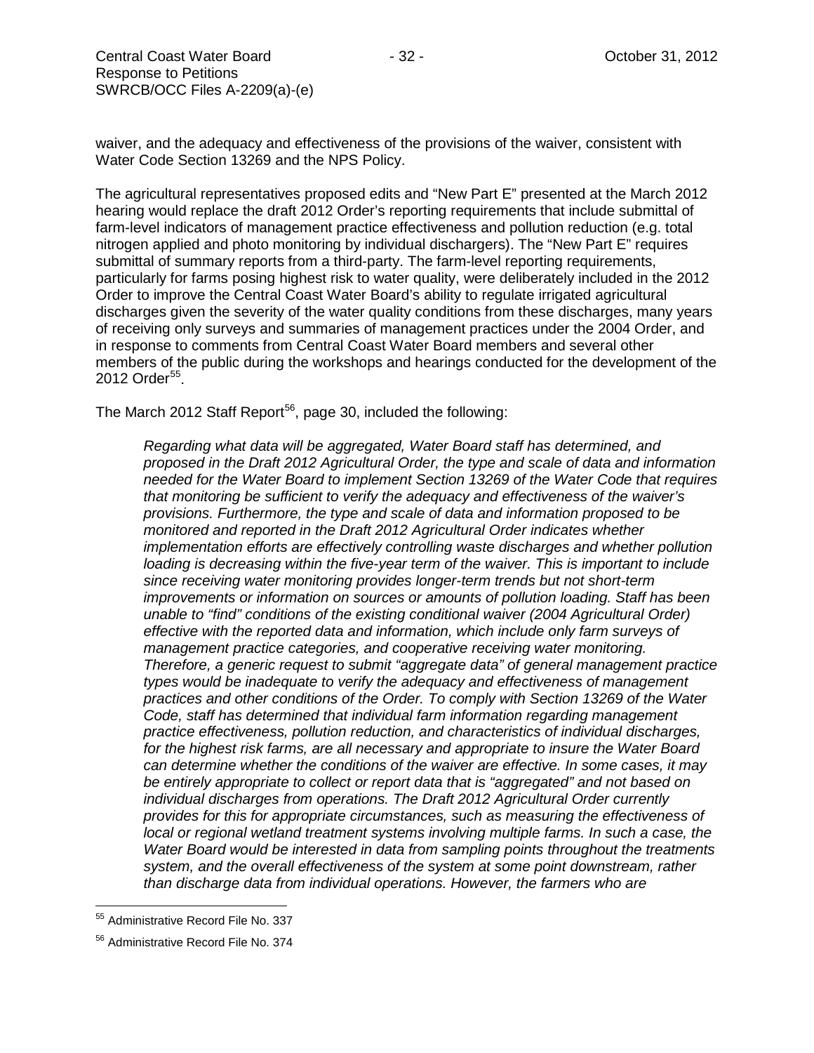waiver, and the adequacy and effectiveness of the provisions of the waiver, consistent with Water Code Section 13269 and the NPS Policy.

The agricultural representatives proposed edits and "New Part E" presented at the March 2012 hearing would replace the draft 2012 Order's reporting requirements that include submittal of farm-level indicators of management practice effectiveness and pollution reduction (e.g. total nitrogen applied and photo monitoring by individual dischargers). The "New Part E" requires submittal of summary reports from a third-party. The farm-level reporting requirements, particularly for farms posing highest risk to water quality, were deliberately included in the 2012 Order to improve the Central Coast Water Board's ability to regulate irrigated agricultural discharges given the severity of the water quality conditions from these discharges, many years of receiving only surveys and summaries of management practices under the 2004 Order, and in response to comments from Central Coast Water Board members and several other members of the public during the workshops and hearings conducted for the development of the 2012 Order[55].

The March 2012 Staff Report[56], page 30, included the following:

> *Regarding what data will be aggregated, Water Board staff has determined, and proposed in the Draft 2012 Agricultural Order, the type and scale of data and information needed for the Water Board to implement Section 13269 of the Water Code that requires that monitoring be sufficient to verify the adequacy and effectiveness of the waiver's provisions. Furthermore, the type and scale of data and information proposed to be monitored and reported in the Draft 2012 Agricultural Order indicates whether implementation efforts are effectively controlling waste discharges and whether pollution loading is decreasing within the five-year term of the waiver. This is important to include since receiving water monitoring provides longer-term trends but not short-term improvements or information on sources or amounts of pollution loading. Staff has been unable to "find" conditions of the existing conditional waiver (2004 Agricultural Order) effective with the reported data and information, which include only farm surveys of management practice categories, and cooperative receiving water monitoring. Therefore, a generic request to submit "aggregate data" of general management practice types would be inadequate to verify the adequacy and effectiveness of management practices and other conditions of the Order. To comply with Section 13269 of the Water Code, staff has determined that individual farm information regarding management practice effectiveness, pollution reduction, and characteristics of individual discharges, for the highest risk farms, are all necessary and appropriate to insure the Water Board can determine whether the conditions of the waiver are effective. In some cases, it may be entirely appropriate to collect or report data that is "aggregated" and not based on individual discharges from operations. The Draft 2012 Agricultural Order currently provides for this for appropriate circumstances, such as measuring the effectiveness of local or regional wetland treatment systems involving multiple farms. In such a case, the Water Board would be interested in data from sampling points throughout the treatments system, and the overall effectiveness of the system at some point downstream, rather than discharge data from individual operations. However, the farmers who are*

---

[55] Administrative Record File No. 337

[56] Administrative Record File No. 374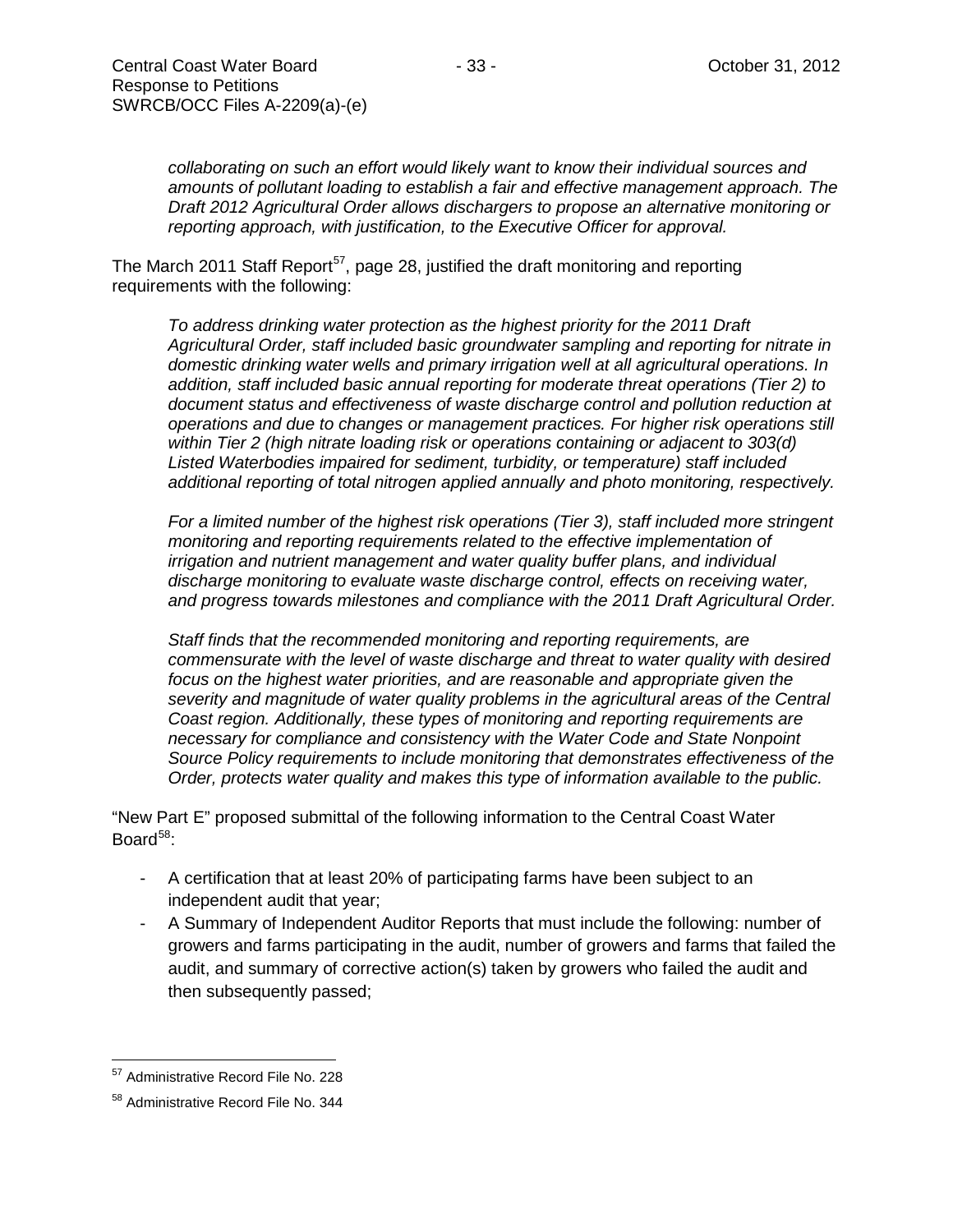*collaborating on such an effort would likely want to know their individual sources and amounts of pollutant loading to establish a fair and effective management approach. The Draft 2012 Agricultural Order allows dischargers to propose an alternative monitoring or reporting approach, with justification, to the Executive Officer for approval.*

The March 2011 Staff Report[57], page 28, justified the draft monitoring and reporting requirements with the following:

> *To address drinking water protection as the highest priority for the 2011 Draft Agricultural Order, staff included basic groundwater sampling and reporting for nitrate in domestic drinking water wells and primary irrigation well at all agricultural operations. In addition, staff included basic annual reporting for moderate threat operations (Tier 2) to document status and effectiveness of waste discharge control and pollution reduction at operations and due to changes or management practices. For higher risk operations still within Tier 2 (high nitrate loading risk or operations containing or adjacent to 303(d) Listed Waterbodies impaired for sediment, turbidity, or temperature) staff included additional reporting of total nitrogen applied annually and photo monitoring, respectively.*
>
> *For a limited number of the highest risk operations (Tier 3), staff included more stringent monitoring and reporting requirements related to the effective implementation of irrigation and nutrient management and water quality buffer plans, and individual discharge monitoring to evaluate waste discharge control, effects on receiving water, and progress towards milestones and compliance with the 2011 Draft Agricultural Order.*
>
> *Staff finds that the recommended monitoring and reporting requirements, are commensurate with the level of waste discharge and threat to water quality with desired focus on the highest water priorities, and are reasonable and appropriate given the severity and magnitude of water quality problems in the agricultural areas of the Central Coast region. Additionally, these types of monitoring and reporting requirements are necessary for compliance and consistency with the Water Code and State Nonpoint Source Policy requirements to include monitoring that demonstrates effectiveness of the Order, protects water quality and makes this type of information available to the public.*

"New Part E" proposed submittal of the following information to the Central Coast Water Board[58]:

- A certification that at least 20% of participating farms have been subject to an independent audit that year;
- A Summary of Independent Auditor Reports that must include the following: number of growers and farms participating in the audit, number of growers and farms that failed the audit, and summary of corrective action(s) taken by growers who failed the audit and then subsequently passed;

---

[57] Administrative Record File No. 228

[58] Administrative Record File No. 344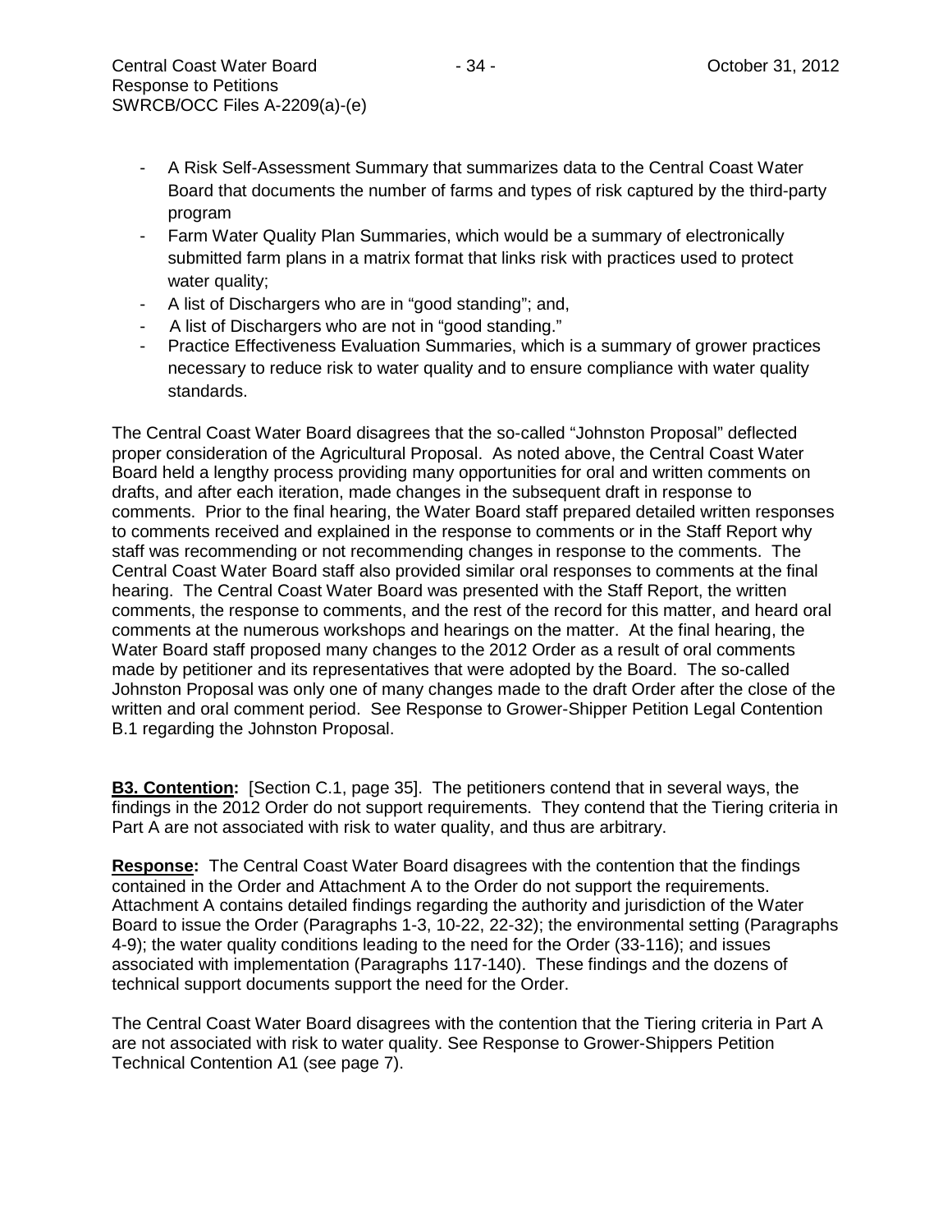- A Risk Self-Assessment Summary that summarizes data to the Central Coast Water Board that documents the number of farms and types of risk captured by the third-party program
- Farm Water Quality Plan Summaries, which would be a summary of electronically submitted farm plans in a matrix format that links risk with practices used to protect water quality;
- A list of Dischargers who are in "good standing"; and,
- A list of Dischargers who are not in "good standing."
- Practice Effectiveness Evaluation Summaries, which is a summary of grower practices necessary to reduce risk to water quality and to ensure compliance with water quality standards.

The Central Coast Water Board disagrees that the so-called "Johnston Proposal" deflected proper consideration of the Agricultural Proposal. As noted above, the Central Coast Water Board held a lengthy process providing many opportunities for oral and written comments on drafts, and after each iteration, made changes in the subsequent draft in response to comments. Prior to the final hearing, the Water Board staff prepared detailed written responses to comments received and explained in the response to comments or in the Staff Report why staff was recommending or not recommending changes in response to the comments. The Central Coast Water Board staff also provided similar oral responses to comments at the final hearing. The Central Coast Water Board was presented with the Staff Report, the written comments, the response to comments, and the rest of the record for this matter, and heard oral comments at the numerous workshops and hearings on the matter. At the final hearing, the Water Board staff proposed many changes to the 2012 Order as a result of oral comments made by petitioner and its representatives that were adopted by the Board. The so-called Johnston Proposal was only one of many changes made to the draft Order after the close of the written and oral comment period. See Response to Grower-Shipper Petition Legal Contention B.1 regarding the Johnston Proposal.

**B3. Contention:** [Section C.1, page 35]. The petitioners contend that in several ways, the findings in the 2012 Order do not support requirements. They contend that the Tiering criteria in Part A are not associated with risk to water quality, and thus are arbitrary.

**Response:** The Central Coast Water Board disagrees with the contention that the findings contained in the Order and Attachment A to the Order do not support the requirements. Attachment A contains detailed findings regarding the authority and jurisdiction of the Water Board to issue the Order (Paragraphs 1-3, 10-22, 22-32); the environmental setting (Paragraphs 4-9); the water quality conditions leading to the need for the Order (33-116); and issues associated with implementation (Paragraphs 117-140). These findings and the dozens of technical support documents support the need for the Order.

The Central Coast Water Board disagrees with the contention that the Tiering criteria in Part A are not associated with risk to water quality. See Response to Grower-Shippers Petition Technical Contention A1 (see page 7).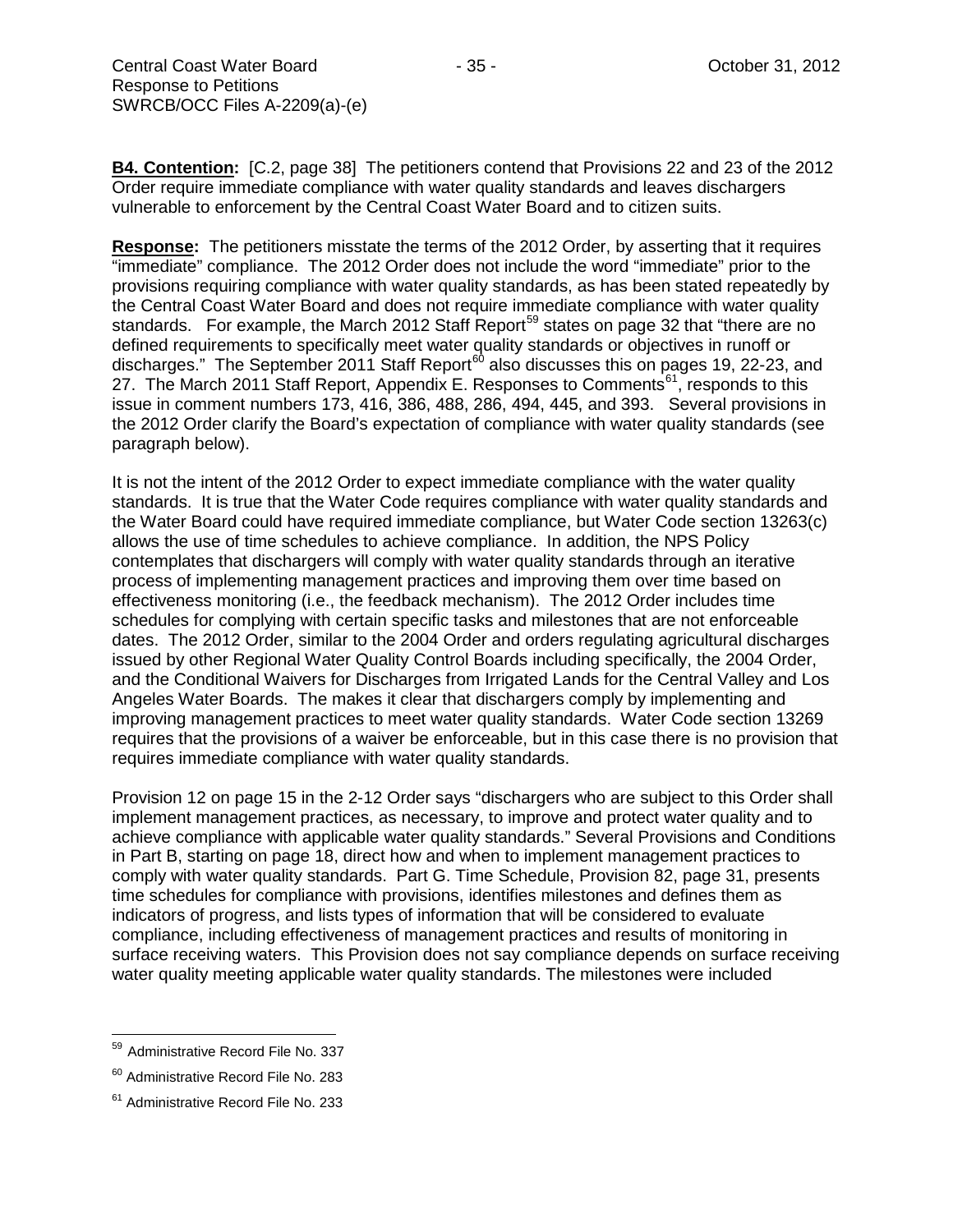**B4. Contention:** [C.2, page 38] The petitioners contend that Provisions 22 and 23 of the 2012 Order require immediate compliance with water quality standards and leaves dischargers vulnerable to enforcement by the Central Coast Water Board and to citizen suits.

**Response:** The petitioners misstate the terms of the 2012 Order, by asserting that it requires "immediate" compliance. The 2012 Order does not include the word "immediate" prior to the provisions requiring compliance with water quality standards, as has been stated repeatedly by the Central Coast Water Board and does not require immediate compliance with water quality standards. For example, the March 2012 Staff Report[59] states on page 32 that "there are no defined requirements to specifically meet water quality standards or objectives in runoff or discharges." The September 2011 Staff Report[60] also discusses this on pages 19, 22-23, and 27. The March 2011 Staff Report, Appendix E. Responses to Comments[61], responds to this issue in comment numbers 173, 416, 386, 488, 286, 494, 445, and 393. Several provisions in the 2012 Order clarify the Board's expectation of compliance with water quality standards (see paragraph below).

It is not the intent of the 2012 Order to expect immediate compliance with the water quality standards. It is true that the Water Code requires compliance with water quality standards and the Water Board could have required immediate compliance, but Water Code section 13263(c) allows the use of time schedules to achieve compliance. In addition, the NPS Policy contemplates that dischargers will comply with water quality standards through an iterative process of implementing management practices and improving them over time based on effectiveness monitoring (i.e., the feedback mechanism). The 2012 Order includes time schedules for complying with certain specific tasks and milestones that are not enforceable dates. The 2012 Order, similar to the 2004 Order and orders regulating agricultural discharges issued by other Regional Water Quality Control Boards including specifically, the 2004 Order, and the Conditional Waivers for Discharges from Irrigated Lands for the Central Valley and Los Angeles Water Boards. The makes it clear that dischargers comply by implementing and improving management practices to meet water quality standards. Water Code section 13269 requires that the provisions of a waiver be enforceable, but in this case there is no provision that requires immediate compliance with water quality standards.

Provision 12 on page 15 in the 2-12 Order says "dischargers who are subject to this Order shall implement management practices, as necessary, to improve and protect water quality and to achieve compliance with applicable water quality standards." Several Provisions and Conditions in Part B, starting on page 18, direct how and when to implement management practices to comply with water quality standards. Part G. Time Schedule, Provision 82, page 31, presents time schedules for compliance with provisions, identifies milestones and defines them as indicators of progress, and lists types of information that will be considered to evaluate compliance, including effectiveness of management practices and results of monitoring in surface receiving waters. This Provision does not say compliance depends on surface receiving water quality meeting applicable water quality standards. The milestones were included

---

[59] Administrative Record File No. 337

[60] Administrative Record File No. 283

[61] Administrative Record File No. 233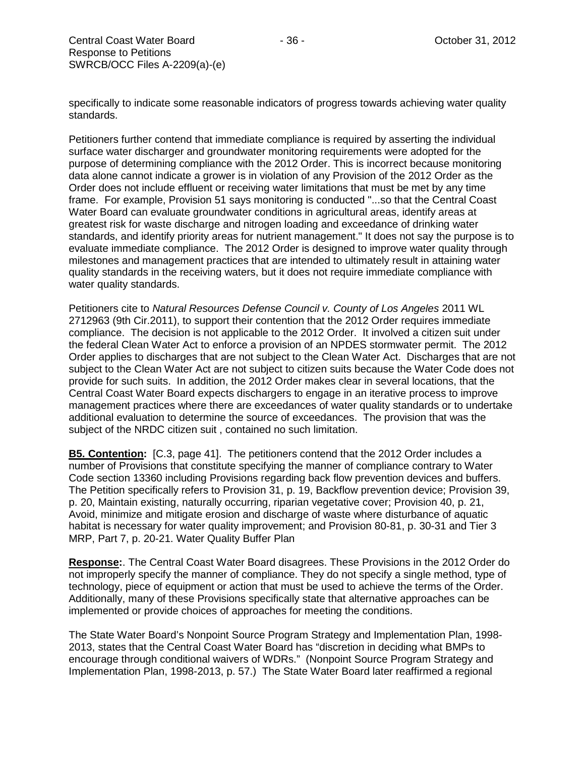specifically to indicate some reasonable indicators of progress towards achieving water quality standards.

Petitioners further contend that immediate compliance is required by asserting the individual surface water discharger and groundwater monitoring requirements were adopted for the purpose of determining compliance with the 2012 Order. This is incorrect because monitoring data alone cannot indicate a grower is in violation of any Provision of the 2012 Order as the Order does not include effluent or receiving water limitations that must be met by any time frame. For example, Provision 51 says monitoring is conducted "...so that the Central Coast Water Board can evaluate groundwater conditions in agricultural areas, identify areas at greatest risk for waste discharge and nitrogen loading and exceedance of drinking water standards, and identify priority areas for nutrient management." It does not say the purpose is to evaluate immediate compliance. The 2012 Order is designed to improve water quality through milestones and management practices that are intended to ultimately result in attaining water quality standards in the receiving waters, but it does not require immediate compliance with water quality standards.

Petitioners cite to *Natural Resources Defense Council v. County of Los Angeles* 2011 WL 2712963 (9th Cir.2011), to support their contention that the 2012 Order requires immediate compliance. The decision is not applicable to the 2012 Order. It involved a citizen suit under the federal Clean Water Act to enforce a provision of an NPDES stormwater permit. The 2012 Order applies to discharges that are not subject to the Clean Water Act. Discharges that are not subject to the Clean Water Act are not subject to citizen suits because the Water Code does not provide for such suits. In addition, the 2012 Order makes clear in several locations, that the Central Coast Water Board expects dischargers to engage in an iterative process to improve management practices where there are exceedances of water quality standards or to undertake additional evaluation to determine the source of exceedances. The provision that was the subject of the NRDC citizen suit , contained no such limitation.

**B5. Contention:** [C.3, page 41]. The petitioners contend that the 2012 Order includes a number of Provisions that constitute specifying the manner of compliance contrary to Water Code section 13360 including Provisions regarding back flow prevention devices and buffers. The Petition specifically refers to Provision 31, p. 19, Backflow prevention device; Provision 39, p. 20, Maintain existing, naturally occurring, riparian vegetative cover; Provision 40, p. 21, Avoid, minimize and mitigate erosion and discharge of waste where disturbance of aquatic habitat is necessary for water quality improvement; and Provision 80-81, p. 30-31 and Tier 3 MRP, Part 7, p. 20-21. Water Quality Buffer Plan

**Response:**. The Central Coast Water Board disagrees. These Provisions in the 2012 Order do not improperly specify the manner of compliance. They do not specify a single method, type of technology, piece of equipment or action that must be used to achieve the terms of the Order. Additionally, many of these Provisions specifically state that alternative approaches can be implemented or provide choices of approaches for meeting the conditions.

The State Water Board's Nonpoint Source Program Strategy and Implementation Plan, 1998-2013, states that the Central Coast Water Board has "discretion in deciding what BMPs to encourage through conditional waivers of WDRs." (Nonpoint Source Program Strategy and Implementation Plan, 1998-2013, p. 57.) The State Water Board later reaffirmed a regional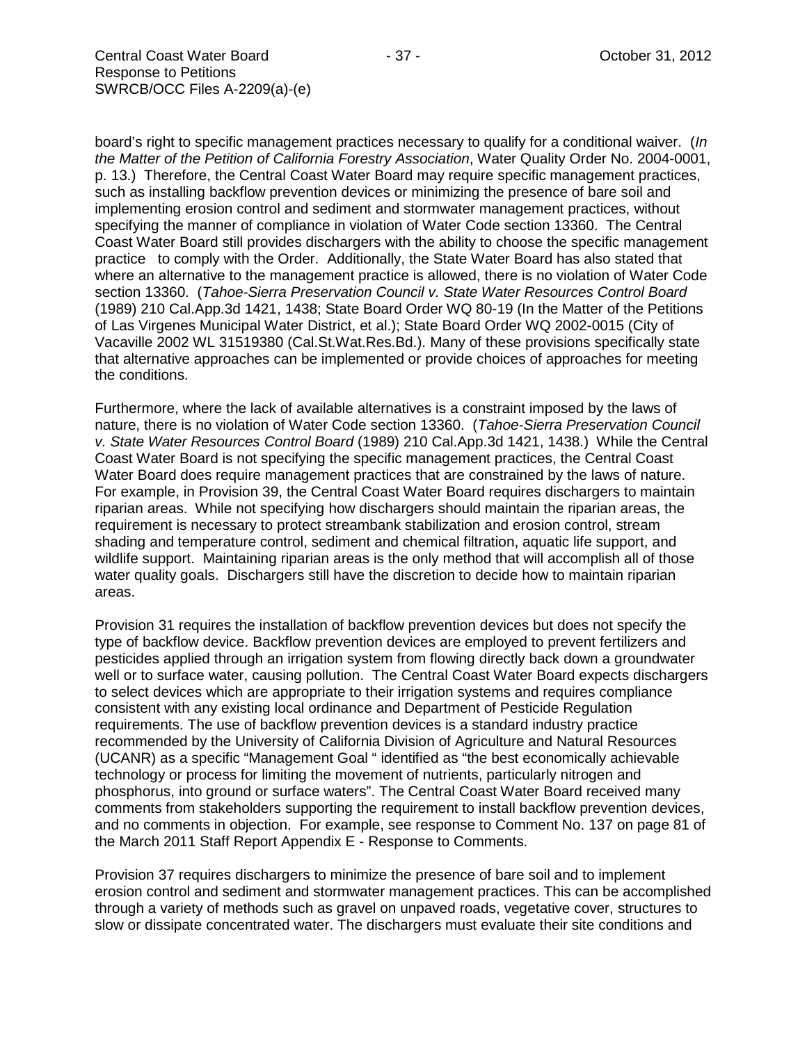board's right to specific management practices necessary to qualify for a conditional waiver. (*In the Matter of the Petition of California Forestry Association*, Water Quality Order No. 2004-0001, p. 13.) Therefore, the Central Coast Water Board may require specific management practices, such as installing backflow prevention devices or minimizing the presence of bare soil and implementing erosion control and sediment and stormwater management practices, without specifying the manner of compliance in violation of Water Code section 13360. The Central Coast Water Board still provides dischargers with the ability to choose the specific management practice to comply with the Order. Additionally, the State Water Board has also stated that where an alternative to the management practice is allowed, there is no violation of Water Code section 13360. (*Tahoe-Sierra Preservation Council v. State Water Resources Control Board* (1989) 210 Cal.App.3d 1421, 1438; State Board Order WQ 80-19 (In the Matter of the Petitions of Las Virgenes Municipal Water District, et al.); State Board Order WQ 2002-0015 (City of Vacaville 2002 WL 31519380 (Cal.St.Wat.Res.Bd.). Many of these provisions specifically state that alternative approaches can be implemented or provide choices of approaches for meeting the conditions.

Furthermore, where the lack of available alternatives is a constraint imposed by the laws of nature, there is no violation of Water Code section 13360. (*Tahoe-Sierra Preservation Council v. State Water Resources Control Board* (1989) 210 Cal.App.3d 1421, 1438.) While the Central Coast Water Board is not specifying the specific management practices, the Central Coast Water Board does require management practices that are constrained by the laws of nature. For example, in Provision 39, the Central Coast Water Board requires dischargers to maintain riparian areas. While not specifying how dischargers should maintain the riparian areas, the requirement is necessary to protect streambank stabilization and erosion control, stream shading and temperature control, sediment and chemical filtration, aquatic life support, and wildlife support. Maintaining riparian areas is the only method that will accomplish all of those water quality goals. Dischargers still have the discretion to decide how to maintain riparian areas.

Provision 31 requires the installation of backflow prevention devices but does not specify the type of backflow device. Backflow prevention devices are employed to prevent fertilizers and pesticides applied through an irrigation system from flowing directly back down a groundwater well or to surface water, causing pollution. The Central Coast Water Board expects dischargers to select devices which are appropriate to their irrigation systems and requires compliance consistent with any existing local ordinance and Department of Pesticide Regulation requirements. The use of backflow prevention devices is a standard industry practice recommended by the University of California Division of Agriculture and Natural Resources (UCANR) as a specific "Management Goal " identified as "the best economically achievable technology or process for limiting the movement of nutrients, particularly nitrogen and phosphorus, into ground or surface waters". The Central Coast Water Board received many comments from stakeholders supporting the requirement to install backflow prevention devices, and no comments in objection. For example, see response to Comment No. 137 on page 81 of the March 2011 Staff Report Appendix E - Response to Comments.

Provision 37 requires dischargers to minimize the presence of bare soil and to implement erosion control and sediment and stormwater management practices. This can be accomplished through a variety of methods such as gravel on unpaved roads, vegetative cover, structures to slow or dissipate concentrated water. The dischargers must evaluate their site conditions and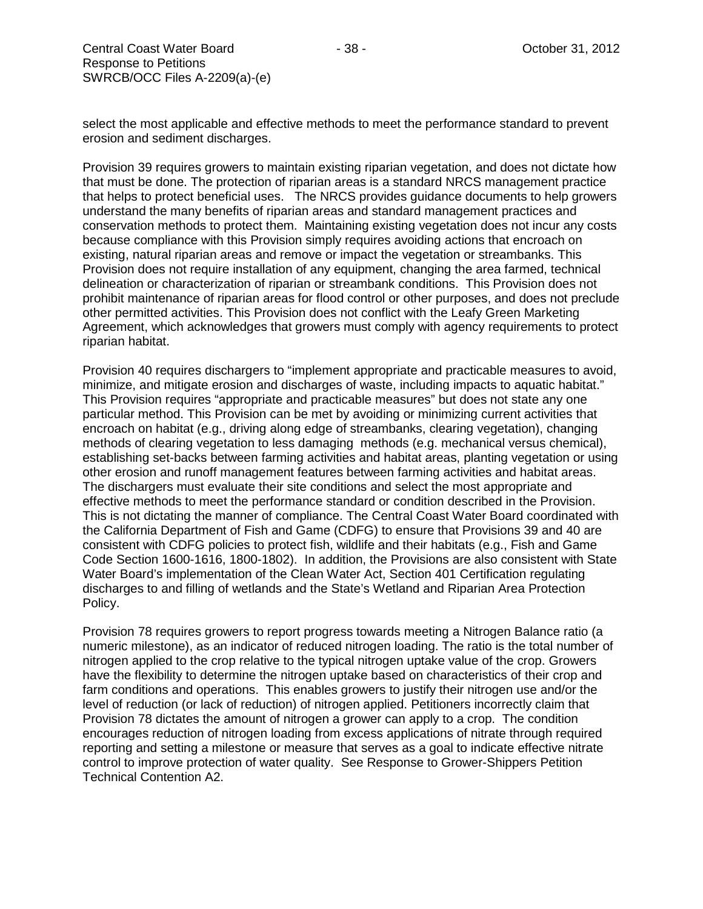select the most applicable and effective methods to meet the performance standard to prevent erosion and sediment discharges.

Provision 39 requires growers to maintain existing riparian vegetation, and does not dictate how that must be done. The protection of riparian areas is a standard NRCS management practice that helps to protect beneficial uses. The NRCS provides guidance documents to help growers understand the many benefits of riparian areas and standard management practices and conservation methods to protect them. Maintaining existing vegetation does not incur any costs because compliance with this Provision simply requires avoiding actions that encroach on existing, natural riparian areas and remove or impact the vegetation or streambanks. This Provision does not require installation of any equipment, changing the area farmed, technical delineation or characterization of riparian or streambank conditions. This Provision does not prohibit maintenance of riparian areas for flood control or other purposes, and does not preclude other permitted activities. This Provision does not conflict with the Leafy Green Marketing Agreement, which acknowledges that growers must comply with agency requirements to protect riparian habitat.

Provision 40 requires dischargers to "implement appropriate and practicable measures to avoid, minimize, and mitigate erosion and discharges of waste, including impacts to aquatic habitat." This Provision requires "appropriate and practicable measures" but does not state any one particular method. This Provision can be met by avoiding or minimizing current activities that encroach on habitat (e.g., driving along edge of streambanks, clearing vegetation), changing methods of clearing vegetation to less damaging methods (e.g. mechanical versus chemical), establishing set-backs between farming activities and habitat areas, planting vegetation or using other erosion and runoff management features between farming activities and habitat areas. The dischargers must evaluate their site conditions and select the most appropriate and effective methods to meet the performance standard or condition described in the Provision. This is not dictating the manner of compliance. The Central Coast Water Board coordinated with the California Department of Fish and Game (CDFG) to ensure that Provisions 39 and 40 are consistent with CDFG policies to protect fish, wildlife and their habitats (e.g., Fish and Game Code Section 1600-1616, 1800-1802). In addition, the Provisions are also consistent with State Water Board's implementation of the Clean Water Act, Section 401 Certification regulating discharges to and filling of wetlands and the State's Wetland and Riparian Area Protection Policy.

Provision 78 requires growers to report progress towards meeting a Nitrogen Balance ratio (a numeric milestone), as an indicator of reduced nitrogen loading. The ratio is the total number of nitrogen applied to the crop relative to the typical nitrogen uptake value of the crop. Growers have the flexibility to determine the nitrogen uptake based on characteristics of their crop and farm conditions and operations. This enables growers to justify their nitrogen use and/or the level of reduction (or lack of reduction) of nitrogen applied. Petitioners incorrectly claim that Provision 78 dictates the amount of nitrogen a grower can apply to a crop. The condition encourages reduction of nitrogen loading from excess applications of nitrate through required reporting and setting a milestone or measure that serves as a goal to indicate effective nitrate control to improve protection of water quality. See Response to Grower-Shippers Petition Technical Contention A2.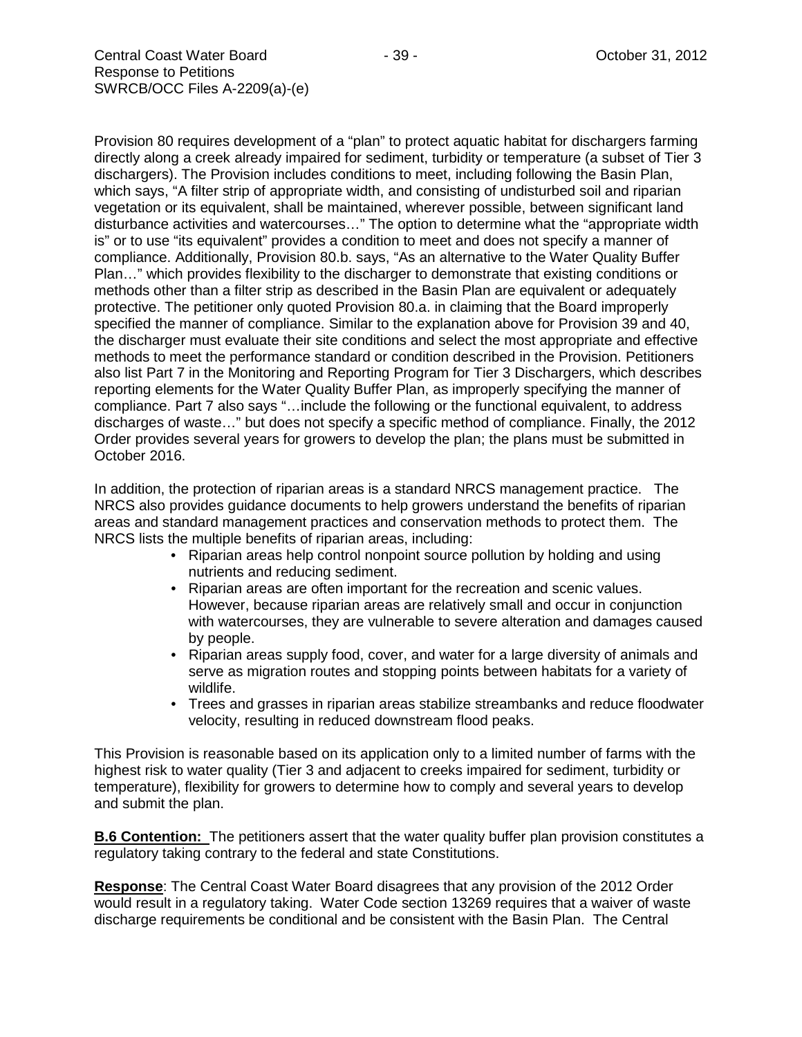Provision 80 requires development of a "plan" to protect aquatic habitat for dischargers farming directly along a creek already impaired for sediment, turbidity or temperature (a subset of Tier 3 dischargers). The Provision includes conditions to meet, including following the Basin Plan, which says, "A filter strip of appropriate width, and consisting of undisturbed soil and riparian vegetation or its equivalent, shall be maintained, wherever possible, between significant land disturbance activities and watercourses…" The option to determine what the "appropriate width is" or to use "its equivalent" provides a condition to meet and does not specify a manner of compliance. Additionally, Provision 80.b. says, "As an alternative to the Water Quality Buffer Plan…" which provides flexibility to the discharger to demonstrate that existing conditions or methods other than a filter strip as described in the Basin Plan are equivalent or adequately protective. The petitioner only quoted Provision 80.a. in claiming that the Board improperly specified the manner of compliance. Similar to the explanation above for Provision 39 and 40, the discharger must evaluate their site conditions and select the most appropriate and effective methods to meet the performance standard or condition described in the Provision. Petitioners also list Part 7 in the Monitoring and Reporting Program for Tier 3 Dischargers, which describes reporting elements for the Water Quality Buffer Plan, as improperly specifying the manner of compliance. Part 7 also says "…include the following or the functional equivalent, to address discharges of waste…" but does not specify a specific method of compliance. Finally, the 2012 Order provides several years for growers to develop the plan; the plans must be submitted in October 2016.

In addition, the protection of riparian areas is a standard NRCS management practice. The NRCS also provides guidance documents to help growers understand the benefits of riparian areas and standard management practices and conservation methods to protect them. The NRCS lists the multiple benefits of riparian areas, including:

- Riparian areas help control nonpoint source pollution by holding and using nutrients and reducing sediment.
- Riparian areas are often important for the recreation and scenic values. However, because riparian areas are relatively small and occur in conjunction with watercourses, they are vulnerable to severe alteration and damages caused by people.
- Riparian areas supply food, cover, and water for a large diversity of animals and serve as migration routes and stopping points between habitats for a variety of wildlife.
- Trees and grasses in riparian areas stabilize streambanks and reduce floodwater velocity, resulting in reduced downstream flood peaks.

This Provision is reasonable based on its application only to a limited number of farms with the highest risk to water quality (Tier 3 and adjacent to creeks impaired for sediment, turbidity or temperature), flexibility for growers to determine how to comply and several years to develop and submit the plan.

**B.6 Contention:** The petitioners assert that the water quality buffer plan provision constitutes a regulatory taking contrary to the federal and state Constitutions.

**Response**: The Central Coast Water Board disagrees that any provision of the 2012 Order would result in a regulatory taking. Water Code section 13269 requires that a waiver of waste discharge requirements be conditional and be consistent with the Basin Plan. The Central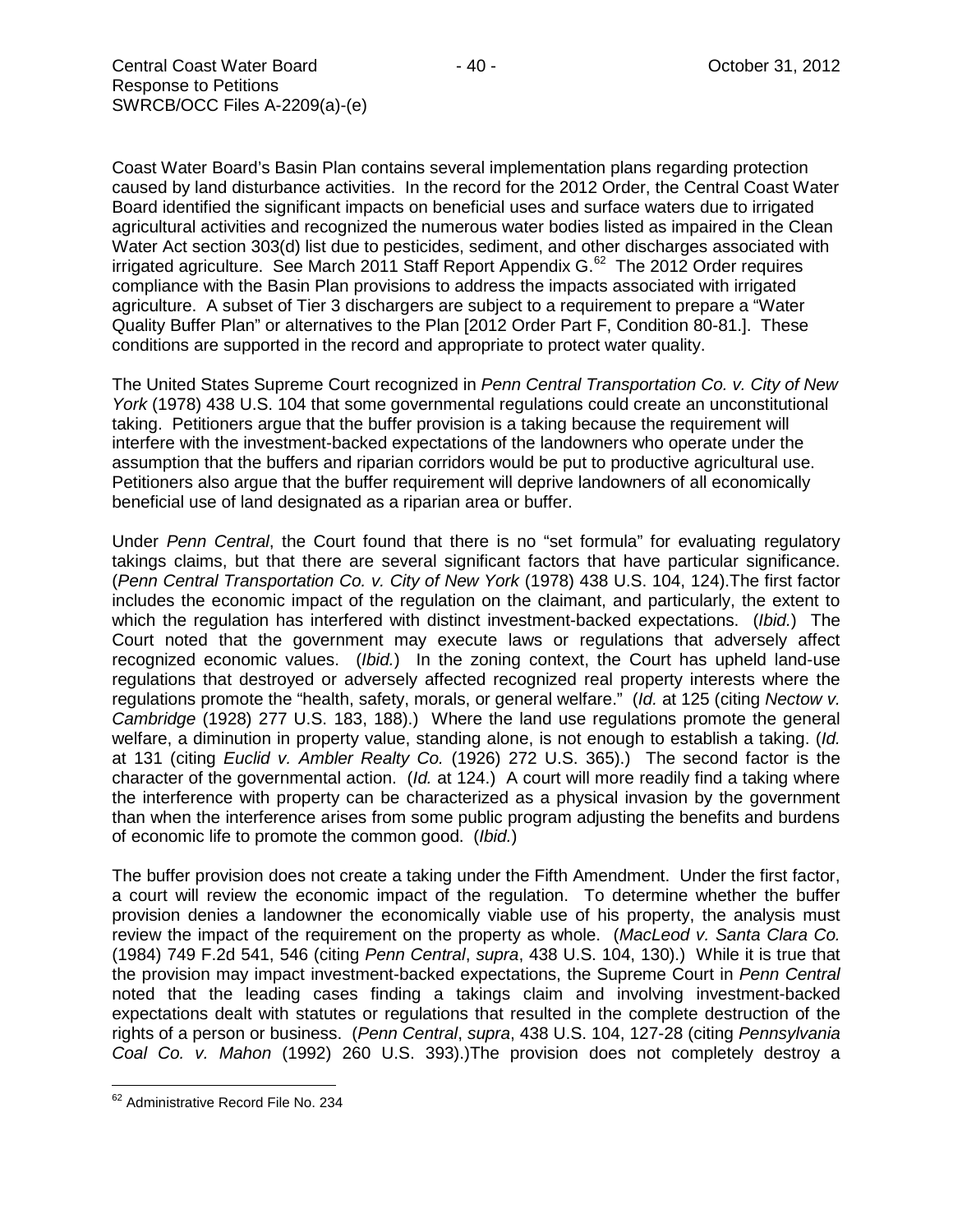Coast Water Board's Basin Plan contains several implementation plans regarding protection caused by land disturbance activities. In the record for the 2012 Order, the Central Coast Water Board identified the significant impacts on beneficial uses and surface waters due to irrigated agricultural activities and recognized the numerous water bodies listed as impaired in the Clean Water Act section 303(d) list due to pesticides, sediment, and other discharges associated with irrigated agriculture. See March 2011 Staff Report Appendix G.[62] The 2012 Order requires compliance with the Basin Plan provisions to address the impacts associated with irrigated agriculture. A subset of Tier 3 dischargers are subject to a requirement to prepare a "Water Quality Buffer Plan" or alternatives to the Plan [2012 Order Part F, Condition 80-81.]. These conditions are supported in the record and appropriate to protect water quality.

The United States Supreme Court recognized in *Penn Central Transportation Co. v. City of New York* (1978) 438 U.S. 104 that some governmental regulations could create an unconstitutional taking. Petitioners argue that the buffer provision is a taking because the requirement will interfere with the investment-backed expectations of the landowners who operate under the assumption that the buffers and riparian corridors would be put to productive agricultural use. Petitioners also argue that the buffer requirement will deprive landowners of all economically beneficial use of land designated as a riparian area or buffer.

Under *Penn Central*, the Court found that there is no "set formula" for evaluating regulatory takings claims, but that there are several significant factors that have particular significance. (*Penn Central Transportation Co. v. City of New York* (1978) 438 U.S. 104, 124).The first factor includes the economic impact of the regulation on the claimant, and particularly, the extent to which the regulation has interfered with distinct investment-backed expectations. (*Ibid.*) The Court noted that the government may execute laws or regulations that adversely affect recognized economic values. (*Ibid.*) In the zoning context, the Court has upheld land-use regulations that destroyed or adversely affected recognized real property interests where the regulations promote the "health, safety, morals, or general welfare." (*Id.* at 125 (citing *Nectow v. Cambridge* (1928) 277 U.S. 183, 188).) Where the land use regulations promote the general welfare, a diminution in property value, standing alone, is not enough to establish a taking. (*Id.* at 131 (citing *Euclid v. Ambler Realty Co.* (1926) 272 U.S. 365).) The second factor is the character of the governmental action. (*Id.* at 124.) A court will more readily find a taking where the interference with property can be characterized as a physical invasion by the government than when the interference arises from some public program adjusting the benefits and burdens of economic life to promote the common good. (*Ibid.*)

The buffer provision does not create a taking under the Fifth Amendment. Under the first factor, a court will review the economic impact of the regulation. To determine whether the buffer provision denies a landowner the economically viable use of his property, the analysis must review the impact of the requirement on the property as whole. (*MacLeod v. Santa Clara Co.* (1984) 749 F.2d 541, 546 (citing *Penn Central*, *supra*, 438 U.S. 104, 130).) While it is true that the provision may impact investment-backed expectations, the Supreme Court in *Penn Central* noted that the leading cases finding a takings claim and involving investment-backed expectations dealt with statutes or regulations that resulted in the complete destruction of the rights of a person or business. (*Penn Central*, *supra*, 438 U.S. 104, 127-28 (citing *Pennsylvania Coal Co. v. Mahon* (1992) 260 U.S. 393).)The provision does not completely destroy a

[62] Administrative Record File No. 234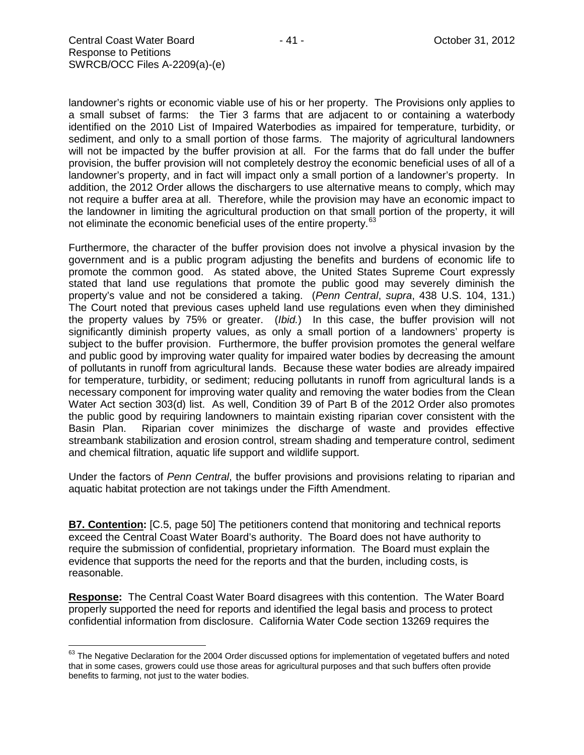landowner's rights or economic viable use of his or her property. The Provisions only applies to a small subset of farms: the Tier 3 farms that are adjacent to or containing a waterbody identified on the 2010 List of Impaired Waterbodies as impaired for temperature, turbidity, or sediment, and only to a small portion of those farms. The majority of agricultural landowners will not be impacted by the buffer provision at all. For the farms that do fall under the buffer provision, the buffer provision will not completely destroy the economic beneficial uses of all of a landowner's property, and in fact will impact only a small portion of a landowner's property. In addition, the 2012 Order allows the dischargers to use alternative means to comply, which may not require a buffer area at all. Therefore, while the provision may have an economic impact to the landowner in limiting the agricultural production on that small portion of the property, it will not eliminate the economic beneficial uses of the entire property.[63]

Furthermore, the character of the buffer provision does not involve a physical invasion by the government and is a public program adjusting the benefits and burdens of economic life to promote the common good. As stated above, the United States Supreme Court expressly stated that land use regulations that promote the public good may severely diminish the property's value and not be considered a taking. (*Penn Central*, *supra*, 438 U.S. 104, 131.) The Court noted that previous cases upheld land use regulations even when they diminished the property values by 75% or greater. (*Ibid.*) In this case, the buffer provision will not significantly diminish property values, as only a small portion of a landowners' property is subject to the buffer provision. Furthermore, the buffer provision promotes the general welfare and public good by improving water quality for impaired water bodies by decreasing the amount of pollutants in runoff from agricultural lands. Because these water bodies are already impaired for temperature, turbidity, or sediment; reducing pollutants in runoff from agricultural lands is a necessary component for improving water quality and removing the water bodies from the Clean Water Act section 303(d) list. As well, Condition 39 of Part B of the 2012 Order also promotes the public good by requiring landowners to maintain existing riparian cover consistent with the Basin Plan. Riparian cover minimizes the discharge of waste and provides effective streambank stabilization and erosion control, stream shading and temperature control, sediment and chemical filtration, aquatic life support and wildlife support.

Under the factors of *Penn Central*, the buffer provisions and provisions relating to riparian and aquatic habitat protection are not takings under the Fifth Amendment.

**B7. Contention:** [C.5, page 50] The petitioners contend that monitoring and technical reports exceed the Central Coast Water Board's authority. The Board does not have authority to require the submission of confidential, proprietary information. The Board must explain the evidence that supports the need for the reports and that the burden, including costs, is reasonable.

**Response:** The Central Coast Water Board disagrees with this contention. The Water Board properly supported the need for reports and identified the legal basis and process to protect confidential information from disclosure. California Water Code section 13269 requires the

---

[63] The Negative Declaration for the 2004 Order discussed options for implementation of vegetated buffers and noted that in some cases, growers could use those areas for agricultural purposes and that such buffers often provide benefits to farming, not just to the water bodies.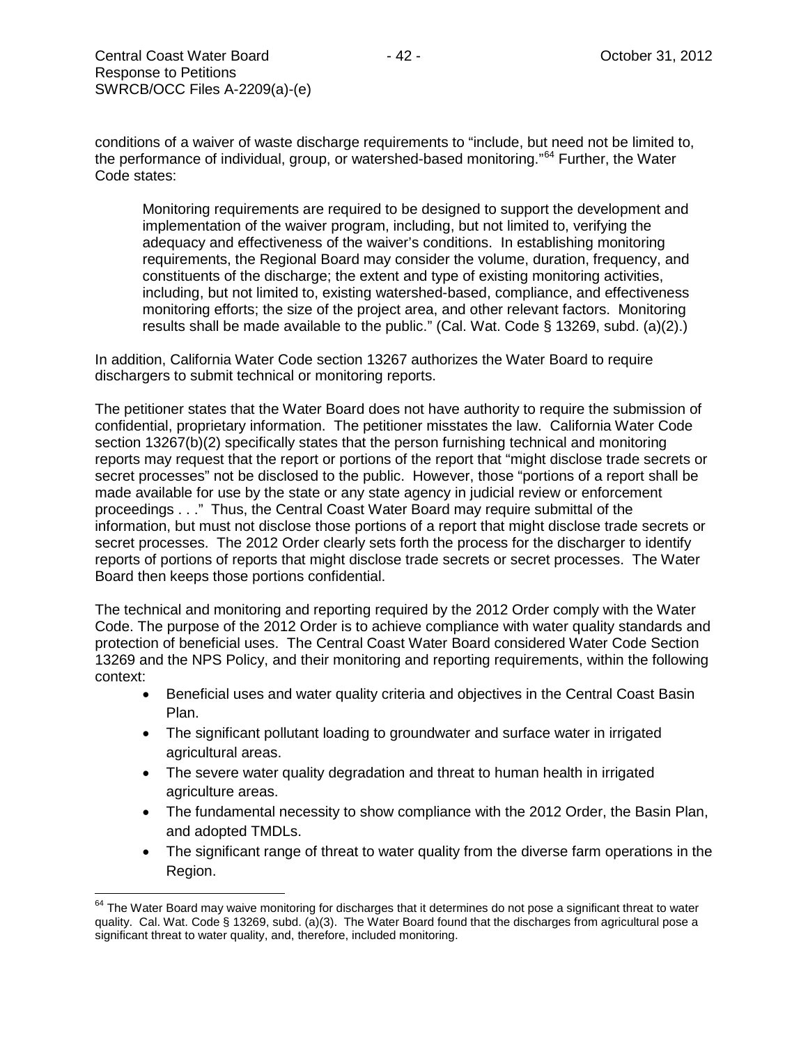conditions of a waiver of waste discharge requirements to "include, but need not be limited to, the performance of individual, group, or watershed-based monitoring."[64] Further, the Water Code states:

> Monitoring requirements are required to be designed to support the development and implementation of the waiver program, including, but not limited to, verifying the adequacy and effectiveness of the waiver's conditions. In establishing monitoring requirements, the Regional Board may consider the volume, duration, frequency, and constituents of the discharge; the extent and type of existing monitoring activities, including, but not limited to, existing watershed-based, compliance, and effectiveness monitoring efforts; the size of the project area, and other relevant factors. Monitoring results shall be made available to the public." (Cal. Wat. Code § 13269, subd. (a)(2).)

In addition, California Water Code section 13267 authorizes the Water Board to require dischargers to submit technical or monitoring reports.

The petitioner states that the Water Board does not have authority to require the submission of confidential, proprietary information. The petitioner misstates the law. California Water Code section 13267(b)(2) specifically states that the person furnishing technical and monitoring reports may request that the report or portions of the report that "might disclose trade secrets or secret processes" not be disclosed to the public. However, those "portions of a report shall be made available for use by the state or any state agency in judicial review or enforcement proceedings . . ." Thus, the Central Coast Water Board may require submittal of the information, but must not disclose those portions of a report that might disclose trade secrets or secret processes. The 2012 Order clearly sets forth the process for the discharger to identify reports of portions of reports that might disclose trade secrets or secret processes. The Water Board then keeps those portions confidential.

The technical and monitoring and reporting required by the 2012 Order comply with the Water Code. The purpose of the 2012 Order is to achieve compliance with water quality standards and protection of beneficial uses. The Central Coast Water Board considered Water Code Section 13269 and the NPS Policy, and their monitoring and reporting requirements, within the following context:

- Beneficial uses and water quality criteria and objectives in the Central Coast Basin Plan.
- The significant pollutant loading to groundwater and surface water in irrigated agricultural areas.
- The severe water quality degradation and threat to human health in irrigated agriculture areas.
- The fundamental necessity to show compliance with the 2012 Order, the Basin Plan, and adopted TMDLs.
- The significant range of threat to water quality from the diverse farm operations in the Region.

---

[64] The Water Board may waive monitoring for discharges that it determines do not pose a significant threat to water quality. Cal. Wat. Code § 13269, subd. (a)(3). The Water Board found that the discharges from agricultural pose a significant threat to water quality, and, therefore, included monitoring.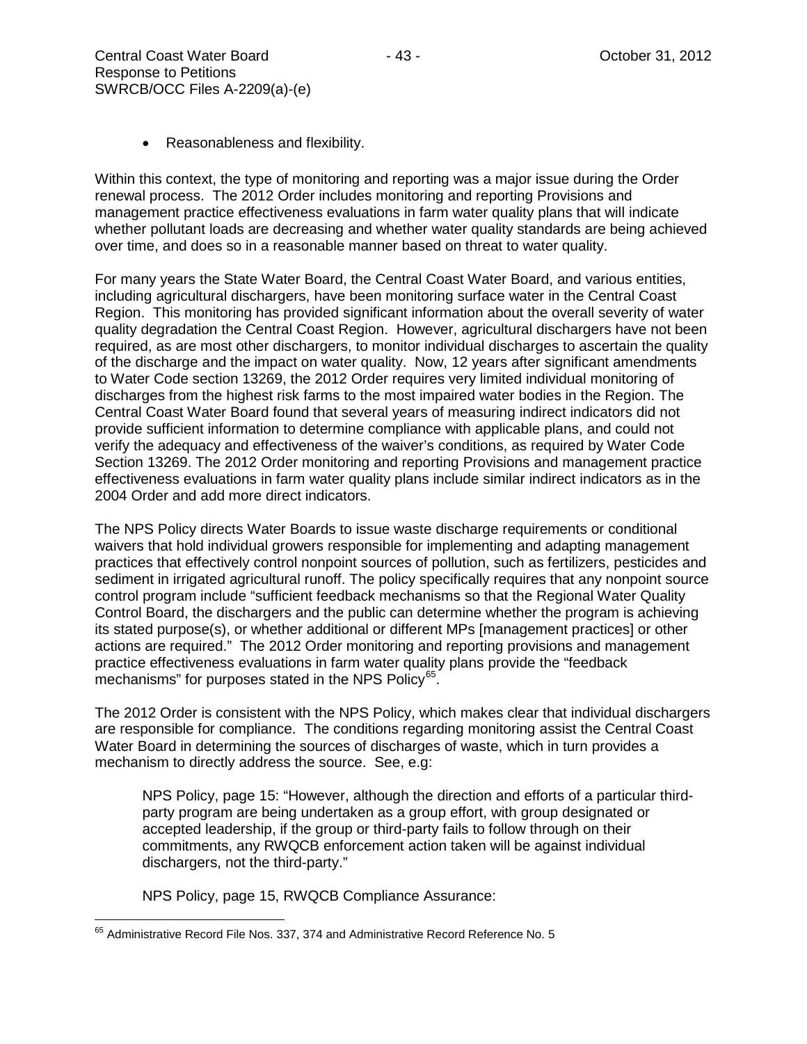- Reasonableness and flexibility.

Within this context, the type of monitoring and reporting was a major issue during the Order renewal process. The 2012 Order includes monitoring and reporting Provisions and management practice effectiveness evaluations in farm water quality plans that will indicate whether pollutant loads are decreasing and whether water quality standards are being achieved over time, and does so in a reasonable manner based on threat to water quality.

For many years the State Water Board, the Central Coast Water Board, and various entities, including agricultural dischargers, have been monitoring surface water in the Central Coast Region. This monitoring has provided significant information about the overall severity of water quality degradation the Central Coast Region. However, agricultural dischargers have not been required, as are most other dischargers, to monitor individual discharges to ascertain the quality of the discharge and the impact on water quality. Now, 12 years after significant amendments to Water Code section 13269, the 2012 Order requires very limited individual monitoring of discharges from the highest risk farms to the most impaired water bodies in the Region. The Central Coast Water Board found that several years of measuring indirect indicators did not provide sufficient information to determine compliance with applicable plans, and could not verify the adequacy and effectiveness of the waiver's conditions, as required by Water Code Section 13269. The 2012 Order monitoring and reporting Provisions and management practice effectiveness evaluations in farm water quality plans include similar indirect indicators as in the 2004 Order and add more direct indicators.

The NPS Policy directs Water Boards to issue waste discharge requirements or conditional waivers that hold individual growers responsible for implementing and adapting management practices that effectively control nonpoint sources of pollution, such as fertilizers, pesticides and sediment in irrigated agricultural runoff. The policy specifically requires that any nonpoint source control program include "sufficient feedback mechanisms so that the Regional Water Quality Control Board, the dischargers and the public can determine whether the program is achieving its stated purpose(s), or whether additional or different MPs [management practices] or other actions are required." The 2012 Order monitoring and reporting provisions and management practice effectiveness evaluations in farm water quality plans provide the "feedback mechanisms" for purposes stated in the NPS Policy[65].

The 2012 Order is consistent with the NPS Policy, which makes clear that individual dischargers are responsible for compliance. The conditions regarding monitoring assist the Central Coast Water Board in determining the sources of discharges of waste, which in turn provides a mechanism to directly address the source. See, e.g:

> NPS Policy, page 15: "However, although the direction and efforts of a particular third-party program are being undertaken as a group effort, with group designated or accepted leadership, if the group or third-party fails to follow through on their commitments, any RWQCB enforcement action taken will be against individual dischargers, not the third-party."
>
> NPS Policy, page 15, RWQCB Compliance Assurance:

[65] Administrative Record File Nos. 337, 374 and Administrative Record Reference No. 5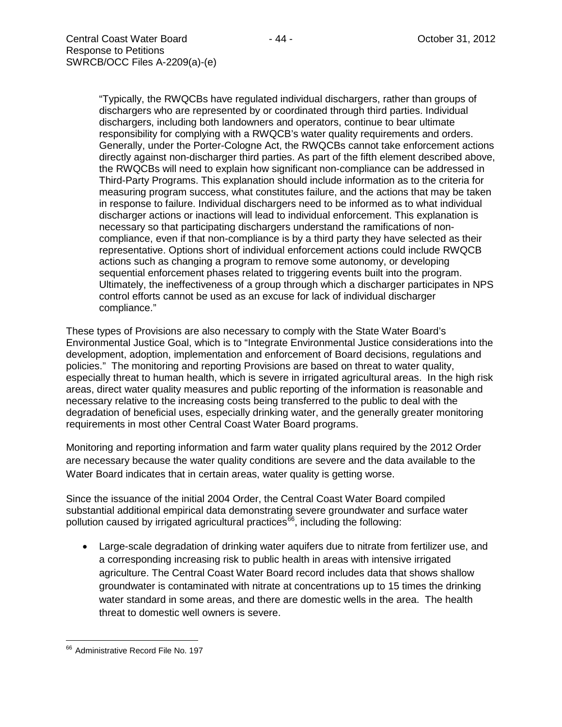> "Typically, the RWQCBs have regulated individual dischargers, rather than groups of dischargers who are represented by or coordinated through third parties. Individual dischargers, including both landowners and operators, continue to bear ultimate responsibility for complying with a RWQCB's water quality requirements and orders. Generally, under the Porter-Cologne Act, the RWQCBs cannot take enforcement actions directly against non-discharger third parties. As part of the fifth element described above, the RWQCBs will need to explain how significant non-compliance can be addressed in Third-Party Programs. This explanation should include information as to the criteria for measuring program success, what constitutes failure, and the actions that may be taken in response to failure. Individual dischargers need to be informed as to what individual discharger actions or inactions will lead to individual enforcement. This explanation is necessary so that participating dischargers understand the ramifications of non-compliance, even if that non-compliance is by a third party they have selected as their representative. Options short of individual enforcement actions could include RWQCB actions such as changing a program to remove some autonomy, or developing sequential enforcement phases related to triggering events built into the program. Ultimately, the ineffectiveness of a group through which a discharger participates in NPS control efforts cannot be used as an excuse for lack of individual discharger compliance."

These types of Provisions are also necessary to comply with the State Water Board's Environmental Justice Goal, which is to "Integrate Environmental Justice considerations into the development, adoption, implementation and enforcement of Board decisions, regulations and policies." The monitoring and reporting Provisions are based on threat to water quality, especially threat to human health, which is severe in irrigated agricultural areas. In the high risk areas, direct water quality measures and public reporting of the information is reasonable and necessary relative to the increasing costs being transferred to the public to deal with the degradation of beneficial uses, especially drinking water, and the generally greater monitoring requirements in most other Central Coast Water Board programs.

Monitoring and reporting information and farm water quality plans required by the 2012 Order are necessary because the water quality conditions are severe and the data available to the Water Board indicates that in certain areas, water quality is getting worse.

Since the issuance of the initial 2004 Order, the Central Coast Water Board compiled substantial additional empirical data demonstrating severe groundwater and surface water pollution caused by irrigated agricultural practices[66], including the following:

- Large-scale degradation of drinking water aquifers due to nitrate from fertilizer use, and a corresponding increasing risk to public health in areas with intensive irrigated agriculture. The Central Coast Water Board record includes data that shows shallow groundwater is contaminated with nitrate at concentrations up to 15 times the drinking water standard in some areas, and there are domestic wells in the area. The health threat to domestic well owners is severe.

[66] Administrative Record File No. 197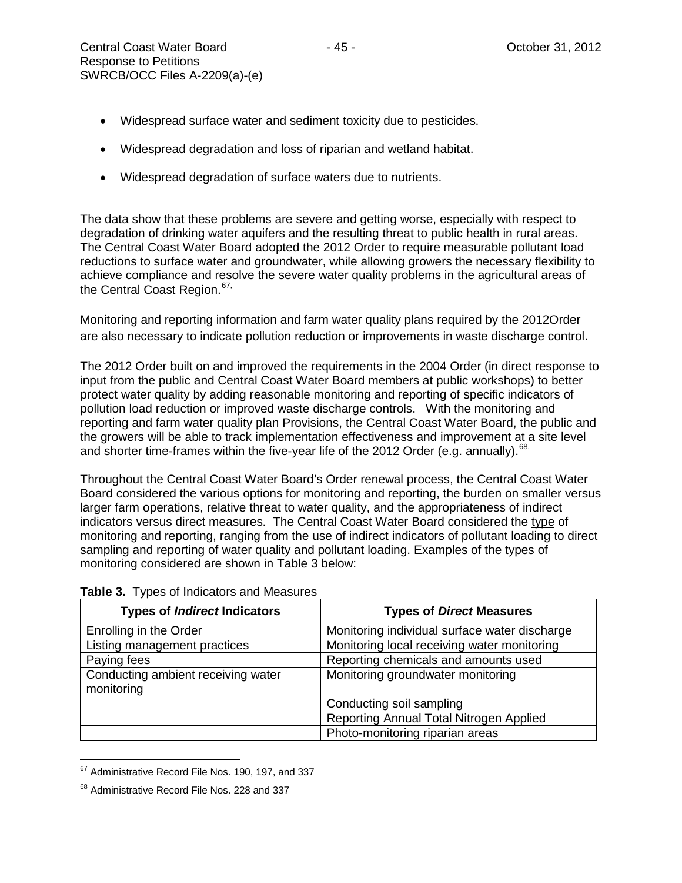- Widespread surface water and sediment toxicity due to pesticides.
- Widespread degradation and loss of riparian and wetland habitat.
- Widespread degradation of surface waters due to nutrients.

The data show that these problems are severe and getting worse, especially with respect to degradation of drinking water aquifers and the resulting threat to public health in rural areas. The Central Coast Water Board adopted the 2012 Order to require measurable pollutant load reductions to surface water and groundwater, while allowing growers the necessary flexibility to achieve compliance and resolve the severe water quality problems in the agricultural areas of the Central Coast Region.[67]

Monitoring and reporting information and farm water quality plans required by the 2012Order are also necessary to indicate pollution reduction or improvements in waste discharge control.

The 2012 Order built on and improved the requirements in the 2004 Order (in direct response to input from the public and Central Coast Water Board members at public workshops) to better protect water quality by adding reasonable monitoring and reporting of specific indicators of pollution load reduction or improved waste discharge controls. With the monitoring and reporting and farm water quality plan Provisions, the Central Coast Water Board, the public and the growers will be able to track implementation effectiveness and improvement at a site level and shorter time-frames within the five-year life of the 2012 Order (e.g. annually).[68]

Throughout the Central Coast Water Board's Order renewal process, the Central Coast Water Board considered the various options for monitoring and reporting, the burden on smaller versus larger farm operations, relative threat to water quality, and the appropriateness of indirect indicators versus direct measures. The Central Coast Water Board considered the type of monitoring and reporting, ranging from the use of indirect indicators of pollutant loading to direct sampling and reporting of water quality and pollutant loading. Examples of the types of monitoring considered are shown in Table 3 below:

**Table 3.** Types of Indicators and Measures

| Types of *Indirect* Indicators | Types of *Direct* Measures |
|---|---|
| Enrolling in the Order | Monitoring individual surface water discharge |
| Listing management practices | Monitoring local receiving water monitoring |
| Paying fees | Reporting chemicals and amounts used |
| Conducting ambient receiving water monitoring | Monitoring groundwater monitoring |
| | Conducting soil sampling |
| | Reporting Annual Total Nitrogen Applied |
| | Photo-monitoring riparian areas |

[67] Administrative Record File Nos. 190, 197, and 337

[68] Administrative Record File Nos. 228 and 337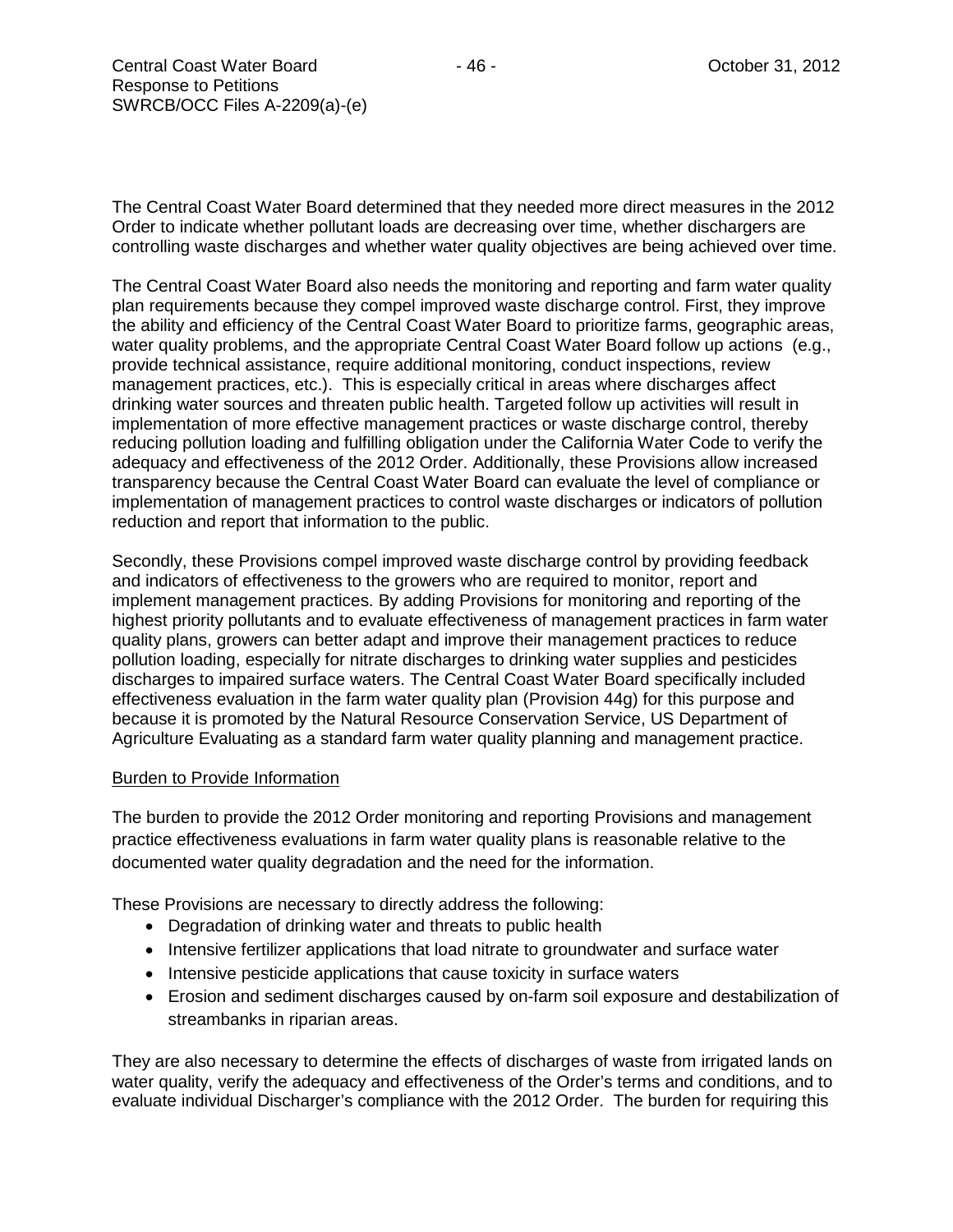The Central Coast Water Board determined that they needed more direct measures in the 2012 Order to indicate whether pollutant loads are decreasing over time, whether dischargers are controlling waste discharges and whether water quality objectives are being achieved over time.

The Central Coast Water Board also needs the monitoring and reporting and farm water quality plan requirements because they compel improved waste discharge control. First, they improve the ability and efficiency of the Central Coast Water Board to prioritize farms, geographic areas, water quality problems, and the appropriate Central Coast Water Board follow up actions (e.g., provide technical assistance, require additional monitoring, conduct inspections, review management practices, etc.). This is especially critical in areas where discharges affect drinking water sources and threaten public health. Targeted follow up activities will result in implementation of more effective management practices or waste discharge control, thereby reducing pollution loading and fulfilling obligation under the California Water Code to verify the adequacy and effectiveness of the 2012 Order. Additionally, these Provisions allow increased transparency because the Central Coast Water Board can evaluate the level of compliance or implementation of management practices to control waste discharges or indicators of pollution reduction and report that information to the public.

Secondly, these Provisions compel improved waste discharge control by providing feedback and indicators of effectiveness to the growers who are required to monitor, report and implement management practices. By adding Provisions for monitoring and reporting of the highest priority pollutants and to evaluate effectiveness of management practices in farm water quality plans, growers can better adapt and improve their management practices to reduce pollution loading, especially for nitrate discharges to drinking water supplies and pesticides discharges to impaired surface waters. The Central Coast Water Board specifically included effectiveness evaluation in the farm water quality plan (Provision 44g) for this purpose and because it is promoted by the Natural Resource Conservation Service, US Department of Agriculture Evaluating as a standard farm water quality planning and management practice.

<u>Burden to Provide Information</u>

The burden to provide the 2012 Order monitoring and reporting Provisions and management practice effectiveness evaluations in farm water quality plans is reasonable relative to the documented water quality degradation and the need for the information.

These Provisions are necessary to directly address the following:

- Degradation of drinking water and threats to public health
- Intensive fertilizer applications that load nitrate to groundwater and surface water
- Intensive pesticide applications that cause toxicity in surface waters
- Erosion and sediment discharges caused by on-farm soil exposure and destabilization of streambanks in riparian areas.

They are also necessary to determine the effects of discharges of waste from irrigated lands on water quality, verify the adequacy and effectiveness of the Order's terms and conditions, and to evaluate individual Discharger's compliance with the 2012 Order. The burden for requiring this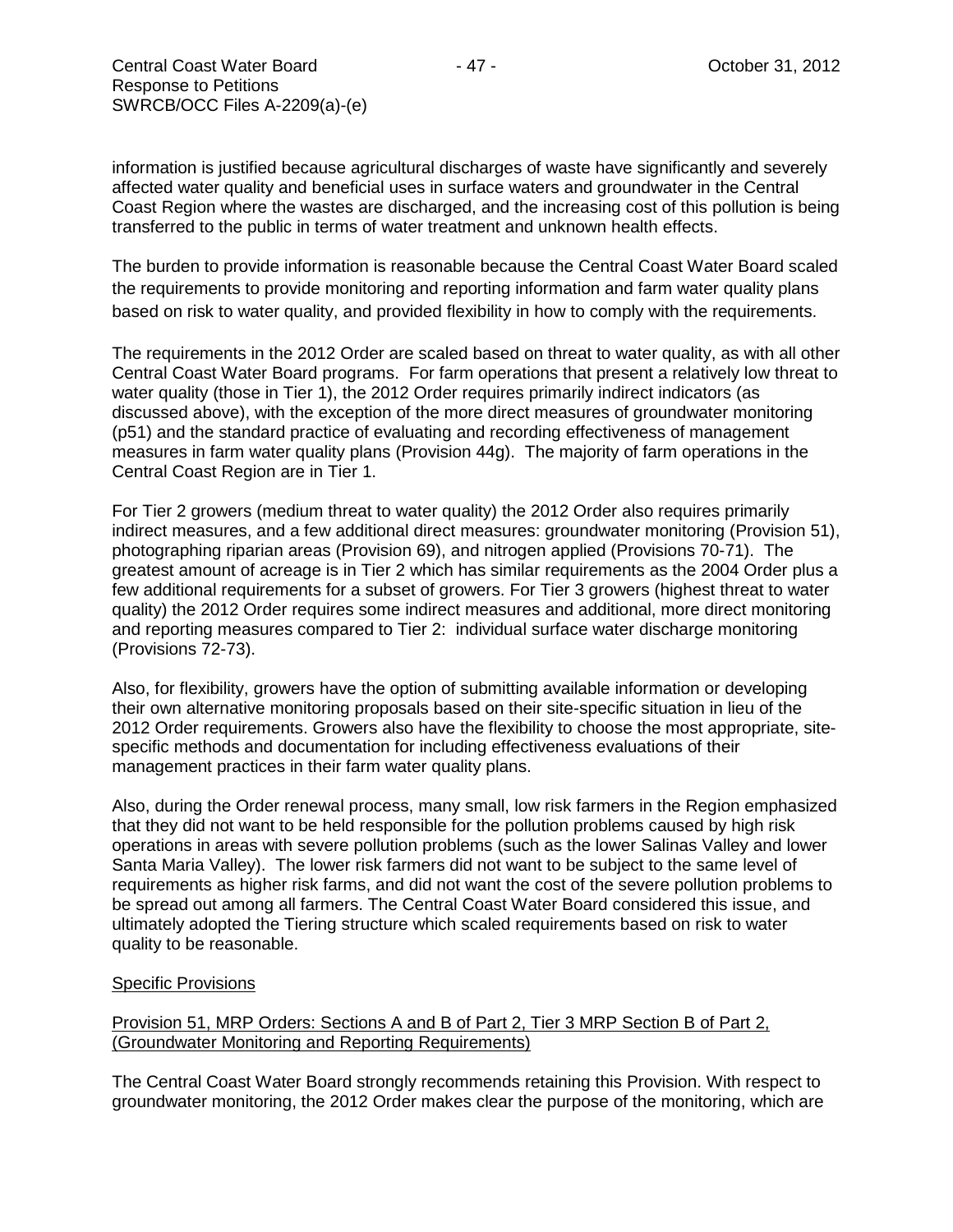information is justified because agricultural discharges of waste have significantly and severely affected water quality and beneficial uses in surface waters and groundwater in the Central Coast Region where the wastes are discharged, and the increasing cost of this pollution is being transferred to the public in terms of water treatment and unknown health effects.

The burden to provide information is reasonable because the Central Coast Water Board scaled the requirements to provide monitoring and reporting information and farm water quality plans based on risk to water quality, and provided flexibility in how to comply with the requirements.

The requirements in the 2012 Order are scaled based on threat to water quality, as with all other Central Coast Water Board programs. For farm operations that present a relatively low threat to water quality (those in Tier 1), the 2012 Order requires primarily indirect indicators (as discussed above), with the exception of the more direct measures of groundwater monitoring (p51) and the standard practice of evaluating and recording effectiveness of management measures in farm water quality plans (Provision 44g). The majority of farm operations in the Central Coast Region are in Tier 1.

For Tier 2 growers (medium threat to water quality) the 2012 Order also requires primarily indirect measures, and a few additional direct measures: groundwater monitoring (Provision 51), photographing riparian areas (Provision 69), and nitrogen applied (Provisions 70-71). The greatest amount of acreage is in Tier 2 which has similar requirements as the 2004 Order plus a few additional requirements for a subset of growers. For Tier 3 growers (highest threat to water quality) the 2012 Order requires some indirect measures and additional, more direct monitoring and reporting measures compared to Tier 2: individual surface water discharge monitoring (Provisions 72-73).

Also, for flexibility, growers have the option of submitting available information or developing their own alternative monitoring proposals based on their site-specific situation in lieu of the 2012 Order requirements. Growers also have the flexibility to choose the most appropriate, site-specific methods and documentation for including effectiveness evaluations of their management practices in their farm water quality plans.

Also, during the Order renewal process, many small, low risk farmers in the Region emphasized that they did not want to be held responsible for the pollution problems caused by high risk operations in areas with severe pollution problems (such as the lower Salinas Valley and lower Santa Maria Valley). The lower risk farmers did not want to be subject to the same level of requirements as higher risk farms, and did not want the cost of the severe pollution problems to be spread out among all farmers. The Central Coast Water Board considered this issue, and ultimately adopted the Tiering structure which scaled requirements based on risk to water quality to be reasonable.

<u>Specific Provisions</u>

<u>Provision 51, MRP Orders: Sections A and B of Part 2, Tier 3 MRP Section B of Part 2, (Groundwater Monitoring and Reporting Requirements)</u>

The Central Coast Water Board strongly recommends retaining this Provision. With respect to groundwater monitoring, the 2012 Order makes clear the purpose of the monitoring, which are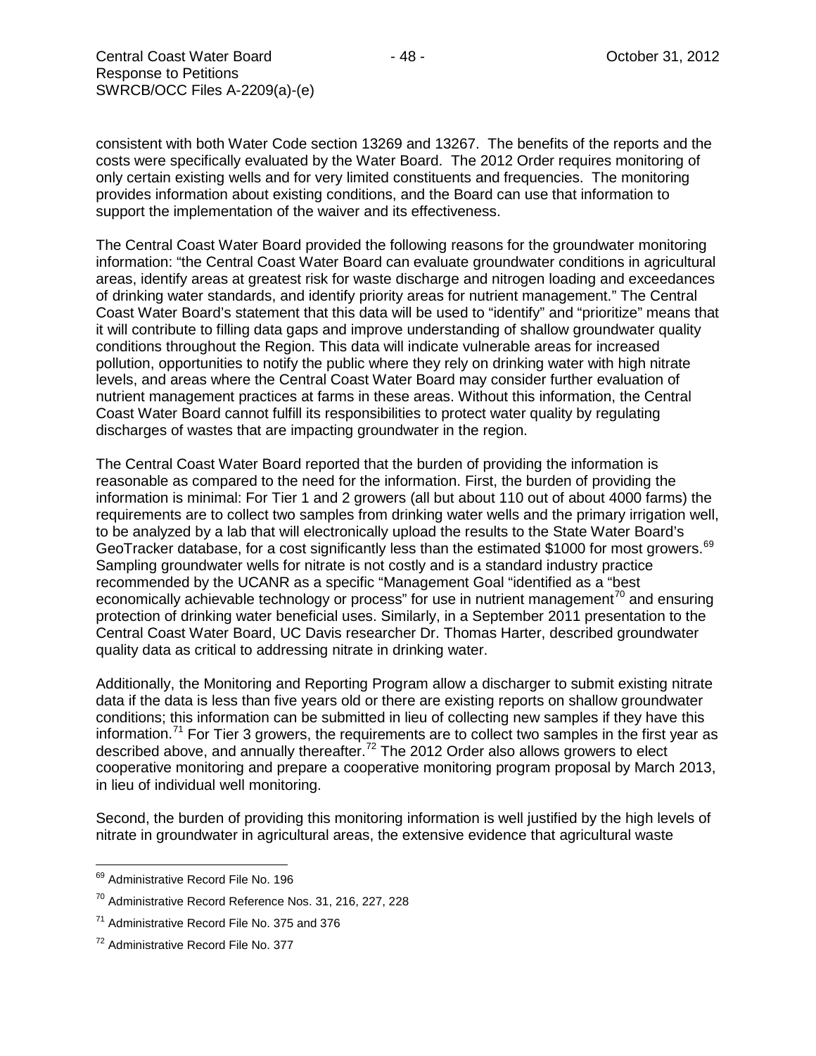consistent with both Water Code section 13269 and 13267. The benefits of the reports and the costs were specifically evaluated by the Water Board. The 2012 Order requires monitoring of only certain existing wells and for very limited constituents and frequencies. The monitoring provides information about existing conditions, and the Board can use that information to support the implementation of the waiver and its effectiveness.

The Central Coast Water Board provided the following reasons for the groundwater monitoring information: "the Central Coast Water Board can evaluate groundwater conditions in agricultural areas, identify areas at greatest risk for waste discharge and nitrogen loading and exceedances of drinking water standards, and identify priority areas for nutrient management." The Central Coast Water Board's statement that this data will be used to "identify" and "prioritize" means that it will contribute to filling data gaps and improve understanding of shallow groundwater quality conditions throughout the Region. This data will indicate vulnerable areas for increased pollution, opportunities to notify the public where they rely on drinking water with high nitrate levels, and areas where the Central Coast Water Board may consider further evaluation of nutrient management practices at farms in these areas. Without this information, the Central Coast Water Board cannot fulfill its responsibilities to protect water quality by regulating discharges of wastes that are impacting groundwater in the region.

The Central Coast Water Board reported that the burden of providing the information is reasonable as compared to the need for the information. First, the burden of providing the information is minimal: For Tier 1 and 2 growers (all but about 110 out of about 4000 farms) the requirements are to collect two samples from drinking water wells and the primary irrigation well, to be analyzed by a lab that will electronically upload the results to the State Water Board's GeoTracker database, for a cost significantly less than the estimated $1000 for most growers.[69] Sampling groundwater wells for nitrate is not costly and is a standard industry practice recommended by the UCANR as a specific "Management Goal "identified as a "best economically achievable technology or process" for use in nutrient management[70] and ensuring protection of drinking water beneficial uses. Similarly, in a September 2011 presentation to the Central Coast Water Board, UC Davis researcher Dr. Thomas Harter, described groundwater quality data as critical to addressing nitrate in drinking water.

Additionally, the Monitoring and Reporting Program allow a discharger to submit existing nitrate data if the data is less than five years old or there are existing reports on shallow groundwater conditions; this information can be submitted in lieu of collecting new samples if they have this information.[71] For Tier 3 growers, the requirements are to collect two samples in the first year as described above, and annually thereafter.[72] The 2012 Order also allows growers to elect cooperative monitoring and prepare a cooperative monitoring program proposal by March 2013, in lieu of individual well monitoring.

Second, the burden of providing this monitoring information is well justified by the high levels of nitrate in groundwater in agricultural areas, the extensive evidence that agricultural waste

---

[69] Administrative Record File No. 196

[70] Administrative Record Reference Nos. 31, 216, 227, 228

[71] Administrative Record File No. 375 and 376

[72] Administrative Record File No. 377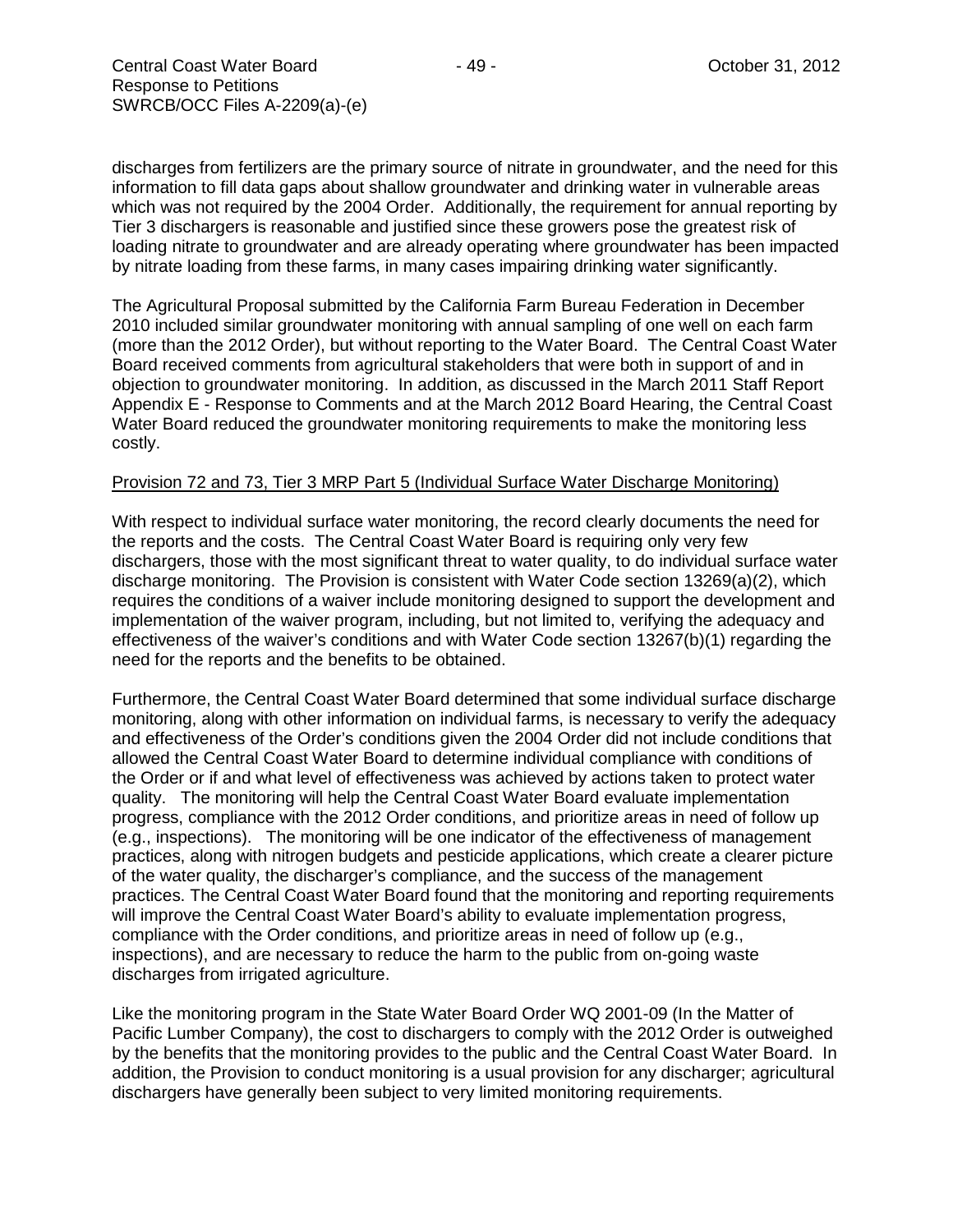discharges from fertilizers are the primary source of nitrate in groundwater, and the need for this information to fill data gaps about shallow groundwater and drinking water in vulnerable areas which was not required by the 2004 Order. Additionally, the requirement for annual reporting by Tier 3 dischargers is reasonable and justified since these growers pose the greatest risk of loading nitrate to groundwater and are already operating where groundwater has been impacted by nitrate loading from these farms, in many cases impairing drinking water significantly.

The Agricultural Proposal submitted by the California Farm Bureau Federation in December 2010 included similar groundwater monitoring with annual sampling of one well on each farm (more than the 2012 Order), but without reporting to the Water Board. The Central Coast Water Board received comments from agricultural stakeholders that were both in support of and in objection to groundwater monitoring. In addition, as discussed in the March 2011 Staff Report Appendix E - Response to Comments and at the March 2012 Board Hearing, the Central Coast Water Board reduced the groundwater monitoring requirements to make the monitoring less costly.

<u>Provision 72 and 73, Tier 3 MRP Part 5 (Individual Surface Water Discharge Monitoring)</u>

With respect to individual surface water monitoring, the record clearly documents the need for the reports and the costs. The Central Coast Water Board is requiring only very few dischargers, those with the most significant threat to water quality, to do individual surface water discharge monitoring. The Provision is consistent with Water Code section 13269(a)(2), which requires the conditions of a waiver include monitoring designed to support the development and implementation of the waiver program, including, but not limited to, verifying the adequacy and effectiveness of the waiver's conditions and with Water Code section 13267(b)(1) regarding the need for the reports and the benefits to be obtained.

Furthermore, the Central Coast Water Board determined that some individual surface discharge monitoring, along with other information on individual farms, is necessary to verify the adequacy and effectiveness of the Order's conditions given the 2004 Order did not include conditions that allowed the Central Coast Water Board to determine individual compliance with conditions of the Order or if and what level of effectiveness was achieved by actions taken to protect water quality. The monitoring will help the Central Coast Water Board evaluate implementation progress, compliance with the 2012 Order conditions, and prioritize areas in need of follow up (e.g., inspections). The monitoring will be one indicator of the effectiveness of management practices, along with nitrogen budgets and pesticide applications, which create a clearer picture of the water quality, the discharger's compliance, and the success of the management practices. The Central Coast Water Board found that the monitoring and reporting requirements will improve the Central Coast Water Board's ability to evaluate implementation progress, compliance with the Order conditions, and prioritize areas in need of follow up (e.g., inspections), and are necessary to reduce the harm to the public from on-going waste discharges from irrigated agriculture.

Like the monitoring program in the State Water Board Order WQ 2001-09 (In the Matter of Pacific Lumber Company), the cost to dischargers to comply with the 2012 Order is outweighed by the benefits that the monitoring provides to the public and the Central Coast Water Board. In addition, the Provision to conduct monitoring is a usual provision for any discharger; agricultural dischargers have generally been subject to very limited monitoring requirements.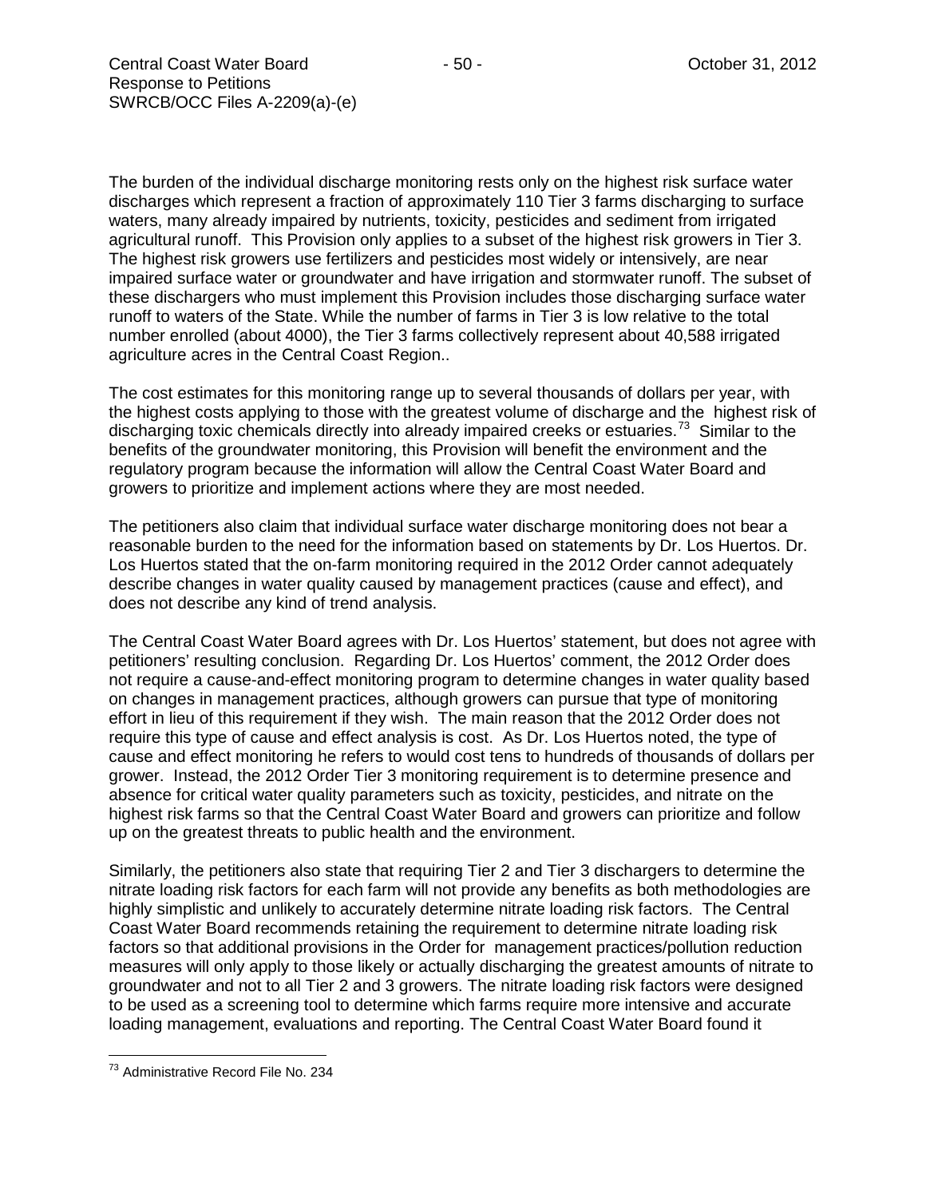The burden of the individual discharge monitoring rests only on the highest risk surface water discharges which represent a fraction of approximately 110 Tier 3 farms discharging to surface waters, many already impaired by nutrients, toxicity, pesticides and sediment from irrigated agricultural runoff. This Provision only applies to a subset of the highest risk growers in Tier 3. The highest risk growers use fertilizers and pesticides most widely or intensively, are near impaired surface water or groundwater and have irrigation and stormwater runoff. The subset of these dischargers who must implement this Provision includes those discharging surface water runoff to waters of the State. While the number of farms in Tier 3 is low relative to the total number enrolled (about 4000), the Tier 3 farms collectively represent about 40,588 irrigated agriculture acres in the Central Coast Region..

The cost estimates for this monitoring range up to several thousands of dollars per year, with the highest costs applying to those with the greatest volume of discharge and the highest risk of discharging toxic chemicals directly into already impaired creeks or estuaries.[73] Similar to the benefits of the groundwater monitoring, this Provision will benefit the environment and the regulatory program because the information will allow the Central Coast Water Board and growers to prioritize and implement actions where they are most needed.

The petitioners also claim that individual surface water discharge monitoring does not bear a reasonable burden to the need for the information based on statements by Dr. Los Huertos. Dr. Los Huertos stated that the on-farm monitoring required in the 2012 Order cannot adequately describe changes in water quality caused by management practices (cause and effect), and does not describe any kind of trend analysis.

The Central Coast Water Board agrees with Dr. Los Huertos' statement, but does not agree with petitioners' resulting conclusion. Regarding Dr. Los Huertos' comment, the 2012 Order does not require a cause-and-effect monitoring program to determine changes in water quality based on changes in management practices, although growers can pursue that type of monitoring effort in lieu of this requirement if they wish. The main reason that the 2012 Order does not require this type of cause and effect analysis is cost. As Dr. Los Huertos noted, the type of cause and effect monitoring he refers to would cost tens to hundreds of thousands of dollars per grower. Instead, the 2012 Order Tier 3 monitoring requirement is to determine presence and absence for critical water quality parameters such as toxicity, pesticides, and nitrate on the highest risk farms so that the Central Coast Water Board and growers can prioritize and follow up on the greatest threats to public health and the environment.

Similarly, the petitioners also state that requiring Tier 2 and Tier 3 dischargers to determine the nitrate loading risk factors for each farm will not provide any benefits as both methodologies are highly simplistic and unlikely to accurately determine nitrate loading risk factors. The Central Coast Water Board recommends retaining the requirement to determine nitrate loading risk factors so that additional provisions in the Order for management practices/pollution reduction measures will only apply to those likely or actually discharging the greatest amounts of nitrate to groundwater and not to all Tier 2 and 3 growers. The nitrate loading risk factors were designed to be used as a screening tool to determine which farms require more intensive and accurate loading management, evaluations and reporting. The Central Coast Water Board found it

[73] Administrative Record File No. 234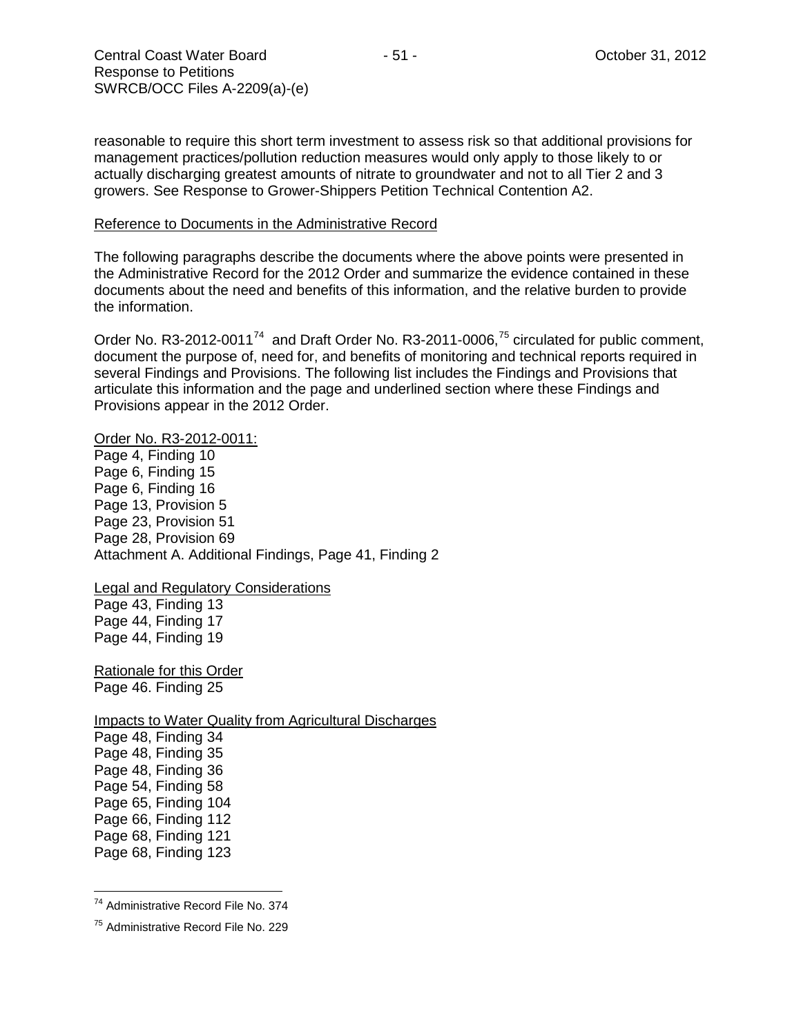reasonable to require this short term investment to assess risk so that additional provisions for management practices/pollution reduction measures would only apply to those likely to or actually discharging greatest amounts of nitrate to groundwater and not to all Tier 2 and 3 growers. See Response to Grower-Shippers Petition Technical Contention A2.

Reference to Documents in the Administrative Record

The following paragraphs describe the documents where the above points were presented in the Administrative Record for the 2012 Order and summarize the evidence contained in these documents about the need and benefits of this information, and the relative burden to provide the information.

Order No. R3-2012-0011[74] and Draft Order No. R3-2011-0006,[75] circulated for public comment, document the purpose of, need for, and benefits of monitoring and technical reports required in several Findings and Provisions. The following list includes the Findings and Provisions that articulate this information and the page and underlined section where these Findings and Provisions appear in the 2012 Order.

Order No. R3-2012-0011:
Page 4, Finding 10
Page 6, Finding 15
Page 6, Finding 16
Page 13, Provision 5
Page 23, Provision 51
Page 28, Provision 69
Attachment A. Additional Findings, Page 41, Finding 2

Legal and Regulatory Considerations
Page 43, Finding 13
Page 44, Finding 17
Page 44, Finding 19

Rationale for this Order
Page 46. Finding 25

Impacts to Water Quality from Agricultural Discharges
Page 48, Finding 34
Page 48, Finding 35
Page 48, Finding 36
Page 54, Finding 58
Page 65, Finding 104
Page 66, Finding 112
Page 68, Finding 121
Page 68, Finding 123

[74] Administrative Record File No. 374

[75] Administrative Record File No. 229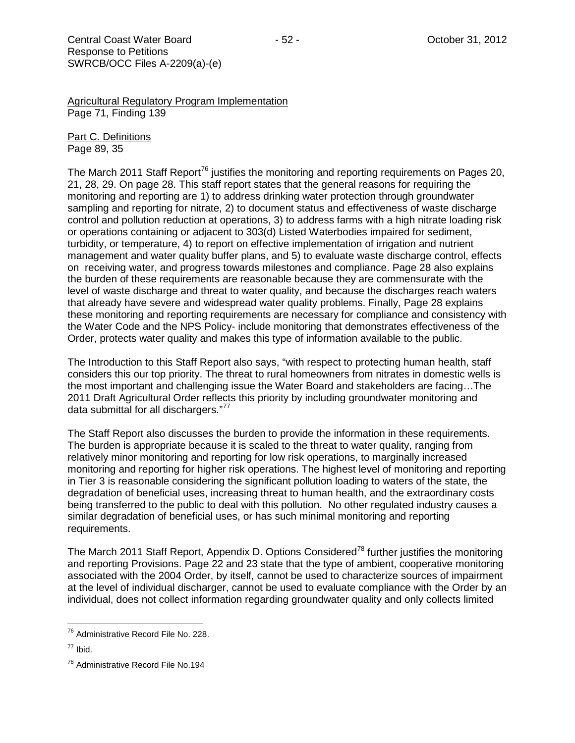Agricultural Regulatory Program Implementation
Page 71, Finding 139

Part C. Definitions
Page 89, 35

The March 2011 Staff Report[76] justifies the monitoring and reporting requirements on Pages 20, 21, 28, 29. On page 28. This staff report states that the general reasons for requiring the monitoring and reporting are 1) to address drinking water protection through groundwater sampling and reporting for nitrate, 2) to document status and effectiveness of waste discharge control and pollution reduction at operations, 3) to address farms with a high nitrate loading risk or operations containing or adjacent to 303(d) Listed Waterbodies impaired for sediment, turbidity, or temperature, 4) to report on effective implementation of irrigation and nutrient management and water quality buffer plans, and 5) to evaluate waste discharge control, effects on receiving water, and progress towards milestones and compliance. Page 28 also explains the burden of these requirements are reasonable because they are commensurate with the level of waste discharge and threat to water quality, and because the discharges reach waters that already have severe and widespread water quality problems. Finally, Page 28 explains these monitoring and reporting requirements are necessary for compliance and consistency with the Water Code and the NPS Policy- include monitoring that demonstrates effectiveness of the Order, protects water quality and makes this type of information available to the public.

The Introduction to this Staff Report also says, "with respect to protecting human health, staff considers this our top priority. The threat to rural homeowners from nitrates in domestic wells is the most important and challenging issue the Water Board and stakeholders are facing…The 2011 Draft Agricultural Order reflects this priority by including groundwater monitoring and data submittal for all dischargers."[77]

The Staff Report also discusses the burden to provide the information in these requirements. The burden is appropriate because it is scaled to the threat to water quality, ranging from relatively minor monitoring and reporting for low risk operations, to marginally increased monitoring and reporting for higher risk operations. The highest level of monitoring and reporting in Tier 3 is reasonable considering the significant pollution loading to waters of the state, the degradation of beneficial uses, increasing threat to human health, and the extraordinary costs being transferred to the public to deal with this pollution. No other regulated industry causes a similar degradation of beneficial uses, or has such minimal monitoring and reporting requirements.

The March 2011 Staff Report, Appendix D. Options Considered[78] further justifies the monitoring and reporting Provisions. Page 22 and 23 state that the type of ambient, cooperative monitoring associated with the 2004 Order, by itself, cannot be used to characterize sources of impairment at the level of individual discharger, cannot be used to evaluate compliance with the Order by an individual, does not collect information regarding groundwater quality and only collects limited

---

[76] Administrative Record File No. 228.

[77] Ibid.

[78] Administrative Record File No.194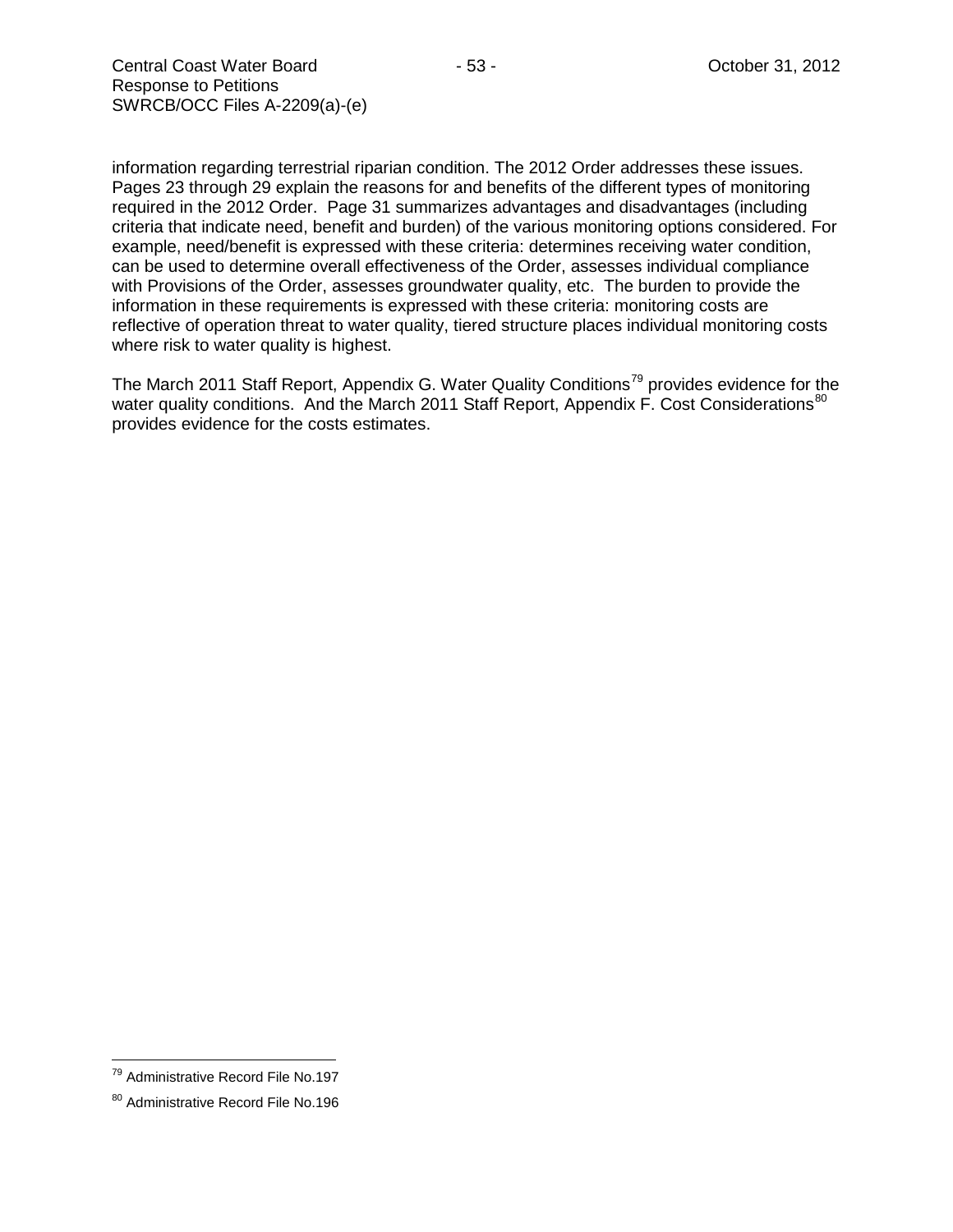information regarding terrestrial riparian condition. The 2012 Order addresses these issues. Pages 23 through 29 explain the reasons for and benefits of the different types of monitoring required in the 2012 Order. Page 31 summarizes advantages and disadvantages (including criteria that indicate need, benefit and burden) of the various monitoring options considered. For example, need/benefit is expressed with these criteria: determines receiving water condition, can be used to determine overall effectiveness of the Order, assesses individual compliance with Provisions of the Order, assesses groundwater quality, etc. The burden to provide the information in these requirements is expressed with these criteria: monitoring costs are reflective of operation threat to water quality, tiered structure places individual monitoring costs where risk to water quality is highest.

The March 2011 Staff Report, Appendix G. Water Quality Conditions[79] provides evidence for the water quality conditions. And the March 2011 Staff Report, Appendix F. Cost Considerations[80] provides evidence for the costs estimates.

---

[79] Administrative Record File No.197

[80] Administrative Record File No.196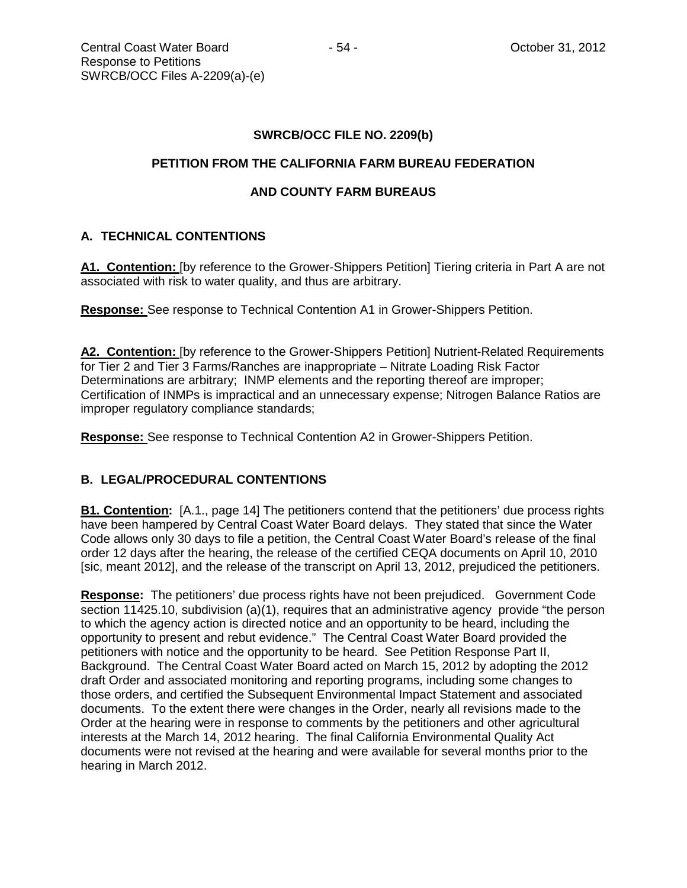## SWRCB/OCC FILE NO. 2209(b)

## PETITION FROM THE CALIFORNIA FARM BUREAU FEDERATION AND COUNTY FARM BUREAUS

### A. TECHNICAL CONTENTIONS

**A1. Contention:** [by reference to the Grower-Shippers Petition] Tiering criteria in Part A are not associated with risk to water quality, and thus are arbitrary.

**Response:** See response to Technical Contention A1 in Grower-Shippers Petition.

**A2. Contention:** [by reference to the Grower-Shippers Petition] Nutrient-Related Requirements for Tier 2 and Tier 3 Farms/Ranches are inappropriate – Nitrate Loading Risk Factor Determinations are arbitrary; INMP elements and the reporting thereof are improper; Certification of INMPs is impractical and an unnecessary expense; Nitrogen Balance Ratios are improper regulatory compliance standards;

**Response:** See response to Technical Contention A2 in Grower-Shippers Petition.

### B. LEGAL/PROCEDURAL CONTENTIONS

**B1. Contention:** [A.1., page 14] The petitioners contend that the petitioners' due process rights have been hampered by Central Coast Water Board delays. They stated that since the Water Code allows only 30 days to file a petition, the Central Coast Water Board's release of the final order 12 days after the hearing, the release of the certified CEQA documents on April 10, 2010 [sic, meant 2012], and the release of the transcript on April 13, 2012, prejudiced the petitioners.

**Response:** The petitioners' due process rights have not been prejudiced. Government Code section 11425.10, subdivision (a)(1), requires that an administrative agency provide "the person to which the agency action is directed notice and an opportunity to be heard, including the opportunity to present and rebut evidence." The Central Coast Water Board provided the petitioners with notice and the opportunity to be heard. See Petition Response Part II, Background. The Central Coast Water Board acted on March 15, 2012 by adopting the 2012 draft Order and associated monitoring and reporting programs, including some changes to those orders, and certified the Subsequent Environmental Impact Statement and associated documents. To the extent there were changes in the Order, nearly all revisions made to the Order at the hearing were in response to comments by the petitioners and other agricultural interests at the March 14, 2012 hearing. The final California Environmental Quality Act documents were not revised at the hearing and were available for several months prior to the hearing in March 2012.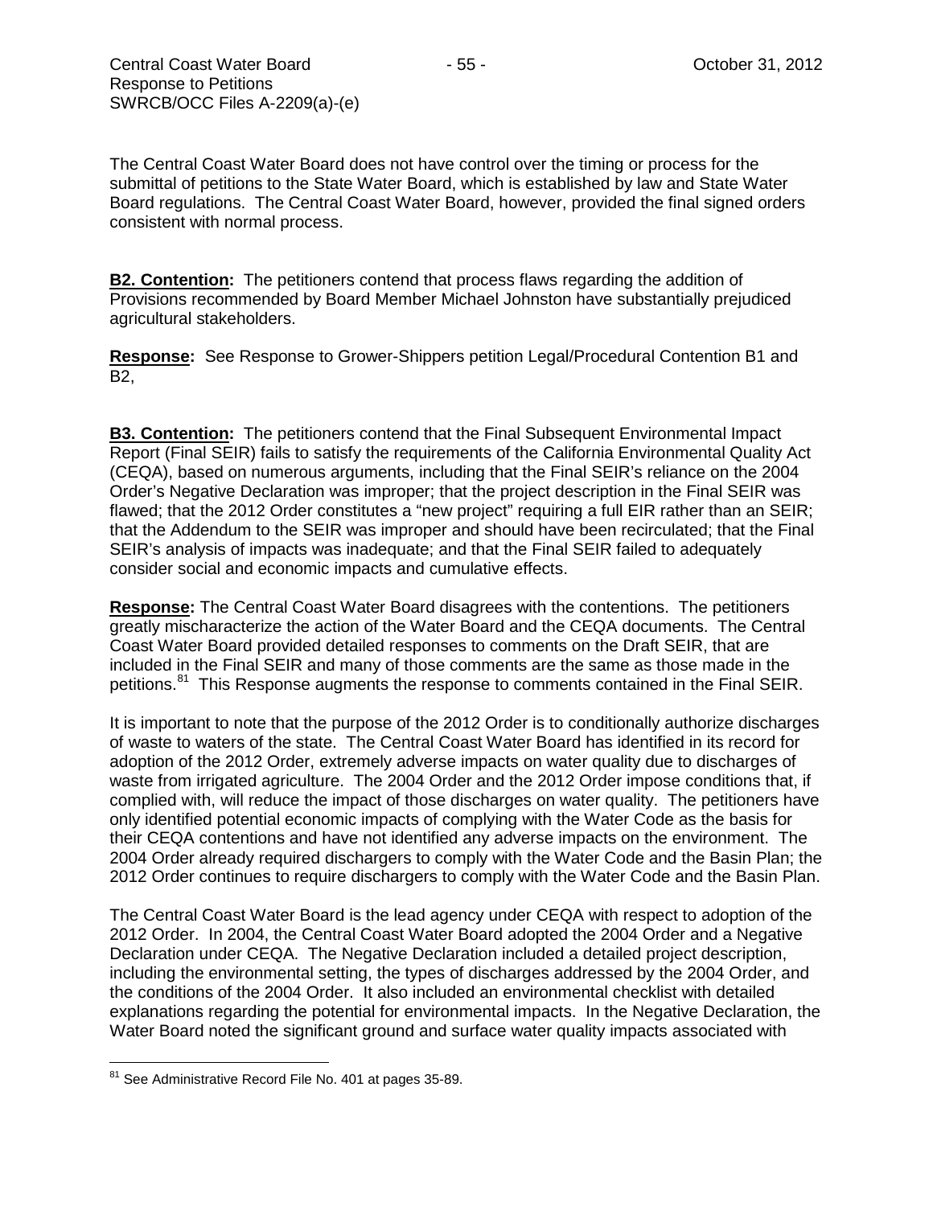The Central Coast Water Board does not have control over the timing or process for the submittal of petitions to the State Water Board, which is established by law and State Water Board regulations. The Central Coast Water Board, however, provided the final signed orders consistent with normal process.

**B2. Contention:** The petitioners contend that process flaws regarding the addition of Provisions recommended by Board Member Michael Johnston have substantially prejudiced agricultural stakeholders.

**Response:** See Response to Grower-Shippers petition Legal/Procedural Contention B1 and B2,

**B3. Contention:** The petitioners contend that the Final Subsequent Environmental Impact Report (Final SEIR) fails to satisfy the requirements of the California Environmental Quality Act (CEQA), based on numerous arguments, including that the Final SEIR's reliance on the 2004 Order's Negative Declaration was improper; that the project description in the Final SEIR was flawed; that the 2012 Order constitutes a "new project" requiring a full EIR rather than an SEIR; that the Addendum to the SEIR was improper and should have been recirculated; that the Final SEIR's analysis of impacts was inadequate; and that the Final SEIR failed to adequately consider social and economic impacts and cumulative effects.

**Response:** The Central Coast Water Board disagrees with the contentions. The petitioners greatly mischaracterize the action of the Water Board and the CEQA documents. The Central Coast Water Board provided detailed responses to comments on the Draft SEIR, that are included in the Final SEIR and many of those comments are the same as those made in the petitions.[81] This Response augments the response to comments contained in the Final SEIR.

It is important to note that the purpose of the 2012 Order is to conditionally authorize discharges of waste to waters of the state. The Central Coast Water Board has identified in its record for adoption of the 2012 Order, extremely adverse impacts on water quality due to discharges of waste from irrigated agriculture. The 2004 Order and the 2012 Order impose conditions that, if complied with, will reduce the impact of those discharges on water quality. The petitioners have only identified potential economic impacts of complying with the Water Code as the basis for their CEQA contentions and have not identified any adverse impacts on the environment. The 2004 Order already required dischargers to comply with the Water Code and the Basin Plan; the 2012 Order continues to require dischargers to comply with the Water Code and the Basin Plan.

The Central Coast Water Board is the lead agency under CEQA with respect to adoption of the 2012 Order. In 2004, the Central Coast Water Board adopted the 2004 Order and a Negative Declaration under CEQA. The Negative Declaration included a detailed project description, including the environmental setting, the types of discharges addressed by the 2004 Order, and the conditions of the 2004 Order. It also included an environmental checklist with detailed explanations regarding the potential for environmental impacts. In the Negative Declaration, the Water Board noted the significant ground and surface water quality impacts associated with

[81] See Administrative Record File No. 401 at pages 35-89.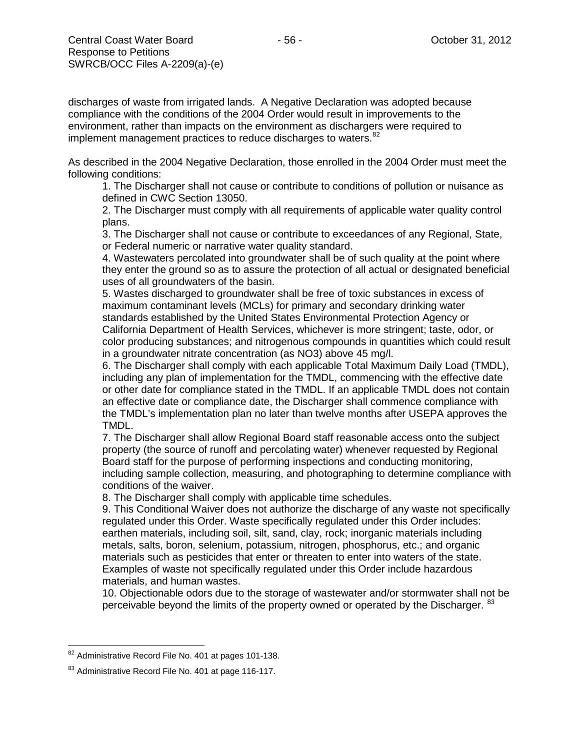discharges of waste from irrigated lands. A Negative Declaration was adopted because compliance with the conditions of the 2004 Order would result in improvements to the environment, rather than impacts on the environment as dischargers were required to implement management practices to reduce discharges to waters.[82]

As described in the 2004 Negative Declaration, those enrolled in the 2004 Order must meet the following conditions:

> 1. The Discharger shall not cause or contribute to conditions of pollution or nuisance as defined in CWC Section 13050.
> 2. The Discharger must comply with all requirements of applicable water quality control plans.
> 3. The Discharger shall not cause or contribute to exceedances of any Regional, State, or Federal numeric or narrative water quality standard.
> 4. Wastewaters percolated into groundwater shall be of such quality at the point where they enter the ground so as to assure the protection of all actual or designated beneficial uses of all groundwaters of the basin.
> 5. Wastes discharged to groundwater shall be free of toxic substances in excess of maximum contaminant levels (MCLs) for primary and secondary drinking water standards established by the United States Environmental Protection Agency or California Department of Health Services, whichever is more stringent; taste, odor, or color producing substances; and nitrogenous compounds in quantities which could result in a groundwater nitrate concentration (as $NO_3$) above 45 mg/l.
> 6. The Discharger shall comply with each applicable Total Maximum Daily Load (TMDL), including any plan of implementation for the TMDL, commencing with the effective date or other date for compliance stated in the TMDL. If an applicable TMDL does not contain an effective date or compliance date, the Discharger shall commence compliance with the TMDL's implementation plan no later than twelve months after USEPA approves the TMDL.
> 7. The Discharger shall allow Regional Board staff reasonable access onto the subject property (the source of runoff and percolating water) whenever requested by Regional Board staff for the purpose of performing inspections and conducting monitoring, including sample collection, measuring, and photographing to determine compliance with conditions of the waiver.
> 8. The Discharger shall comply with applicable time schedules.
> 9. This Conditional Waiver does not authorize the discharge of any waste not specifically regulated under this Order. Waste specifically regulated under this Order includes: earthen materials, including soil, silt, sand, clay, rock; inorganic materials including metals, salts, boron, selenium, potassium, nitrogen, phosphorus, etc.; and organic materials such as pesticides that enter or threaten to enter into waters of the state. Examples of waste not specifically regulated under this Order include hazardous materials, and human wastes.
> 10. Objectionable odors due to the storage of wastewater and/or stormwater shall not be perceivable beyond the limits of the property owned or operated by the Discharger. [83]

---

[82] Administrative Record File No. 401 at pages 101-138.

[83] Administrative Record File No. 401 at page 116-117.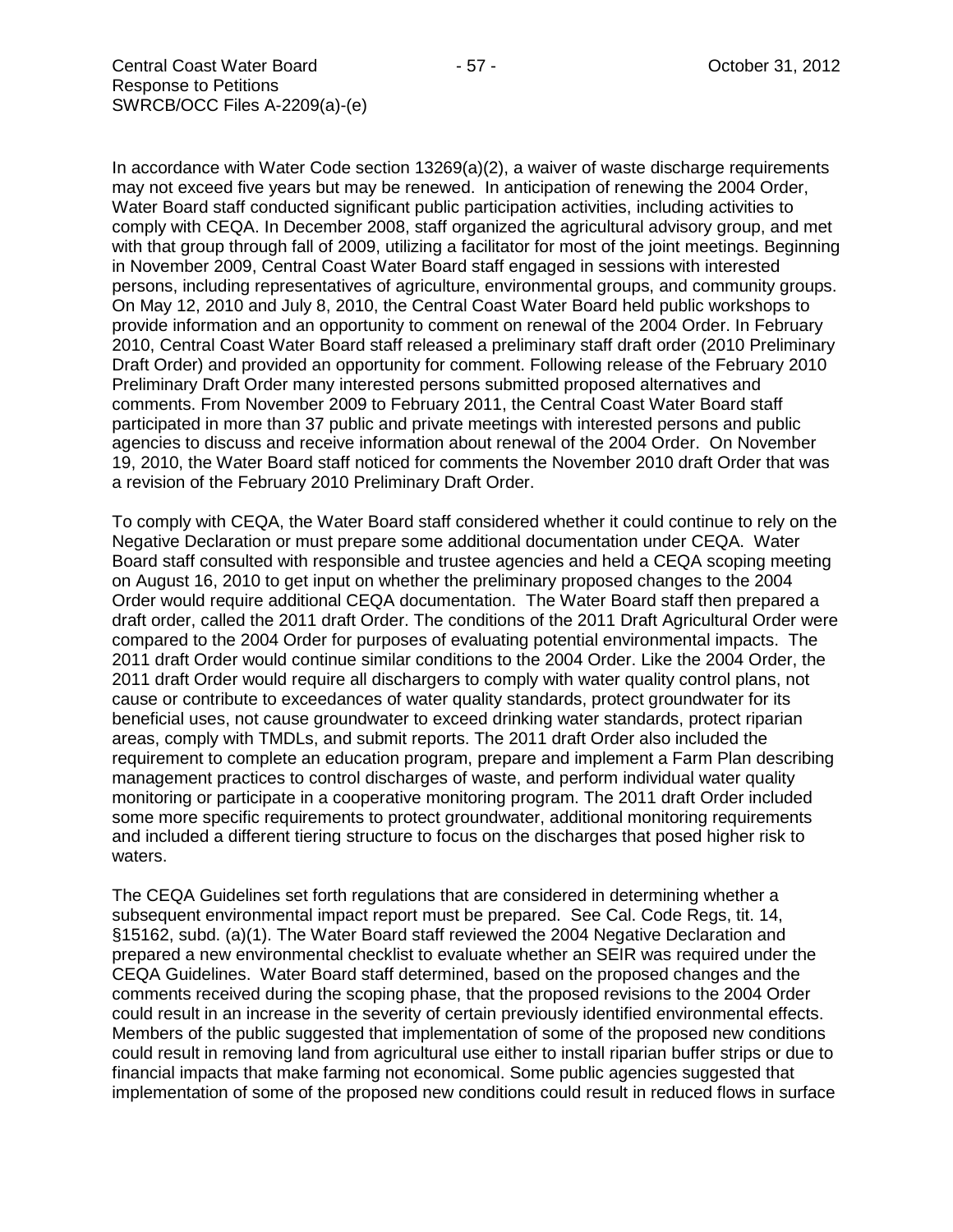In accordance with Water Code section 13269(a)(2), a waiver of waste discharge requirements may not exceed five years but may be renewed. In anticipation of renewing the 2004 Order, Water Board staff conducted significant public participation activities, including activities to comply with CEQA. In December 2008, staff organized the agricultural advisory group, and met with that group through fall of 2009, utilizing a facilitator for most of the joint meetings. Beginning in November 2009, Central Coast Water Board staff engaged in sessions with interested persons, including representatives of agriculture, environmental groups, and community groups. On May 12, 2010 and July 8, 2010, the Central Coast Water Board held public workshops to provide information and an opportunity to comment on renewal of the 2004 Order. In February 2010, Central Coast Water Board staff released a preliminary staff draft order (2010 Preliminary Draft Order) and provided an opportunity for comment. Following release of the February 2010 Preliminary Draft Order many interested persons submitted proposed alternatives and comments. From November 2009 to February 2011, the Central Coast Water Board staff participated in more than 37 public and private meetings with interested persons and public agencies to discuss and receive information about renewal of the 2004 Order. On November 19, 2010, the Water Board staff noticed for comments the November 2010 draft Order that was a revision of the February 2010 Preliminary Draft Order.

To comply with CEQA, the Water Board staff considered whether it could continue to rely on the Negative Declaration or must prepare some additional documentation under CEQA. Water Board staff consulted with responsible and trustee agencies and held a CEQA scoping meeting on August 16, 2010 to get input on whether the preliminary proposed changes to the 2004 Order would require additional CEQA documentation. The Water Board staff then prepared a draft order, called the 2011 draft Order. The conditions of the 2011 Draft Agricultural Order were compared to the 2004 Order for purposes of evaluating potential environmental impacts. The 2011 draft Order would continue similar conditions to the 2004 Order. Like the 2004 Order, the 2011 draft Order would require all dischargers to comply with water quality control plans, not cause or contribute to exceedances of water quality standards, protect groundwater for its beneficial uses, not cause groundwater to exceed drinking water standards, protect riparian areas, comply with TMDLs, and submit reports. The 2011 draft Order also included the requirement to complete an education program, prepare and implement a Farm Plan describing management practices to control discharges of waste, and perform individual water quality monitoring or participate in a cooperative monitoring program. The 2011 draft Order included some more specific requirements to protect groundwater, additional monitoring requirements and included a different tiering structure to focus on the discharges that posed higher risk to waters.

The CEQA Guidelines set forth regulations that are considered in determining whether a subsequent environmental impact report must be prepared. See Cal. Code Regs, tit. 14, §15162, subd. (a)(1). The Water Board staff reviewed the 2004 Negative Declaration and prepared a new environmental checklist to evaluate whether an SEIR was required under the CEQA Guidelines. Water Board staff determined, based on the proposed changes and the comments received during the scoping phase, that the proposed revisions to the 2004 Order could result in an increase in the severity of certain previously identified environmental effects. Members of the public suggested that implementation of some of the proposed new conditions could result in removing land from agricultural use either to install riparian buffer strips or due to financial impacts that make farming not economical. Some public agencies suggested that implementation of some of the proposed new conditions could result in reduced flows in surface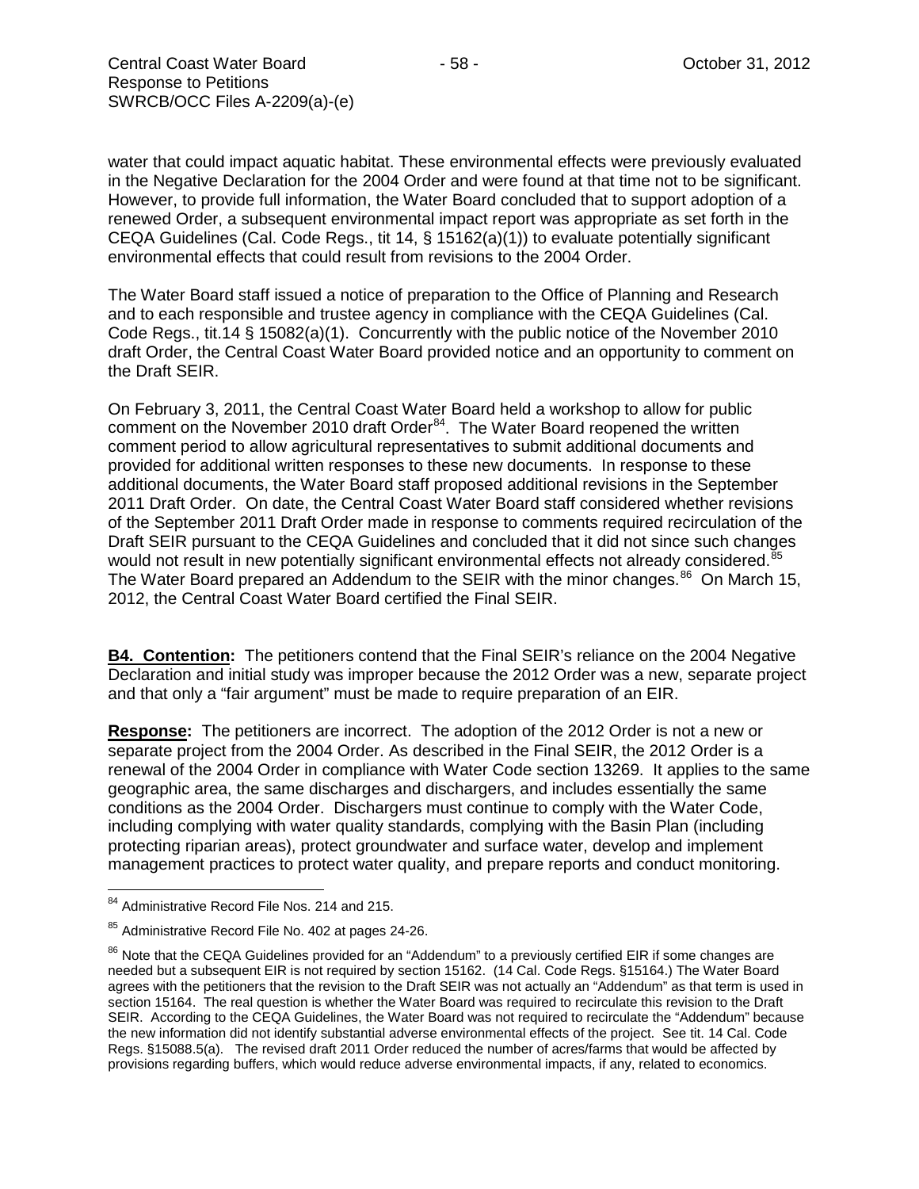water that could impact aquatic habitat. These environmental effects were previously evaluated in the Negative Declaration for the 2004 Order and were found at that time not to be significant. However, to provide full information, the Water Board concluded that to support adoption of a renewed Order, a subsequent environmental impact report was appropriate as set forth in the CEQA Guidelines (Cal. Code Regs., tit 14, § 15162(a)(1)) to evaluate potentially significant environmental effects that could result from revisions to the 2004 Order.

The Water Board staff issued a notice of preparation to the Office of Planning and Research and to each responsible and trustee agency in compliance with the CEQA Guidelines (Cal. Code Regs., tit.14 § 15082(a)(1). Concurrently with the public notice of the November 2010 draft Order, the Central Coast Water Board provided notice and an opportunity to comment on the Draft SEIR.

On February 3, 2011, the Central Coast Water Board held a workshop to allow for public comment on the November 2010 draft Order[84]. The Water Board reopened the written comment period to allow agricultural representatives to submit additional documents and provided for additional written responses to these new documents. In response to these additional documents, the Water Board staff proposed additional revisions in the September 2011 Draft Order. On date, the Central Coast Water Board staff considered whether revisions of the September 2011 Draft Order made in response to comments required recirculation of the Draft SEIR pursuant to the CEQA Guidelines and concluded that it did not since such changes would not result in new potentially significant environmental effects not already considered.[85] The Water Board prepared an Addendum to the SEIR with the minor changes.[86] On March 15, 2012, the Central Coast Water Board certified the Final SEIR.

**B4. Contention:** The petitioners contend that the Final SEIR's reliance on the 2004 Negative Declaration and initial study was improper because the 2012 Order was a new, separate project and that only a "fair argument" must be made to require preparation of an EIR.

**Response:** The petitioners are incorrect. The adoption of the 2012 Order is not a new or separate project from the 2004 Order. As described in the Final SEIR, the 2012 Order is a renewal of the 2004 Order in compliance with Water Code section 13269. It applies to the same geographic area, the same discharges and dischargers, and includes essentially the same conditions as the 2004 Order. Dischargers must continue to comply with the Water Code, including complying with water quality standards, complying with the Basin Plan (including protecting riparian areas), protect groundwater and surface water, develop and implement management practices to protect water quality, and prepare reports and conduct monitoring.

---

[84] Administrative Record File Nos. 214 and 215.

[85] Administrative Record File No. 402 at pages 24-26.

[86] Note that the CEQA Guidelines provided for an "Addendum" to a previously certified EIR if some changes are needed but a subsequent EIR is not required by section 15162. (14 Cal. Code Regs. §15164.) The Water Board agrees with the petitioners that the revision to the Draft SEIR was not actually an "Addendum" as that term is used in section 15164. The real question is whether the Water Board was required to recirculate this revision to the Draft SEIR. According to the CEQA Guidelines, the Water Board was not required to recirculate the "Addendum" because the new information did not identify substantial adverse environmental effects of the project. See tit. 14 Cal. Code Regs. §15088.5(a). The revised draft 2011 Order reduced the number of acres/farms that would be affected by provisions regarding buffers, which would reduce adverse environmental impacts, if any, related to economics.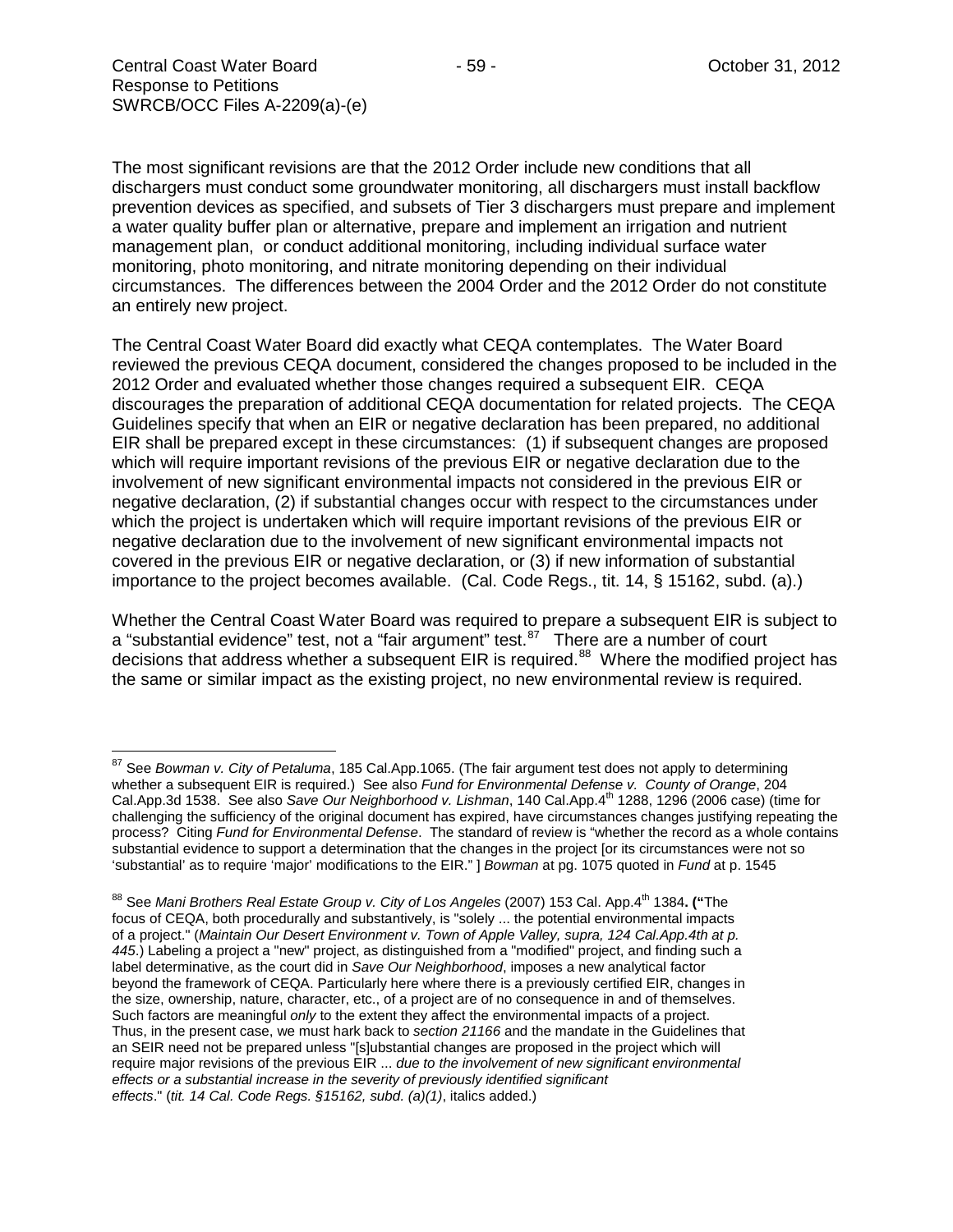The most significant revisions are that the 2012 Order include new conditions that all dischargers must conduct some groundwater monitoring, all dischargers must install backflow prevention devices as specified, and subsets of Tier 3 dischargers must prepare and implement a water quality buffer plan or alternative, prepare and implement an irrigation and nutrient management plan, or conduct additional monitoring, including individual surface water monitoring, photo monitoring, and nitrate monitoring depending on their individual circumstances. The differences between the 2004 Order and the 2012 Order do not constitute an entirely new project.

The Central Coast Water Board did exactly what CEQA contemplates. The Water Board reviewed the previous CEQA document, considered the changes proposed to be included in the 2012 Order and evaluated whether those changes required a subsequent EIR. CEQA discourages the preparation of additional CEQA documentation for related projects. The CEQA Guidelines specify that when an EIR or negative declaration has been prepared, no additional EIR shall be prepared except in these circumstances: (1) if subsequent changes are proposed which will require important revisions of the previous EIR or negative declaration due to the involvement of new significant environmental impacts not considered in the previous EIR or negative declaration, (2) if substantial changes occur with respect to the circumstances under which the project is undertaken which will require important revisions of the previous EIR or negative declaration due to the involvement of new significant environmental impacts not covered in the previous EIR or negative declaration, or (3) if new information of substantial importance to the project becomes available. (Cal. Code Regs., tit. 14, § 15162, subd. (a).)

Whether the Central Coast Water Board was required to prepare a subsequent EIR is subject to a "substantial evidence" test, not a "fair argument" test.[87] There are a number of court decisions that address whether a subsequent EIR is required.[88] Where the modified project has the same or similar impact as the existing project, no new environmental review is required.

---

[87] See *Bowman v. City of Petaluma*, 185 Cal.App.1065. (The fair argument test does not apply to determining whether a subsequent EIR is required.) See also *Fund for Environmental Defense v. County of Orange*, 204 Cal.App.3d 1538. See also *Save Our Neighborhood v. Lishman*, 140 Cal.App.4th 1288, 1296 (2006 case) (time for challenging the sufficiency of the original document has expired, have circumstances changes justifying repeating the process? Citing *Fund for Environmental Defense*. The standard of review is "whether the record as a whole contains substantial evidence to support a determination that the changes in the project [or its circumstances were not so 'substantial' as to require 'major' modifications to the EIR." ] *Bowman* at pg. 1075 quoted in *Fund* at p. 1545

[88] See *Mani Brothers Real Estate Group v. City of Los Angeles* (2007) 153 Cal. App.4th 1384. **("**The focus of CEQA, both procedurally and substantively, is "solely ... the potential environmental impacts of a project." (*Maintain Our Desert Environment v. Town of Apple Valley, supra, 124 Cal.App.4th at p. 445*.) Labeling a project a "new" project, as distinguished from a "modified" project, and finding such a label determinative, as the court did in *Save Our Neighborhood*, imposes a new analytical factor beyond the framework of CEQA. Particularly here where there is a previously certified EIR, changes in the size, ownership, nature, character, etc., of a project are of no consequence in and of themselves. Such factors are meaningful *only* to the extent they affect the environmental impacts of a project. Thus, in the present case, we must hark back to *section 21166* and the mandate in the Guidelines that an SEIR need not be prepared unless "[s]ubstantial changes are proposed in the project which will require major revisions of the previous EIR ... *due to the involvement of new significant environmental effects or a substantial increase in the severity of previously identified significant effects*." (*tit. 14 Cal. Code Regs. §15162, subd. (a)(1)*, italics added.)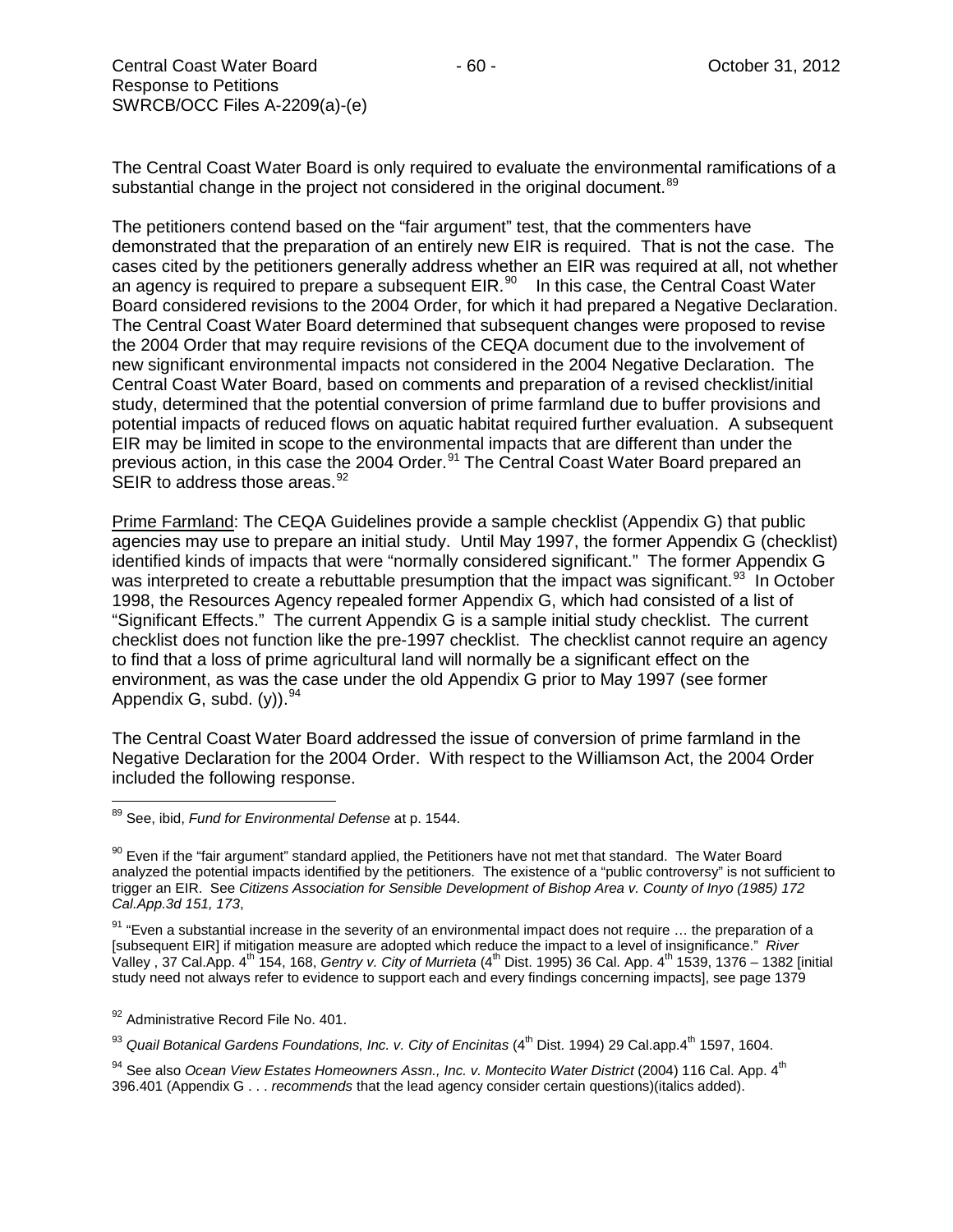The Central Coast Water Board is only required to evaluate the environmental ramifications of a substantial change in the project not considered in the original document.[89]

The petitioners contend based on the "fair argument" test, that the commenters have demonstrated that the preparation of an entirely new EIR is required. That is not the case. The cases cited by the petitioners generally address whether an EIR was required at all, not whether an agency is required to prepare a subsequent EIR.[90] In this case, the Central Coast Water Board considered revisions to the 2004 Order, for which it had prepared a Negative Declaration. The Central Coast Water Board determined that subsequent changes were proposed to revise the 2004 Order that may require revisions of the CEQA document due to the involvement of new significant environmental impacts not considered in the 2004 Negative Declaration. The Central Coast Water Board, based on comments and preparation of a revised checklist/initial study, determined that the potential conversion of prime farmland due to buffer provisions and potential impacts of reduced flows on aquatic habitat required further evaluation. A subsequent EIR may be limited in scope to the environmental impacts that are different than under the previous action, in this case the 2004 Order.[91] The Central Coast Water Board prepared an SEIR to address those areas.[92]

<u>Prime Farmland</u>: The CEQA Guidelines provide a sample checklist (Appendix G) that public agencies may use to prepare an initial study. Until May 1997, the former Appendix G (checklist) identified kinds of impacts that were "normally considered significant." The former Appendix G was interpreted to create a rebuttable presumption that the impact was significant.[93] In October 1998, the Resources Agency repealed former Appendix G, which had consisted of a list of "Significant Effects." The current Appendix G is a sample initial study checklist. The current checklist does not function like the pre-1997 checklist. The checklist cannot require an agency to find that a loss of prime agricultural land will normally be a significant effect on the environment, as was the case under the old Appendix G prior to May 1997 (see former Appendix G, subd. (y)).[94]

The Central Coast Water Board addressed the issue of conversion of prime farmland in the Negative Declaration for the 2004 Order. With respect to the Williamson Act, the 2004 Order included the following response.

---

[89] See, ibid, *Fund for Environmental Defense* at p. 1544.

[90] Even if the "fair argument" standard applied, the Petitioners have not met that standard. The Water Board analyzed the potential impacts identified by the petitioners. The existence of a "public controversy" is not sufficient to trigger an EIR. See *Citizens Association for Sensible Development of Bishop Area v. County of Inyo (1985) 172 Cal.App.3d 151, 173*,

[91] "Even a substantial increase in the severity of an environmental impact does not require … the preparation of a [subsequent EIR] if mitigation measure are adopted which reduce the impact to a level of insignificance." *River Valley* , 37 Cal.App. 4th 154, 168, *Gentry v. City of Murrieta* (4th Dist. 1995) 36 Cal. App. 4th 1539, 1376 – 1382 [initial study need not always refer to evidence to support each and every findings concerning impacts], see page 1379

[92] Administrative Record File No. 401.

[93] *Quail Botanical Gardens Foundations, Inc. v. City of Encinitas* (4th Dist. 1994) 29 Cal.app.4th 1597, 1604.

[94] See also *Ocean View Estates Homeowners Assn., Inc. v. Montecito Water District* (2004) 116 Cal. App. 4th 396.401 (Appendix G . . . *recommends* that the lead agency consider certain questions)(italics added).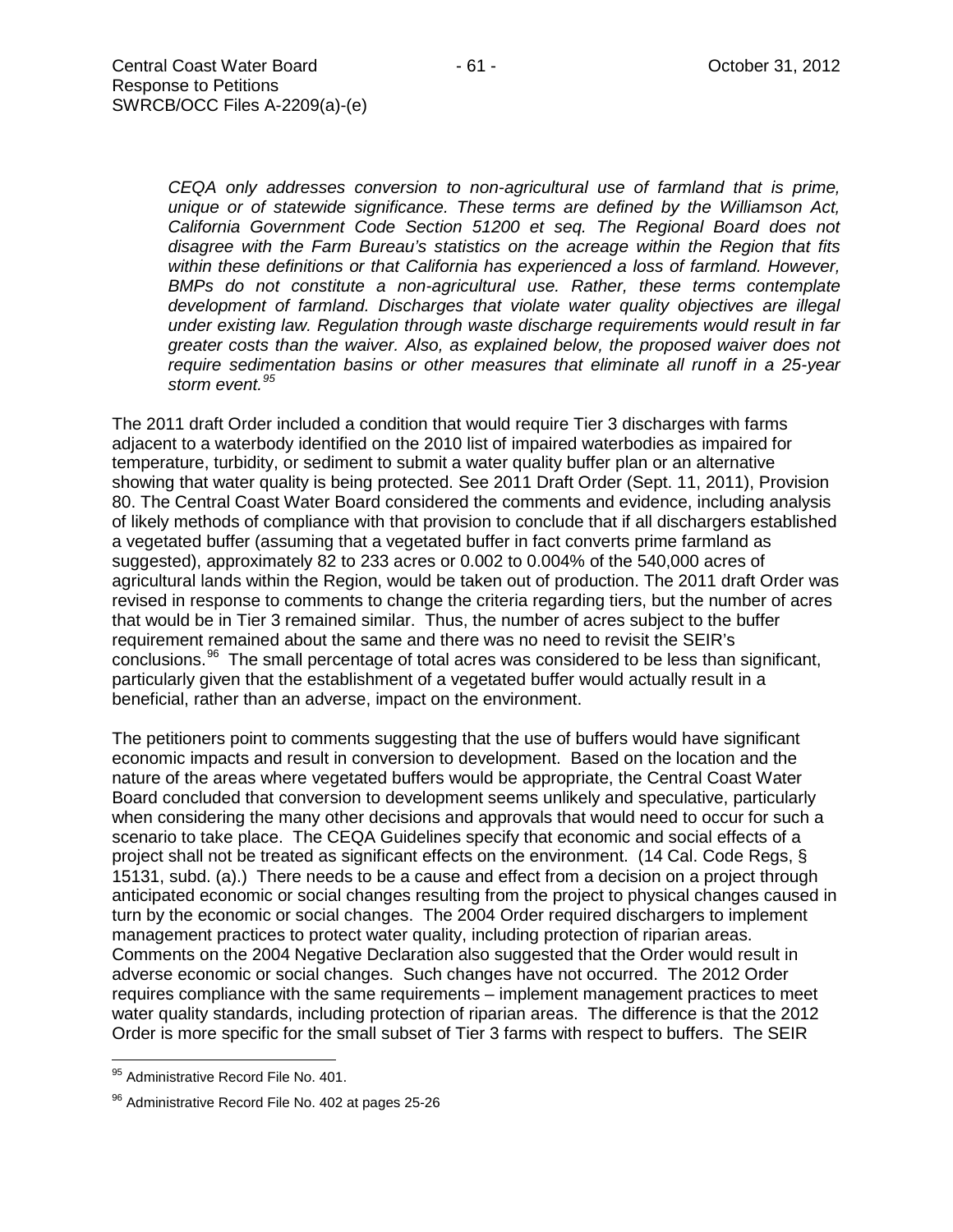> *CEQA only addresses conversion to non-agricultural use of farmland that is prime, unique or of statewide significance. These terms are defined by the Williamson Act, California Government Code Section 51200 et seq. The Regional Board does not disagree with the Farm Bureau's statistics on the acreage within the Region that fits within these definitions or that California has experienced a loss of farmland. However, BMPs do not constitute a non-agricultural use. Rather, these terms contemplate development of farmland. Discharges that violate water quality objectives are illegal under existing law. Regulation through waste discharge requirements would result in far greater costs than the waiver. Also, as explained below, the proposed waiver does not require sedimentation basins or other measures that eliminate all runoff in a 25-year storm event.*[95]

The 2011 draft Order included a condition that would require Tier 3 discharges with farms adjacent to a waterbody identified on the 2010 list of impaired waterbodies as impaired for temperature, turbidity, or sediment to submit a water quality buffer plan or an alternative showing that water quality is being protected. See 2011 Draft Order (Sept. 11, 2011), Provision 80. The Central Coast Water Board considered the comments and evidence, including analysis of likely methods of compliance with that provision to conclude that if all dischargers established a vegetated buffer (assuming that a vegetated buffer in fact converts prime farmland as suggested), approximately 82 to 233 acres or 0.002 to 0.004% of the 540,000 acres of agricultural lands within the Region, would be taken out of production. The 2011 draft Order was revised in response to comments to change the criteria regarding tiers, but the number of acres that would be in Tier 3 remained similar. Thus, the number of acres subject to the buffer requirement remained about the same and there was no need to revisit the SEIR's conclusions.[96] The small percentage of total acres was considered to be less than significant, particularly given that the establishment of a vegetated buffer would actually result in a beneficial, rather than an adverse, impact on the environment.

The petitioners point to comments suggesting that the use of buffers would have significant economic impacts and result in conversion to development. Based on the location and the nature of the areas where vegetated buffers would be appropriate, the Central Coast Water Board concluded that conversion to development seems unlikely and speculative, particularly when considering the many other decisions and approvals that would need to occur for such a scenario to take place. The CEQA Guidelines specify that economic and social effects of a project shall not be treated as significant effects on the environment. (14 Cal. Code Regs, § 15131, subd. (a).) There needs to be a cause and effect from a decision on a project through anticipated economic or social changes resulting from the project to physical changes caused in turn by the economic or social changes. The 2004 Order required dischargers to implement management practices to protect water quality, including protection of riparian areas. Comments on the 2004 Negative Declaration also suggested that the Order would result in adverse economic or social changes. Such changes have not occurred. The 2012 Order requires compliance with the same requirements – implement management practices to meet water quality standards, including protection of riparian areas. The difference is that the 2012 Order is more specific for the small subset of Tier 3 farms with respect to buffers. The SEIR

---

[95] Administrative Record File No. 401.

[96] Administrative Record File No. 402 at pages 25-26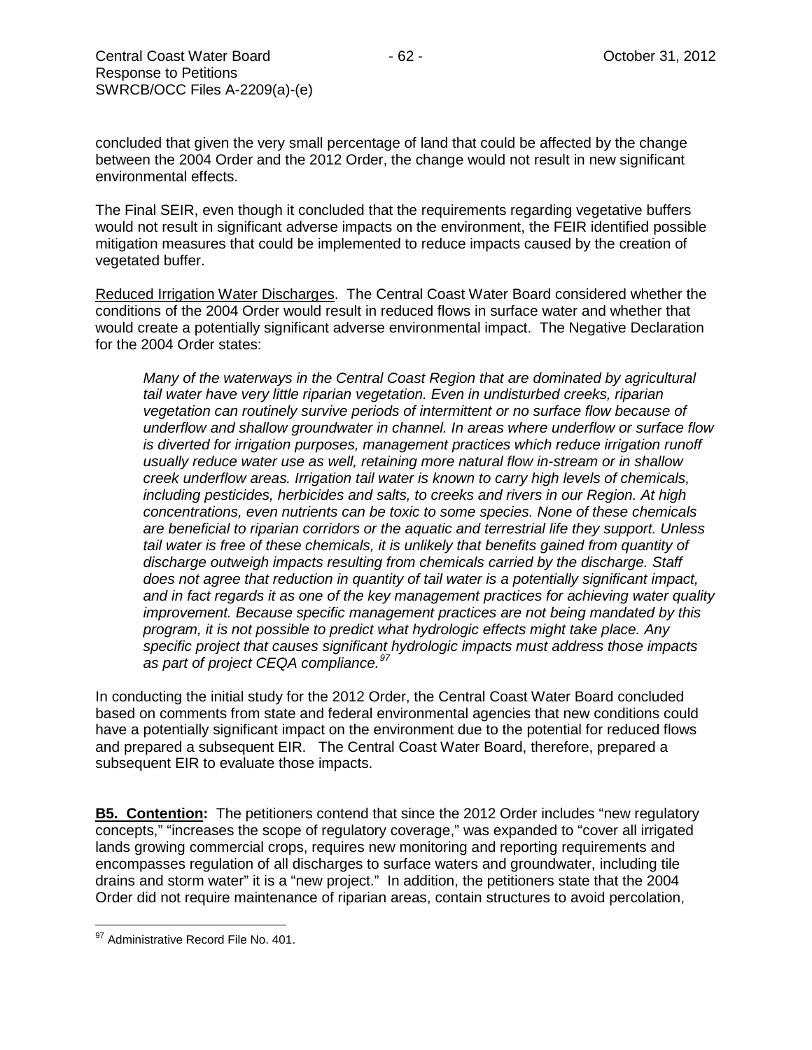concluded that given the very small percentage of land that could be affected by the change between the 2004 Order and the 2012 Order, the change would not result in new significant environmental effects.

The Final SEIR, even though it concluded that the requirements regarding vegetative buffers would not result in significant adverse impacts on the environment, the FEIR identified possible mitigation measures that could be implemented to reduce impacts caused by the creation of vegetated buffer.

Reduced Irrigation Water Discharges. The Central Coast Water Board considered whether the conditions of the 2004 Order would result in reduced flows in surface water and whether that would create a potentially significant adverse environmental impact. The Negative Declaration for the 2004 Order states:

> *Many of the waterways in the Central Coast Region that are dominated by agricultural tail water have very little riparian vegetation. Even in undisturbed creeks, riparian vegetation can routinely survive periods of intermittent or no surface flow because of underflow and shallow groundwater in channel. In areas where underflow or surface flow is diverted for irrigation purposes, management practices which reduce irrigation runoff usually reduce water use as well, retaining more natural flow in-stream or in shallow creek underflow areas. Irrigation tail water is known to carry high levels of chemicals, including pesticides, herbicides and salts, to creeks and rivers in our Region. At high concentrations, even nutrients can be toxic to some species. None of these chemicals are beneficial to riparian corridors or the aquatic and terrestrial life they support. Unless tail water is free of these chemicals, it is unlikely that benefits gained from quantity of discharge outweigh impacts resulting from chemicals carried by the discharge. Staff does not agree that reduction in quantity of tail water is a potentially significant impact, and in fact regards it as one of the key management practices for achieving water quality improvement. Because specific management practices are not being mandated by this program, it is not possible to predict what hydrologic effects might take place. Any specific project that causes significant hydrologic impacts must address those impacts as part of project CEQA compliance.*[97]

In conducting the initial study for the 2012 Order, the Central Coast Water Board concluded based on comments from state and federal environmental agencies that new conditions could have a potentially significant impact on the environment due to the potential for reduced flows and prepared a subsequent EIR. The Central Coast Water Board, therefore, prepared a subsequent EIR to evaluate those impacts.

**B5. Contention:** The petitioners contend that since the 2012 Order includes "new regulatory concepts," "increases the scope of regulatory coverage," was expanded to "cover all irrigated lands growing commercial crops, requires new monitoring and reporting requirements and encompasses regulation of all discharges to surface waters and groundwater, including tile drains and storm water" it is a "new project." In addition, the petitioners state that the 2004 Order did not require maintenance of riparian areas, contain structures to avoid percolation,

---

[97] Administrative Record File No. 401.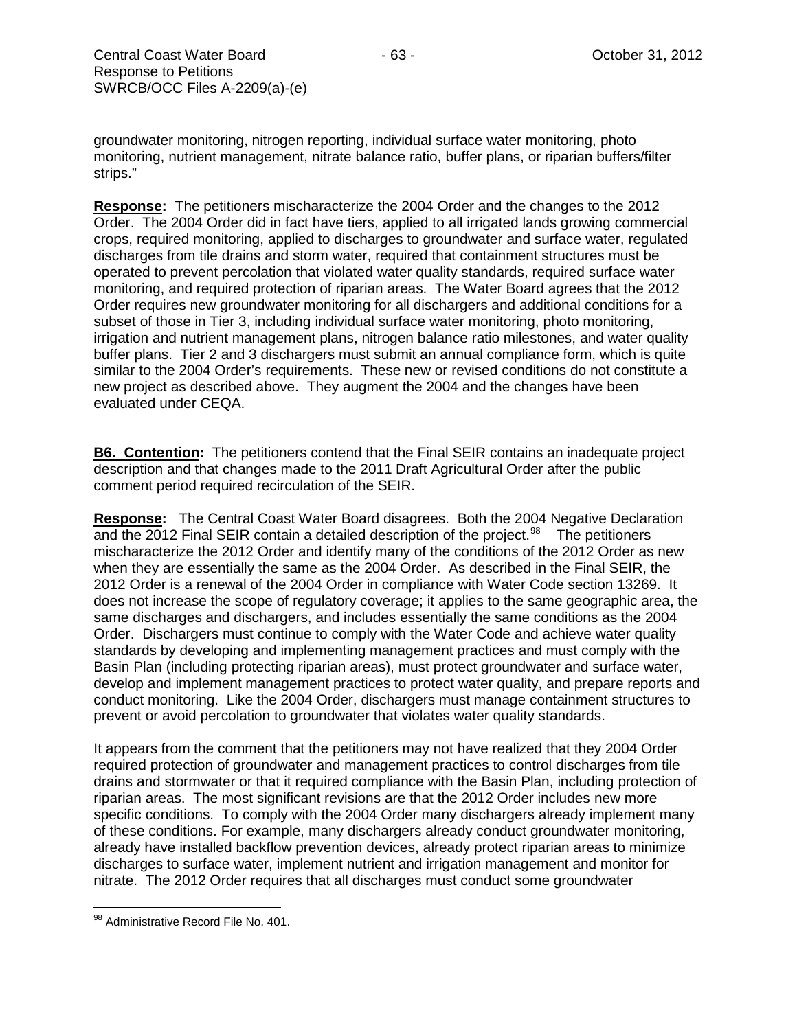groundwater monitoring, nitrogen reporting, individual surface water monitoring, photo monitoring, nutrient management, nitrate balance ratio, buffer plans, or riparian buffers/filter strips."

**Response:** The petitioners mischaracterize the 2004 Order and the changes to the 2012 Order. The 2004 Order did in fact have tiers, applied to all irrigated lands growing commercial crops, required monitoring, applied to discharges to groundwater and surface water, regulated discharges from tile drains and storm water, required that containment structures must be operated to prevent percolation that violated water quality standards, required surface water monitoring, and required protection of riparian areas. The Water Board agrees that the 2012 Order requires new groundwater monitoring for all dischargers and additional conditions for a subset of those in Tier 3, including individual surface water monitoring, photo monitoring, irrigation and nutrient management plans, nitrogen balance ratio milestones, and water quality buffer plans. Tier 2 and 3 dischargers must submit an annual compliance form, which is quite similar to the 2004 Order's requirements. These new or revised conditions do not constitute a new project as described above. They augment the 2004 and the changes have been evaluated under CEQA.

**B6. Contention:** The petitioners contend that the Final SEIR contains an inadequate project description and that changes made to the 2011 Draft Agricultural Order after the public comment period required recirculation of the SEIR.

**Response:** The Central Coast Water Board disagrees. Both the 2004 Negative Declaration and the 2012 Final SEIR contain a detailed description of the project.[98] The petitioners mischaracterize the 2012 Order and identify many of the conditions of the 2012 Order as new when they are essentially the same as the 2004 Order. As described in the Final SEIR, the 2012 Order is a renewal of the 2004 Order in compliance with Water Code section 13269. It does not increase the scope of regulatory coverage; it applies to the same geographic area, the same discharges and dischargers, and includes essentially the same conditions as the 2004 Order. Dischargers must continue to comply with the Water Code and achieve water quality standards by developing and implementing management practices and must comply with the Basin Plan (including protecting riparian areas), must protect groundwater and surface water, develop and implement management practices to protect water quality, and prepare reports and conduct monitoring. Like the 2004 Order, dischargers must manage containment structures to prevent or avoid percolation to groundwater that violates water quality standards.

It appears from the comment that the petitioners may not have realized that they 2004 Order required protection of groundwater and management practices to control discharges from tile drains and stormwater or that it required compliance with the Basin Plan, including protection of riparian areas. The most significant revisions are that the 2012 Order includes new more specific conditions. To comply with the 2004 Order many dischargers already implement many of these conditions. For example, many dischargers already conduct groundwater monitoring, already have installed backflow prevention devices, already protect riparian areas to minimize discharges to surface water, implement nutrient and irrigation management and monitor for nitrate. The 2012 Order requires that all discharges must conduct some groundwater

[98] Administrative Record File No. 401.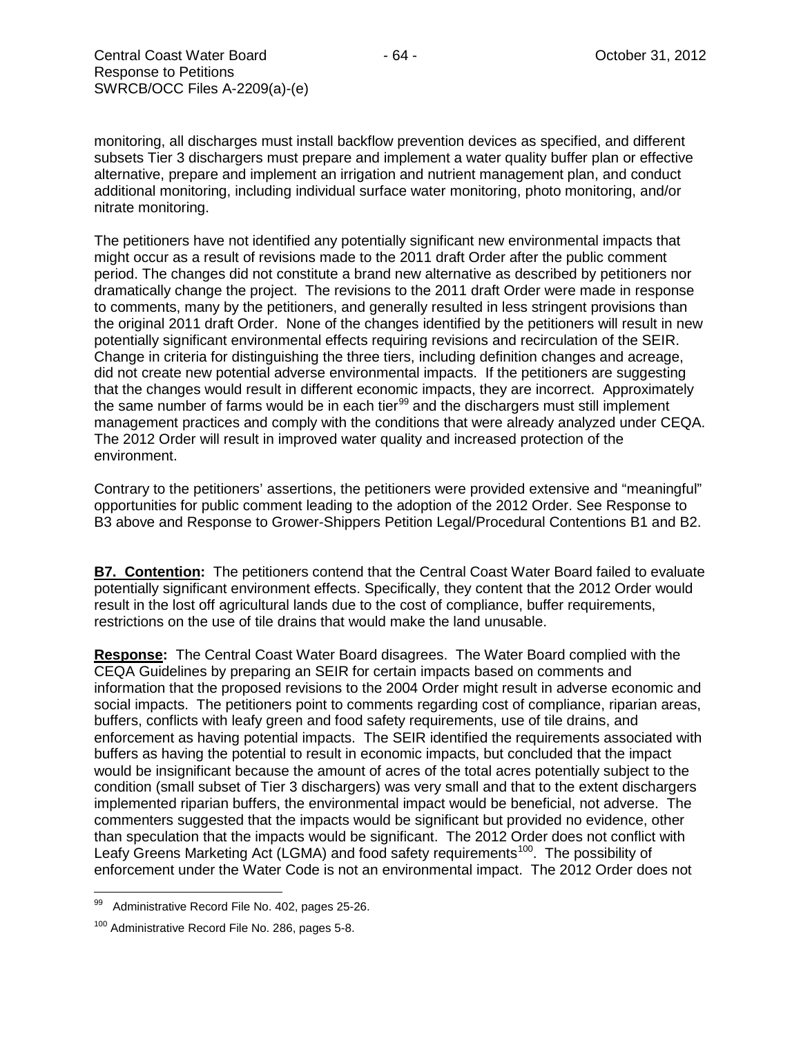monitoring, all discharges must install backflow prevention devices as specified, and different subsets Tier 3 dischargers must prepare and implement a water quality buffer plan or effective alternative, prepare and implement an irrigation and nutrient management plan, and conduct additional monitoring, including individual surface water monitoring, photo monitoring, and/or nitrate monitoring.

The petitioners have not identified any potentially significant new environmental impacts that might occur as a result of revisions made to the 2011 draft Order after the public comment period. The changes did not constitute a brand new alternative as described by petitioners nor dramatically change the project. The revisions to the 2011 draft Order were made in response to comments, many by the petitioners, and generally resulted in less stringent provisions than the original 2011 draft Order. None of the changes identified by the petitioners will result in new potentially significant environmental effects requiring revisions and recirculation of the SEIR. Change in criteria for distinguishing the three tiers, including definition changes and acreage, did not create new potential adverse environmental impacts. If the petitioners are suggesting that the changes would result in different economic impacts, they are incorrect. Approximately the same number of farms would be in each tier[99] and the dischargers must still implement management practices and comply with the conditions that were already analyzed under CEQA. The 2012 Order will result in improved water quality and increased protection of the environment.

Contrary to the petitioners' assertions, the petitioners were provided extensive and "meaningful" opportunities for public comment leading to the adoption of the 2012 Order. See Response to B3 above and Response to Grower-Shippers Petition Legal/Procedural Contentions B1 and B2.

**B7. Contention:** The petitioners contend that the Central Coast Water Board failed to evaluate potentially significant environment effects. Specifically, they content that the 2012 Order would result in the lost off agricultural lands due to the cost of compliance, buffer requirements, restrictions on the use of tile drains that would make the land unusable.

**Response:** The Central Coast Water Board disagrees. The Water Board complied with the CEQA Guidelines by preparing an SEIR for certain impacts based on comments and information that the proposed revisions to the 2004 Order might result in adverse economic and social impacts. The petitioners point to comments regarding cost of compliance, riparian areas, buffers, conflicts with leafy green and food safety requirements, use of tile drains, and enforcement as having potential impacts. The SEIR identified the requirements associated with buffers as having the potential to result in economic impacts, but concluded that the impact would be insignificant because the amount of acres of the total acres potentially subject to the condition (small subset of Tier 3 dischargers) was very small and that to the extent dischargers implemented riparian buffers, the environmental impact would be beneficial, not adverse. The commenters suggested that the impacts would be significant but provided no evidence, other than speculation that the impacts would be significant. The 2012 Order does not conflict with Leafy Greens Marketing Act (LGMA) and food safety requirements[100]. The possibility of enforcement under the Water Code is not an environmental impact. The 2012 Order does not

---

[99] Administrative Record File No. 402, pages 25-26.

[100] Administrative Record File No. 286, pages 5-8.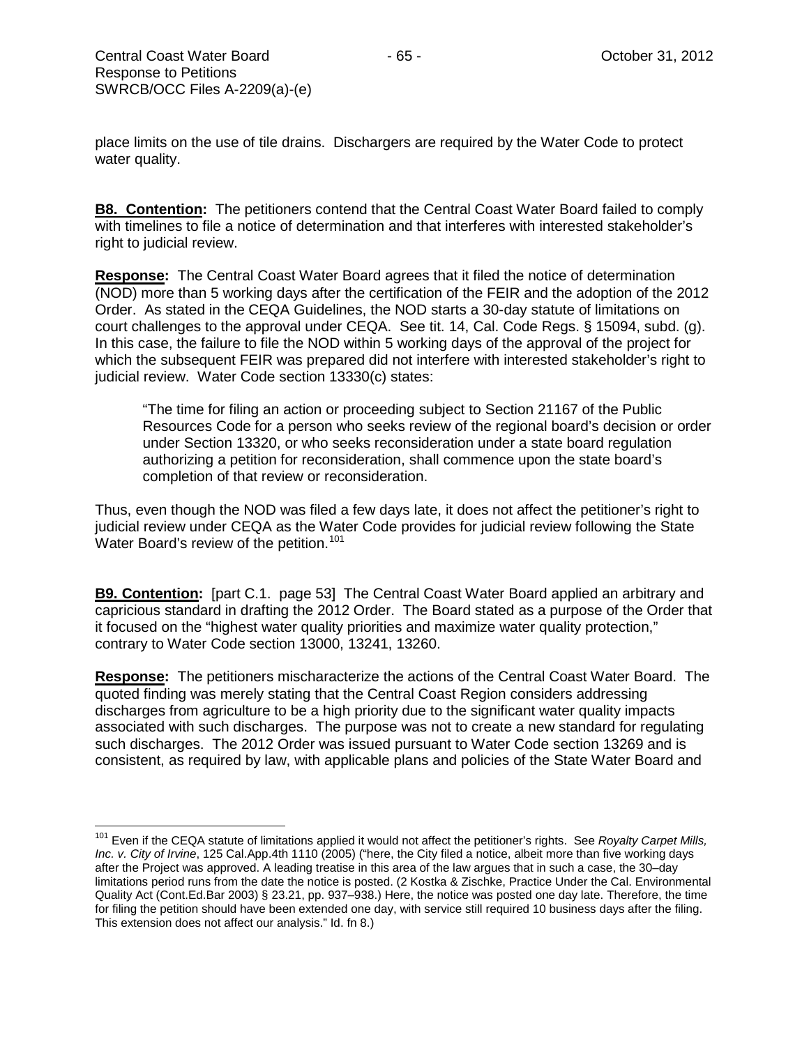place limits on the use of tile drains. Dischargers are required by the Water Code to protect water quality.

**B8. Contention:** The petitioners contend that the Central Coast Water Board failed to comply with timelines to file a notice of determination and that interferes with interested stakeholder's right to judicial review.

**Response:** The Central Coast Water Board agrees that it filed the notice of determination (NOD) more than 5 working days after the certification of the FEIR and the adoption of the 2012 Order. As stated in the CEQA Guidelines, the NOD starts a 30-day statute of limitations on court challenges to the approval under CEQA. See tit. 14, Cal. Code Regs. § 15094, subd. (g). In this case, the failure to file the NOD within 5 working days of the approval of the project for which the subsequent FEIR was prepared did not interfere with interested stakeholder's right to judicial review. Water Code section 13330(c) states:

> "The time for filing an action or proceeding subject to Section 21167 of the Public Resources Code for a person who seeks review of the regional board's decision or order under Section 13320, or who seeks reconsideration under a state board regulation authorizing a petition for reconsideration, shall commence upon the state board's completion of that review or reconsideration.

Thus, even though the NOD was filed a few days late, it does not affect the petitioner's right to judicial review under CEQA as the Water Code provides for judicial review following the State Water Board's review of the petition.[101]

**B9. Contention:** [part C.1. page 53] The Central Coast Water Board applied an arbitrary and capricious standard in drafting the 2012 Order. The Board stated as a purpose of the Order that it focused on the "highest water quality priorities and maximize water quality protection," contrary to Water Code section 13000, 13241, 13260.

**Response:** The petitioners mischaracterize the actions of the Central Coast Water Board. The quoted finding was merely stating that the Central Coast Region considers addressing discharges from agriculture to be a high priority due to the significant water quality impacts associated with such discharges. The purpose was not to create a new standard for regulating such discharges. The 2012 Order was issued pursuant to Water Code section 13269 and is consistent, as required by law, with applicable plans and policies of the State Water Board and

---

[101] Even if the CEQA statute of limitations applied it would not affect the petitioner's rights. See *Royalty Carpet Mills, Inc. v. City of Irvine*, 125 Cal.App.4th 1110 (2005) ("here, the City filed a notice, albeit more than five working days after the Project was approved. A leading treatise in this area of the law argues that in such a case, the 30–day limitations period runs from the date the notice is posted. (2 Kostka & Zischke, Practice Under the Cal. Environmental Quality Act (Cont.Ed.Bar 2003) § 23.21, pp. 937–938.) Here, the notice was posted one day late. Therefore, the time for filing the petition should have been extended one day, with service still required 10 business days after the filing. This extension does not affect our analysis." Id. fn 8.)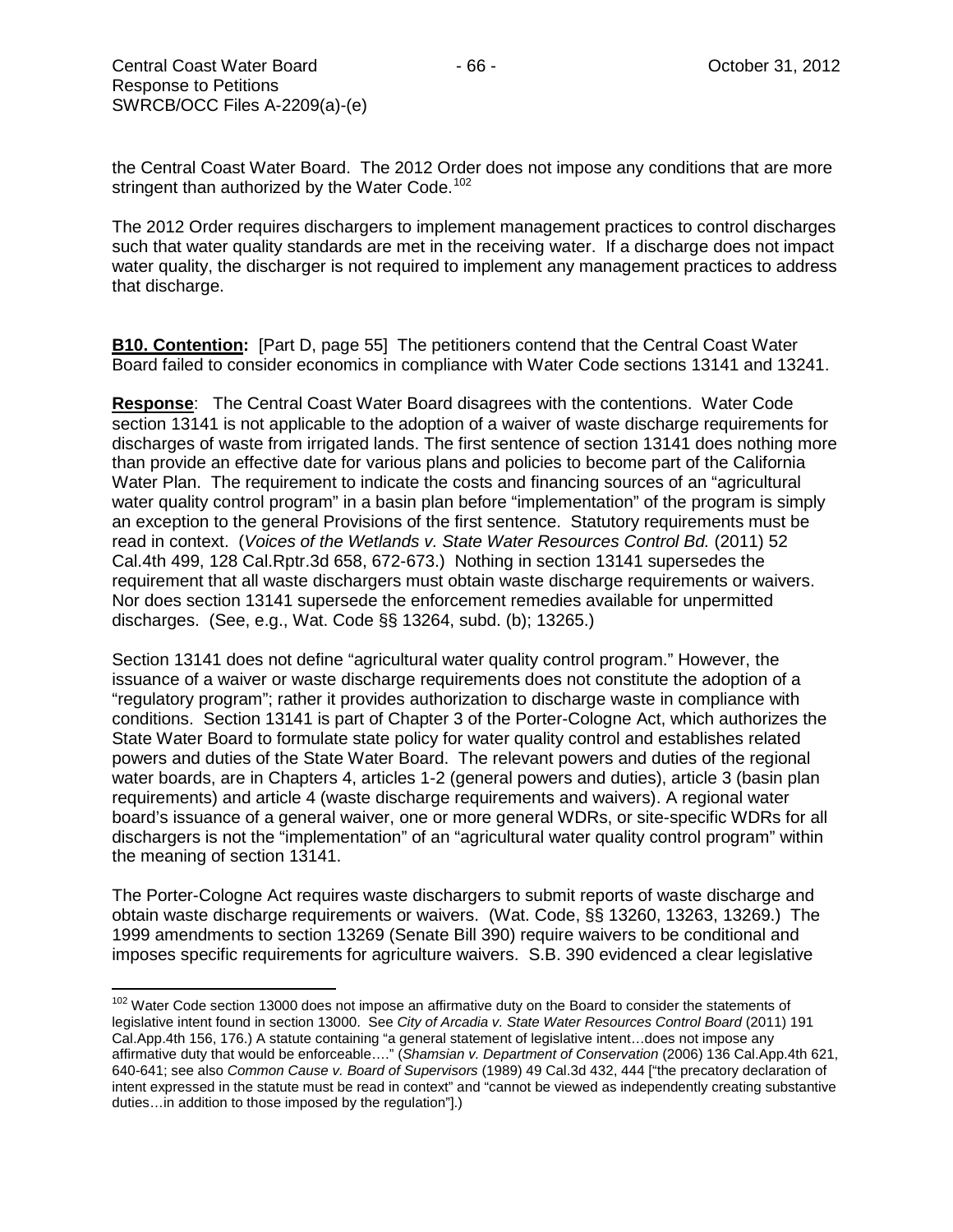the Central Coast Water Board. The 2012 Order does not impose any conditions that are more stringent than authorized by the Water Code.[102]

The 2012 Order requires dischargers to implement management practices to control discharges such that water quality standards are met in the receiving water. If a discharge does not impact water quality, the discharger is not required to implement any management practices to address that discharge.

**B10. Contention:** [Part D, page 55] The petitioners contend that the Central Coast Water Board failed to consider economics in compliance with Water Code sections 13141 and 13241.

**Response**: The Central Coast Water Board disagrees with the contentions. Water Code section 13141 is not applicable to the adoption of a waiver of waste discharge requirements for discharges of waste from irrigated lands. The first sentence of section 13141 does nothing more than provide an effective date for various plans and policies to become part of the California Water Plan. The requirement to indicate the costs and financing sources of an "agricultural water quality control program" in a basin plan before "implementation" of the program is simply an exception to the general Provisions of the first sentence. Statutory requirements must be read in context. (*Voices of the Wetlands v. State Water Resources Control Bd.* (2011) 52 Cal.4th 499, 128 Cal.Rptr.3d 658, 672-673.) Nothing in section 13141 supersedes the requirement that all waste dischargers must obtain waste discharge requirements or waivers. Nor does section 13141 supersede the enforcement remedies available for unpermitted discharges. (See, e.g., Wat. Code §§ 13264, subd. (b); 13265.)

Section 13141 does not define "agricultural water quality control program." However, the issuance of a waiver or waste discharge requirements does not constitute the adoption of a "regulatory program"; rather it provides authorization to discharge waste in compliance with conditions. Section 13141 is part of Chapter 3 of the Porter-Cologne Act, which authorizes the State Water Board to formulate state policy for water quality control and establishes related powers and duties of the State Water Board. The relevant powers and duties of the regional water boards, are in Chapters 4, articles 1-2 (general powers and duties), article 3 (basin plan requirements) and article 4 (waste discharge requirements and waivers). A regional water board's issuance of a general waiver, one or more general WDRs, or site-specific WDRs for all dischargers is not the "implementation" of an "agricultural water quality control program" within the meaning of section 13141.

The Porter-Cologne Act requires waste dischargers to submit reports of waste discharge and obtain waste discharge requirements or waivers. (Wat. Code, §§ 13260, 13263, 13269.) The 1999 amendments to section 13269 (Senate Bill 390) require waivers to be conditional and imposes specific requirements for agriculture waivers. S.B. 390 evidenced a clear legislative

---

[102] Water Code section 13000 does not impose an affirmative duty on the Board to consider the statements of legislative intent found in section 13000. See *City of Arcadia v. State Water Resources Control Board* (2011) 191 Cal.App.4th 156, 176.) A statute containing "a general statement of legislative intent…does not impose any affirmative duty that would be enforceable…." (*Shamsian v. Department of Conservation* (2006) 136 Cal.App.4th 621, 640-641; see also *Common Cause v. Board of Supervisors* (1989) 49 Cal.3d 432, 444 ["the precatory declaration of intent expressed in the statute must be read in context" and "cannot be viewed as independently creating substantive duties…in addition to those imposed by the regulation"].)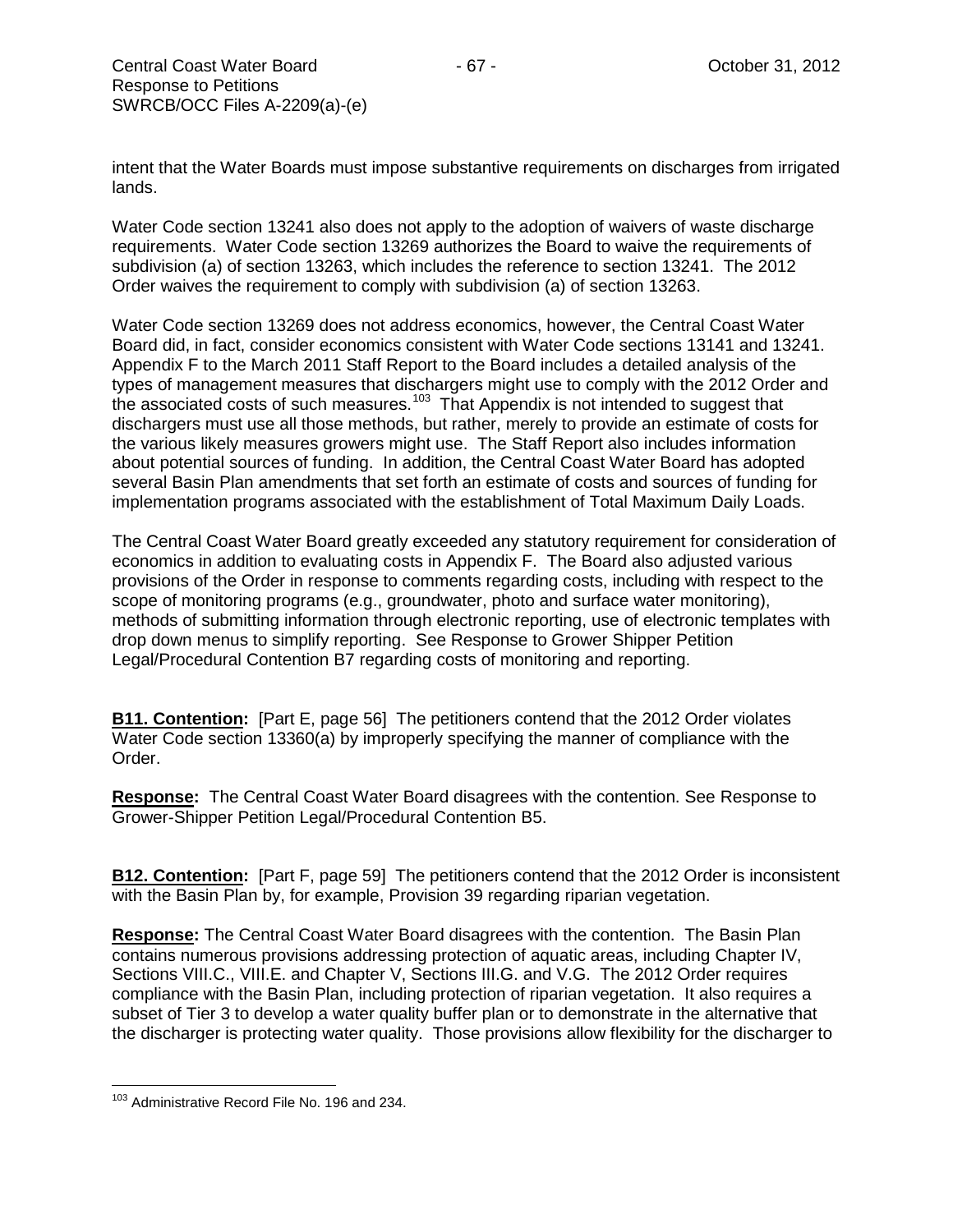intent that the Water Boards must impose substantive requirements on discharges from irrigated lands.

Water Code section 13241 also does not apply to the adoption of waivers of waste discharge requirements. Water Code section 13269 authorizes the Board to waive the requirements of subdivision (a) of section 13263, which includes the reference to section 13241. The 2012 Order waives the requirement to comply with subdivision (a) of section 13263.

Water Code section 13269 does not address economics, however, the Central Coast Water Board did, in fact, consider economics consistent with Water Code sections 13141 and 13241. Appendix F to the March 2011 Staff Report to the Board includes a detailed analysis of the types of management measures that dischargers might use to comply with the 2012 Order and the associated costs of such measures.[103] That Appendix is not intended to suggest that dischargers must use all those methods, but rather, merely to provide an estimate of costs for the various likely measures growers might use. The Staff Report also includes information about potential sources of funding. In addition, the Central Coast Water Board has adopted several Basin Plan amendments that set forth an estimate of costs and sources of funding for implementation programs associated with the establishment of Total Maximum Daily Loads.

The Central Coast Water Board greatly exceeded any statutory requirement for consideration of economics in addition to evaluating costs in Appendix F. The Board also adjusted various provisions of the Order in response to comments regarding costs, including with respect to the scope of monitoring programs (e.g., groundwater, photo and surface water monitoring), methods of submitting information through electronic reporting, use of electronic templates with drop down menus to simplify reporting. See Response to Grower Shipper Petition Legal/Procedural Contention B7 regarding costs of monitoring and reporting.

**B11. Contention:** [Part E, page 56] The petitioners contend that the 2012 Order violates Water Code section 13360(a) by improperly specifying the manner of compliance with the Order.

**Response:** The Central Coast Water Board disagrees with the contention. See Response to Grower-Shipper Petition Legal/Procedural Contention B5.

**B12. Contention:** [Part F, page 59] The petitioners contend that the 2012 Order is inconsistent with the Basin Plan by, for example, Provision 39 regarding riparian vegetation.

**Response:** The Central Coast Water Board disagrees with the contention. The Basin Plan contains numerous provisions addressing protection of aquatic areas, including Chapter IV, Sections VIII.C., VIII.E. and Chapter V, Sections III.G. and V.G. The 2012 Order requires compliance with the Basin Plan, including protection of riparian vegetation. It also requires a subset of Tier 3 to develop a water quality buffer plan or to demonstrate in the alternative that the discharger is protecting water quality. Those provisions allow flexibility for the discharger to

[103] Administrative Record File No. 196 and 234.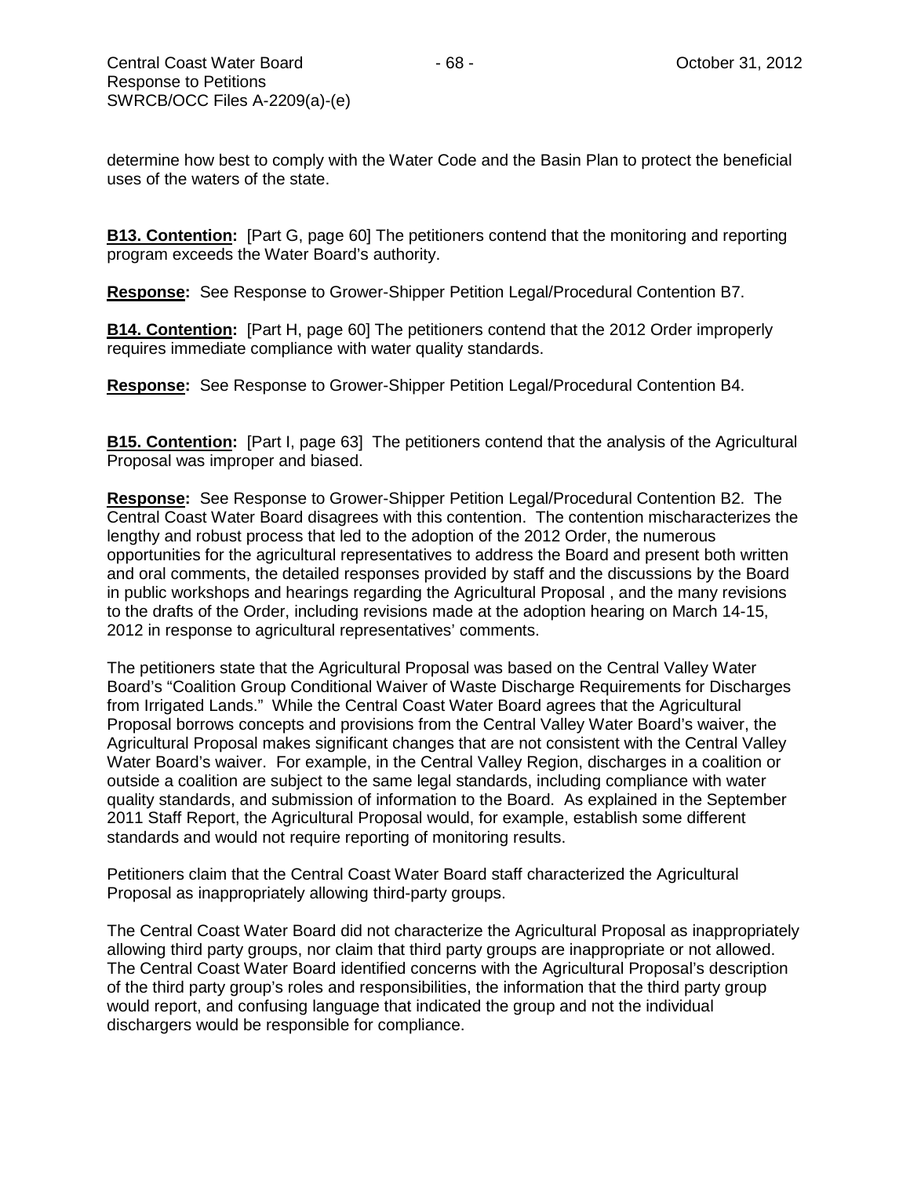determine how best to comply with the Water Code and the Basin Plan to protect the beneficial uses of the waters of the state.

**B13. Contention:** [Part G, page 60] The petitioners contend that the monitoring and reporting program exceeds the Water Board's authority.

**Response:** See Response to Grower-Shipper Petition Legal/Procedural Contention B7.

**B14. Contention:** [Part H, page 60] The petitioners contend that the 2012 Order improperly requires immediate compliance with water quality standards.

**Response:** See Response to Grower-Shipper Petition Legal/Procedural Contention B4.

**B15. Contention:** [Part I, page 63] The petitioners contend that the analysis of the Agricultural Proposal was improper and biased.

**Response:** See Response to Grower-Shipper Petition Legal/Procedural Contention B2. The Central Coast Water Board disagrees with this contention. The contention mischaracterizes the lengthy and robust process that led to the adoption of the 2012 Order, the numerous opportunities for the agricultural representatives to address the Board and present both written and oral comments, the detailed responses provided by staff and the discussions by the Board in public workshops and hearings regarding the Agricultural Proposal , and the many revisions to the drafts of the Order, including revisions made at the adoption hearing on March 14-15, 2012 in response to agricultural representatives' comments.

The petitioners state that the Agricultural Proposal was based on the Central Valley Water Board's "Coalition Group Conditional Waiver of Waste Discharge Requirements for Discharges from Irrigated Lands." While the Central Coast Water Board agrees that the Agricultural Proposal borrows concepts and provisions from the Central Valley Water Board's waiver, the Agricultural Proposal makes significant changes that are not consistent with the Central Valley Water Board's waiver. For example, in the Central Valley Region, discharges in a coalition or outside a coalition are subject to the same legal standards, including compliance with water quality standards, and submission of information to the Board. As explained in the September 2011 Staff Report, the Agricultural Proposal would, for example, establish some different standards and would not require reporting of monitoring results.

Petitioners claim that the Central Coast Water Board staff characterized the Agricultural Proposal as inappropriately allowing third-party groups.

The Central Coast Water Board did not characterize the Agricultural Proposal as inappropriately allowing third party groups, nor claim that third party groups are inappropriate or not allowed. The Central Coast Water Board identified concerns with the Agricultural Proposal's description of the third party group's roles and responsibilities, the information that the third party group would report, and confusing language that indicated the group and not the individual dischargers would be responsible for compliance.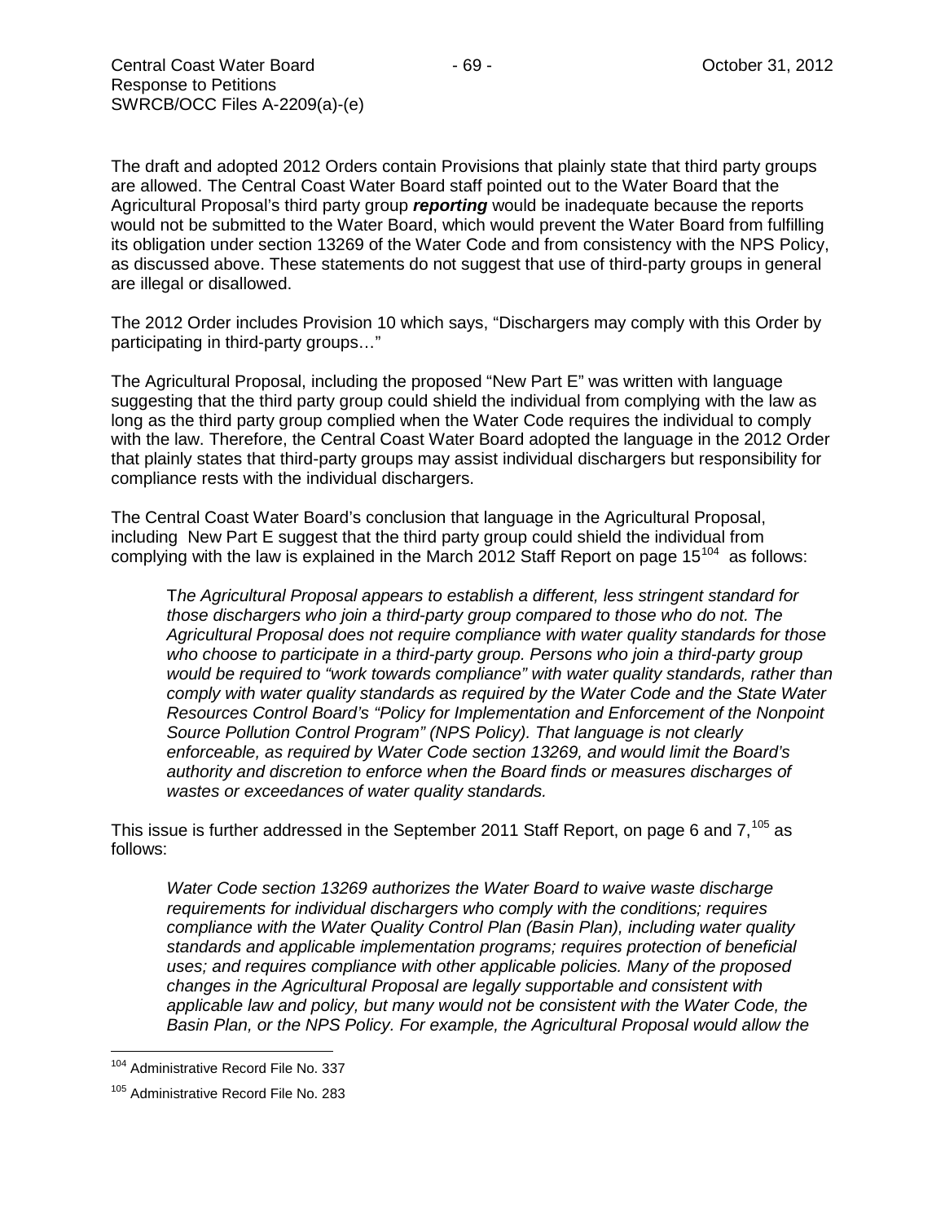The draft and adopted 2012 Orders contain Provisions that plainly state that third party groups are allowed. The Central Coast Water Board staff pointed out to the Water Board that the Agricultural Proposal's third party group ***reporting*** would be inadequate because the reports would not be submitted to the Water Board, which would prevent the Water Board from fulfilling its obligation under section 13269 of the Water Code and from consistency with the NPS Policy, as discussed above. These statements do not suggest that use of third-party groups in general are illegal or disallowed.

The 2012 Order includes Provision 10 which says, "Dischargers may comply with this Order by participating in third-party groups…"

The Agricultural Proposal, including the proposed "New Part E" was written with language suggesting that the third party group could shield the individual from complying with the law as long as the third party group complied when the Water Code requires the individual to comply with the law. Therefore, the Central Coast Water Board adopted the language in the 2012 Order that plainly states that third-party groups may assist individual dischargers but responsibility for compliance rests with the individual dischargers.

The Central Coast Water Board's conclusion that language in the Agricultural Proposal, including New Part E suggest that the third party group could shield the individual from complying with the law is explained in the March 2012 Staff Report on page 15[104] as follows:

> *The Agricultural Proposal appears to establish a different, less stringent standard for those dischargers who join a third-party group compared to those who do not. The Agricultural Proposal does not require compliance with water quality standards for those who choose to participate in a third-party group. Persons who join a third-party group would be required to "work towards compliance" with water quality standards, rather than comply with water quality standards as required by the Water Code and the State Water Resources Control Board's "Policy for Implementation and Enforcement of the Nonpoint Source Pollution Control Program" (NPS Policy). That language is not clearly enforceable, as required by Water Code section 13269, and would limit the Board's authority and discretion to enforce when the Board finds or measures discharges of wastes or exceedances of water quality standards.*

This issue is further addressed in the September 2011 Staff Report, on page 6 and 7,[105] as follows:

> *Water Code section 13269 authorizes the Water Board to waive waste discharge requirements for individual dischargers who comply with the conditions; requires compliance with the Water Quality Control Plan (Basin Plan), including water quality standards and applicable implementation programs; requires protection of beneficial uses; and requires compliance with other applicable policies. Many of the proposed changes in the Agricultural Proposal are legally supportable and consistent with applicable law and policy, but many would not be consistent with the Water Code, the Basin Plan, or the NPS Policy. For example, the Agricultural Proposal would allow the*

---

[104] Administrative Record File No. 337

[105] Administrative Record File No. 283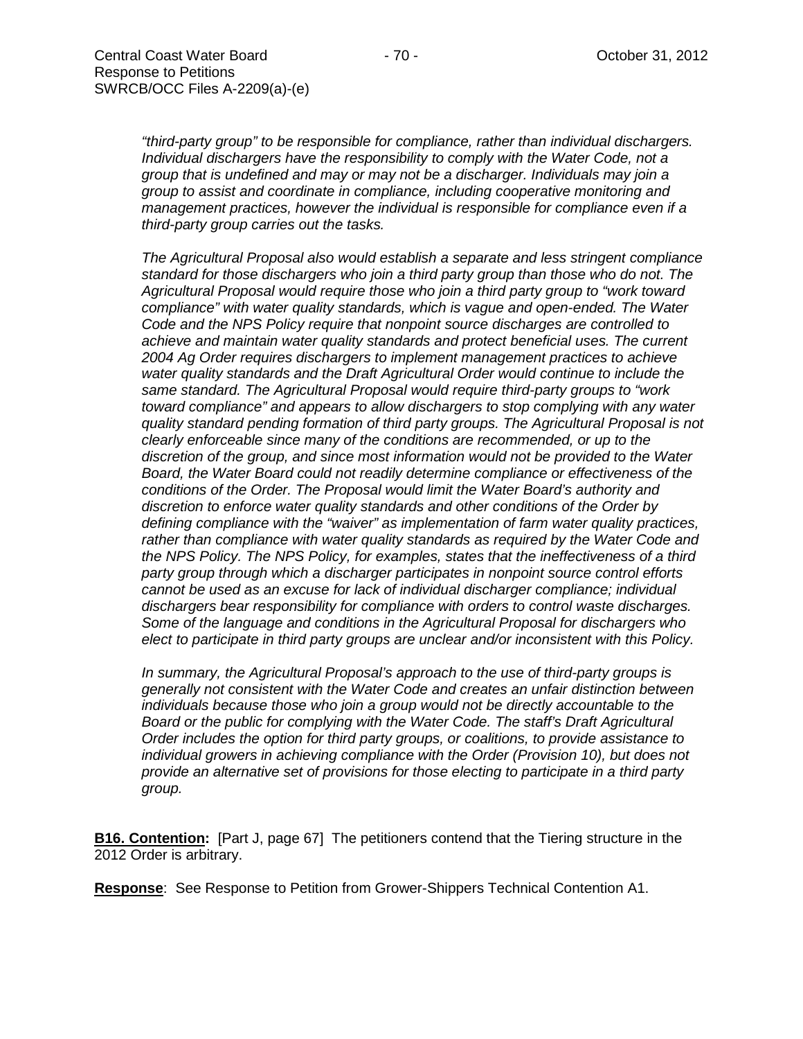*"third-party group" to be responsible for compliance, rather than individual dischargers. Individual dischargers have the responsibility to comply with the Water Code, not a group that is undefined and may or may not be a discharger. Individuals may join a group to assist and coordinate in compliance, including cooperative monitoring and management practices, however the individual is responsible for compliance even if a third-party group carries out the tasks.*

*The Agricultural Proposal also would establish a separate and less stringent compliance standard for those dischargers who join a third party group than those who do not. The Agricultural Proposal would require those who join a third party group to "work toward compliance" with water quality standards, which is vague and open-ended. The Water Code and the NPS Policy require that nonpoint source discharges are controlled to achieve and maintain water quality standards and protect beneficial uses. The current 2004 Ag Order requires dischargers to implement management practices to achieve water quality standards and the Draft Agricultural Order would continue to include the same standard. The Agricultural Proposal would require third-party groups to "work toward compliance" and appears to allow dischargers to stop complying with any water quality standard pending formation of third party groups. The Agricultural Proposal is not clearly enforceable since many of the conditions are recommended, or up to the discretion of the group, and since most information would not be provided to the Water Board, the Water Board could not readily determine compliance or effectiveness of the conditions of the Order. The Proposal would limit the Water Board's authority and discretion to enforce water quality standards and other conditions of the Order by defining compliance with the "waiver" as implementation of farm water quality practices, rather than compliance with water quality standards as required by the Water Code and the NPS Policy. The NPS Policy, for examples, states that the ineffectiveness of a third party group through which a discharger participates in nonpoint source control efforts cannot be used as an excuse for lack of individual discharger compliance; individual dischargers bear responsibility for compliance with orders to control waste discharges. Some of the language and conditions in the Agricultural Proposal for dischargers who elect to participate in third party groups are unclear and/or inconsistent with this Policy.*

*In summary, the Agricultural Proposal's approach to the use of third-party groups is generally not consistent with the Water Code and creates an unfair distinction between individuals because those who join a group would not be directly accountable to the Board or the public for complying with the Water Code. The staff's Draft Agricultural Order includes the option for third party groups, or coalitions, to provide assistance to individual growers in achieving compliance with the Order (Provision 10), but does not provide an alternative set of provisions for those electing to participate in a third party group.*

**B16. Contention:** [Part J, page 67] The petitioners contend that the Tiering structure in the 2012 Order is arbitrary.

**Response**: See Response to Petition from Grower-Shippers Technical Contention A1.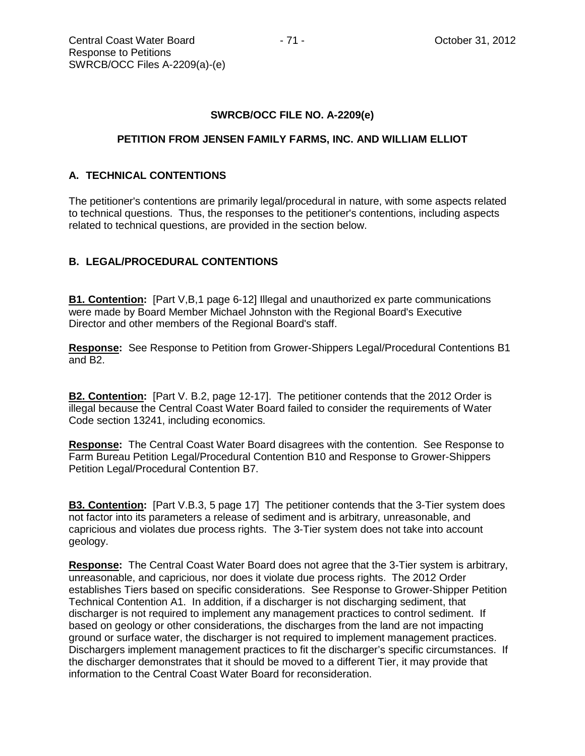**SWRCB/OCC FILE NO. A-2209(e)**

**PETITION FROM JENSEN FAMILY FARMS, INC. AND WILLIAM ELLIOT**

## A. TECHNICAL CONTENTIONS

The petitioner's contentions are primarily legal/procedural in nature, with some aspects related to technical questions. Thus, the responses to the petitioner's contentions, including aspects related to technical questions, are provided in the section below.

## B. LEGAL/PROCEDURAL CONTENTIONS

**B1. Contention:** [Part V,B,1 page 6-12] Illegal and unauthorized ex parte communications were made by Board Member Michael Johnston with the Regional Board's Executive Director and other members of the Regional Board's staff.

**Response:** See Response to Petition from Grower-Shippers Legal/Procedural Contentions B1 and B2.

**B2. Contention:** [Part V. B.2, page 12-17]. The petitioner contends that the 2012 Order is illegal because the Central Coast Water Board failed to consider the requirements of Water Code section 13241, including economics.

**Response:** The Central Coast Water Board disagrees with the contention. See Response to Farm Bureau Petition Legal/Procedural Contention B10 and Response to Grower-Shippers Petition Legal/Procedural Contention B7.

**B3. Contention:** [Part V.B.3, 5 page 17] The petitioner contends that the 3-Tier system does not factor into its parameters a release of sediment and is arbitrary, unreasonable, and capricious and violates due process rights. The 3-Tier system does not take into account geology.

**Response:** The Central Coast Water Board does not agree that the 3-Tier system is arbitrary, unreasonable, and capricious, nor does it violate due process rights. The 2012 Order establishes Tiers based on specific considerations. See Response to Grower-Shipper Petition Technical Contention A1. In addition, if a discharger is not discharging sediment, that discharger is not required to implement any management practices to control sediment. If based on geology or other considerations, the discharges from the land are not impacting ground or surface water, the discharger is not required to implement management practices. Dischargers implement management practices to fit the discharger's specific circumstances. If the discharger demonstrates that it should be moved to a different Tier, it may provide that information to the Central Coast Water Board for reconsideration.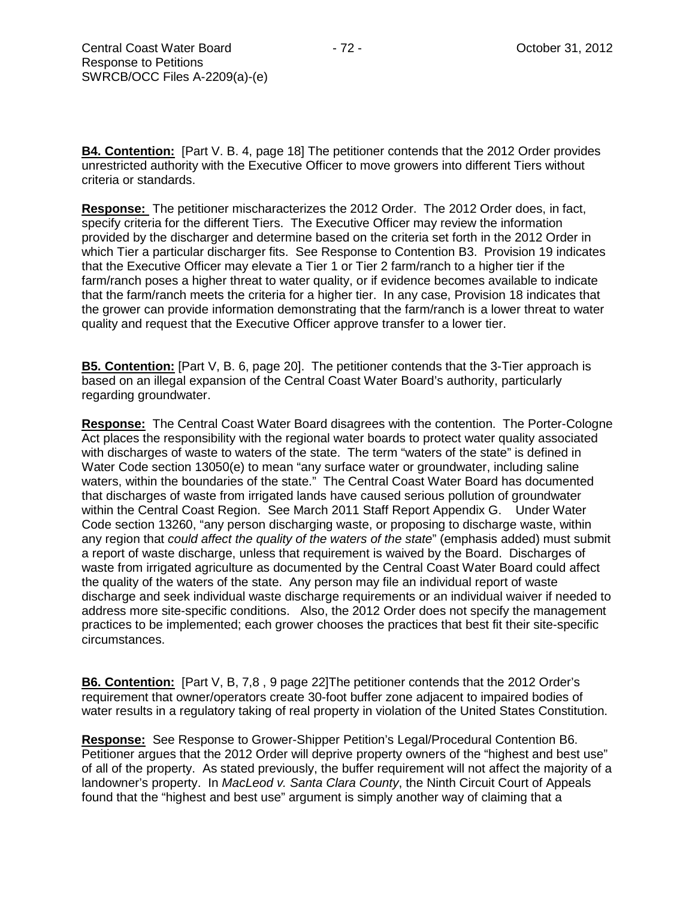**B4. Contention:** [Part V. B. 4, page 18] The petitioner contends that the 2012 Order provides unrestricted authority with the Executive Officer to move growers into different Tiers without criteria or standards.

**Response:** The petitioner mischaracterizes the 2012 Order. The 2012 Order does, in fact, specify criteria for the different Tiers. The Executive Officer may review the information provided by the discharger and determine based on the criteria set forth in the 2012 Order in which Tier a particular discharger fits. See Response to Contention B3. Provision 19 indicates that the Executive Officer may elevate a Tier 1 or Tier 2 farm/ranch to a higher tier if the farm/ranch poses a higher threat to water quality, or if evidence becomes available to indicate that the farm/ranch meets the criteria for a higher tier. In any case, Provision 18 indicates that the grower can provide information demonstrating that the farm/ranch is a lower threat to water quality and request that the Executive Officer approve transfer to a lower tier.

**B5. Contention:** [Part V, B. 6, page 20]. The petitioner contends that the 3-Tier approach is based on an illegal expansion of the Central Coast Water Board's authority, particularly regarding groundwater.

**Response:** The Central Coast Water Board disagrees with the contention. The Porter-Cologne Act places the responsibility with the regional water boards to protect water quality associated with discharges of waste to waters of the state. The term "waters of the state" is defined in Water Code section 13050(e) to mean "any surface water or groundwater, including saline waters, within the boundaries of the state." The Central Coast Water Board has documented that discharges of waste from irrigated lands have caused serious pollution of groundwater within the Central Coast Region. See March 2011 Staff Report Appendix G. Under Water Code section 13260, "any person discharging waste, or proposing to discharge waste, within any region that *could affect the quality of the waters of the state*" (emphasis added) must submit a report of waste discharge, unless that requirement is waived by the Board. Discharges of waste from irrigated agriculture as documented by the Central Coast Water Board could affect the quality of the waters of the state. Any person may file an individual report of waste discharge and seek individual waste discharge requirements or an individual waiver if needed to address more site-specific conditions. Also, the 2012 Order does not specify the management practices to be implemented; each grower chooses the practices that best fit their site-specific circumstances.

**B6. Contention:** [Part V, B, 7,8 , 9 page 22]The petitioner contends that the 2012 Order's requirement that owner/operators create 30-foot buffer zone adjacent to impaired bodies of water results in a regulatory taking of real property in violation of the United States Constitution.

**Response:** See Response to Grower-Shipper Petition's Legal/Procedural Contention B6. Petitioner argues that the 2012 Order will deprive property owners of the "highest and best use" of all of the property. As stated previously, the buffer requirement will not affect the majority of a landowner's property. In *MacLeod v. Santa Clara County*, the Ninth Circuit Court of Appeals found that the "highest and best use" argument is simply another way of claiming that a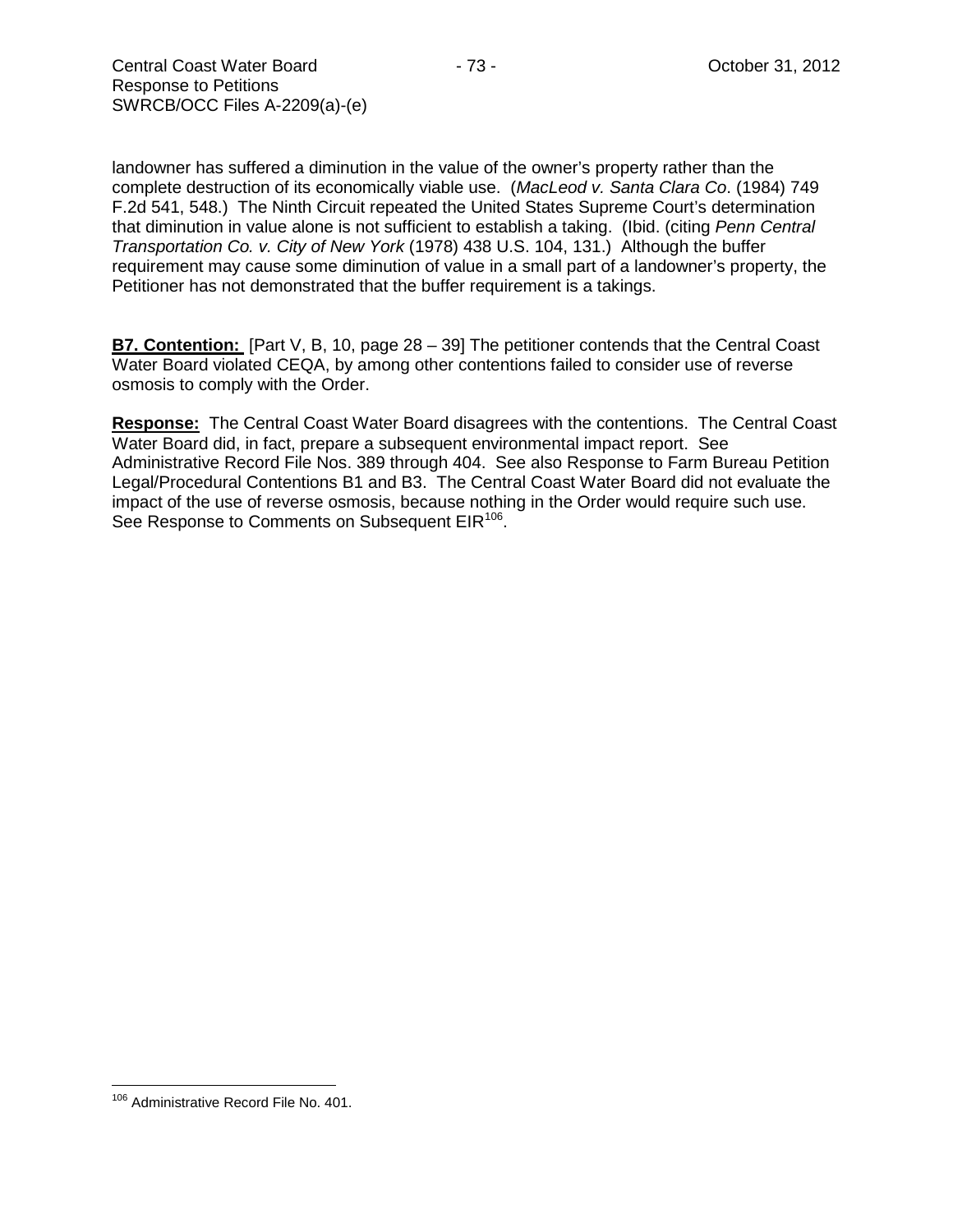landowner has suffered a diminution in the value of the owner's property rather than the complete destruction of its economically viable use. (*MacLeod v. Santa Clara Co*. (1984) 749 F.2d 541, 548.) The Ninth Circuit repeated the United States Supreme Court's determination that diminution in value alone is not sufficient to establish a taking. (Ibid. (citing *Penn Central Transportation Co. v. City of New York* (1978) 438 U.S. 104, 131.) Although the buffer requirement may cause some diminution of value in a small part of a landowner's property, the Petitioner has not demonstrated that the buffer requirement is a takings.

**B7. Contention:** [Part V, B, 10, page 28 – 39] The petitioner contends that the Central Coast Water Board violated CEQA, by among other contentions failed to consider use of reverse osmosis to comply with the Order.

**Response:** The Central Coast Water Board disagrees with the contentions. The Central Coast Water Board did, in fact, prepare a subsequent environmental impact report. See Administrative Record File Nos. 389 through 404. See also Response to Farm Bureau Petition Legal/Procedural Contentions B1 and B3. The Central Coast Water Board did not evaluate the impact of the use of reverse osmosis, because nothing in the Order would require such use. See Response to Comments on Subsequent EIR[106].

[106] Administrative Record File No. 401.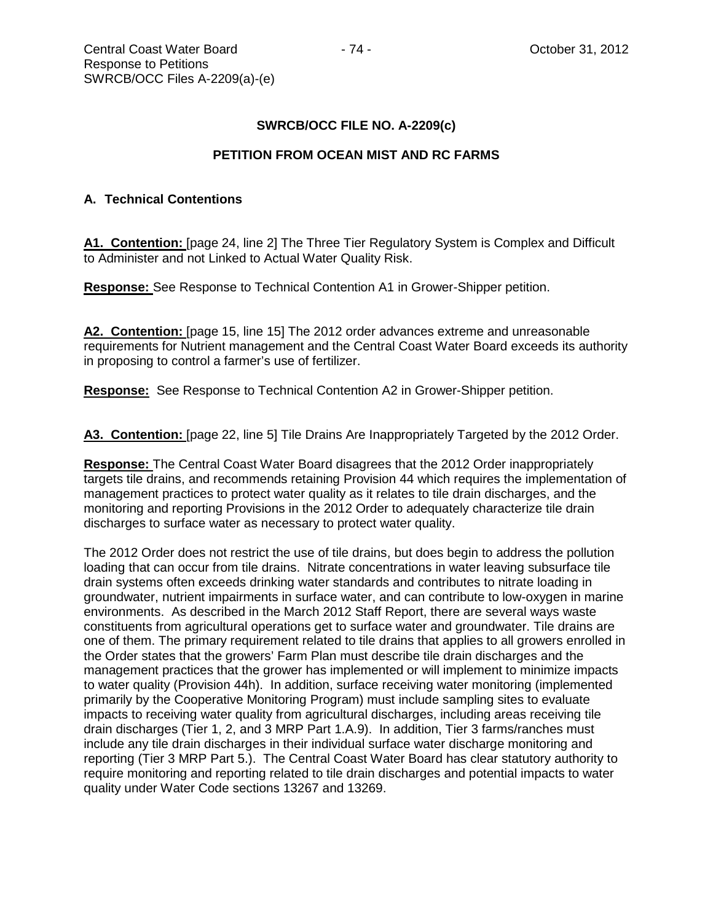## SWRCB/OCC FILE NO. A-2209(c)

## PETITION FROM OCEAN MIST AND RC FARMS

### A. Technical Contentions

**A1. Contention:** [page 24, line 2] The Three Tier Regulatory System is Complex and Difficult to Administer and not Linked to Actual Water Quality Risk.

**Response:** See Response to Technical Contention A1 in Grower-Shipper petition.

**A2. Contention:** [page 15, line 15] The 2012 order advances extreme and unreasonable requirements for Nutrient management and the Central Coast Water Board exceeds its authority in proposing to control a farmer's use of fertilizer.

**Response:** See Response to Technical Contention A2 in Grower-Shipper petition.

**A3. Contention:** [page 22, line 5] Tile Drains Are Inappropriately Targeted by the 2012 Order.

**Response:** The Central Coast Water Board disagrees that the 2012 Order inappropriately targets tile drains, and recommends retaining Provision 44 which requires the implementation of management practices to protect water quality as it relates to tile drain discharges, and the monitoring and reporting Provisions in the 2012 Order to adequately characterize tile drain discharges to surface water as necessary to protect water quality.

The 2012 Order does not restrict the use of tile drains, but does begin to address the pollution loading that can occur from tile drains. Nitrate concentrations in water leaving subsurface tile drain systems often exceeds drinking water standards and contributes to nitrate loading in groundwater, nutrient impairments in surface water, and can contribute to low-oxygen in marine environments. As described in the March 2012 Staff Report, there are several ways waste constituents from agricultural operations get to surface water and groundwater. Tile drains are one of them. The primary requirement related to tile drains that applies to all growers enrolled in the Order states that the growers' Farm Plan must describe tile drain discharges and the management practices that the grower has implemented or will implement to minimize impacts to water quality (Provision 44h). In addition, surface receiving water monitoring (implemented primarily by the Cooperative Monitoring Program) must include sampling sites to evaluate impacts to receiving water quality from agricultural discharges, including areas receiving tile drain discharges (Tier 1, 2, and 3 MRP Part 1.A.9). In addition, Tier 3 farms/ranches must include any tile drain discharges in their individual surface water discharge monitoring and reporting (Tier 3 MRP Part 5.). The Central Coast Water Board has clear statutory authority to require monitoring and reporting related to tile drain discharges and potential impacts to water quality under Water Code sections 13267 and 13269.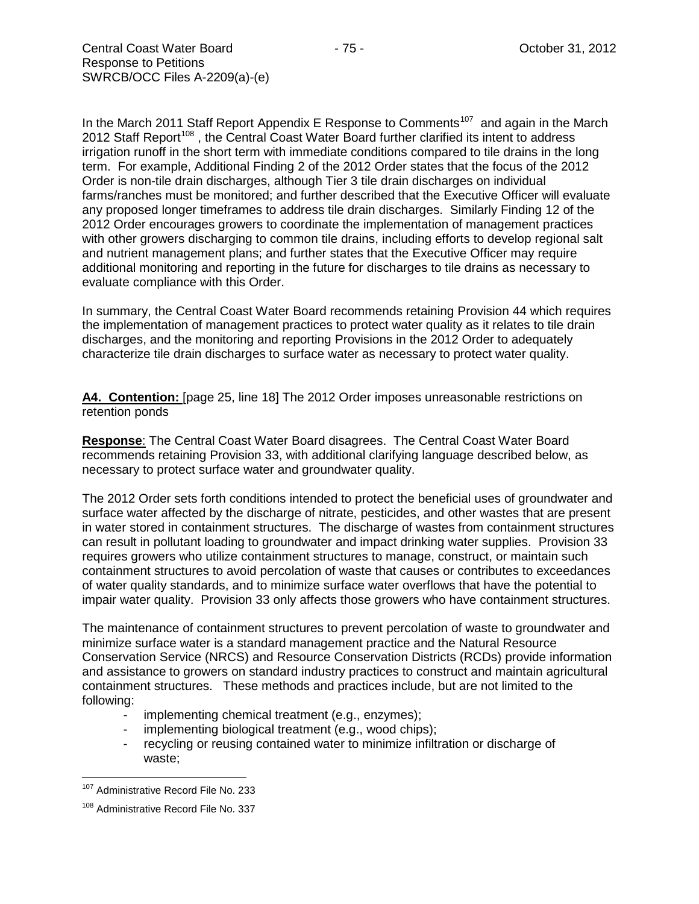In the March 2011 Staff Report Appendix E Response to Comments[107] and again in the March 2012 Staff Report[108] , the Central Coast Water Board further clarified its intent to address irrigation runoff in the short term with immediate conditions compared to tile drains in the long term. For example, Additional Finding 2 of the 2012 Order states that the focus of the 2012 Order is non-tile drain discharges, although Tier 3 tile drain discharges on individual farms/ranches must be monitored; and further described that the Executive Officer will evaluate any proposed longer timeframes to address tile drain discharges. Similarly Finding 12 of the 2012 Order encourages growers to coordinate the implementation of management practices with other growers discharging to common tile drains, including efforts to develop regional salt and nutrient management plans; and further states that the Executive Officer may require additional monitoring and reporting in the future for discharges to tile drains as necessary to evaluate compliance with this Order.

In summary, the Central Coast Water Board recommends retaining Provision 44 which requires the implementation of management practices to protect water quality as it relates to tile drain discharges, and the monitoring and reporting Provisions in the 2012 Order to adequately characterize tile drain discharges to surface water as necessary to protect water quality.

**A4. Contention:** [page 25, line 18] The 2012 Order imposes unreasonable restrictions on retention ponds

**Response**: The Central Coast Water Board disagrees. The Central Coast Water Board recommends retaining Provision 33, with additional clarifying language described below, as necessary to protect surface water and groundwater quality.

The 2012 Order sets forth conditions intended to protect the beneficial uses of groundwater and surface water affected by the discharge of nitrate, pesticides, and other wastes that are present in water stored in containment structures. The discharge of wastes from containment structures can result in pollutant loading to groundwater and impact drinking water supplies. Provision 33 requires growers who utilize containment structures to manage, construct, or maintain such containment structures to avoid percolation of waste that causes or contributes to exceedances of water quality standards, and to minimize surface water overflows that have the potential to impair water quality. Provision 33 only affects those growers who have containment structures.

The maintenance of containment structures to prevent percolation of waste to groundwater and minimize surface water is a standard management practice and the Natural Resource Conservation Service (NRCS) and Resource Conservation Districts (RCDs) provide information and assistance to growers on standard industry practices to construct and maintain agricultural containment structures. These methods and practices include, but are not limited to the following:

- implementing chemical treatment (e.g., enzymes);
- implementing biological treatment (e.g., wood chips);
- recycling or reusing contained water to minimize infiltration or discharge of waste;

[107] Administrative Record File No. 233

[108] Administrative Record File No. 337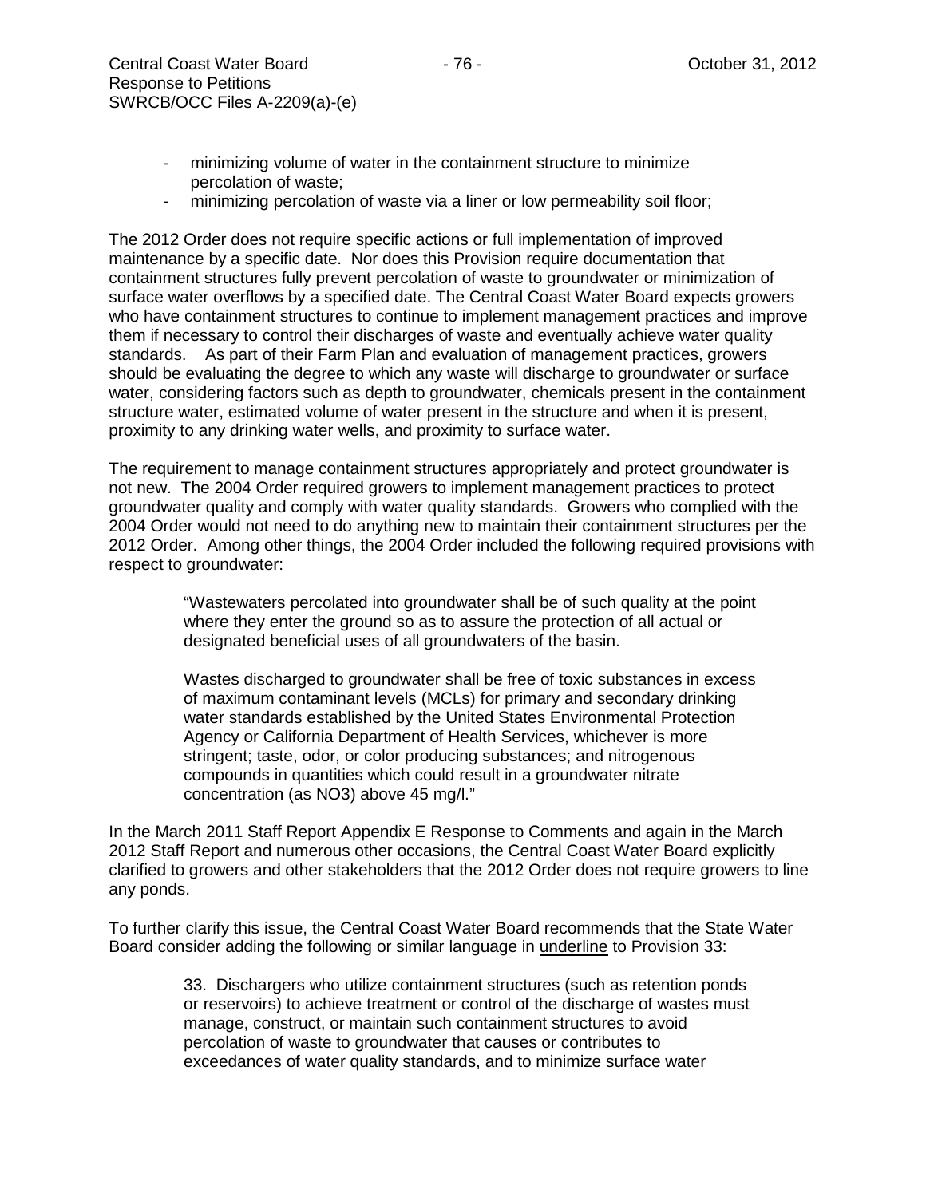- minimizing volume of water in the containment structure to minimize percolation of waste;
- minimizing percolation of waste via a liner or low permeability soil floor;

The 2012 Order does not require specific actions or full implementation of improved maintenance by a specific date. Nor does this Provision require documentation that containment structures fully prevent percolation of waste to groundwater or minimization of surface water overflows by a specified date. The Central Coast Water Board expects growers who have containment structures to continue to implement management practices and improve them if necessary to control their discharges of waste and eventually achieve water quality standards. As part of their Farm Plan and evaluation of management practices, growers should be evaluating the degree to which any waste will discharge to groundwater or surface water, considering factors such as depth to groundwater, chemicals present in the containment structure water, estimated volume of water present in the structure and when it is present, proximity to any drinking water wells, and proximity to surface water.

The requirement to manage containment structures appropriately and protect groundwater is not new. The 2004 Order required growers to implement management practices to protect groundwater quality and comply with water quality standards. Growers who complied with the 2004 Order would not need to do anything new to maintain their containment structures per the 2012 Order. Among other things, the 2004 Order included the following required provisions with respect to groundwater:

> "Wastewaters percolated into groundwater shall be of such quality at the point where they enter the ground so as to assure the protection of all actual or designated beneficial uses of all groundwaters of the basin.
>
> Wastes discharged to groundwater shall be free of toxic substances in excess of maximum contaminant levels (MCLs) for primary and secondary drinking water standards established by the United States Environmental Protection Agency or California Department of Health Services, whichever is more stringent; taste, odor, or color producing substances; and nitrogenous compounds in quantities which could result in a groundwater nitrate concentration (as NO3) above 45 mg/l."

In the March 2011 Staff Report Appendix E Response to Comments and again in the March 2012 Staff Report and numerous other occasions, the Central Coast Water Board explicitly clarified to growers and other stakeholders that the 2012 Order does not require growers to line any ponds.

To further clarify this issue, the Central Coast Water Board recommends that the State Water Board consider adding the following or similar language in <u>underline</u> to Provision 33:

> 33. Dischargers who utilize containment structures (such as retention ponds or reservoirs) to achieve treatment or control of the discharge of wastes must manage, construct, or maintain such containment structures to avoid percolation of waste to groundwater that causes or contributes to exceedances of water quality standards, and to minimize surface water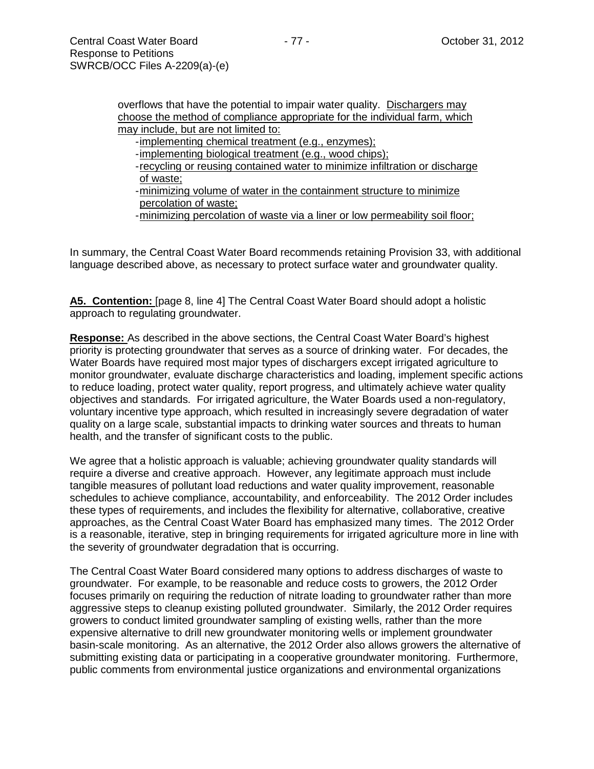overflows that have the potential to impair water quality. <u>Dischargers may choose the method of compliance appropriate for the individual farm, which may include, but are not limited to:</u>

- <u>implementing chemical treatment (e.g., enzymes);</u>
- <u>implementing biological treatment (e.g., wood chips);</u>
- <u>recycling or reusing contained water to minimize infiltration or discharge of waste;</u>
- <u>minimizing volume of water in the containment structure to minimize percolation of waste;</u>
- <u>minimizing percolation of waste via a liner or low permeability soil floor;</u>

In summary, the Central Coast Water Board recommends retaining Provision 33, with additional language described above, as necessary to protect surface water and groundwater quality.

**A5. Contention:** [page 8, line 4] The Central Coast Water Board should adopt a holistic approach to regulating groundwater.

**Response:** As described in the above sections, the Central Coast Water Board's highest priority is protecting groundwater that serves as a source of drinking water. For decades, the Water Boards have required most major types of dischargers except irrigated agriculture to monitor groundwater, evaluate discharge characteristics and loading, implement specific actions to reduce loading, protect water quality, report progress, and ultimately achieve water quality objectives and standards. For irrigated agriculture, the Water Boards used a non-regulatory, voluntary incentive type approach, which resulted in increasingly severe degradation of water quality on a large scale, substantial impacts to drinking water sources and threats to human health, and the transfer of significant costs to the public.

We agree that a holistic approach is valuable; achieving groundwater quality standards will require a diverse and creative approach. However, any legitimate approach must include tangible measures of pollutant load reductions and water quality improvement, reasonable schedules to achieve compliance, accountability, and enforceability. The 2012 Order includes these types of requirements, and includes the flexibility for alternative, collaborative, creative approaches, as the Central Coast Water Board has emphasized many times. The 2012 Order is a reasonable, iterative, step in bringing requirements for irrigated agriculture more in line with the severity of groundwater degradation that is occurring.

The Central Coast Water Board considered many options to address discharges of waste to groundwater. For example, to be reasonable and reduce costs to growers, the 2012 Order focuses primarily on requiring the reduction of nitrate loading to groundwater rather than more aggressive steps to cleanup existing polluted groundwater. Similarly, the 2012 Order requires growers to conduct limited groundwater sampling of existing wells, rather than the more expensive alternative to drill new groundwater monitoring wells or implement groundwater basin-scale monitoring. As an alternative, the 2012 Order also allows growers the alternative of submitting existing data or participating in a cooperative groundwater monitoring. Furthermore, public comments from environmental justice organizations and environmental organizations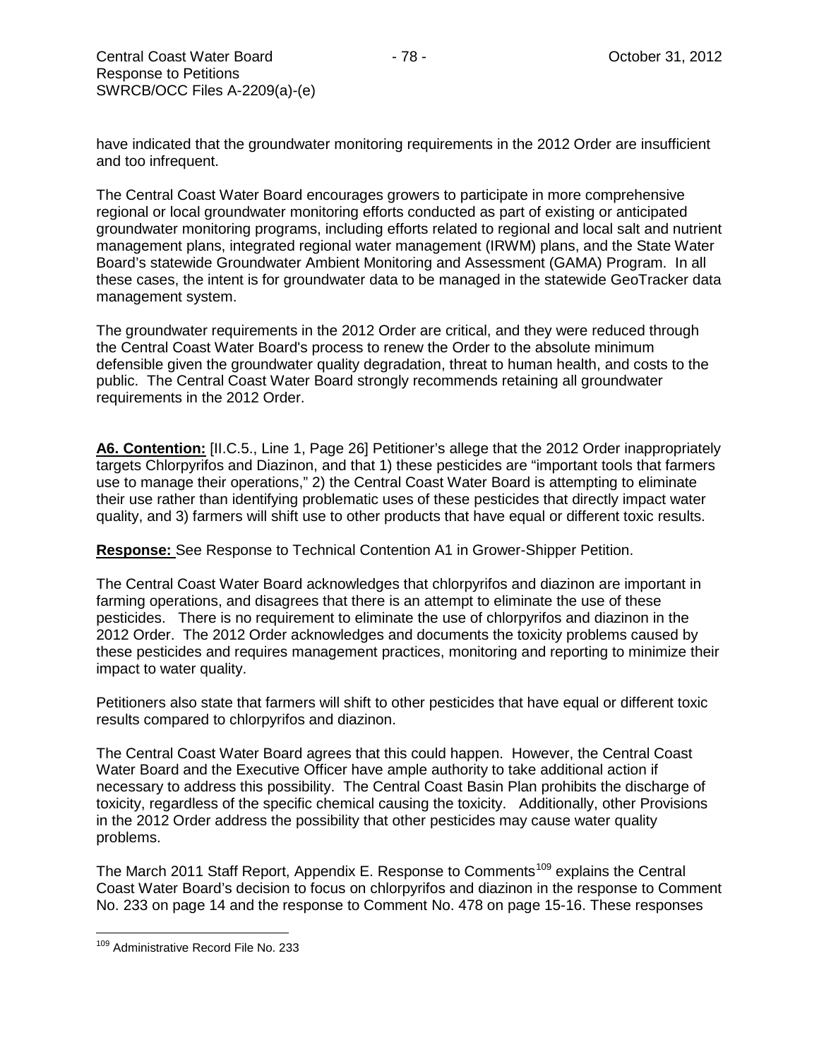have indicated that the groundwater monitoring requirements in the 2012 Order are insufficient and too infrequent.

The Central Coast Water Board encourages growers to participate in more comprehensive regional or local groundwater monitoring efforts conducted as part of existing or anticipated groundwater monitoring programs, including efforts related to regional and local salt and nutrient management plans, integrated regional water management (IRWM) plans, and the State Water Board's statewide Groundwater Ambient Monitoring and Assessment (GAMA) Program. In all these cases, the intent is for groundwater data to be managed in the statewide GeoTracker data management system.

The groundwater requirements in the 2012 Order are critical, and they were reduced through the Central Coast Water Board's process to renew the Order to the absolute minimum defensible given the groundwater quality degradation, threat to human health, and costs to the public. The Central Coast Water Board strongly recommends retaining all groundwater requirements in the 2012 Order.

**A6. Contention:** [II.C.5., Line 1, Page 26] Petitioner's allege that the 2012 Order inappropriately targets Chlorpyrifos and Diazinon, and that 1) these pesticides are "important tools that farmers use to manage their operations," 2) the Central Coast Water Board is attempting to eliminate their use rather than identifying problematic uses of these pesticides that directly impact water quality, and 3) farmers will shift use to other products that have equal or different toxic results.

**Response:** See Response to Technical Contention A1 in Grower-Shipper Petition.

The Central Coast Water Board acknowledges that chlorpyrifos and diazinon are important in farming operations, and disagrees that there is an attempt to eliminate the use of these pesticides. There is no requirement to eliminate the use of chlorpyrifos and diazinon in the 2012 Order. The 2012 Order acknowledges and documents the toxicity problems caused by these pesticides and requires management practices, monitoring and reporting to minimize their impact to water quality.

Petitioners also state that farmers will shift to other pesticides that have equal or different toxic results compared to chlorpyrifos and diazinon.

The Central Coast Water Board agrees that this could happen. However, the Central Coast Water Board and the Executive Officer have ample authority to take additional action if necessary to address this possibility. The Central Coast Basin Plan prohibits the discharge of toxicity, regardless of the specific chemical causing the toxicity. Additionally, other Provisions in the 2012 Order address the possibility that other pesticides may cause water quality problems.

The March 2011 Staff Report, Appendix E. Response to Comments[109] explains the Central Coast Water Board's decision to focus on chlorpyrifos and diazinon in the response to Comment No. 233 on page 14 and the response to Comment No. 478 on page 15-16. These responses

[109] Administrative Record File No. 233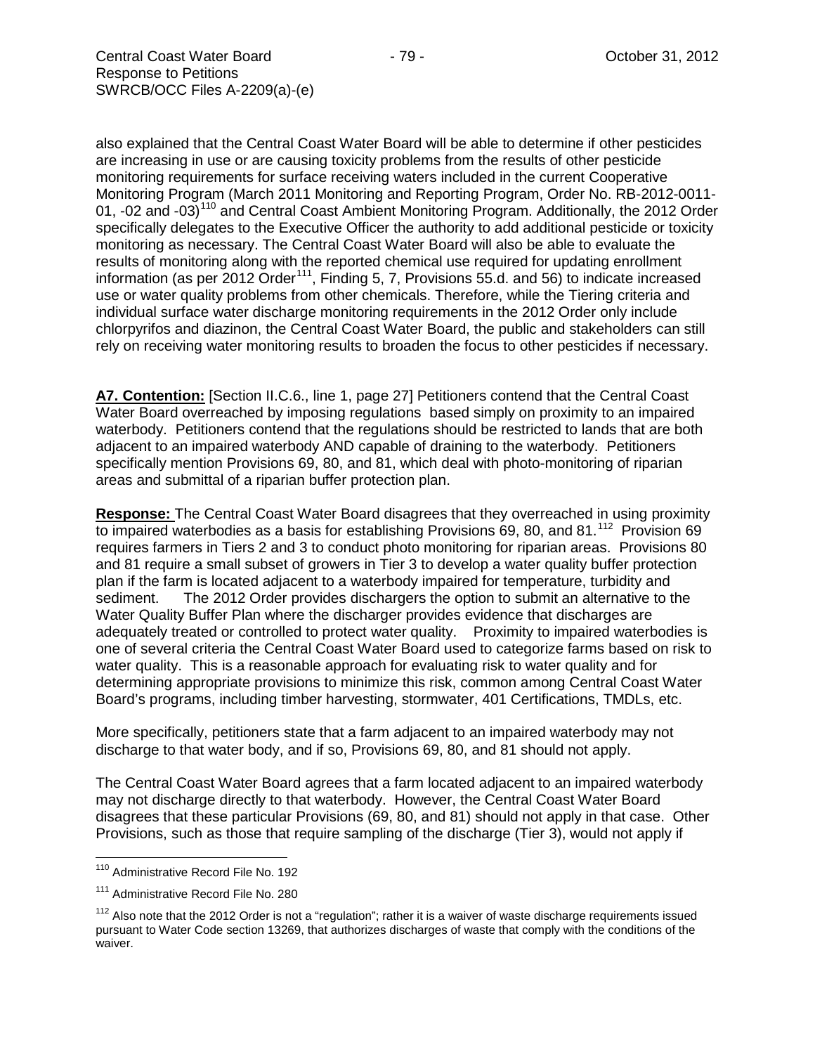also explained that the Central Coast Water Board will be able to determine if other pesticides are increasing in use or are causing toxicity problems from the results of other pesticide monitoring requirements for surface receiving waters included in the current Cooperative Monitoring Program (March 2011 Monitoring and Reporting Program, Order No. RB-2012-0011-01, -02 and -03)[110] and Central Coast Ambient Monitoring Program. Additionally, the 2012 Order specifically delegates to the Executive Officer the authority to add additional pesticide or toxicity monitoring as necessary. The Central Coast Water Board will also be able to evaluate the results of monitoring along with the reported chemical use required for updating enrollment information (as per 2012 Order[111], Finding 5, 7, Provisions 55.d. and 56) to indicate increased use or water quality problems from other chemicals. Therefore, while the Tiering criteria and individual surface water discharge monitoring requirements in the 2012 Order only include chlorpyrifos and diazinon, the Central Coast Water Board, the public and stakeholders can still rely on receiving water monitoring results to broaden the focus to other pesticides if necessary.

**A7. Contention:** [Section II.C.6., line 1, page 27] Petitioners contend that the Central Coast Water Board overreached by imposing regulations based simply on proximity to an impaired waterbody. Petitioners contend that the regulations should be restricted to lands that are both adjacent to an impaired waterbody AND capable of draining to the waterbody. Petitioners specifically mention Provisions 69, 80, and 81, which deal with photo-monitoring of riparian areas and submittal of a riparian buffer protection plan.

**Response:** The Central Coast Water Board disagrees that they overreached in using proximity to impaired waterbodies as a basis for establishing Provisions 69, 80, and 81.[112] Provision 69 requires farmers in Tiers 2 and 3 to conduct photo monitoring for riparian areas. Provisions 80 and 81 require a small subset of growers in Tier 3 to develop a water quality buffer protection plan if the farm is located adjacent to a waterbody impaired for temperature, turbidity and sediment. The 2012 Order provides dischargers the option to submit an alternative to the Water Quality Buffer Plan where the discharger provides evidence that discharges are adequately treated or controlled to protect water quality. Proximity to impaired waterbodies is one of several criteria the Central Coast Water Board used to categorize farms based on risk to water quality. This is a reasonable approach for evaluating risk to water quality and for determining appropriate provisions to minimize this risk, common among Central Coast Water Board's programs, including timber harvesting, stormwater, 401 Certifications, TMDLs, etc.

More specifically, petitioners state that a farm adjacent to an impaired waterbody may not discharge to that water body, and if so, Provisions 69, 80, and 81 should not apply.

The Central Coast Water Board agrees that a farm located adjacent to an impaired waterbody may not discharge directly to that waterbody. However, the Central Coast Water Board disagrees that these particular Provisions (69, 80, and 81) should not apply in that case. Other Provisions, such as those that require sampling of the discharge (Tier 3), would not apply if

---

[110] Administrative Record File No. 192

[111] Administrative Record File No. 280

[112] Also note that the 2012 Order is not a "regulation"; rather it is a waiver of waste discharge requirements issued pursuant to Water Code section 13269, that authorizes discharges of waste that comply with the conditions of the waiver.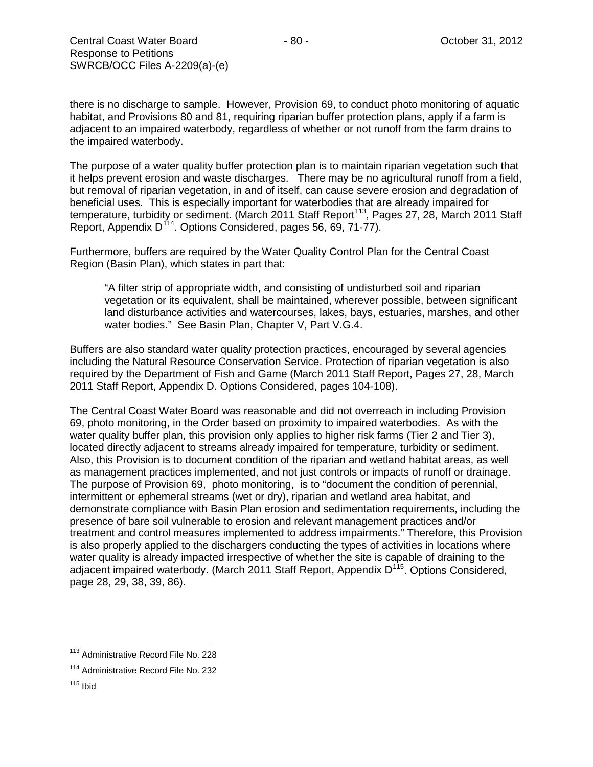there is no discharge to sample. However, Provision 69, to conduct photo monitoring of aquatic habitat, and Provisions 80 and 81, requiring riparian buffer protection plans, apply if a farm is adjacent to an impaired waterbody, regardless of whether or not runoff from the farm drains to the impaired waterbody.

The purpose of a water quality buffer protection plan is to maintain riparian vegetation such that it helps prevent erosion and waste discharges. There may be no agricultural runoff from a field, but removal of riparian vegetation, in and of itself, can cause severe erosion and degradation of beneficial uses. This is especially important for waterbodies that are already impaired for temperature, turbidity or sediment. (March 2011 Staff Report[113], Pages 27, 28, March 2011 Staff Report, Appendix D[114]. Options Considered, pages 56, 69, 71-77).

Furthermore, buffers are required by the Water Quality Control Plan for the Central Coast Region (Basin Plan), which states in part that:

> "A filter strip of appropriate width, and consisting of undisturbed soil and riparian vegetation or its equivalent, shall be maintained, wherever possible, between significant land disturbance activities and watercourses, lakes, bays, estuaries, marshes, and other water bodies." See Basin Plan, Chapter V, Part V.G.4.

Buffers are also standard water quality protection practices, encouraged by several agencies including the Natural Resource Conservation Service. Protection of riparian vegetation is also required by the Department of Fish and Game (March 2011 Staff Report, Pages 27, 28, March 2011 Staff Report, Appendix D. Options Considered, pages 104-108).

The Central Coast Water Board was reasonable and did not overreach in including Provision 69, photo monitoring, in the Order based on proximity to impaired waterbodies. As with the water quality buffer plan, this provision only applies to higher risk farms (Tier 2 and Tier 3), located directly adjacent to streams already impaired for temperature, turbidity or sediment. Also, this Provision is to document condition of the riparian and wetland habitat areas, as well as management practices implemented, and not just controls or impacts of runoff or drainage. The purpose of Provision 69, photo monitoring, is to "document the condition of perennial, intermittent or ephemeral streams (wet or dry), riparian and wetland area habitat, and demonstrate compliance with Basin Plan erosion and sedimentation requirements, including the presence of bare soil vulnerable to erosion and relevant management practices and/or treatment and control measures implemented to address impairments." Therefore, this Provision is also properly applied to the dischargers conducting the types of activities in locations where water quality is already impacted irrespective of whether the site is capable of draining to the adjacent impaired waterbody. (March 2011 Staff Report, Appendix D[115]. Options Considered, page 28, 29, 38, 39, 86).

---

[113] Administrative Record File No. 228

[114] Administrative Record File No. 232

[115] Ibid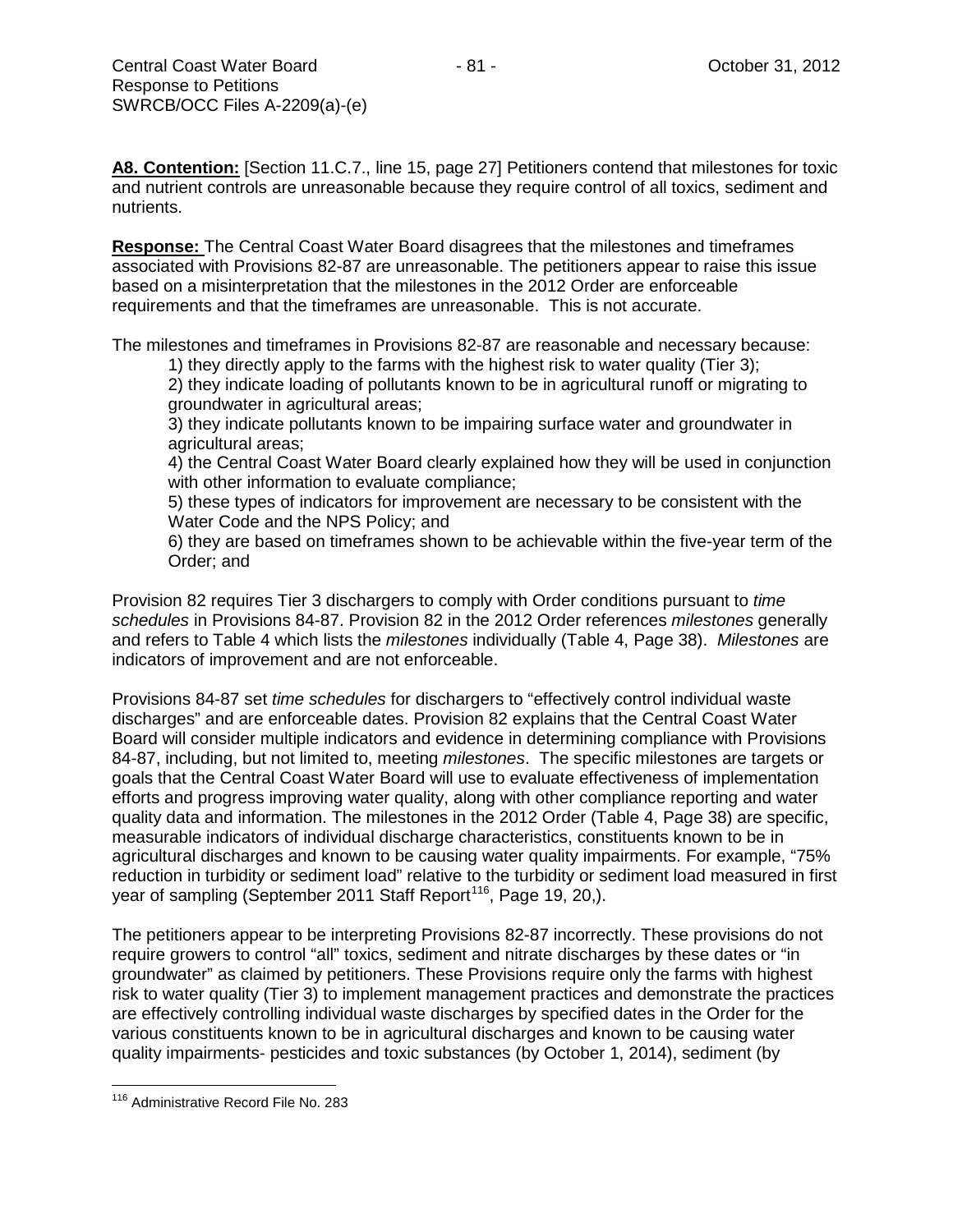**A8. Contention:** [Section 11.C.7., line 15, page 27] Petitioners contend that milestones for toxic and nutrient controls are unreasonable because they require control of all toxics, sediment and nutrients.

**Response:** The Central Coast Water Board disagrees that the milestones and timeframes associated with Provisions 82-87 are unreasonable. The petitioners appear to raise this issue based on a misinterpretation that the milestones in the 2012 Order are enforceable requirements and that the timeframes are unreasonable. This is not accurate.

The milestones and timeframes in Provisions 82-87 are reasonable and necessary because:

1) they directly apply to the farms with the highest risk to water quality (Tier 3);
2) they indicate loading of pollutants known to be in agricultural runoff or migrating to groundwater in agricultural areas;
3) they indicate pollutants known to be impairing surface water and groundwater in agricultural areas;
4) the Central Coast Water Board clearly explained how they will be used in conjunction with other information to evaluate compliance;
5) these types of indicators for improvement are necessary to be consistent with the Water Code and the NPS Policy; and
6) they are based on timeframes shown to be achievable within the five-year term of the Order; and

Provision 82 requires Tier 3 dischargers to comply with Order conditions pursuant to *time schedules* in Provisions 84-87. Provision 82 in the 2012 Order references *milestones* generally and refers to Table 4 which lists the *milestones* individually (Table 4, Page 38). *Milestones* are indicators of improvement and are not enforceable.

Provisions 84-87 set *time schedules* for dischargers to "effectively control individual waste discharges" and are enforceable dates. Provision 82 explains that the Central Coast Water Board will consider multiple indicators and evidence in determining compliance with Provisions 84-87, including, but not limited to, meeting *milestones*. The specific milestones are targets or goals that the Central Coast Water Board will use to evaluate effectiveness of implementation efforts and progress improving water quality, along with other compliance reporting and water quality data and information. The milestones in the 2012 Order (Table 4, Page 38) are specific, measurable indicators of individual discharge characteristics, constituents known to be in agricultural discharges and known to be causing water quality impairments. For example, "75% reduction in turbidity or sediment load" relative to the turbidity or sediment load measured in first year of sampling (September 2011 Staff Report[116], Page 19, 20,).

The petitioners appear to be interpreting Provisions 82-87 incorrectly. These provisions do not require growers to control "all" toxics, sediment and nitrate discharges by these dates or "in groundwater" as claimed by petitioners. These Provisions require only the farms with highest risk to water quality (Tier 3) to implement management practices and demonstrate the practices are effectively controlling individual waste discharges by specified dates in the Order for the various constituents known to be in agricultural discharges and known to be causing water quality impairments- pesticides and toxic substances (by October 1, 2014), sediment (by

[116] Administrative Record File No. 283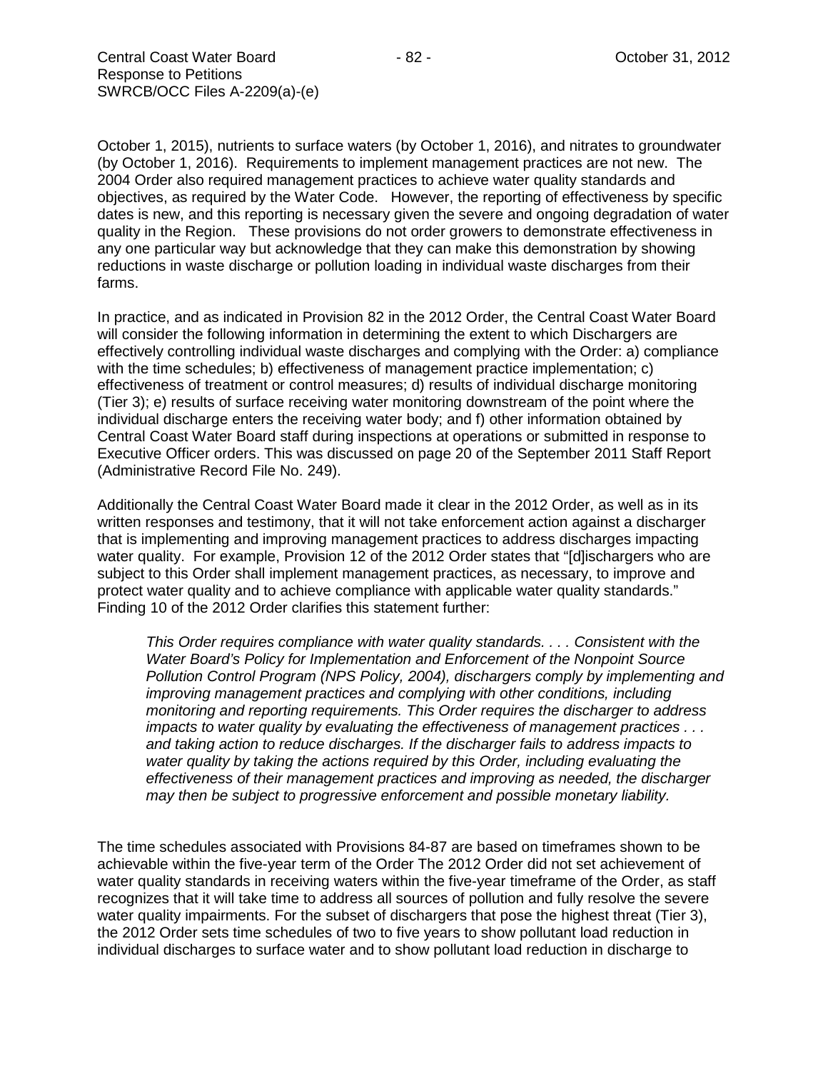October 1, 2015), nutrients to surface waters (by October 1, 2016), and nitrates to groundwater (by October 1, 2016). Requirements to implement management practices are not new. The 2004 Order also required management practices to achieve water quality standards and objectives, as required by the Water Code. However, the reporting of effectiveness by specific dates is new, and this reporting is necessary given the severe and ongoing degradation of water quality in the Region. These provisions do not order growers to demonstrate effectiveness in any one particular way but acknowledge that they can make this demonstration by showing reductions in waste discharge or pollution loading in individual waste discharges from their farms.

In practice, and as indicated in Provision 82 in the 2012 Order, the Central Coast Water Board will consider the following information in determining the extent to which Dischargers are effectively controlling individual waste discharges and complying with the Order: a) compliance with the time schedules; b) effectiveness of management practice implementation; c) effectiveness of treatment or control measures; d) results of individual discharge monitoring (Tier 3); e) results of surface receiving water monitoring downstream of the point where the individual discharge enters the receiving water body; and f) other information obtained by Central Coast Water Board staff during inspections at operations or submitted in response to Executive Officer orders. This was discussed on page 20 of the September 2011 Staff Report (Administrative Record File No. 249).

Additionally the Central Coast Water Board made it clear in the 2012 Order, as well as in its written responses and testimony, that it will not take enforcement action against a discharger that is implementing and improving management practices to address discharges impacting water quality. For example, Provision 12 of the 2012 Order states that "[d]ischargers who are subject to this Order shall implement management practices, as necessary, to improve and protect water quality and to achieve compliance with applicable water quality standards." Finding 10 of the 2012 Order clarifies this statement further:

> *This Order requires compliance with water quality standards. . . . Consistent with the Water Board's Policy for Implementation and Enforcement of the Nonpoint Source Pollution Control Program (NPS Policy, 2004), dischargers comply by implementing and improving management practices and complying with other conditions, including monitoring and reporting requirements. This Order requires the discharger to address impacts to water quality by evaluating the effectiveness of management practices . . . and taking action to reduce discharges. If the discharger fails to address impacts to water quality by taking the actions required by this Order, including evaluating the effectiveness of their management practices and improving as needed, the discharger may then be subject to progressive enforcement and possible monetary liability.*

The time schedules associated with Provisions 84-87 are based on timeframes shown to be achievable within the five-year term of the Order The 2012 Order did not set achievement of water quality standards in receiving waters within the five-year timeframe of the Order, as staff recognizes that it will take time to address all sources of pollution and fully resolve the severe water quality impairments. For the subset of dischargers that pose the highest threat (Tier 3), the 2012 Order sets time schedules of two to five years to show pollutant load reduction in individual discharges to surface water and to show pollutant load reduction in discharge to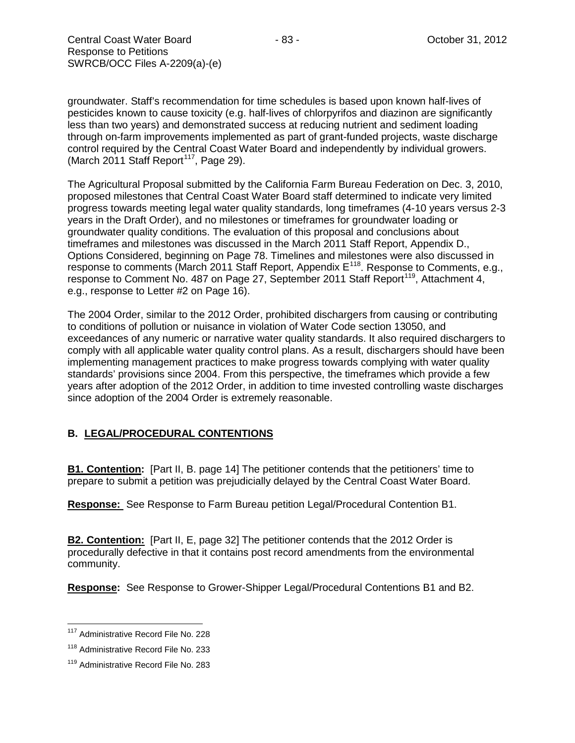groundwater. Staff's recommendation for time schedules is based upon known half-lives of pesticides known to cause toxicity (e.g. half-lives of chlorpyrifos and diazinon are significantly less than two years) and demonstrated success at reducing nutrient and sediment loading through on-farm improvements implemented as part of grant-funded projects, waste discharge control required by the Central Coast Water Board and independently by individual growers. (March 2011 Staff Report[117], Page 29).

The Agricultural Proposal submitted by the California Farm Bureau Federation on Dec. 3, 2010, proposed milestones that Central Coast Water Board staff determined to indicate very limited progress towards meeting legal water quality standards, long timeframes (4-10 years versus 2-3 years in the Draft Order), and no milestones or timeframes for groundwater loading or groundwater quality conditions. The evaluation of this proposal and conclusions about timeframes and milestones was discussed in the March 2011 Staff Report, Appendix D., Options Considered, beginning on Page 78. Timelines and milestones were also discussed in response to comments (March 2011 Staff Report, Appendix E[118]. Response to Comments, e.g., response to Comment No. 487 on Page 27, September 2011 Staff Report[119], Attachment 4, e.g., response to Letter #2 on Page 16).

The 2004 Order, similar to the 2012 Order, prohibited dischargers from causing or contributing to conditions of pollution or nuisance in violation of Water Code section 13050, and exceedances of any numeric or narrative water quality standards. It also required dischargers to comply with all applicable water quality control plans. As a result, dischargers should have been implementing management practices to make progress towards complying with water quality standards' provisions since 2004. From this perspective, the timeframes which provide a few years after adoption of the 2012 Order, in addition to time invested controlling waste discharges since adoption of the 2004 Order is extremely reasonable.

## B. LEGAL/PROCEDURAL CONTENTIONS

**B1. Contention:** [Part II, B. page 14] The petitioner contends that the petitioners' time to prepare to submit a petition was prejudicially delayed by the Central Coast Water Board.

**Response:** See Response to Farm Bureau petition Legal/Procedural Contention B1.

**B2. Contention:** [Part II, E, page 32] The petitioner contends that the 2012 Order is procedurally defective in that it contains post record amendments from the environmental community.

**Response:** See Response to Grower-Shipper Legal/Procedural Contentions B1 and B2.

---

[117] Administrative Record File No. 228

[118] Administrative Record File No. 233

[119] Administrative Record File No. 283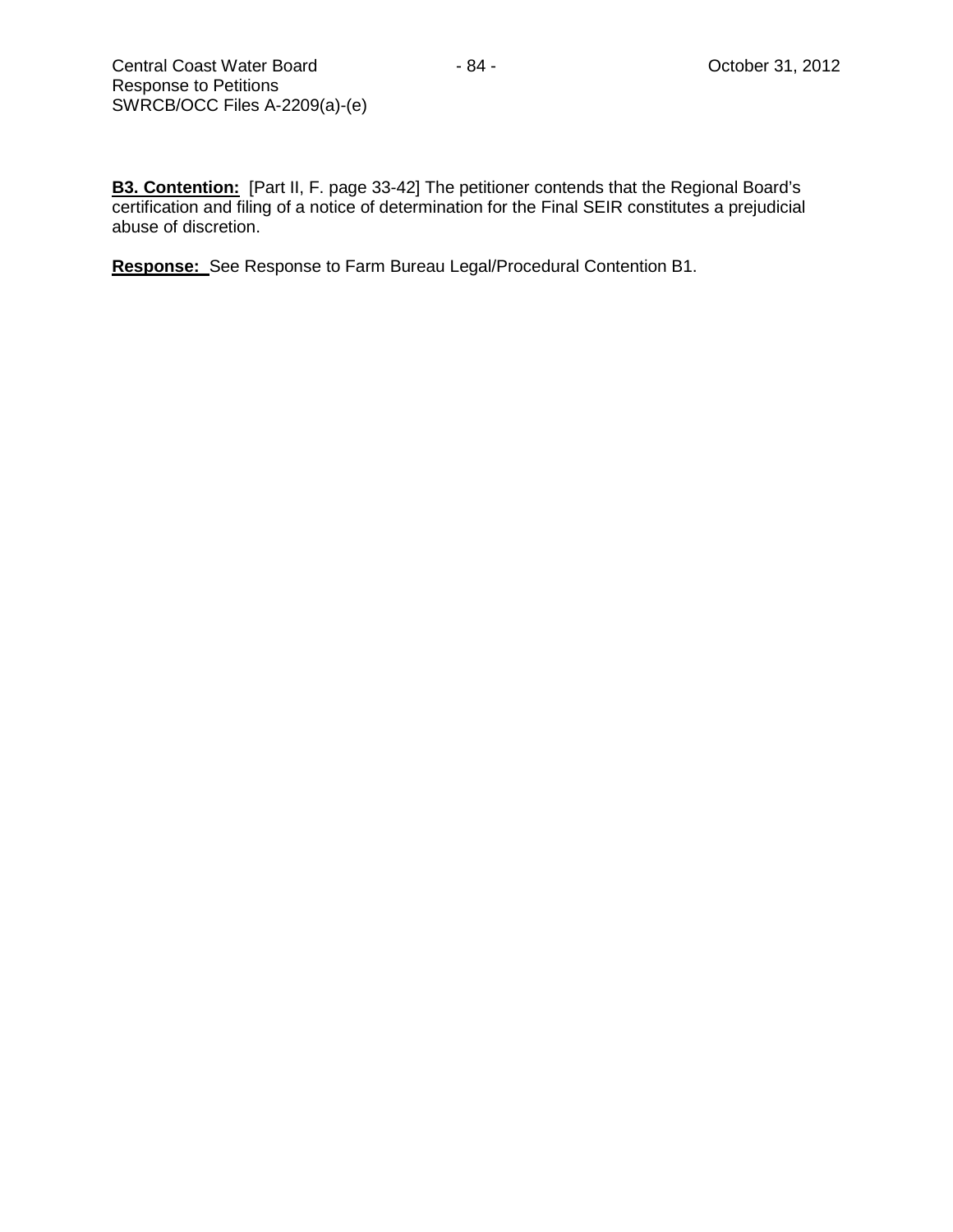**B3. Contention:** [Part II, F. page 33-42] The petitioner contends that the Regional Board's certification and filing of a notice of determination for the Final SEIR constitutes a prejudicial abuse of discretion.

**Response:** See Response to Farm Bureau Legal/Procedural Contention B1.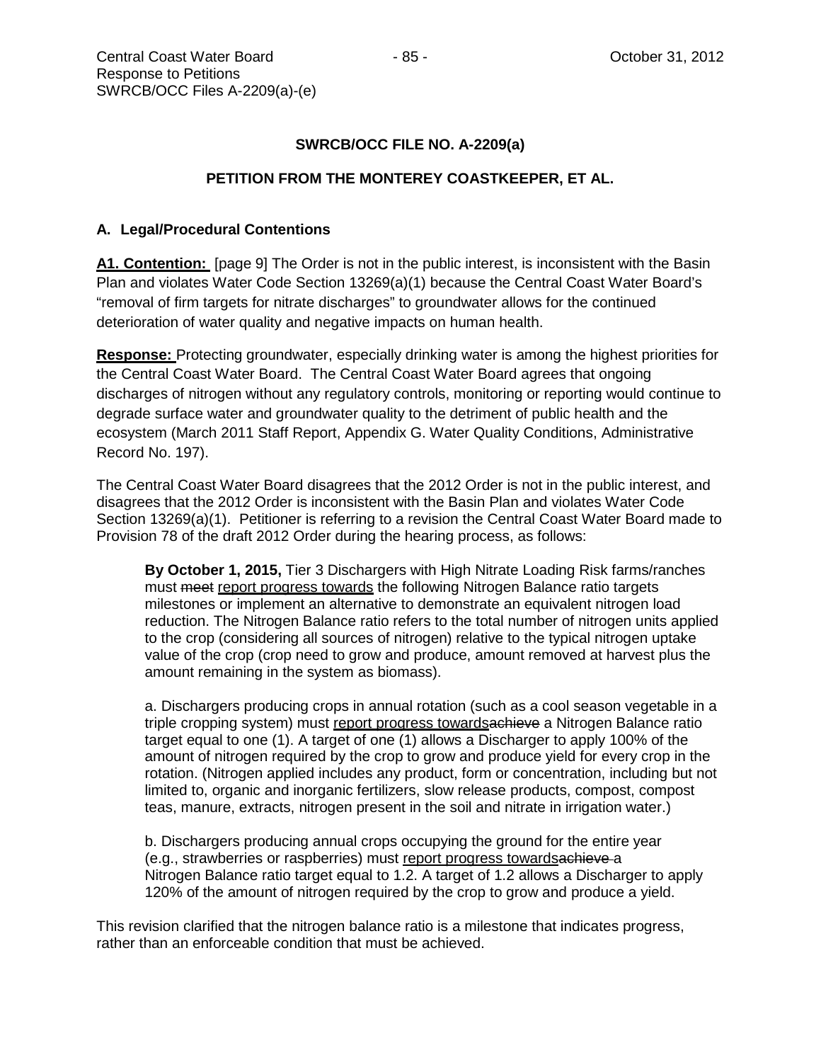**SWRCB/OCC FILE NO. A-2209(a)**

**PETITION FROM THE MONTEREY COASTKEEPER, ET AL.**

### A. Legal/Procedural Contentions

**A1. Contention:** [page 9] The Order is not in the public interest, is inconsistent with the Basin Plan and violates Water Code Section 13269(a)(1) because the Central Coast Water Board's "removal of firm targets for nitrate discharges" to groundwater allows for the continued deterioration of water quality and negative impacts on human health.

**Response:** Protecting groundwater, especially drinking water is among the highest priorities for the Central Coast Water Board. The Central Coast Water Board agrees that ongoing discharges of nitrogen without any regulatory controls, monitoring or reporting would continue to degrade surface water and groundwater quality to the detriment of public health and the ecosystem (March 2011 Staff Report, Appendix G. Water Quality Conditions, Administrative Record No. 197).

The Central Coast Water Board disagrees that the 2012 Order is not in the public interest, and disagrees that the 2012 Order is inconsistent with the Basin Plan and violates Water Code Section 13269(a)(1). Petitioner is referring to a revision the Central Coast Water Board made to Provision 78 of the draft 2012 Order during the hearing process, as follows:

> **By October 1, 2015,** Tier 3 Dischargers with High Nitrate Loading Risk farms/ranches must ~~meet~~ <u>report progress towards</u> the following Nitrogen Balance ratio targets milestones or implement an alternative to demonstrate an equivalent nitrogen load reduction. The Nitrogen Balance ratio refers to the total number of nitrogen units applied to the crop (considering all sources of nitrogen) relative to the typical nitrogen uptake value of the crop (crop need to grow and produce, amount removed at harvest plus the amount remaining in the system as biomass).
>
> a. Dischargers producing crops in annual rotation (such as a cool season vegetable in a triple cropping system) must <u>report progress towards</u>~~achieve~~ a Nitrogen Balance ratio target equal to one (1). A target of one (1) allows a Discharger to apply 100% of the amount of nitrogen required by the crop to grow and produce yield for every crop in the rotation. (Nitrogen applied includes any product, form or concentration, including but not limited to, organic and inorganic fertilizers, slow release products, compost, compost teas, manure, extracts, nitrogen present in the soil and nitrate in irrigation water.)
>
> b. Dischargers producing annual crops occupying the ground for the entire year (e.g., strawberries or raspberries) must <u>report progress towards</u>~~achieve~~ a Nitrogen Balance ratio target equal to 1.2. A target of 1.2 allows a Discharger to apply 120% of the amount of nitrogen required by the crop to grow and produce a yield.

This revision clarified that the nitrogen balance ratio is a milestone that indicates progress, rather than an enforceable condition that must be achieved.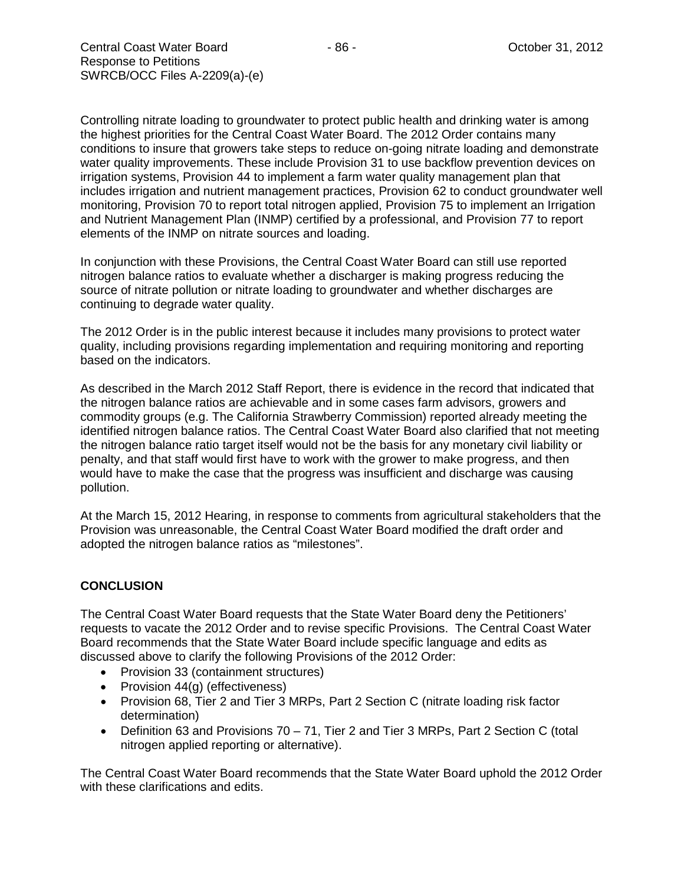Controlling nitrate loading to groundwater to protect public health and drinking water is among the highest priorities for the Central Coast Water Board. The 2012 Order contains many conditions to insure that growers take steps to reduce on-going nitrate loading and demonstrate water quality improvements. These include Provision 31 to use backflow prevention devices on irrigation systems, Provision 44 to implement a farm water quality management plan that includes irrigation and nutrient management practices, Provision 62 to conduct groundwater well monitoring, Provision 70 to report total nitrogen applied, Provision 75 to implement an Irrigation and Nutrient Management Plan (INMP) certified by a professional, and Provision 77 to report elements of the INMP on nitrate sources and loading.

In conjunction with these Provisions, the Central Coast Water Board can still use reported nitrogen balance ratios to evaluate whether a discharger is making progress reducing the source of nitrate pollution or nitrate loading to groundwater and whether discharges are continuing to degrade water quality.

The 2012 Order is in the public interest because it includes many provisions to protect water quality, including provisions regarding implementation and requiring monitoring and reporting based on the indicators.

As described in the March 2012 Staff Report, there is evidence in the record that indicated that the nitrogen balance ratios are achievable and in some cases farm advisors, growers and commodity groups (e.g. The California Strawberry Commission) reported already meeting the identified nitrogen balance ratios. The Central Coast Water Board also clarified that not meeting the nitrogen balance ratio target itself would not be the basis for any monetary civil liability or penalty, and that staff would first have to work with the grower to make progress, and then would have to make the case that the progress was insufficient and discharge was causing pollution.

At the March 15, 2012 Hearing, in response to comments from agricultural stakeholders that the Provision was unreasonable, the Central Coast Water Board modified the draft order and adopted the nitrogen balance ratios as "milestones".

## CONCLUSION

The Central Coast Water Board requests that the State Water Board deny the Petitioners' requests to vacate the 2012 Order and to revise specific Provisions. The Central Coast Water Board recommends that the State Water Board include specific language and edits as discussed above to clarify the following Provisions of the 2012 Order:

- Provision 33 (containment structures)
- Provision 44(g) (effectiveness)
- Provision 68, Tier 2 and Tier 3 MRPs, Part 2 Section C (nitrate loading risk factor determination)
- Definition 63 and Provisions 70 – 71, Tier 2 and Tier 3 MRPs, Part 2 Section C (total nitrogen applied reporting or alternative).

The Central Coast Water Board recommends that the State Water Board uphold the 2012 Order with these clarifications and edits.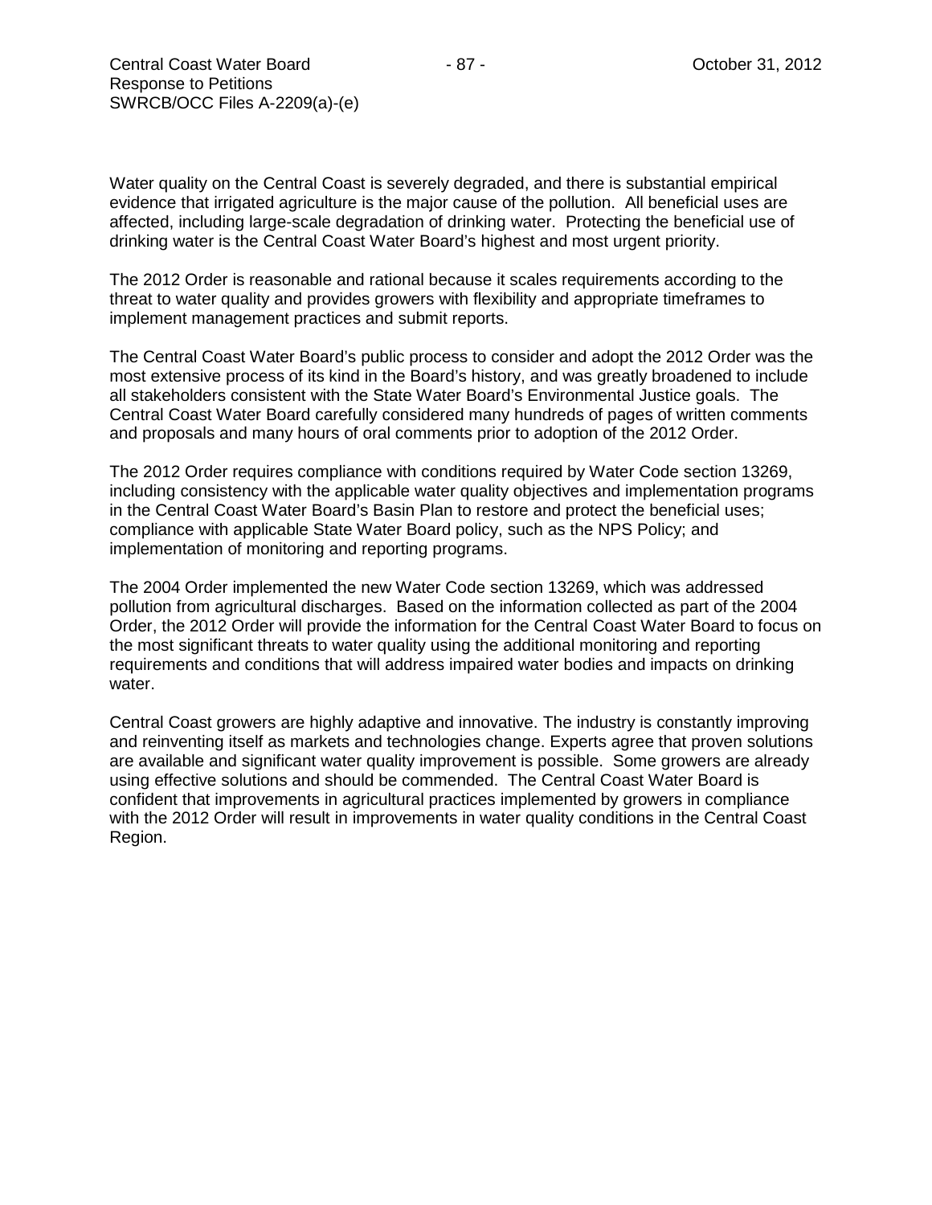Water quality on the Central Coast is severely degraded, and there is substantial empirical evidence that irrigated agriculture is the major cause of the pollution. All beneficial uses are affected, including large-scale degradation of drinking water. Protecting the beneficial use of drinking water is the Central Coast Water Board's highest and most urgent priority.

The 2012 Order is reasonable and rational because it scales requirements according to the threat to water quality and provides growers with flexibility and appropriate timeframes to implement management practices and submit reports.

The Central Coast Water Board's public process to consider and adopt the 2012 Order was the most extensive process of its kind in the Board's history, and was greatly broadened to include all stakeholders consistent with the State Water Board's Environmental Justice goals. The Central Coast Water Board carefully considered many hundreds of pages of written comments and proposals and many hours of oral comments prior to adoption of the 2012 Order.

The 2012 Order requires compliance with conditions required by Water Code section 13269, including consistency with the applicable water quality objectives and implementation programs in the Central Coast Water Board's Basin Plan to restore and protect the beneficial uses; compliance with applicable State Water Board policy, such as the NPS Policy; and implementation of monitoring and reporting programs.

The 2004 Order implemented the new Water Code section 13269, which was addressed pollution from agricultural discharges. Based on the information collected as part of the 2004 Order, the 2012 Order will provide the information for the Central Coast Water Board to focus on the most significant threats to water quality using the additional monitoring and reporting requirements and conditions that will address impaired water bodies and impacts on drinking water.

Central Coast growers are highly adaptive and innovative. The industry is constantly improving and reinventing itself as markets and technologies change. Experts agree that proven solutions are available and significant water quality improvement is possible. Some growers are already using effective solutions and should be commended. The Central Coast Water Board is confident that improvements in agricultural practices implemented by growers in compliance with the 2012 Order will result in improvements in water quality conditions in the Central Coast Region.